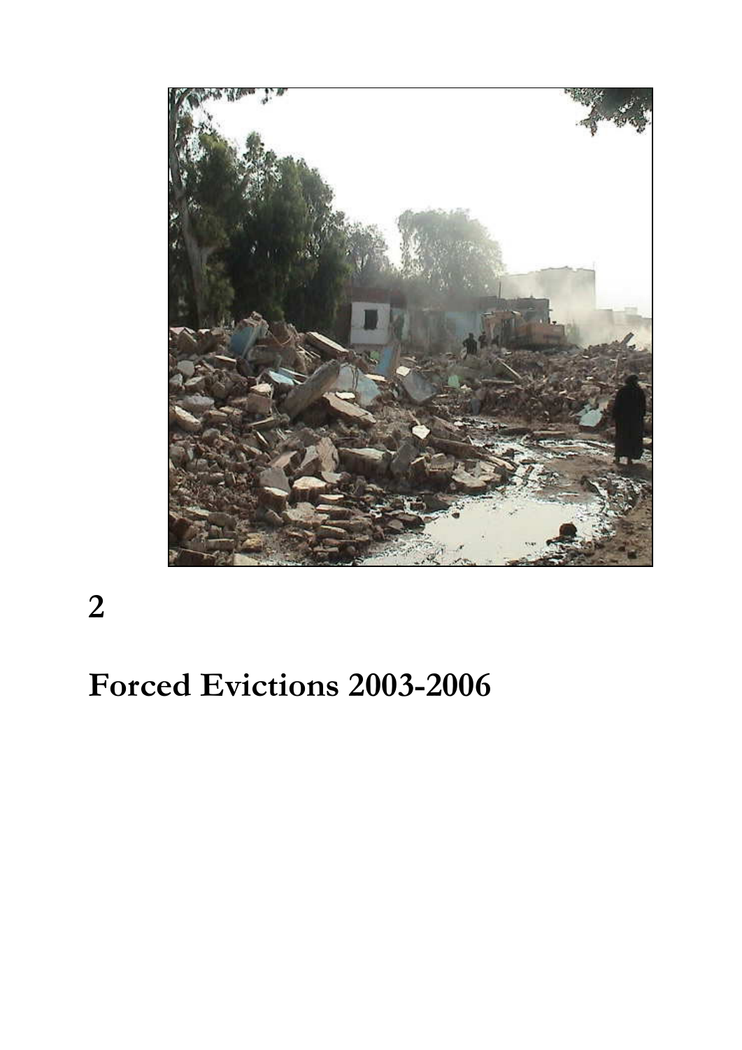# 2

# Forced Evictions 2003-2006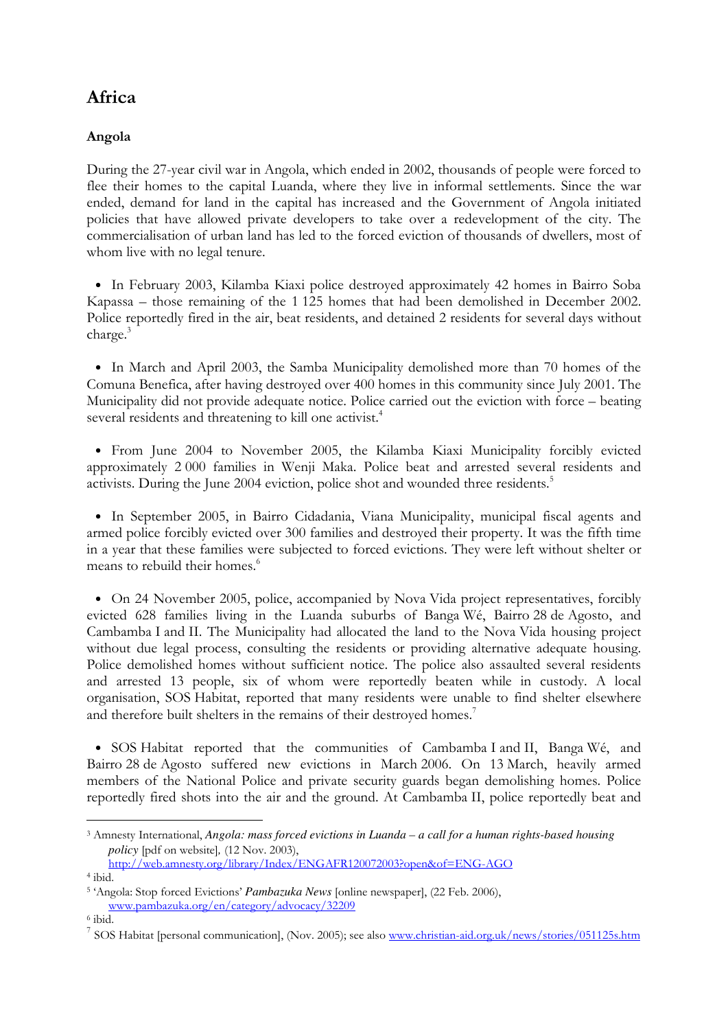# Africa

## Angola

During the 27-year civil war in Angola, which ended in 2002, thousands of people were forced to flee their homes to the capital Luanda, where they live in informal settlements. Since the war ended, demand for land in the capital has increased and the Government of Angola initiated policies that have allowed private developers to take over a redevelopment of the city. The commercialisation of urban land has led to the forced eviction of thousands of dwellers, most of whom live with no legal tenure.

- In February 2003, Kilamba Kiaxi police destroyed approximately 42 homes in Bairro Soba Kapassa – those remaining of the 1 125 homes that had been demolished in December 2002. Police reportedly fired in the air, beat residents, and detained 2 residents for several days without charge.[3]

- In March and April 2003, the Samba Municipality demolished more than 70 homes of the Comuna Benefica, after having destroyed over 400 homes in this community since July 2001. The Municipality did not provide adequate notice. Police carried out the eviction with force – beating several residents and threatening to kill one activist.[4]

- From June 2004 to November 2005, the Kilamba Kiaxi Municipality forcibly evicted approximately 2 000 families in Wenji Maka. Police beat and arrested several residents and activists. During the June 2004 eviction, police shot and wounded three residents.[5]

- In September 2005, in Bairro Cidadania, Viana Municipality, municipal fiscal agents and armed police forcibly evicted over 300 families and destroyed their property. It was the fifth time in a year that these families were subjected to forced evictions. They were left without shelter or means to rebuild their homes.[6]

- On 24 November 2005, police, accompanied by Nova Vida project representatives, forcibly evicted 628 families living in the Luanda suburbs of Banga Wé, Bairro 28 de Agosto, and Cambamba I and II. The Municipality had allocated the land to the Nova Vida housing project without due legal process, consulting the residents or providing alternative adequate housing. Police demolished homes without sufficient notice. The police also assaulted several residents and arrested 13 people, six of whom were reportedly beaten while in custody. A local organisation, SOS Habitat, reported that many residents were unable to find shelter elsewhere and therefore built shelters in the remains of their destroyed homes.[7]

- SOS Habitat reported that the communities of Cambamba I and II, Banga Wé, and Bairro 28 de Agosto suffered new evictions in March 2006. On 13 March, heavily armed members of the National Police and private security guards began demolishing homes. Police reportedly fired shots into the air and the ground. At Cambamba II, police reportedly beat and

---

[3] Amnesty International, *Angola: mass forced evictions in Luanda – a call for a human rights-based housing policy* [pdf on website], (12 Nov. 2003), http://web.amnesty.org/library/Index/ENGAFR120072003?open&of=ENG-AGO

[4] ibid.

[5] 'Angola: Stop forced Evictions' *Pambazuka News* [online newspaper], (22 Feb. 2006), www.pambazuka.org/en/category/advocacy/32209

[6] ibid.

[7] SOS Habitat [personal communication], (Nov. 2005); see also www.christian-aid.org.uk/news/stories/051125s.htm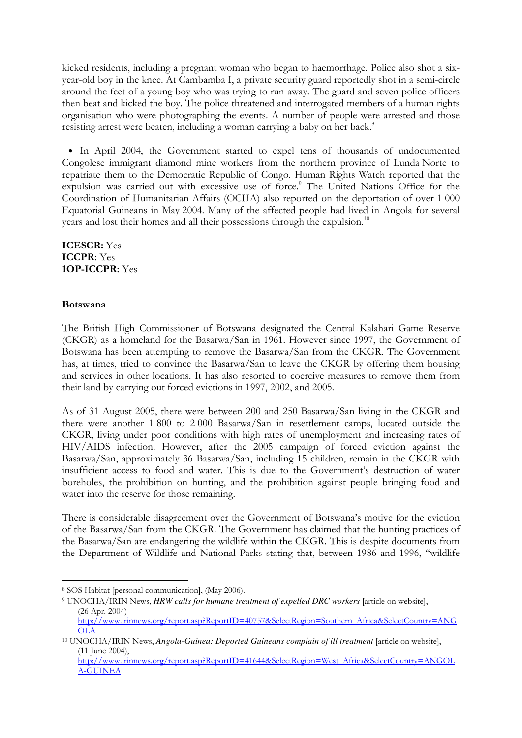kicked residents, including a pregnant woman who began to haemorrhage. Police also shot a six-year-old boy in the knee. At Cambamba I, a private security guard reportedly shot in a semi-circle around the feet of a young boy who was trying to run away. The guard and seven police officers then beat and kicked the boy. The police threatened and interrogated members of a human rights organisation who were photographing the events. A number of people were arrested and those resisting arrest were beaten, including a woman carrying a baby on her back.[8]

- In April 2004, the Government started to expel tens of thousands of undocumented Congolese immigrant diamond mine workers from the northern province of Lunda Norte to repatriate them to the Democratic Republic of Congo. Human Rights Watch reported that the expulsion was carried out with excessive use of force.[9] The United Nations Office for the Coordination of Humanitarian Affairs (OCHA) also reported on the deportation of over 1 000 Equatorial Guineans in May 2004. Many of the affected people had lived in Angola for several years and lost their homes and all their possessions through the expulsion.[10]

**ICESCR:** Yes
**ICCPR:** Yes
**1OP-ICCPR:** Yes

**Botswana**

The British High Commissioner of Botswana designated the Central Kalahari Game Reserve (CKGR) as a homeland for the Basarwa/San in 1961. However since 1997, the Government of Botswana has been attempting to remove the Basarwa/San from the CKGR. The Government has, at times, tried to convince the Basarwa/San to leave the CKGR by offering them housing and services in other locations. It has also resorted to coercive measures to remove them from their land by carrying out forced evictions in 1997, 2002, and 2005.

As of 31 August 2005, there were between 200 and 250 Basarwa/San living in the CKGR and there were another 1 800 to 2 000 Basarwa/San in resettlement camps, located outside the CKGR, living under poor conditions with high rates of unemployment and increasing rates of HIV/AIDS infection. However, after the 2005 campaign of forced eviction against the Basarwa/San, approximately 36 Basarwa/San, including 15 children, remain in the CKGR with insufficient access to food and water. This is due to the Government's destruction of water boreholes, the prohibition on hunting, and the prohibition against people bringing food and water into the reserve for those remaining.

There is considerable disagreement over the Government of Botswana's motive for the eviction of the Basarwa/San from the CKGR. The Government has claimed that the hunting practices of the Basarwa/San are endangering the wildlife within the CKGR. This is despite documents from the Department of Wildlife and National Parks stating that, between 1986 and 1996, "wildlife

---

[8] SOS Habitat [personal communication], (May 2006).

[9] UNOCHA/IRIN News, ***HRW calls for humane treatment of expelled DRC workers*** [article on website], (26 Apr. 2004) http://www.irinnews.org/report.asp?ReportID=40757&SelectRegion=Southern_Africa&SelectCountry=ANGOLA

[10] UNOCHA/IRIN News, *Angola-Guinea: Deported Guineans complain of ill treatment* [article on website], (11 June 2004), http://www.irinnews.org/report.asp?ReportID=41644&SelectRegion=West_Africa&SelectCountry=ANGOLA-GUINEA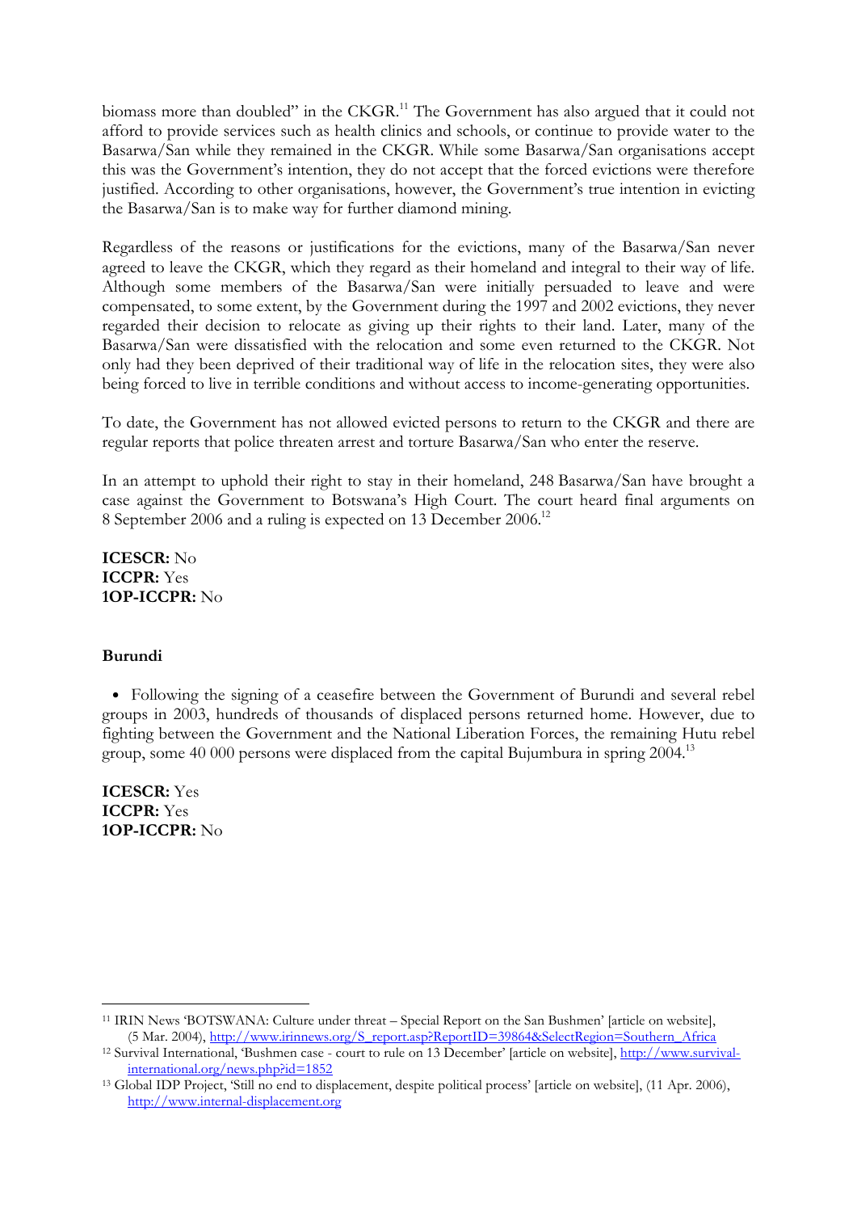biomass more than doubled" in the CKGR.[11] The Government has also argued that it could not afford to provide services such as health clinics and schools, or continue to provide water to the Basarwa/San while they remained in the CKGR. While some Basarwa/San organisations accept this was the Government's intention, they do not accept that the forced evictions were therefore justified. According to other organisations, however, the Government's true intention in evicting the Basarwa/San is to make way for further diamond mining.

Regardless of the reasons or justifications for the evictions, many of the Basarwa/San never agreed to leave the CKGR, which they regard as their homeland and integral to their way of life. Although some members of the Basarwa/San were initially persuaded to leave and were compensated, to some extent, by the Government during the 1997 and 2002 evictions, they never regarded their decision to relocate as giving up their rights to their land. Later, many of the Basarwa/San were dissatisfied with the relocation and some even returned to the CKGR. Not only had they been deprived of their traditional way of life in the relocation sites, they were also being forced to live in terrible conditions and without access to income-generating opportunities.

To date, the Government has not allowed evicted persons to return to the CKGR and there are regular reports that police threaten arrest and torture Basarwa/San who enter the reserve.

In an attempt to uphold their right to stay in their homeland, 248 Basarwa/San have brought a case against the Government to Botswana's High Court. The court heard final arguments on 8 September 2006 and a ruling is expected on 13 December 2006.[12]

**ICESCR:** No
**ICCPR:** Yes
**1OP-ICCPR:** No

### Burundi

- Following the signing of a ceasefire between the Government of Burundi and several rebel groups in 2003, hundreds of thousands of displaced persons returned home. However, due to fighting between the Government and the National Liberation Forces, the remaining Hutu rebel group, some 40 000 persons were displaced from the capital Bujumbura in spring 2004.[13]

**ICESCR:** Yes
**ICCPR:** Yes
**1OP-ICCPR:** No

---

[11] IRIN News 'BOTSWANA: Culture under threat – Special Report on the San Bushmen' [article on website], (5 Mar. 2004), http://www.irinnews.org/S_report.asp?ReportID=39864&SelectRegion=Southern_Africa

[12] Survival International, 'Bushmen case - court to rule on 13 December' [article on website], http://www.survival-international.org/news.php?id=1852

[13] Global IDP Project, 'Still no end to displacement, despite political process' [article on website], (11 Apr. 2006), http://www.internal-displacement.org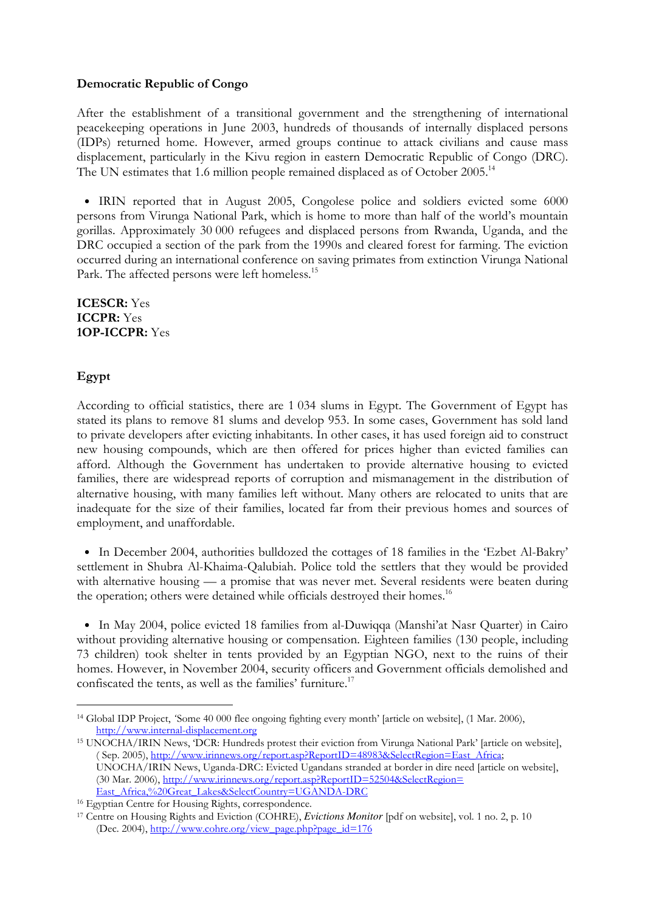**Democratic Republic of Congo**

After the establishment of a transitional government and the strengthening of international peacekeeping operations in June 2003, hundreds of thousands of internally displaced persons (IDPs) returned home. However, armed groups continue to attack civilians and cause mass displacement, particularly in the Kivu region in eastern Democratic Republic of Congo (DRC). The UN estimates that 1.6 million people remained displaced as of October 2005.[14]

- IRIN reported that in August 2005, Congolese police and soldiers evicted some 6000 persons from Virunga National Park, which is home to more than half of the world's mountain gorillas. Approximately 30 000 refugees and displaced persons from Rwanda, Uganda, and the DRC occupied a section of the park from the 1990s and cleared forest for farming. The eviction occurred during an international conference on saving primates from extinction Virunga National Park. The affected persons were left homeless.[15]

**ICESCR:** Yes
**ICCPR:** Yes
**1OP-ICCPR:** Yes

**Egypt**

According to official statistics, there are 1 034 slums in Egypt. The Government of Egypt has stated its plans to remove 81 slums and develop 953. In some cases, Government has sold land to private developers after evicting inhabitants. In other cases, it has used foreign aid to construct new housing compounds, which are then offered for prices higher than evicted families can afford. Although the Government has undertaken to provide alternative housing to evicted families, there are widespread reports of corruption and mismanagement in the distribution of alternative housing, with many families left without. Many others are relocated to units that are inadequate for the size of their families, located far from their previous homes and sources of employment, and unaffordable.

- In December 2004, authorities bulldozed the cottages of 18 families in the 'Ezbet Al-Bakry' settlement in Shubra Al-Khaima-Qalubiah. Police told the settlers that they would be provided with alternative housing — a promise that was never met. Several residents were beaten during the operation; others were detained while officials destroyed their homes.[16]

- In May 2004, police evicted 18 families from al-Duwiqqa (Manshi'at Nasr Quarter) in Cairo without providing alternative housing or compensation. Eighteen families (130 people, including 73 children) took shelter in tents provided by an Egyptian NGO, next to the ruins of their homes. However, in November 2004, security officers and Government officials demolished and confiscated the tents, as well as the families' furniture.[17]

---

[14] Global IDP Project, 'Some 40 000 flee ongoing fighting every month' [article on website], (1 Mar. 2006), http://www.internal-displacement.org

[15] UNOCHA/IRIN News, 'DCR: Hundreds protest their eviction from Virunga National Park' [article on website], ( Sep. 2005), http://www.irinnews.org/report.asp?ReportID=48983&SelectRegion=East_Africa; UNOCHA/IRIN News, Uganda-DRC: Evicted Ugandans stranded at border in dire need [article on website], (30 Mar. 2006), http://www.irinnews.org/report.asp?ReportID=52504&SelectRegion=East_Africa,%20Great_Lakes&SelectCountry=UGANDA-DRC

[16] Egyptian Centre for Housing Rights, correspondence.

[17] Centre on Housing Rights and Eviction (COHRE), *Evictions Monitor* [pdf on website], vol. 1 no. 2, p. 10 (Dec. 2004), http://www.cohre.org/view_page.php?page_id=176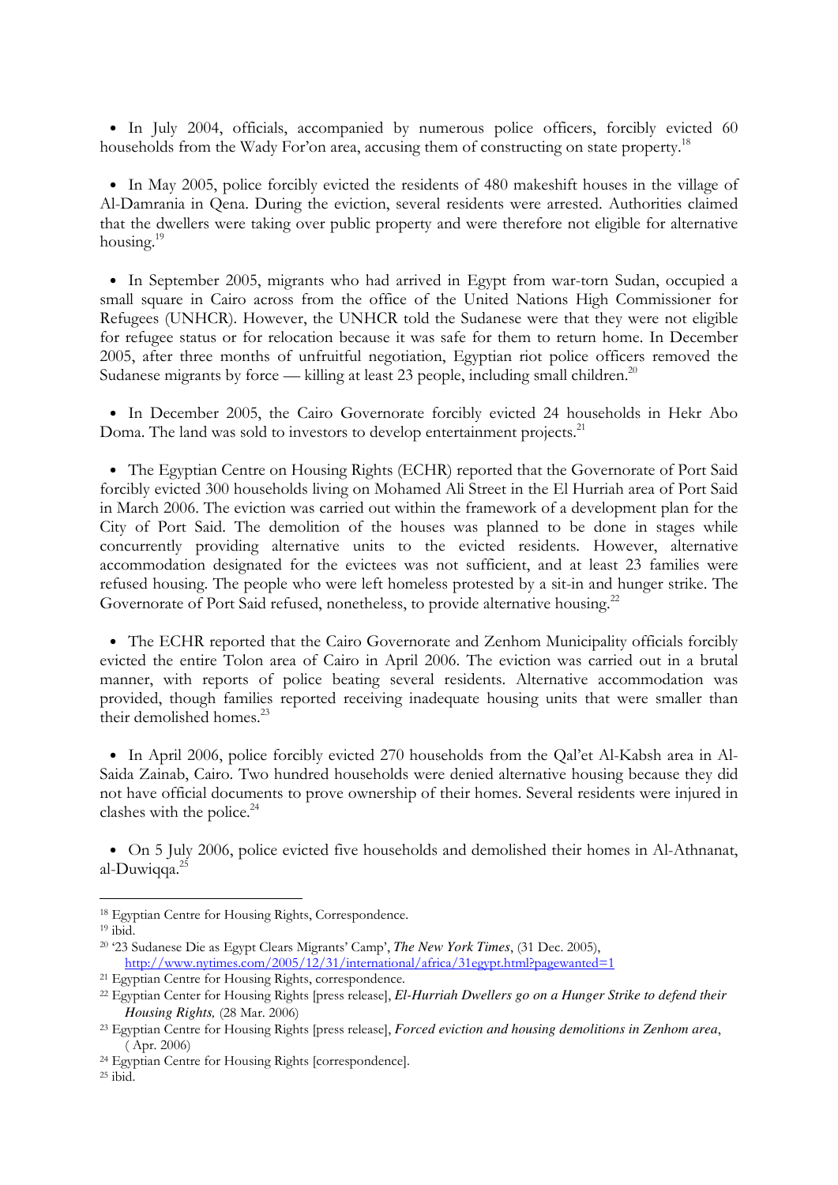- In July 2004, officials, accompanied by numerous police officers, forcibly evicted 60 households from the Wady For'on area, accusing them of constructing on state property.[18]

- In May 2005, police forcibly evicted the residents of 480 makeshift houses in the village of Al-Damrania in Qena. During the eviction, several residents were arrested. Authorities claimed that the dwellers were taking over public property and were therefore not eligible for alternative housing.[19]

- In September 2005, migrants who had arrived in Egypt from war-torn Sudan, occupied a small square in Cairo across from the office of the United Nations High Commissioner for Refugees (UNHCR). However, the UNHCR told the Sudanese were that they were not eligible for refugee status or for relocation because it was safe for them to return home. In December 2005, after three months of unfruitful negotiation, Egyptian riot police officers removed the Sudanese migrants by force — killing at least 23 people, including small children.[20]

- In December 2005, the Cairo Governorate forcibly evicted 24 households in Hekr Abo Doma. The land was sold to investors to develop entertainment projects.[21]

- The Egyptian Centre on Housing Rights (ECHR) reported that the Governorate of Port Said forcibly evicted 300 households living on Mohamed Ali Street in the El Hurriah area of Port Said in March 2006. The eviction was carried out within the framework of a development plan for the City of Port Said. The demolition of the houses was planned to be done in stages while concurrently providing alternative units to the evicted residents. However, alternative accommodation designated for the evictees was not sufficient, and at least 23 families were refused housing. The people who were left homeless protested by a sit-in and hunger strike. The Governorate of Port Said refused, nonetheless, to provide alternative housing.[22]

- The ECHR reported that the Cairo Governorate and Zenhom Municipality officials forcibly evicted the entire Tolon area of Cairo in April 2006. The eviction was carried out in a brutal manner, with reports of police beating several residents. Alternative accommodation was provided, though families reported receiving inadequate housing units that were smaller than their demolished homes.[23]

- In April 2006, police forcibly evicted 270 households from the Qal'et Al-Kabsh area in Al-Saida Zainab, Cairo. Two hundred households were denied alternative housing because they did not have official documents to prove ownership of their homes. Several residents were injured in clashes with the police.[24]

- On 5 July 2006, police evicted five households and demolished their homes in Al-Athnanat, al-Duwiqqa.[25]

---

[18] Egyptian Centre for Housing Rights, Correspondence.

[19] ibid.

[20] '23 Sudanese Die as Egypt Clears Migrants' Camp', *The New York Times*, (31 Dec. 2005), http://www.nytimes.com/2005/12/31/international/africa/31egypt.html?pagewanted=1

[21] Egyptian Centre for Housing Rights, correspondence.

[22] Egyptian Center for Housing Rights [press release], *El-Hurriah Dwellers go on a Hunger Strike to defend their Housing Rights,* (28 Mar. 2006)

[23] Egyptian Centre for Housing Rights [press release], *Forced eviction and housing demolitions in Zenhom area*, ( Apr. 2006)

[24] Egyptian Centre for Housing Rights [correspondence].

[25] ibid.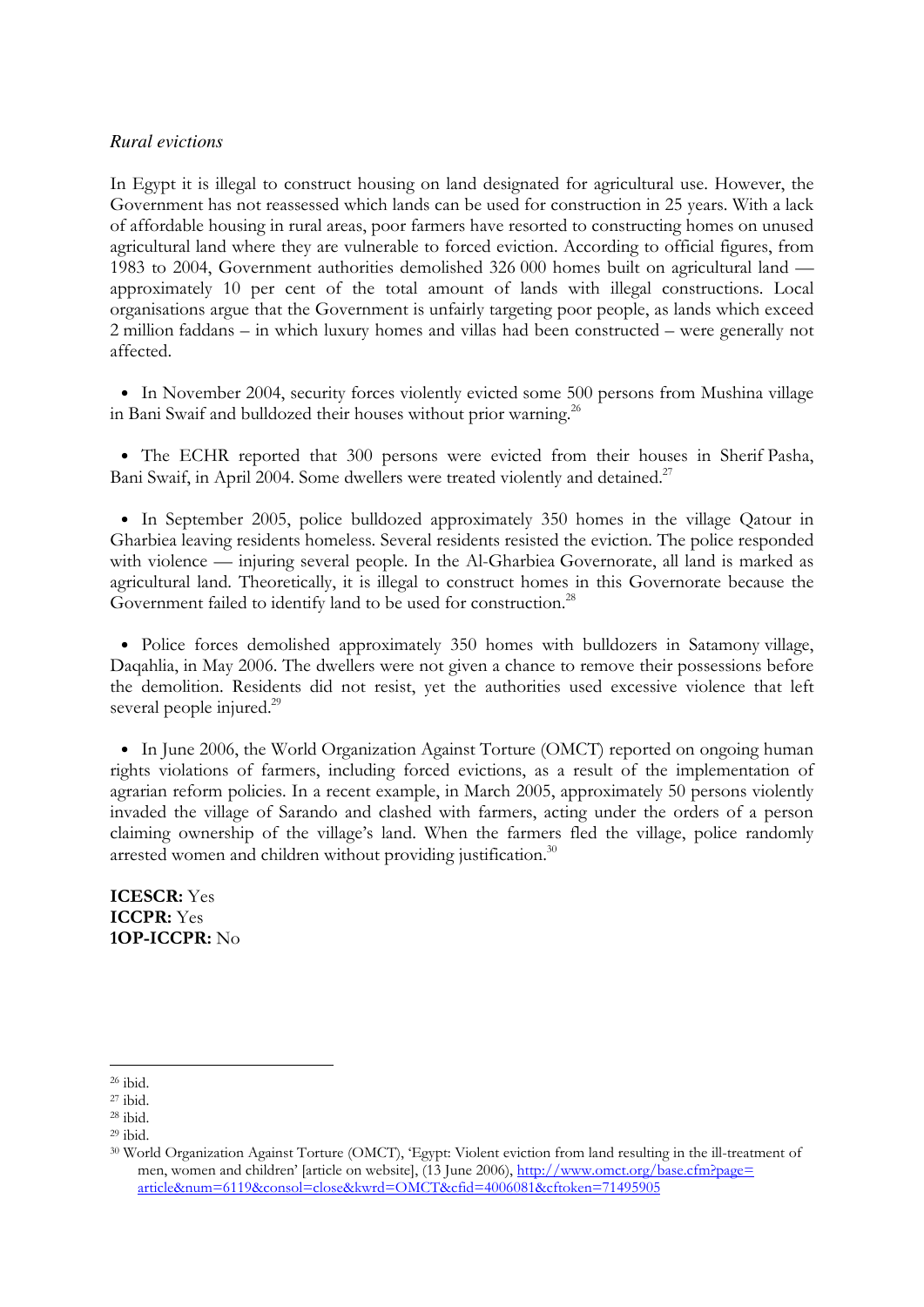*Rural evictions*

In Egypt it is illegal to construct housing on land designated for agricultural use. However, the Government has not reassessed which lands can be used for construction in 25 years. With a lack of affordable housing in rural areas, poor farmers have resorted to constructing homes on unused agricultural land where they are vulnerable to forced eviction. According to official figures, from 1983 to 2004, Government authorities demolished 326 000 homes built on agricultural land — approximately 10 per cent of the total amount of lands with illegal constructions. Local organisations argue that the Government is unfairly targeting poor people, as lands which exceed 2 million faddans – in which luxury homes and villas had been constructed – were generally not affected.

- In November 2004, security forces violently evicted some 500 persons from Mushina village in Bani Swaif and bulldozed their houses without prior warning.[26]

- The ECHR reported that 300 persons were evicted from their houses in Sherif Pasha, Bani Swaif, in April 2004. Some dwellers were treated violently and detained.[27]

- In September 2005, police bulldozed approximately 350 homes in the village Qatour in Gharbiea leaving residents homeless. Several residents resisted the eviction. The police responded with violence — injuring several people. In the Al-Gharbiea Governorate, all land is marked as agricultural land. Theoretically, it is illegal to construct homes in this Governorate because the Government failed to identify land to be used for construction.[28]

- Police forces demolished approximately 350 homes with bulldozers in Satamony village, Daqahlia, in May 2006. The dwellers were not given a chance to remove their possessions before the demolition. Residents did not resist, yet the authorities used excessive violence that left several people injured.[29]

- In June 2006, the World Organization Against Torture (OMCT) reported on ongoing human rights violations of farmers, including forced evictions, as a result of the implementation of agrarian reform policies. In a recent example, in March 2005, approximately 50 persons violently invaded the village of Sarando and clashed with farmers, acting under the orders of a person claiming ownership of the village's land. When the farmers fled the village, police randomly arrested women and children without providing justification.[30]

**ICESCR:** Yes
**ICCPR:** Yes
**1OP-ICCPR:** No

---

[26] ibid.
[27] ibid.
[28] ibid.
[29] ibid.
[30] World Organization Against Torture (OMCT), 'Egypt: Violent eviction from land resulting in the ill-treatment of men, women and children' [article on website], (13 June 2006), http://www.omct.org/base.cfm?page=article&num=6119&consol=close&kwrd=OMCT&cfid=4006081&cftoken=71495905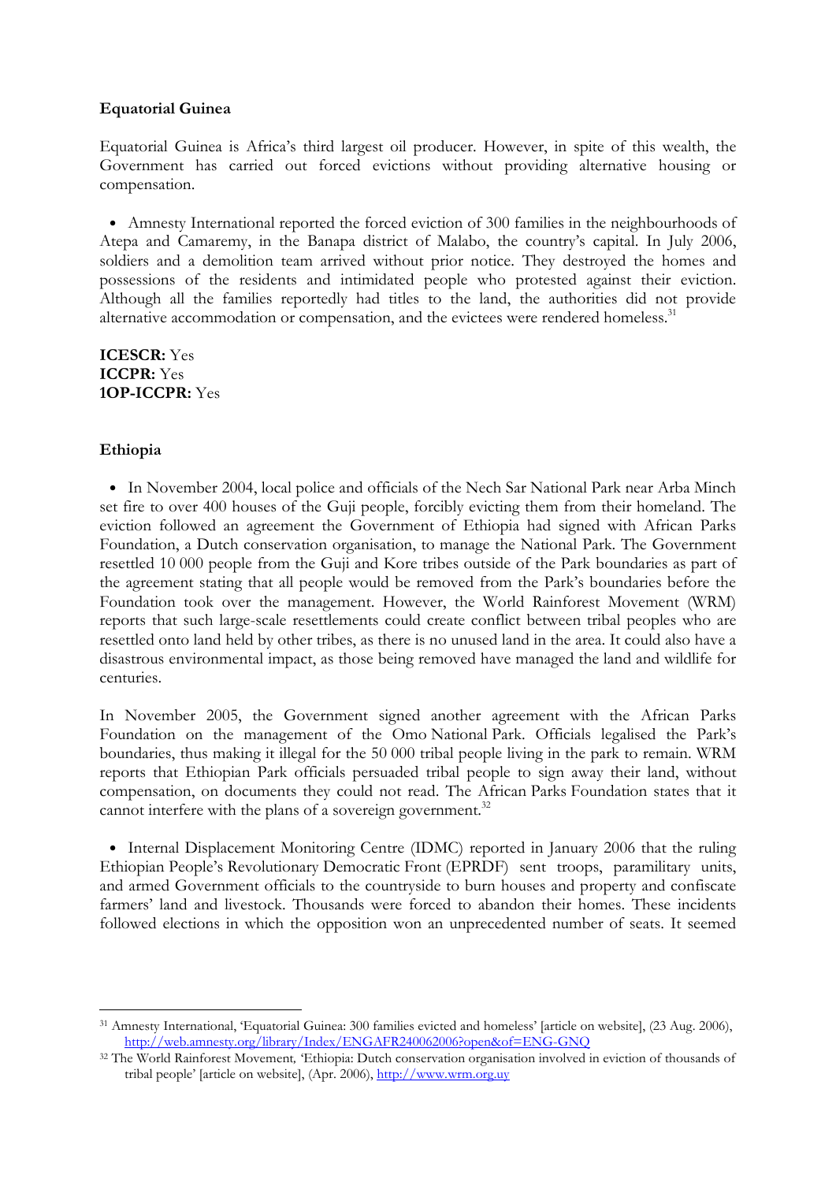### Equatorial Guinea

Equatorial Guinea is Africa's third largest oil producer. However, in spite of this wealth, the Government has carried out forced evictions without providing alternative housing or compensation.

- Amnesty International reported the forced eviction of 300 families in the neighbourhoods of Atepa and Camaremy, in the Banapa district of Malabo, the country's capital. In July 2006, soldiers and a demolition team arrived without prior notice. They destroyed the homes and possessions of the residents and intimidated people who protested against their eviction. Although all the families reportedly had titles to the land, the authorities did not provide alternative accommodation or compensation, and the evictees were rendered homeless.[31]

**ICESCR:** Yes
**ICCPR:** Yes
**1OP-ICCPR:** Yes

### Ethiopia

- In November 2004, local police and officials of the Nech Sar National Park near Arba Minch set fire to over 400 houses of the Guji people, forcibly evicting them from their homeland. The eviction followed an agreement the Government of Ethiopia had signed with African Parks Foundation, a Dutch conservation organisation, to manage the National Park. The Government resettled 10 000 people from the Guji and Kore tribes outside of the Park boundaries as part of the agreement stating that all people would be removed from the Park's boundaries before the Foundation took over the management. However, the World Rainforest Movement (WRM) reports that such large-scale resettlements could create conflict between tribal peoples who are resettled onto land held by other tribes, as there is no unused land in the area. It could also have a disastrous environmental impact, as those being removed have managed the land and wildlife for centuries.

In November 2005, the Government signed another agreement with the African Parks Foundation on the management of the Omo National Park. Officials legalised the Park's boundaries, thus making it illegal for the 50 000 tribal people living in the park to remain. WRM reports that Ethiopian Park officials persuaded tribal people to sign away their land, without compensation, on documents they could not read. The African Parks Foundation states that it cannot interfere with the plans of a sovereign government.[32]

- Internal Displacement Monitoring Centre (IDMC) reported in January 2006 that the ruling Ethiopian People's Revolutionary Democratic Front (EPRDF) sent troops, paramilitary units, and armed Government officials to the countryside to burn houses and property and confiscate farmers' land and livestock. Thousands were forced to abandon their homes. These incidents followed elections in which the opposition won an unprecedented number of seats. It seemed

---

[31] Amnesty International, 'Equatorial Guinea: 300 families evicted and homeless' [article on website], (23 Aug. 2006), http://web.amnesty.org/library/Index/ENGAFR240062006?open&of=ENG-GNQ

[32] The World Rainforest Movement, 'Ethiopia: Dutch conservation organisation involved in eviction of thousands of tribal people' [article on website], (Apr. 2006), http://www.wrm.org.uy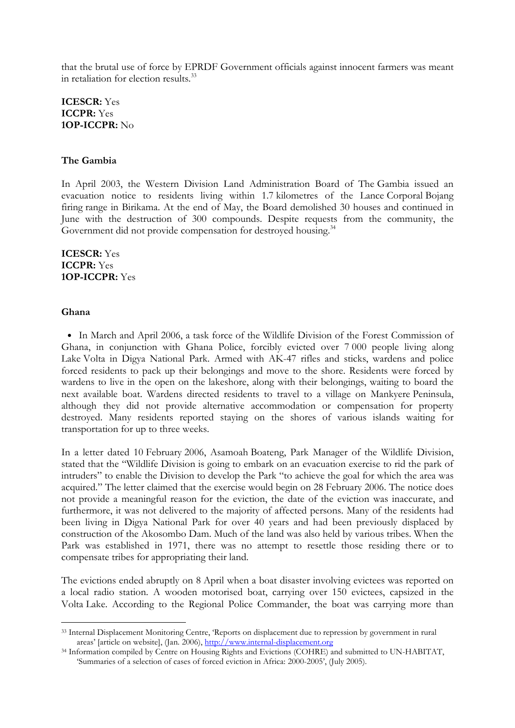that the brutal use of force by EPRDF Government officials against innocent farmers was meant in retaliation for election results.[33]

**ICESCR:** Yes
**ICCPR:** Yes
**1OP-ICCPR:** No

### The Gambia

In April 2003, the Western Division Land Administration Board of The Gambia issued an evacuation notice to residents living within 1.7 kilometres of the Lance Corporal Bojang firing range in Birikama. At the end of May, the Board demolished 30 houses and continued in June with the destruction of 300 compounds. Despite requests from the community, the Government did not provide compensation for destroyed housing.[34]

**ICESCR:** Yes
**ICCPR:** Yes
**1OP-ICCPR:** Yes

### Ghana

- In March and April 2006, a task force of the Wildlife Division of the Forest Commission of Ghana, in conjunction with Ghana Police, forcibly evicted over 7 000 people living along Lake Volta in Digya National Park. Armed with AK-47 rifles and sticks, wardens and police forced residents to pack up their belongings and move to the shore. Residents were forced by wardens to live in the open on the lakeshore, along with their belongings, waiting to board the next available boat. Wardens directed residents to travel to a village on Mankyere Peninsula, although they did not provide alternative accommodation or compensation for property destroyed. Many residents reported staying on the shores of various islands waiting for transportation for up to three weeks.

In a letter dated 10 February 2006, Asamoah Boateng, Park Manager of the Wildlife Division, stated that the "Wildlife Division is going to embark on an evacuation exercise to rid the park of intruders" to enable the Division to develop the Park "to achieve the goal for which the area was acquired." The letter claimed that the exercise would begin on 28 February 2006. The notice does not provide a meaningful reason for the eviction, the date of the eviction was inaccurate, and furthermore, it was not delivered to the majority of affected persons. Many of the residents had been living in Digya National Park for over 40 years and had been previously displaced by construction of the Akosombo Dam. Much of the land was also held by various tribes. When the Park was established in 1971, there was no attempt to resettle those residing there or to compensate tribes for appropriating their land.

The evictions ended abruptly on 8 April when a boat disaster involving evictees was reported on a local radio station. A wooden motorised boat, carrying over 150 evictees, capsized in the Volta Lake. According to the Regional Police Commander, the boat was carrying more than

---

[33] Internal Displacement Monitoring Centre, 'Reports on displacement due to repression by government in rural areas' [article on website], (Jan. 2006), http://www.internal-displacement.org

[34] Information compiled by Centre on Housing Rights and Evictions (COHRE) and submitted to UN-HABITAT, 'Summaries of a selection of cases of forced eviction in Africa: 2000-2005', (July 2005).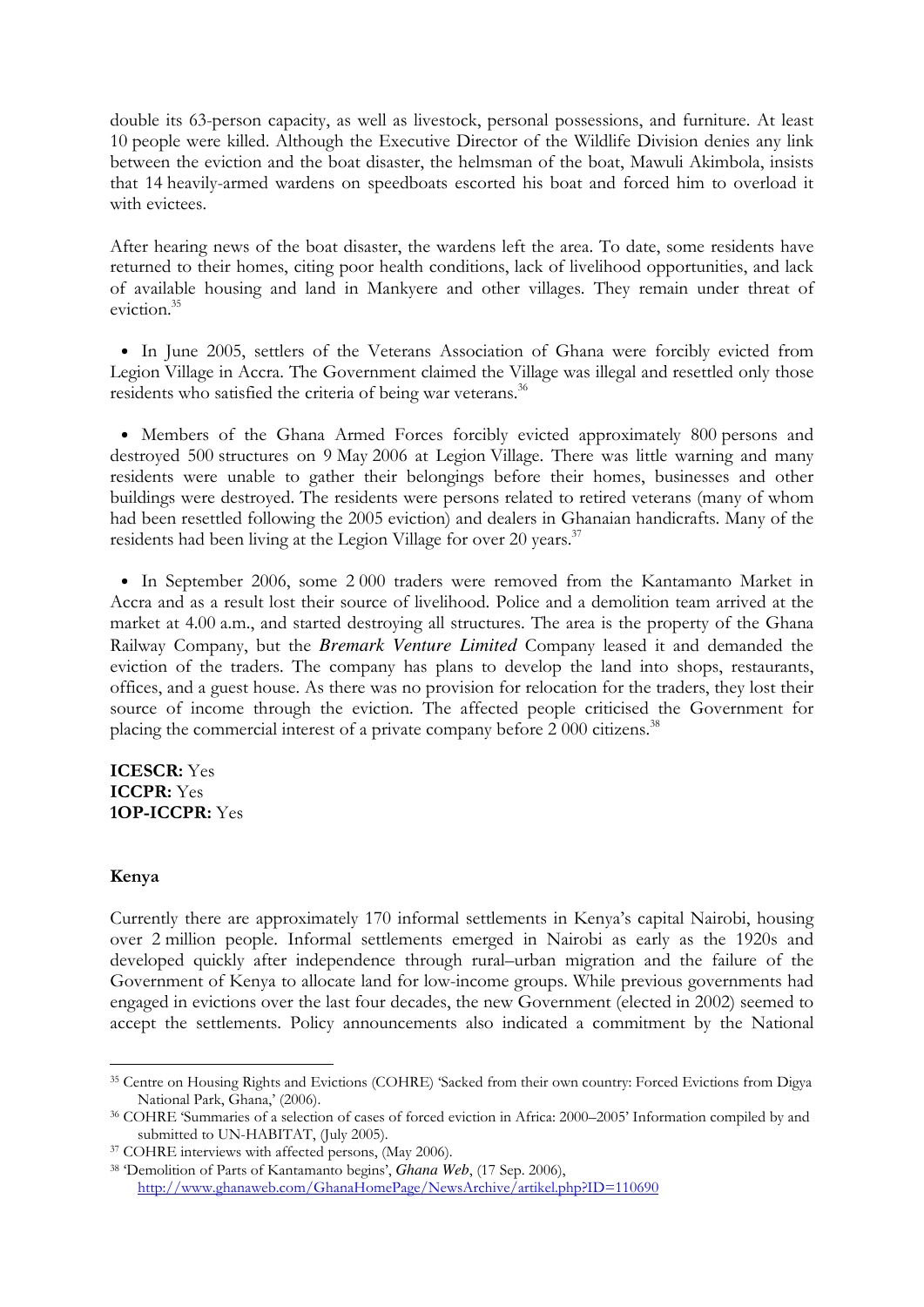double its 63-person capacity, as well as livestock, personal possessions, and furniture. At least 10 people were killed. Although the Executive Director of the Wildlife Division denies any link between the eviction and the boat disaster, the helmsman of the boat, Mawuli Akimbola, insists that 14 heavily-armed wardens on speedboats escorted his boat and forced him to overload it with evictees.

After hearing news of the boat disaster, the wardens left the area. To date, some residents have returned to their homes, citing poor health conditions, lack of livelihood opportunities, and lack of available housing and land in Mankyere and other villages. They remain under threat of eviction.[35]

- In June 2005, settlers of the Veterans Association of Ghana were forcibly evicted from Legion Village in Accra. The Government claimed the Village was illegal and resettled only those residents who satisfied the criteria of being war veterans.[36]

- Members of the Ghana Armed Forces forcibly evicted approximately 800 persons and destroyed 500 structures on 9 May 2006 at Legion Village. There was little warning and many residents were unable to gather their belongings before their homes, businesses and other buildings were destroyed. The residents were persons related to retired veterans (many of whom had been resettled following the 2005 eviction) and dealers in Ghanaian handicrafts. Many of the residents had been living at the Legion Village for over 20 years.[37]

- In September 2006, some 2 000 traders were removed from the Kantamanto Market in Accra and as a result lost their source of livelihood. Police and a demolition team arrived at the market at 4.00 a.m., and started destroying all structures. The area is the property of the Ghana Railway Company, but the ***Bremark Venture Limited*** Company leased it and demanded the eviction of the traders. The company has plans to develop the land into shops, restaurants, offices, and a guest house. As there was no provision for relocation for the traders, they lost their source of income through the eviction. The affected people criticised the Government for placing the commercial interest of a private company before 2 000 citizens.[38]

**ICESCR:** Yes
**ICCPR:** Yes
**1OP-ICCPR:** Yes

**Kenya**

Currently there are approximately 170 informal settlements in Kenya's capital Nairobi, housing over 2 million people. Informal settlements emerged in Nairobi as early as the 1920s and developed quickly after independence through rural–urban migration and the failure of the Government of Kenya to allocate land for low-income groups. While previous governments had engaged in evictions over the last four decades, the new Government (elected in 2002) seemed to accept the settlements. Policy announcements also indicated a commitment by the National

---

[35] Centre on Housing Rights and Evictions (COHRE) 'Sacked from their own country: Forced Evictions from Digya National Park, Ghana,' (2006).

[36] COHRE 'Summaries of a selection of cases of forced eviction in Africa: 2000–2005' Information compiled by and submitted to UN-HABITAT, (July 2005).

[37] COHRE interviews with affected persons, (May 2006).

[38] 'Demolition of Parts of Kantamanto begins', *Ghana Web*, (17 Sep. 2006), http://www.ghanaweb.com/GhanaHomePage/NewsArchive/artikel.php?ID=110690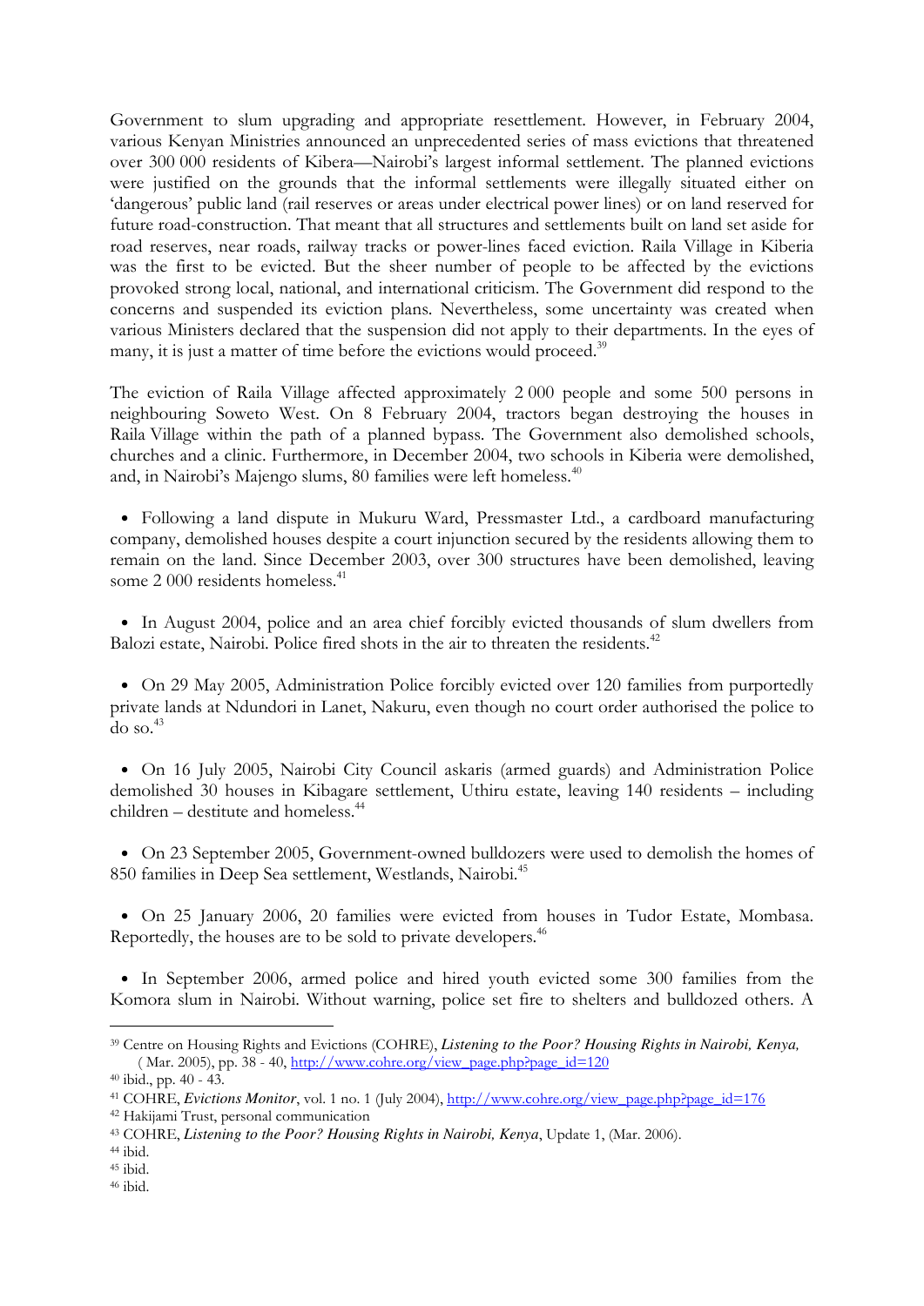Government to slum upgrading and appropriate resettlement. However, in February 2004, various Kenyan Ministries announced an unprecedented series of mass evictions that threatened over 300 000 residents of Kibera—Nairobi's largest informal settlement. The planned evictions were justified on the grounds that the informal settlements were illegally situated either on 'dangerous' public land (rail reserves or areas under electrical power lines) or on land reserved for future road-construction. That meant that all structures and settlements built on land set aside for road reserves, near roads, railway tracks or power-lines faced eviction. Raila Village in Kiberia was the first to be evicted. But the sheer number of people to be affected by the evictions provoked strong local, national, and international criticism. The Government did respond to the concerns and suspended its eviction plans. Nevertheless, some uncertainty was created when various Ministers declared that the suspension did not apply to their departments. In the eyes of many, it is just a matter of time before the evictions would proceed.[39]

The eviction of Raila Village affected approximately 2 000 people and some 500 persons in neighbouring Soweto West. On 8 February 2004, tractors began destroying the houses in Raila Village within the path of a planned bypass. The Government also demolished schools, churches and a clinic. Furthermore, in December 2004, two schools in Kiberia were demolished, and, in Nairobi's Majengo slums, 80 families were left homeless.[40]

- Following a land dispute in Mukuru Ward, Pressmaster Ltd., a cardboard manufacturing company, demolished houses despite a court injunction secured by the residents allowing them to remain on the land. Since December 2003, over 300 structures have been demolished, leaving some 2 000 residents homeless.[41]

- In August 2004, police and an area chief forcibly evicted thousands of slum dwellers from Balozi estate, Nairobi. Police fired shots in the air to threaten the residents.[42]

- On 29 May 2005, Administration Police forcibly evicted over 120 families from purportedly private lands at Ndundori in Lanet, Nakuru, even though no court order authorised the police to do so.[43]

- On 16 July 2005, Nairobi City Council askaris (armed guards) and Administration Police demolished 30 houses in Kibagare settlement, Uthiru estate, leaving 140 residents – including children – destitute and homeless.[44]

- On 23 September 2005, Government-owned bulldozers were used to demolish the homes of 850 families in Deep Sea settlement, Westlands, Nairobi.[45]

- On 25 January 2006, 20 families were evicted from houses in Tudor Estate, Mombasa. Reportedly, the houses are to be sold to private developers.[46]

- In September 2006, armed police and hired youth evicted some 300 families from the Komora slum in Nairobi. Without warning, police set fire to shelters and bulldozed others. A

---

[39] Centre on Housing Rights and Evictions (COHRE), ***Listening to the Poor? Housing Rights in Nairobi, Kenya,*** ( Mar. 2005), pp. 38 - 40, http://www.cohre.org/view_page.php?page_id=120

[40] ibid., pp. 40 - 43.

[41] COHRE, *Evictions Monitor*, vol. 1 no. 1 (July 2004), http://www.cohre.org/view_page.php?page_id=176

[42] Hakijami Trust, personal communication

[43] COHRE, ***Listening to the Poor? Housing Rights in Nairobi, Kenya***, Update 1, (Mar. 2006).

[44] ibid.

[45] ibid.

[46] ibid.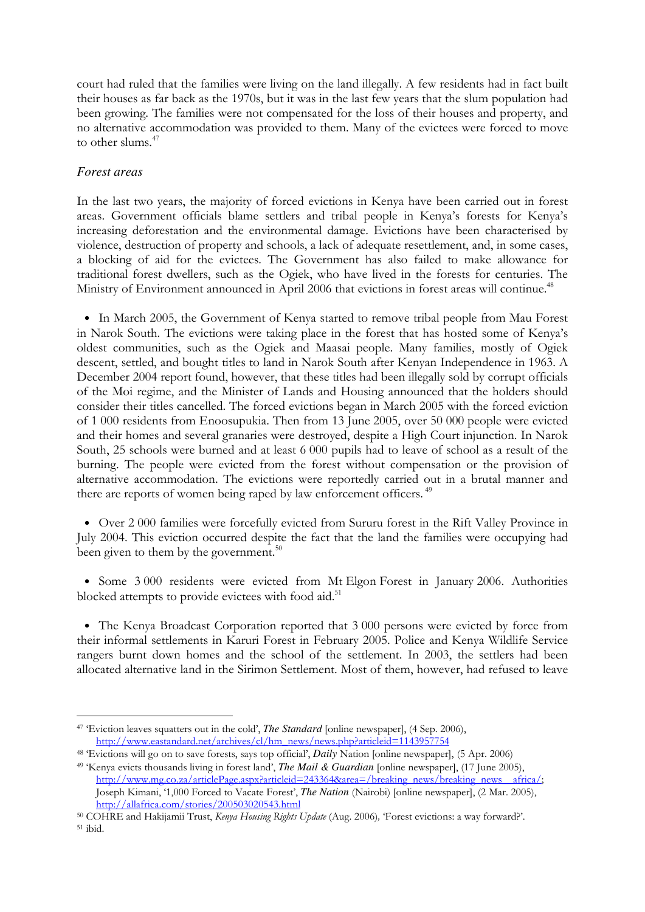court had ruled that the families were living on the land illegally. A few residents had in fact built their houses as far back as the 1970s, but it was in the last few years that the slum population had been growing. The families were not compensated for the loss of their houses and property, and no alternative accommodation was provided to them. Many of the evictees were forced to move to other slums.[47]

*Forest areas*

In the last two years, the majority of forced evictions in Kenya have been carried out in forest areas. Government officials blame settlers and tribal people in Kenya's forests for Kenya's increasing deforestation and the environmental damage. Evictions have been characterised by violence, destruction of property and schools, a lack of adequate resettlement, and, in some cases, a blocking of aid for the evictees. The Government has also failed to make allowance for traditional forest dwellers, such as the Ogiek, who have lived in the forests for centuries. The Ministry of Environment announced in April 2006 that evictions in forest areas will continue.[48]

- In March 2005, the Government of Kenya started to remove tribal people from Mau Forest in Narok South. The evictions were taking place in the forest that has hosted some of Kenya's oldest communities, such as the Ogiek and Maasai people. Many families, mostly of Ogiek descent, settled, and bought titles to land in Narok South after Kenyan Independence in 1963. A December 2004 report found, however, that these titles had been illegally sold by corrupt officials of the Moi regime, and the Minister of Lands and Housing announced that the holders should consider their titles cancelled. The forced evictions began in March 2005 with the forced eviction of 1 000 residents from Enoosupukia. Then from 13 June 2005, over 50 000 people were evicted and their homes and several granaries were destroyed, despite a High Court injunction. In Narok South, 25 schools were burned and at least 6 000 pupils had to leave of school as a result of the burning. The people were evicted from the forest without compensation or the provision of alternative accommodation. The evictions were reportedly carried out in a brutal manner and there are reports of women being raped by law enforcement officers.[49]

- Over 2 000 families were forcefully evicted from Sururu forest in the Rift Valley Province in July 2004. This eviction occurred despite the fact that the land the families were occupying had been given to them by the government.[50]

- Some 3 000 residents were evicted from Mt Elgon Forest in January 2006. Authorities blocked attempts to provide evictees with food aid.[51]

- The Kenya Broadcast Corporation reported that 3 000 persons were evicted by force from their informal settlements in Karuri Forest in February 2005. Police and Kenya Wildlife Service rangers burnt down homes and the school of the settlement. In 2003, the settlers had been allocated alternative land in the Sirimon Settlement. Most of them, however, had refused to leave

---

[47] 'Eviction leaves squatters out in the cold', ***The Standard*** [online newspaper], (4 Sep. 2006), http://www.eastandard.net/archives/cl/hm_news/news.php?articleid=1143957754

[48] 'Evictions will go on to save forests, says top official', ***Daily*** Nation [online newspaper], (5 Apr. 2006)

[49] 'Kenya evicts thousands living in forest land', ***The Mail & Guardian*** [online newspaper], (17 June 2005), http://www.mg.co.za/articlePage.aspx?articleid=243364&area=/breaking_news/breaking_news__africa/; Joseph Kimani, '1,000 Forced to Vacate Forest', ***The Nation*** (Nairobi) [online newspaper], (2 Mar. 2005), http://allafrica.com/stories/200503020543.html

[50] COHRE and Hakijamii Trust, *Kenya Housing Rights Update* (Aug. 2006), 'Forest evictions: a way forward?'.

[51] ibid.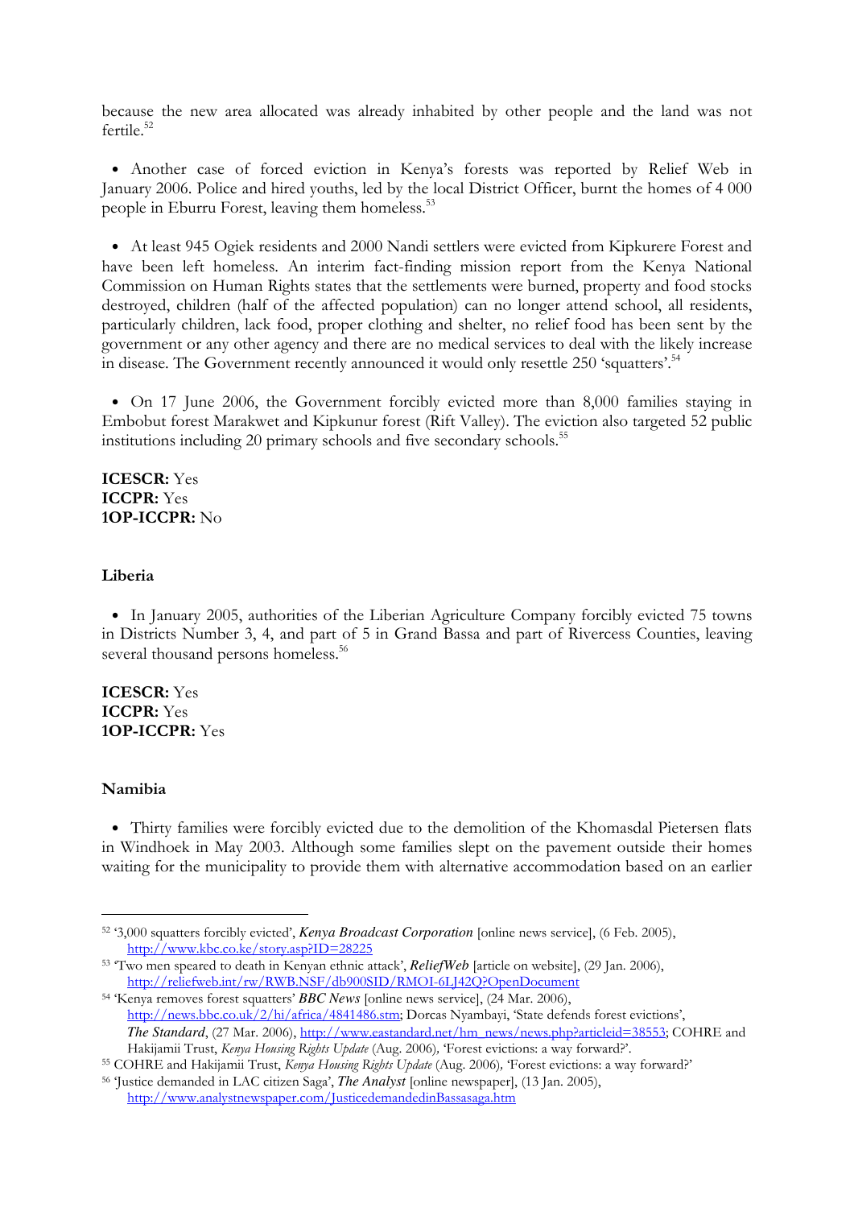because the new area allocated was already inhabited by other people and the land was not fertile.[52]

- Another case of forced eviction in Kenya's forests was reported by Relief Web in January 2006. Police and hired youths, led by the local District Officer, burnt the homes of 4 000 people in Eburru Forest, leaving them homeless.[53]

- At least 945 Ogiek residents and 2000 Nandi settlers were evicted from Kipkurere Forest and have been left homeless. An interim fact-finding mission report from the Kenya National Commission on Human Rights states that the settlements were burned, property and food stocks destroyed, children (half of the affected population) can no longer attend school, all residents, particularly children, lack food, proper clothing and shelter, no relief food has been sent by the government or any other agency and there are no medical services to deal with the likely increase in disease. The Government recently announced it would only resettle 250 'squatters'.[54]

- On 17 June 2006, the Government forcibly evicted more than 8,000 families staying in Embobut forest Marakwet and Kipkunur forest (Rift Valley). The eviction also targeted 52 public institutions including 20 primary schools and five secondary schools.[55]

**ICESCR:** Yes
**ICCPR:** Yes
**1OP-ICCPR:** No

### Liberia

- In January 2005, authorities of the Liberian Agriculture Company forcibly evicted 75 towns in Districts Number 3, 4, and part of 5 in Grand Bassa and part of Rivercess Counties, leaving several thousand persons homeless.[56]

**ICESCR:** Yes
**ICCPR:** Yes
**1OP-ICCPR:** Yes

### Namibia

- Thirty families were forcibly evicted due to the demolition of the Khomasdal Pietersen flats in Windhoek in May 2003. Although some families slept on the pavement outside their homes waiting for the municipality to provide them with alternative accommodation based on an earlier

---

[52] '3,000 squatters forcibly evicted', ***Kenya Broadcast Corporation*** [online news service], (6 Feb. 2005), http://www.kbc.co.ke/story.asp?ID=28225

[53] 'Two men speared to death in Kenyan ethnic attack', ***ReliefWeb*** [article on website], (29 Jan. 2006), http://reliefweb.int/rw/RWB.NSF/db900SID/RMOI-6LJ42Q?OpenDocument

[54] 'Kenya removes forest squatters' ***BBC News*** [online news service], (24 Mar. 2006), http://news.bbc.co.uk/2/hi/africa/4841486.stm; Dorcas Nyambayi, 'State defends forest evictions', ***The Standard***, (27 Mar. 2006), http://www.eastandard.net/hm_news/news.php?articleid=38553; COHRE and Hakijamii Trust, *Kenya Housing Rights Update* (Aug. 2006), 'Forest evictions: a way forward?'.

[55] COHRE and Hakijamii Trust, *Kenya Housing Rights Update* (Aug. 2006), 'Forest evictions: a way forward?'

[56] 'Justice demanded in LAC citizen Saga', ***The Analyst*** [online newspaper], (13 Jan. 2005), http://www.analystnewspaper.com/JusticedemandedinBassasaga.htm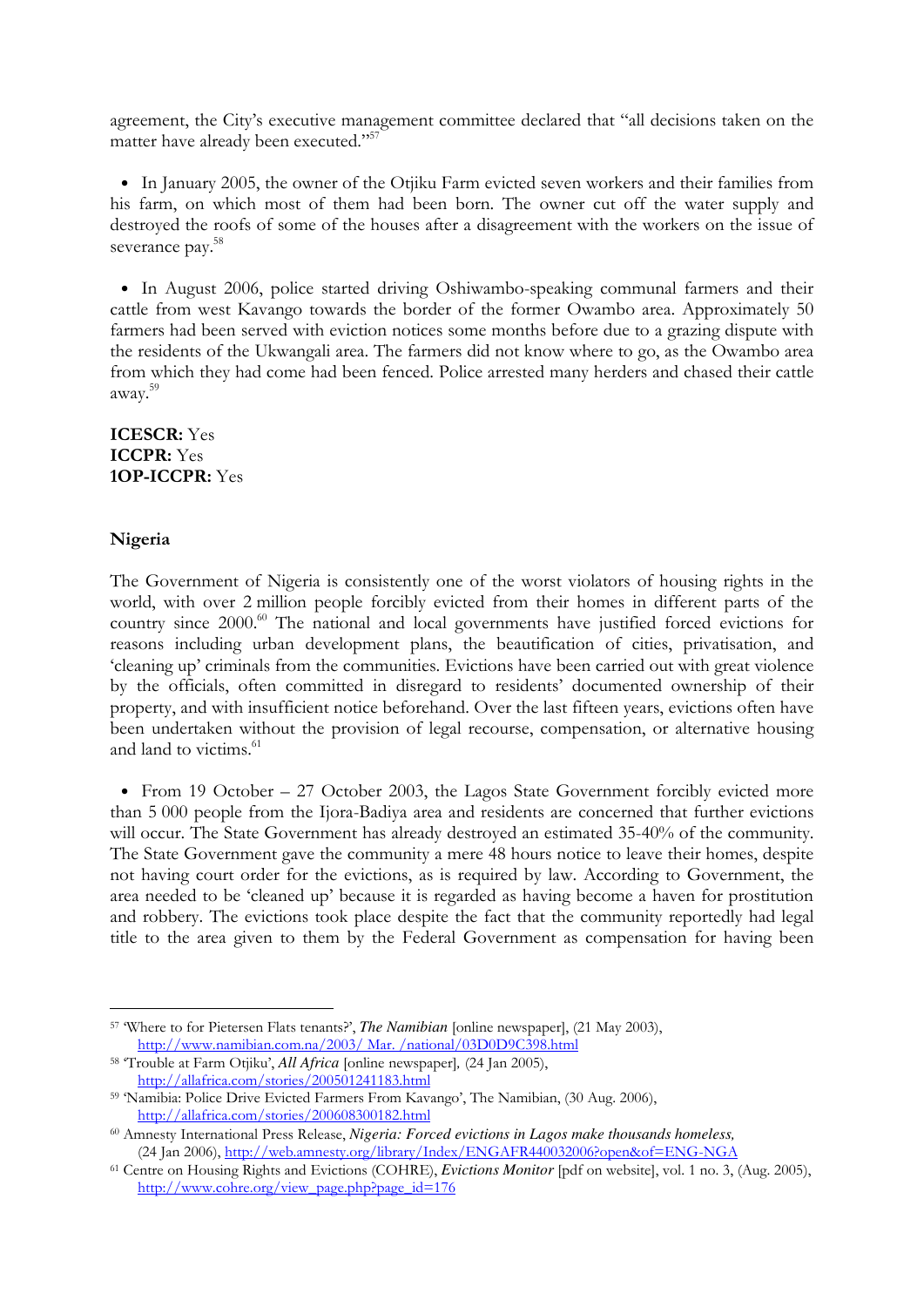agreement, the City's executive management committee declared that "all decisions taken on the matter have already been executed."[57]

- In January 2005, the owner of the Otjiku Farm evicted seven workers and their families from his farm, on which most of them had been born. The owner cut off the water supply and destroyed the roofs of some of the houses after a disagreement with the workers on the issue of severance pay.[58]

- In August 2006, police started driving Oshiwambo-speaking communal farmers and their cattle from west Kavango towards the border of the former Owambo area. Approximately 50 farmers had been served with eviction notices some months before due to a grazing dispute with the residents of the Ukwangali area. The farmers did not know where to go, as the Owambo area from which they had come had been fenced. Police arrested many herders and chased their cattle away.[59]

**ICESCR:** Yes
**ICCPR:** Yes
**1OP-ICCPR:** Yes

## Nigeria

The Government of Nigeria is consistently one of the worst violators of housing rights in the world, with over 2 million people forcibly evicted from their homes in different parts of the country since 2000.[60] The national and local governments have justified forced evictions for reasons including urban development plans, the beautification of cities, privatisation, and 'cleaning up' criminals from the communities. Evictions have been carried out with great violence by the officials, often committed in disregard to residents' documented ownership of their property, and with insufficient notice beforehand. Over the last fifteen years, evictions often have been undertaken without the provision of legal recourse, compensation, or alternative housing and land to victims.[61]

- From 19 October – 27 October 2003, the Lagos State Government forcibly evicted more than 5 000 people from the Ijora-Badiya area and residents are concerned that further evictions will occur. The State Government has already destroyed an estimated 35-40% of the community. The State Government gave the community a mere 48 hours notice to leave their homes, despite not having court order for the evictions, as is required by law. According to Government, the area needed to be 'cleaned up' because it is regarded as having become a haven for prostitution and robbery. The evictions took place despite the fact that the community reportedly had legal title to the area given to them by the Federal Government as compensation for having been

---

[57] 'Where to for Pietersen Flats tenants?', *The Namibian* [online newspaper], (21 May 2003), http://www.namibian.com.na/2003/ Mar. /national/03D0D9C398.html

[58] 'Trouble at Farm Otjiku', *All Africa* [online newspaper], (24 Jan 2005), http://allafrica.com/stories/200501241183.html

[59] 'Namibia: Police Drive Evicted Farmers From Kavango', The Namibian, (30 Aug. 2006), http://allafrica.com/stories/200608300182.html

[60] Amnesty International Press Release, *Nigeria: Forced evictions in Lagos make thousands homeless,* (24 Jan 2006), http://web.amnesty.org/library/Index/ENGAFR440032006?open&of=ENG-NGA

[61] Centre on Housing Rights and Evictions (COHRE), *Evictions Monitor* [pdf on website], vol. 1 no. 3, (Aug. 2005), http://www.cohre.org/view_page.php?page_id=176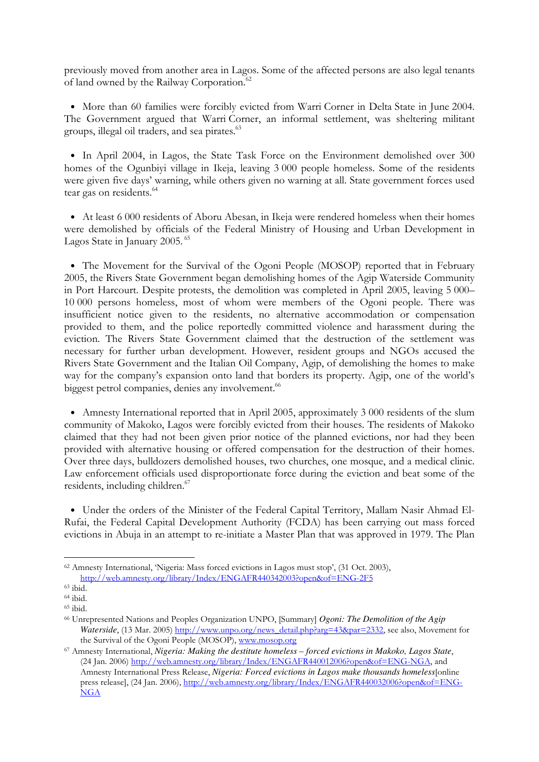previously moved from another area in Lagos. Some of the affected persons are also legal tenants of land owned by the Railway Corporation.[62]

- More than 60 families were forcibly evicted from Warri Corner in Delta State in June 2004. The Government argued that Warri Corner, an informal settlement, was sheltering militant groups, illegal oil traders, and sea pirates.[63]

- In April 2004, in Lagos, the State Task Force on the Environment demolished over 300 homes of the Ogunbiyi village in Ikeja, leaving 3 000 people homeless. Some of the residents were given five days' warning, while others given no warning at all. State government forces used tear gas on residents.[64]

- At least 6 000 residents of Aboru Abesan, in Ikeja were rendered homeless when their homes were demolished by officials of the Federal Ministry of Housing and Urban Development in Lagos State in January 2005.[65]

- The Movement for the Survival of the Ogoni People (MOSOP) reported that in February 2005, the Rivers State Government began demolishing homes of the Agip Waterside Community in Port Harcourt. Despite protests, the demolition was completed in April 2005, leaving 5 000–10 000 persons homeless, most of whom were members of the Ogoni people. There was insufficient notice given to the residents, no alternative accommodation or compensation provided to them, and the police reportedly committed violence and harassment during the eviction. The Rivers State Government claimed that the destruction of the settlement was necessary for further urban development. However, resident groups and NGOs accused the Rivers State Government and the Italian Oil Company, Agip, of demolishing the homes to make way for the company's expansion onto land that borders its property. Agip, one of the world's biggest petrol companies, denies any involvement.[66]

- Amnesty International reported that in April 2005, approximately 3 000 residents of the slum community of Makoko, Lagos were forcibly evicted from their houses. The residents of Makoko claimed that they had not been given prior notice of the planned evictions, nor had they been provided with alternative housing or offered compensation for the destruction of their homes. Over three days, bulldozers demolished houses, two churches, one mosque, and a medical clinic. Law enforcement officials used disproportionate force during the eviction and beat some of the residents, including children.[67]

- Under the orders of the Minister of the Federal Capital Territory, Mallam Nasir Ahmad El-Rufai, the Federal Capital Development Authority (FCDA) has been carrying out mass forced evictions in Abuja in an attempt to re-initiate a Master Plan that was approved in 1979. The Plan

---

[62] Amnesty International, 'Nigeria: Mass forced evictions in Lagos must stop', (31 Oct. 2003), http://web.amnesty.org/library/Index/ENGAFR440342003?open&of=ENG-2F5

[63] ibid.

[64] ibid.

[65] ibid.

[66] Unrepresented Nations and Peoples Organization UNPO, [Summary] ***Ogoni: The Demolition of the Agip Waterside***, (13 Mar. 2005) http://www.unpo.org/news_detail.php?arg=43&par=2332, see also, Movement for the Survival of the Ogoni People (MOSOP), www.mosop.org

[67] Amnesty International, ***Nigeria: Making the destitute homeless – forced evictions in Makoko, Lagos State***, (24 Jan. 2006) http://web.amnesty.org/library/Index/ENGAFR440012006?open&of=ENG-NGA, and Amnesty International Press Release, ***Nigeria: Forced evictions in Lagos make thousands homeless***[online press release], (24 Jan. 2006), http://web.amnesty.org/library/Index/ENGAFR440032006?open&of=ENG-NGA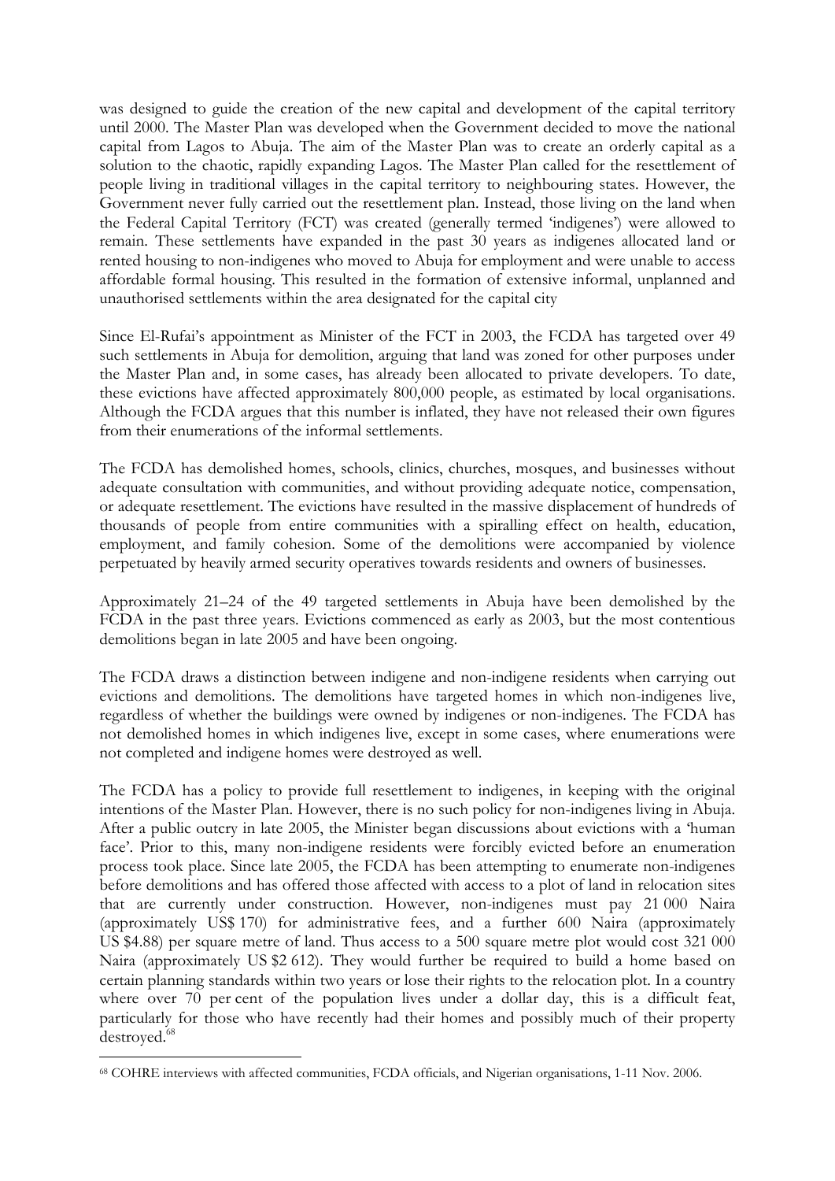was designed to guide the creation of the new capital and development of the capital territory until 2000. The Master Plan was developed when the Government decided to move the national capital from Lagos to Abuja. The aim of the Master Plan was to create an orderly capital as a solution to the chaotic, rapidly expanding Lagos. The Master Plan called for the resettlement of people living in traditional villages in the capital territory to neighbouring states. However, the Government never fully carried out the resettlement plan. Instead, those living on the land when the Federal Capital Territory (FCT) was created (generally termed 'indigenes') were allowed to remain. These settlements have expanded in the past 30 years as indigenes allocated land or rented housing to non-indigenes who moved to Abuja for employment and were unable to access affordable formal housing. This resulted in the formation of extensive informal, unplanned and unauthorised settlements within the area designated for the capital city

Since El-Rufai's appointment as Minister of the FCT in 2003, the FCDA has targeted over 49 such settlements in Abuja for demolition, arguing that land was zoned for other purposes under the Master Plan and, in some cases, has already been allocated to private developers. To date, these evictions have affected approximately 800,000 people, as estimated by local organisations. Although the FCDA argues that this number is inflated, they have not released their own figures from their enumerations of the informal settlements.

The FCDA has demolished homes, schools, clinics, churches, mosques, and businesses without adequate consultation with communities, and without providing adequate notice, compensation, or adequate resettlement. The evictions have resulted in the massive displacement of hundreds of thousands of people from entire communities with a spiralling effect on health, education, employment, and family cohesion. Some of the demolitions were accompanied by violence perpetuated by heavily armed security operatives towards residents and owners of businesses.

Approximately 21–24 of the 49 targeted settlements in Abuja have been demolished by the FCDA in the past three years. Evictions commenced as early as 2003, but the most contentious demolitions began in late 2005 and have been ongoing.

The FCDA draws a distinction between indigene and non-indigene residents when carrying out evictions and demolitions. The demolitions have targeted homes in which non-indigenes live, regardless of whether the buildings were owned by indigenes or non-indigenes. The FCDA has not demolished homes in which indigenes live, except in some cases, where enumerations were not completed and indigene homes were destroyed as well.

The FCDA has a policy to provide full resettlement to indigenes, in keeping with the original intentions of the Master Plan. However, there is no such policy for non-indigenes living in Abuja. After a public outcry in late 2005, the Minister began discussions about evictions with a 'human face'. Prior to this, many non-indigene residents were forcibly evicted before an enumeration process took place. Since late 2005, the FCDA has been attempting to enumerate non-indigenes before demolitions and has offered those affected with access to a plot of land in relocation sites that are currently under construction. However, non-indigenes must pay 21 000 Naira (approximately US$ 170) for administrative fees, and a further 600 Naira (approximately US $4.88) per square metre of land. Thus access to a 500 square metre plot would cost 321 000 Naira (approximately US $2 612). They would further be required to build a home based on certain planning standards within two years or lose their rights to the relocation plot. In a country where over 70 per cent of the population lives under a dollar day, this is a difficult feat, particularly for those who have recently had their homes and possibly much of their property destroyed.[68]

[68] COHRE interviews with affected communities, FCDA officials, and Nigerian organisations, 1-11 Nov. 2006.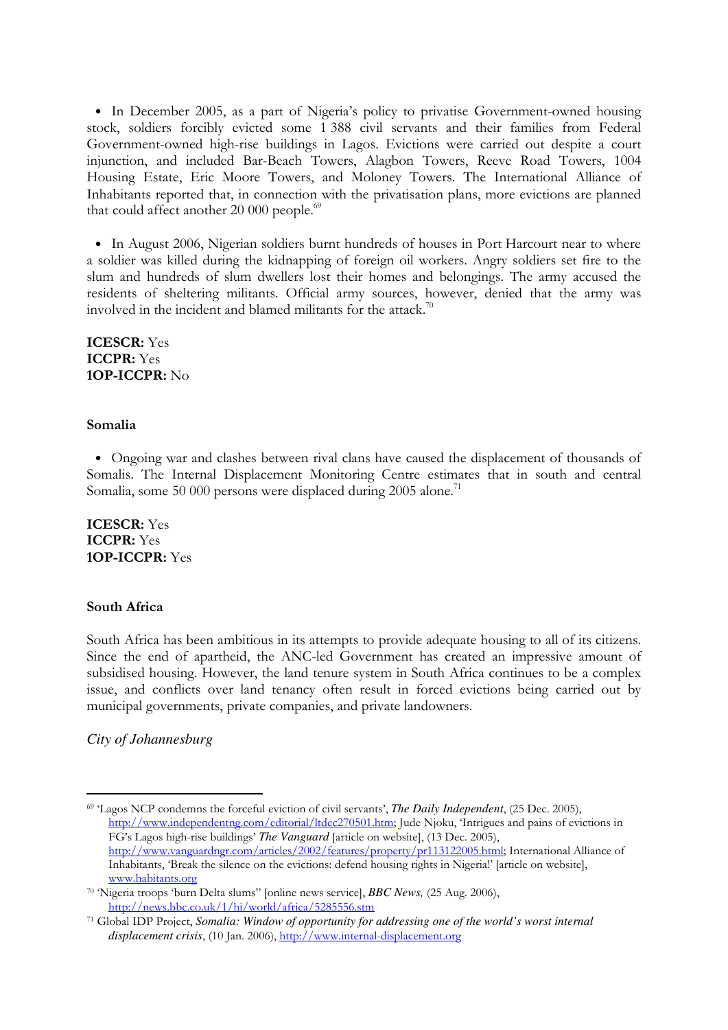- In December 2005, as a part of Nigeria's policy to privatise Government-owned housing stock, soldiers forcibly evicted some 1 388 civil servants and their families from Federal Government-owned high-rise buildings in Lagos. Evictions were carried out despite a court injunction, and included Bar-Beach Towers, Alagbon Towers, Reeve Road Towers, 1004 Housing Estate, Eric Moore Towers, and Moloney Towers. The International Alliance of Inhabitants reported that, in connection with the privatisation plans, more evictions are planned that could affect another 20 000 people.[69]

- In August 2006, Nigerian soldiers burnt hundreds of houses in Port Harcourt near to where a soldier was killed during the kidnapping of foreign oil workers. Angry soldiers set fire to the slum and hundreds of slum dwellers lost their homes and belongings. The army accused the residents of sheltering militants. Official army sources, however, denied that the army was involved in the incident and blamed militants for the attack.[70]

**ICESCR:** Yes
**ICCPR:** Yes
**1OP-ICCPR:** No

**Somalia**

- Ongoing war and clashes between rival clans have caused the displacement of thousands of Somalis. The Internal Displacement Monitoring Centre estimates that in south and central Somalia, some 50 000 persons were displaced during 2005 alone.[71]

**ICESCR:** Yes
**ICCPR:** Yes
**1OP-ICCPR:** Yes

**South Africa**

South Africa has been ambitious in its attempts to provide adequate housing to all of its citizens. Since the end of apartheid, the ANC-led Government has created an impressive amount of subsidised housing. However, the land tenure system in South Africa continues to be a complex issue, and conflicts over land tenancy often result in forced evictions being carried out by municipal governments, private companies, and private landowners.

*City of Johannesburg*

---

[69] 'Lagos NCP condemns the forceful eviction of civil servants', *The Daily Independent*, (25 Dec. 2005), http://www.independentng.com/editorial/ltdec270501.htm; Jude Njoku, 'Intrigues and pains of evictions in FG's Lagos high-rise buildings' *The Vanguard* [article on website], (13 Dec. 2005), http://www.vanguardngr.com/articles/2002/features/property/pr113122005.html; International Alliance of Inhabitants, 'Break the silence on the evictions: defend housing rights in Nigeria!' [article on website], www.habitants.org

[70] 'Nigeria troops 'burn Delta slums'' [online news service], *BBC News*, (25 Aug. 2006), http://news.bbc.co.uk/1/hi/world/africa/5285556.stm

[71] Global IDP Project, *Somalia: Window of opportunity for addressing one of the world's worst internal displacement crisis*, (10 Jan. 2006), http://www.internal-displacement.org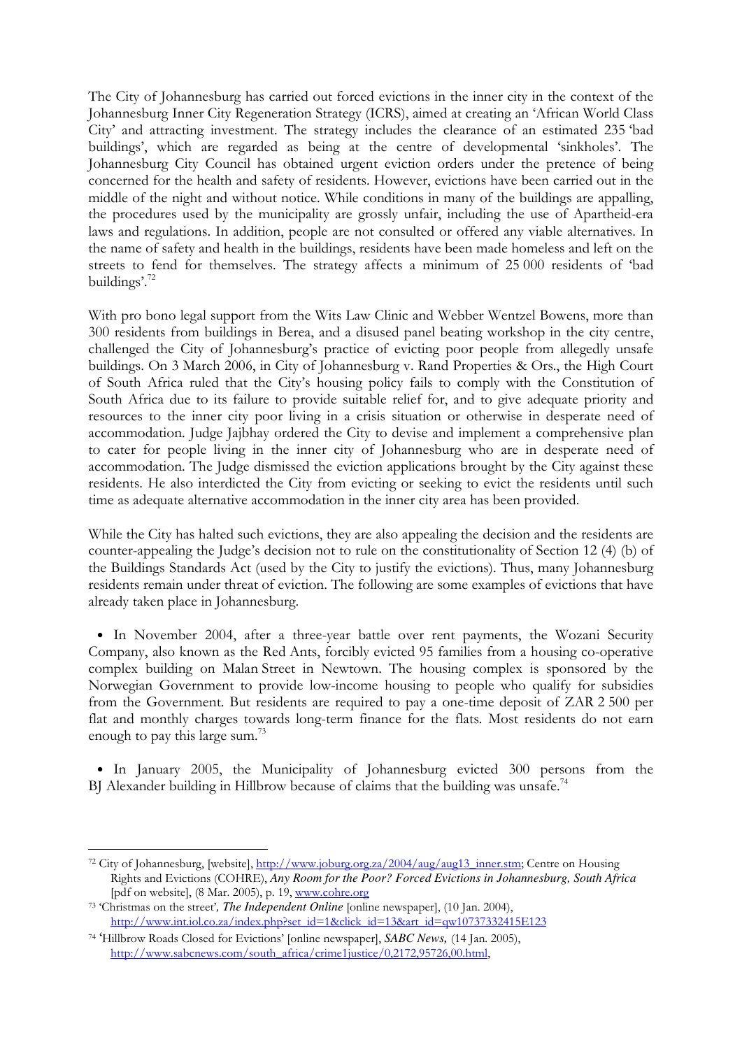The City of Johannesburg has carried out forced evictions in the inner city in the context of the Johannesburg Inner City Regeneration Strategy (ICRS), aimed at creating an 'African World Class City' and attracting investment. The strategy includes the clearance of an estimated 235 'bad buildings', which are regarded as being at the centre of developmental 'sinkholes'. The Johannesburg City Council has obtained urgent eviction orders under the pretence of being concerned for the health and safety of residents. However, evictions have been carried out in the middle of the night and without notice. While conditions in many of the buildings are appalling, the procedures used by the municipality are grossly unfair, including the use of Apartheid-era laws and regulations. In addition, people are not consulted or offered any viable alternatives. In the name of safety and health in the buildings, residents have been made homeless and left on the streets to fend for themselves. The strategy affects a minimum of 25 000 residents of 'bad buildings'.[72]

With pro bono legal support from the Wits Law Clinic and Webber Wentzel Bowens, more than 300 residents from buildings in Berea, and a disused panel beating workshop in the city centre, challenged the City of Johannesburg's practice of evicting poor people from allegedly unsafe buildings. On 3 March 2006, in City of Johannesburg v. Rand Properties & Ors., the High Court of South Africa ruled that the City's housing policy fails to comply with the Constitution of South Africa due to its failure to provide suitable relief for, and to give adequate priority and resources to the inner city poor living in a crisis situation or otherwise in desperate need of accommodation. Judge Jajbhay ordered the City to devise and implement a comprehensive plan to cater for people living in the inner city of Johannesburg who are in desperate need of accommodation. The Judge dismissed the eviction applications brought by the City against these residents. He also interdicted the City from evicting or seeking to evict the residents until such time as adequate alternative accommodation in the inner city area has been provided.

While the City has halted such evictions, they are also appealing the decision and the residents are counter-appealing the Judge's decision not to rule on the constitutionality of Section 12 (4) (b) of the Buildings Standards Act (used by the City to justify the evictions). Thus, many Johannesburg residents remain under threat of eviction. The following are some examples of evictions that have already taken place in Johannesburg.

- In November 2004, after a three-year battle over rent payments, the Wozani Security Company, also known as the Red Ants, forcibly evicted 95 families from a housing co-operative complex building on Malan Street in Newtown. The housing complex is sponsored by the Norwegian Government to provide low-income housing to people who qualify for subsidies from the Government. But residents are required to pay a one-time deposit of ZAR 2 500 per flat and monthly charges towards long-term finance for the flats. Most residents do not earn enough to pay this large sum.[73]

- In January 2005, the Municipality of Johannesburg evicted 300 persons from the BJ Alexander building in Hillbrow because of claims that the building was unsafe.[74]

---

[72] City of Johannesburg, [website], http://www.joburg.org.za/2004/aug/aug13_inner.stm; Centre on Housing Rights and Evictions (COHRE), *Any Room for the Poor? Forced Evictions in Johannesburg, South Africa* [pdf on website], (8 Mar. 2005), p. 19, www.cohre.org

[73] 'Christmas on the street', *The Independent Online* [online newspaper], (10 Jan. 2004), http://www.int.iol.co.za/index.php?set_id=1&click_id=13&art_id=qw10737332415E123

[74] 'Hillbrow Roads Closed for Evictions' [online newspaper], *SABC News,* (14 Jan. 2005), http://www.sabcnews.com/south_africa/crime1justice/0,2172,95726,00.html,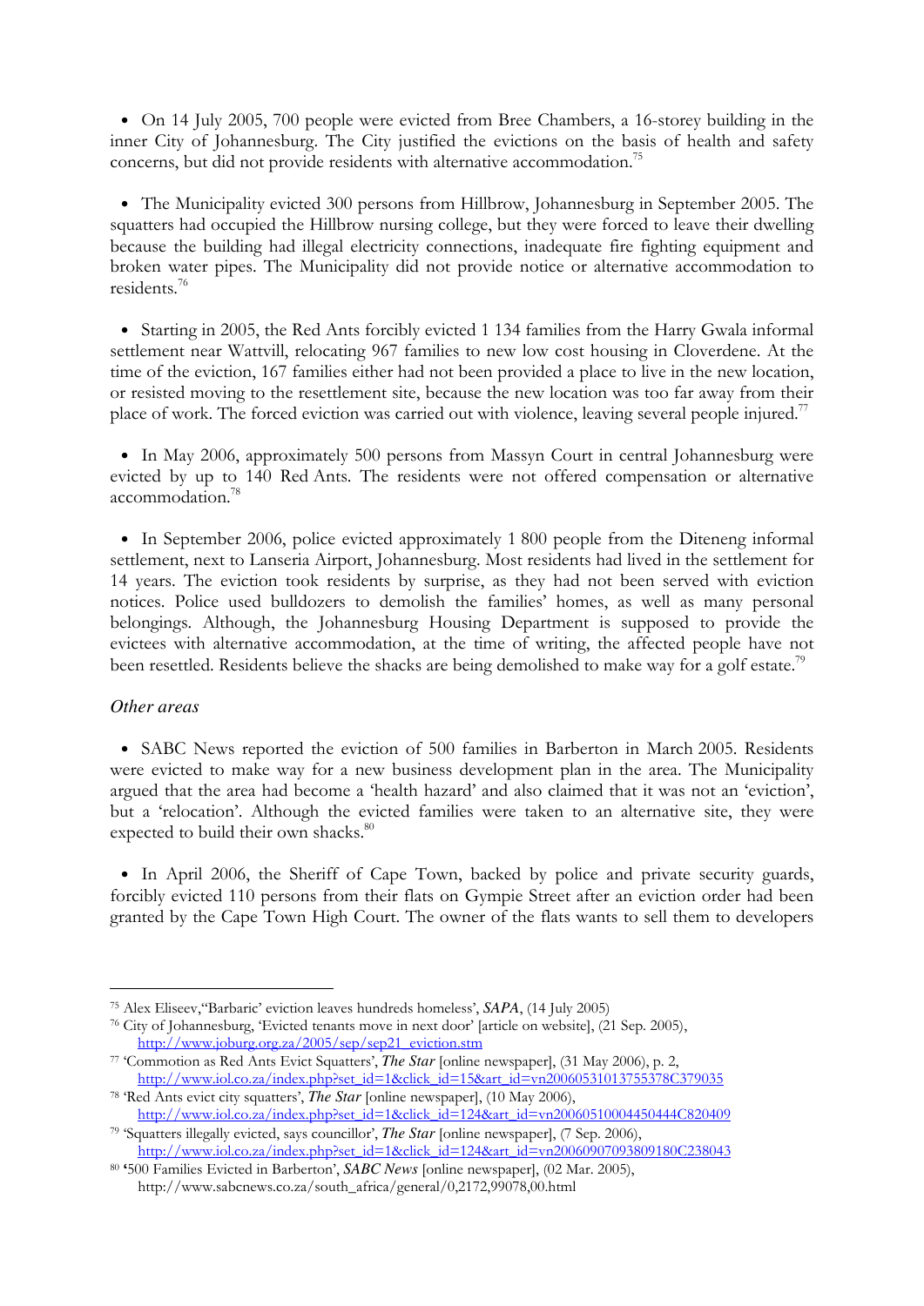- On 14 July 2005, 700 people were evicted from Bree Chambers, a 16-storey building in the inner City of Johannesburg. The City justified the evictions on the basis of health and safety concerns, but did not provide residents with alternative accommodation.[75]

- The Municipality evicted 300 persons from Hillbrow, Johannesburg in September 2005. The squatters had occupied the Hillbrow nursing college, but they were forced to leave their dwelling because the building had illegal electricity connections, inadequate fire fighting equipment and broken water pipes. The Municipality did not provide notice or alternative accommodation to residents.[76]

- Starting in 2005, the Red Ants forcibly evicted 1 134 families from the Harry Gwala informal settlement near Wattvill, relocating 967 families to new low cost housing in Cloverdene. At the time of the eviction, 167 families either had not been provided a place to live in the new location, or resisted moving to the resettlement site, because the new location was too far away from their place of work. The forced eviction was carried out with violence, leaving several people injured.[77]

- In May 2006, approximately 500 persons from Massyn Court in central Johannesburg were evicted by up to 140 Red Ants. The residents were not offered compensation or alternative accommodation.[78]

- In September 2006, police evicted approximately 1 800 people from the Diteneng informal settlement, next to Lanseria Airport, Johannesburg. Most residents had lived in the settlement for 14 years. The eviction took residents by surprise, as they had not been served with eviction notices. Police used bulldozers to demolish the families' homes, as well as many personal belongings. Although, the Johannesburg Housing Department is supposed to provide the evictees with alternative accommodation, at the time of writing, the affected people have not been resettled. Residents believe the shacks are being demolished to make way for a golf estate.[79]

*Other areas*

- SABC News reported the eviction of 500 families in Barberton in March 2005. Residents were evicted to make way for a new business development plan in the area. The Municipality argued that the area had become a 'health hazard' and also claimed that it was not an 'eviction', but a 'relocation'. Although the evicted families were taken to an alternative site, they were expected to build their own shacks.[80]

- In April 2006, the Sheriff of Cape Town, backed by police and private security guards, forcibly evicted 110 persons from their flats on Gympie Street after an eviction order had been granted by the Cape Town High Court. The owner of the flats wants to sell them to developers

---

[75] Alex Eliseev,"'Barbaric' eviction leaves hundreds homeless', *SAPA*, (14 July 2005)

[76] City of Johannesburg, 'Evicted tenants move in next door' [article on website], (21 Sep. 2005), http://www.joburg.org.za/2005/sep/sep21_eviction.stm

[77] 'Commotion as Red Ants Evict Squatters', *The Star* [online newspaper], (31 May 2006), p. 2, http://www.iol.co.za/index.php?set_id=1&click_id=15&art_id=vn20060531013755378C379035

[78] 'Red Ants evict city squatters', *The Star* [online newspaper], (10 May 2006), http://www.iol.co.za/index.php?set_id=1&click_id=124&art_id=vn20060510004450444C820409

[79] 'Squatters illegally evicted, says councillor', *The Star* [online newspaper], (7 Sep. 2006), http://www.iol.co.za/index.php?set_id=1&click_id=124&art_id=vn20060907093809180C238043

[80] '500 Families Evicted in Barberton', *SABC News* [online newspaper], (02 Mar. 2005), http://www.sabcnews.co.za/south_africa/general/0,2172,99078,00.html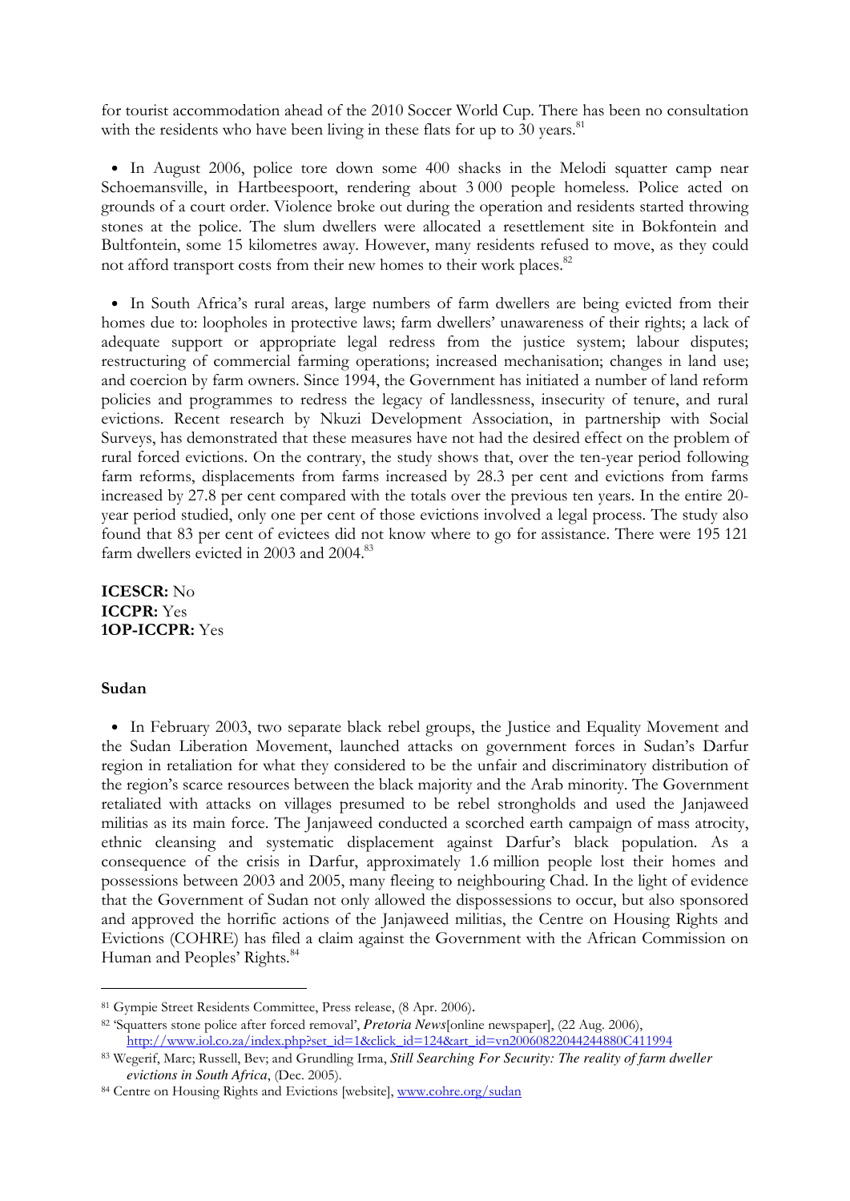for tourist accommodation ahead of the 2010 Soccer World Cup. There has been no consultation with the residents who have been living in these flats for up to 30 years.[81]

- In August 2006, police tore down some 400 shacks in the Melodi squatter camp near Schoemansville, in Hartbeespoort, rendering about 3 000 people homeless. Police acted on grounds of a court order. Violence broke out during the operation and residents started throwing stones at the police. The slum dwellers were allocated a resettlement site in Bokfontein and Bultfontein, some 15 kilometres away. However, many residents refused to move, as they could not afford transport costs from their new homes to their work places.[82]

- In South Africa's rural areas, large numbers of farm dwellers are being evicted from their homes due to: loopholes in protective laws; farm dwellers' unawareness of their rights; a lack of adequate support or appropriate legal redress from the justice system; labour disputes; restructuring of commercial farming operations; increased mechanisation; changes in land use; and coercion by farm owners. Since 1994, the Government has initiated a number of land reform policies and programmes to redress the legacy of landlessness, insecurity of tenure, and rural evictions. Recent research by Nkuzi Development Association, in partnership with Social Surveys, has demonstrated that these measures have not had the desired effect on the problem of rural forced evictions. On the contrary, the study shows that, over the ten-year period following farm reforms, displacements from farms increased by 28.3 per cent and evictions from farms increased by 27.8 per cent compared with the totals over the previous ten years. In the entire 20-year period studied, only one per cent of those evictions involved a legal process. The study also found that 83 per cent of evictees did not know where to go for assistance. There were 195 121 farm dwellers evicted in 2003 and 2004.[83]

**ICESCR:** No
**ICCPR:** Yes
**1OP-ICCPR:** Yes

**Sudan**

- In February 2003, two separate black rebel groups, the Justice and Equality Movement and the Sudan Liberation Movement, launched attacks on government forces in Sudan's Darfur region in retaliation for what they considered to be the unfair and discriminatory distribution of the region's scarce resources between the black majority and the Arab minority. The Government retaliated with attacks on villages presumed to be rebel strongholds and used the Janjaweed militias as its main force. The Janjaweed conducted a scorched earth campaign of mass atrocity, ethnic cleansing and systematic displacement against Darfur's black population. As a consequence of the crisis in Darfur, approximately 1.6 million people lost their homes and possessions between 2003 and 2005, many fleeing to neighbouring Chad. In the light of evidence that the Government of Sudan not only allowed the dispossessions to occur, but also sponsored and approved the horrific actions of the Janjaweed militias, the Centre on Housing Rights and Evictions (COHRE) has filed a claim against the Government with the African Commission on Human and Peoples' Rights.[84]

---

[81] Gympie Street Residents Committee, Press release, (8 Apr. 2006).

[82] 'Squatters stone police after forced removal', *Pretoria News*[online newspaper], (22 Aug. 2006), http://www.iol.co.za/index.php?set_id=1&click_id=124&art_id=vn20060822044244880C411994

[83] Wegerif, Marc; Russell, Bev; and Grundling Irma, *Still Searching For Security: The reality of farm dweller evictions in South Africa*, (Dec. 2005).

[84] Centre on Housing Rights and Evictions [website], www.cohre.org/sudan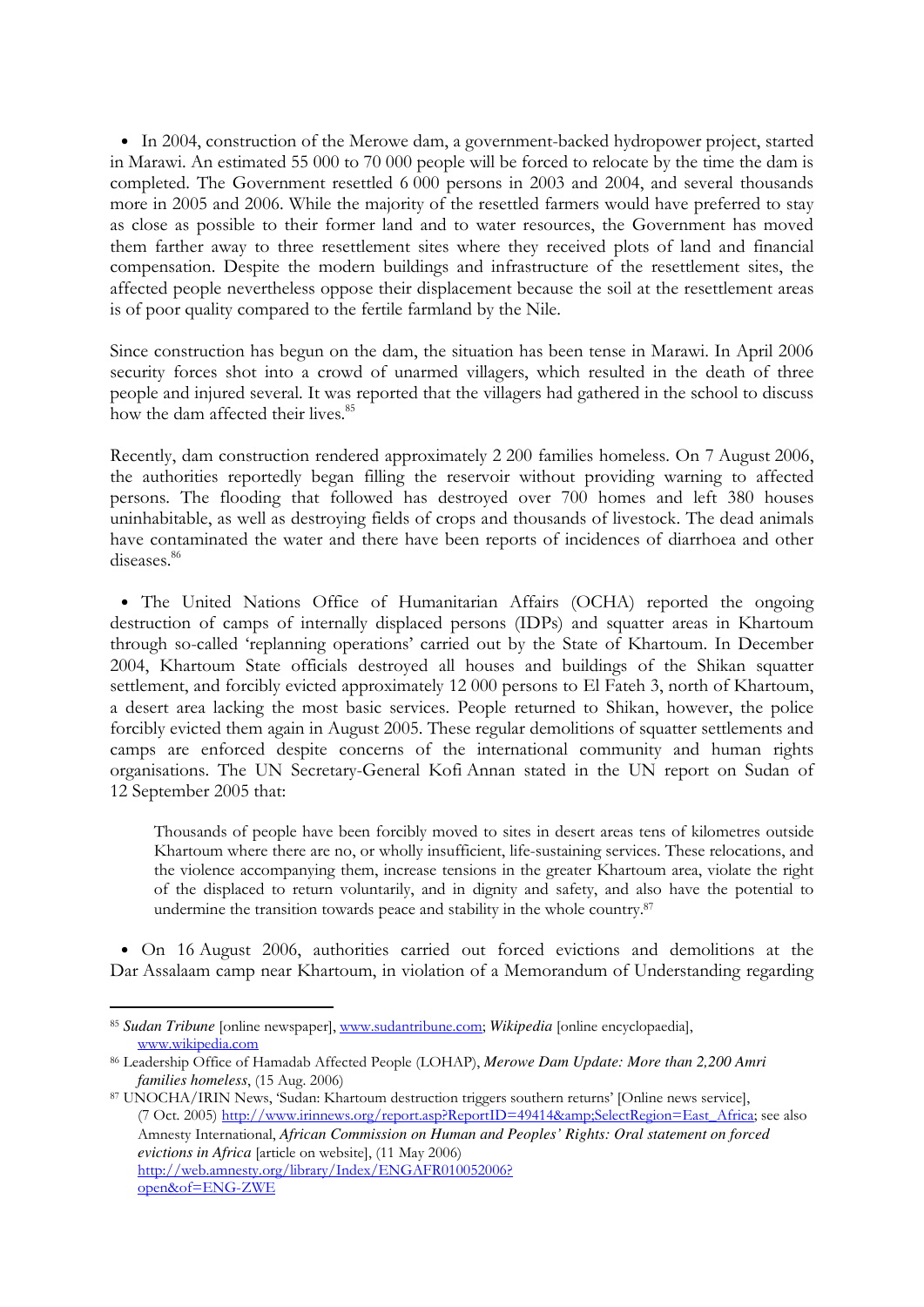- In 2004, construction of the Merowe dam, a government-backed hydropower project, started in Marawi. An estimated 55 000 to 70 000 people will be forced to relocate by the time the dam is completed. The Government resettled 6 000 persons in 2003 and 2004, and several thousands more in 2005 and 2006. While the majority of the resettled farmers would have preferred to stay as close as possible to their former land and to water resources, the Government has moved them farther away to three resettlement sites where they received plots of land and financial compensation. Despite the modern buildings and infrastructure of the resettlement sites, the affected people nevertheless oppose their displacement because the soil at the resettlement areas is of poor quality compared to the fertile farmland by the Nile.

Since construction has begun on the dam, the situation has been tense in Marawi. In April 2006 security forces shot into a crowd of unarmed villagers, which resulted in the death of three people and injured several. It was reported that the villagers had gathered in the school to discuss how the dam affected their lives.[85]

Recently, dam construction rendered approximately 2 200 families homeless. On 7 August 2006, the authorities reportedly began filling the reservoir without providing warning to affected persons. The flooding that followed has destroyed over 700 homes and left 380 houses uninhabitable, as well as destroying fields of crops and thousands of livestock. The dead animals have contaminated the water and there have been reports of incidences of diarrhoea and other diseases.[86]

- The United Nations Office of Humanitarian Affairs (OCHA) reported the ongoing destruction of camps of internally displaced persons (IDPs) and squatter areas in Khartoum through so-called 'replanning operations' carried out by the State of Khartoum. In December 2004, Khartoum State officials destroyed all houses and buildings of the Shikan squatter settlement, and forcibly evicted approximately 12 000 persons to El Fateh 3, north of Khartoum, a desert area lacking the most basic services. People returned to Shikan, however, the police forcibly evicted them again in August 2005. These regular demolitions of squatter settlements and camps are enforced despite concerns of the international community and human rights organisations. The UN Secretary-General Kofi Annan stated in the UN report on Sudan of 12 September 2005 that:

> Thousands of people have been forcibly moved to sites in desert areas tens of kilometres outside Khartoum where there are no, or wholly insufficient, life-sustaining services. These relocations, and the violence accompanying them, increase tensions in the greater Khartoum area, violate the right of the displaced to return voluntarily, and in dignity and safety, and also have the potential to undermine the transition towards peace and stability in the whole country.[87]

- On 16 August 2006, authorities carried out forced evictions and demolitions at the Dar Assalaam camp near Khartoum, in violation of a Memorandum of Understanding regarding

---

[85] *Sudan Tribune* [online newspaper], www.sudantribune.com; *Wikipedia* [online encyclopaedia], www.wikipedia.com

[86] Leadership Office of Hamadab Affected People (LOHAP), *Merowe Dam Update: More than 2,200 Amri families homeless*, (15 Aug. 2006)

[87] UNOCHA/IRIN News, 'Sudan: Khartoum destruction triggers southern returns' [Online news service], (7 Oct. 2005) http://www.irinnews.org/report.asp?ReportID=49414&amp;SelectRegion=East_Africa; see also Amnesty International, *African Commission on Human and Peoples' Rights: Oral statement on forced evictions in Africa* [article on website], (11 May 2006) http://web.amnesty.org/library/Index/ENGAFR010052006?open&of=ENG-ZWE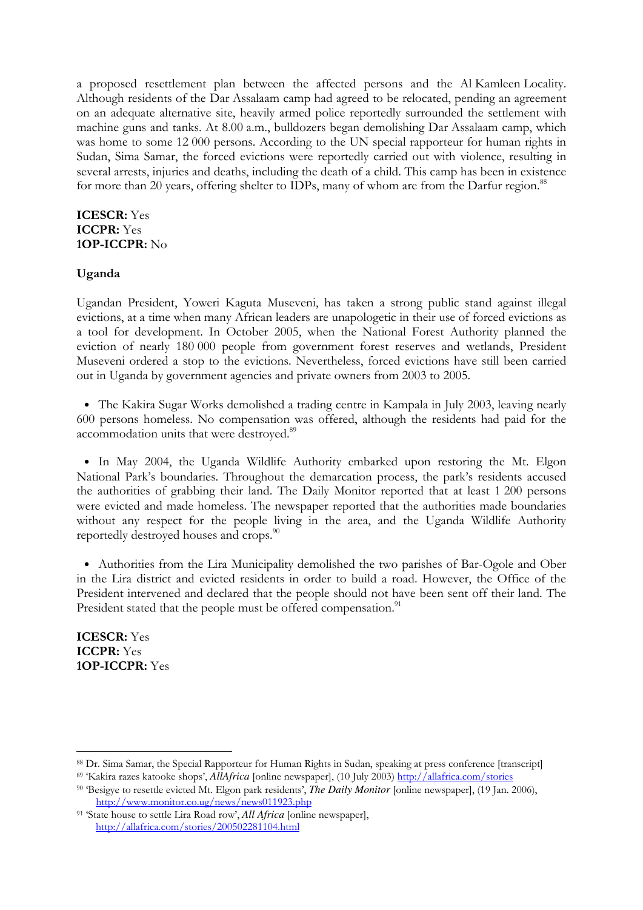a proposed resettlement plan between the affected persons and the Al Kamleen Locality. Although residents of the Dar Assalaam camp had agreed to be relocated, pending an agreement on an adequate alternative site, heavily armed police reportedly surrounded the settlement with machine guns and tanks. At 8.00 a.m., bulldozers began demolishing Dar Assalaam camp, which was home to some 12 000 persons. According to the UN special rapporteur for human rights in Sudan, Sima Samar, the forced evictions were reportedly carried out with violence, resulting in several arrests, injuries and deaths, including the death of a child. This camp has been in existence for more than 20 years, offering shelter to IDPs, many of whom are from the Darfur region.[88]

**ICESCR:** Yes
**ICCPR:** Yes
**1OP-ICCPR:** No

**Uganda**

Ugandan President, Yoweri Kaguta Museveni, has taken a strong public stand against illegal evictions, at a time when many African leaders are unapologetic in their use of forced evictions as a tool for development. In October 2005, when the National Forest Authority planned the eviction of nearly 180 000 people from government forest reserves and wetlands, President Museveni ordered a stop to the evictions. Nevertheless, forced evictions have still been carried out in Uganda by government agencies and private owners from 2003 to 2005.

- The Kakira Sugar Works demolished a trading centre in Kampala in July 2003, leaving nearly 600 persons homeless. No compensation was offered, although the residents had paid for the accommodation units that were destroyed.[89]

- In May 2004, the Uganda Wildlife Authority embarked upon restoring the Mt. Elgon National Park's boundaries. Throughout the demarcation process, the park's residents accused the authorities of grabbing their land. The Daily Monitor reported that at least 1 200 persons were evicted and made homeless. The newspaper reported that the authorities made boundaries without any respect for the people living in the area, and the Uganda Wildlife Authority reportedly destroyed houses and crops.[90]

- Authorities from the Lira Municipality demolished the two parishes of Bar-Ogole and Ober in the Lira district and evicted residents in order to build a road. However, the Office of the President intervened and declared that the people should not have been sent off their land. The President stated that the people must be offered compensation.[91]

**ICESCR:** Yes
**ICCPR:** Yes
**1OP-ICCPR:** Yes

---

[88] Dr. Sima Samar, the Special Rapporteur for Human Rights in Sudan, speaking at press conference [transcript]

[89] 'Kakira razes katooke shops', *AllAfrica* [online newspaper], (10 July 2003) http://allafrica.com/stories

[90] 'Besigye to resettle evicted Mt. Elgon park residents', *The Daily Monitor* [online newspaper], (19 Jan. 2006), http://www.monitor.co.ug/news/news011923.php

[91] 'State house to settle Lira Road row', *All Africa* [online newspaper], http://allafrica.com/stories/200502281104.html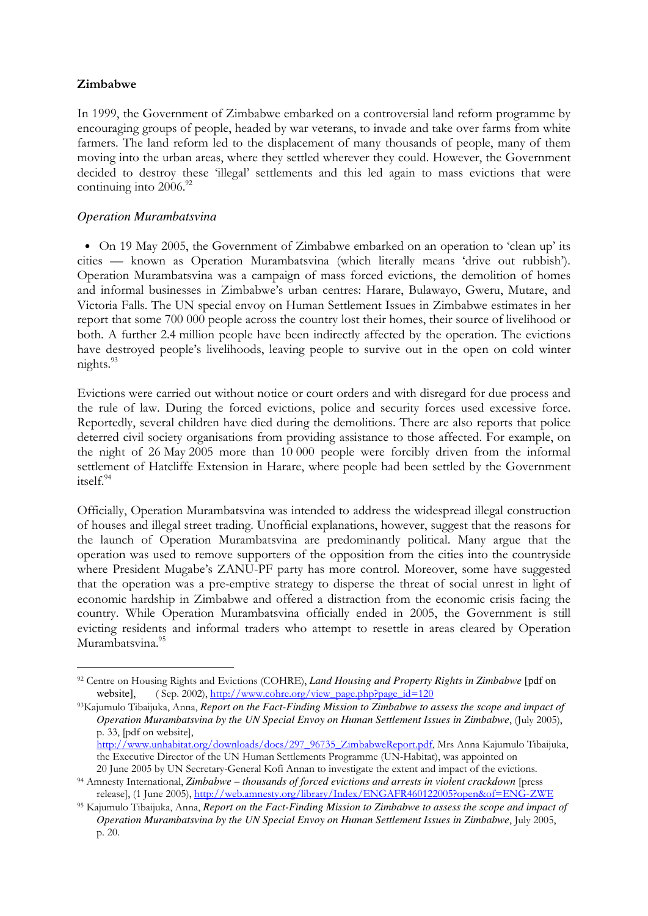**Zimbabwe**

In 1999, the Government of Zimbabwe embarked on a controversial land reform programme by encouraging groups of people, headed by war veterans, to invade and take over farms from white farmers. The land reform led to the displacement of many thousands of people, many of them moving into the urban areas, where they settled wherever they could. However, the Government decided to destroy these 'illegal' settlements and this led again to mass evictions that were continuing into 2006.[92]

*Operation Murambatsvina*

- On 19 May 2005, the Government of Zimbabwe embarked on an operation to 'clean up' its cities — known as Operation Murambatsvina (which literally means 'drive out rubbish'). Operation Murambatsvina was a campaign of mass forced evictions, the demolition of homes and informal businesses in Zimbabwe's urban centres: Harare, Bulawayo, Gweru, Mutare, and Victoria Falls. The UN special envoy on Human Settlement Issues in Zimbabwe estimates in her report that some 700 000 people across the country lost their homes, their source of livelihood or both. A further 2.4 million people have been indirectly affected by the operation. The evictions have destroyed people's livelihoods, leaving people to survive out in the open on cold winter nights.[93]

Evictions were carried out without notice or court orders and with disregard for due process and the rule of law. During the forced evictions, police and security forces used excessive force. Reportedly, several children have died during the demolitions. There are also reports that police deterred civil society organisations from providing assistance to those affected. For example, on the night of 26 May 2005 more than 10 000 people were forcibly driven from the informal settlement of Hatcliffe Extension in Harare, where people had been settled by the Government itself.[94]

Officially, Operation Murambatsvina was intended to address the widespread illegal construction of houses and illegal street trading. Unofficial explanations, however, suggest that the reasons for the launch of Operation Murambatsvina are predominantly political. Many argue that the operation was used to remove supporters of the opposition from the cities into the countryside where President Mugabe's ZANU-PF party has more control. Moreover, some have suggested that the operation was a pre-emptive strategy to disperse the threat of social unrest in light of economic hardship in Zimbabwe and offered a distraction from the economic crisis facing the country. While Operation Murambatsvina officially ended in 2005, the Government is still evicting residents and informal traders who attempt to resettle in areas cleared by Operation Murambatsvina.[95]

---

[92] Centre on Housing Rights and Evictions (COHRE), *Land Housing and Property Rights in Zimbabwe* [pdf on website], (Sep. 2002), http://www.cohre.org/view_page.php?page_id=120

[93] Kajumulo Tibaijuka, Anna, *Report on the Fact-Finding Mission to Zimbabwe to assess the scope and impact of Operation Murambatsvina by the UN Special Envoy on Human Settlement Issues in Zimbabwe*, (July 2005), p. 33, [pdf on website], http://www.unhabitat.org/downloads/docs/297_96735_ZimbabweReport.pdf, Mrs Anna Kajumulo Tibaijuka, the Executive Director of the UN Human Settlements Programme (UN-Habitat), was appointed on 20 June 2005 by UN Secretary-General Kofi Annan to investigate the extent and impact of the evictions.

[94] Amnesty International, *Zimbabwe – thousands of forced evictions and arrests in violent crackdown* [press release], (1 June 2005), http://web.amnesty.org/library/Index/ENGAFR460122005?open&of=ENG-ZWE

[95] Kajumulo Tibaijuka, Anna, *Report on the Fact-Finding Mission to Zimbabwe to assess the scope and impact of Operation Murambatsvina by the UN Special Envoy on Human Settlement Issues in Zimbabwe*, July 2005, p. 20.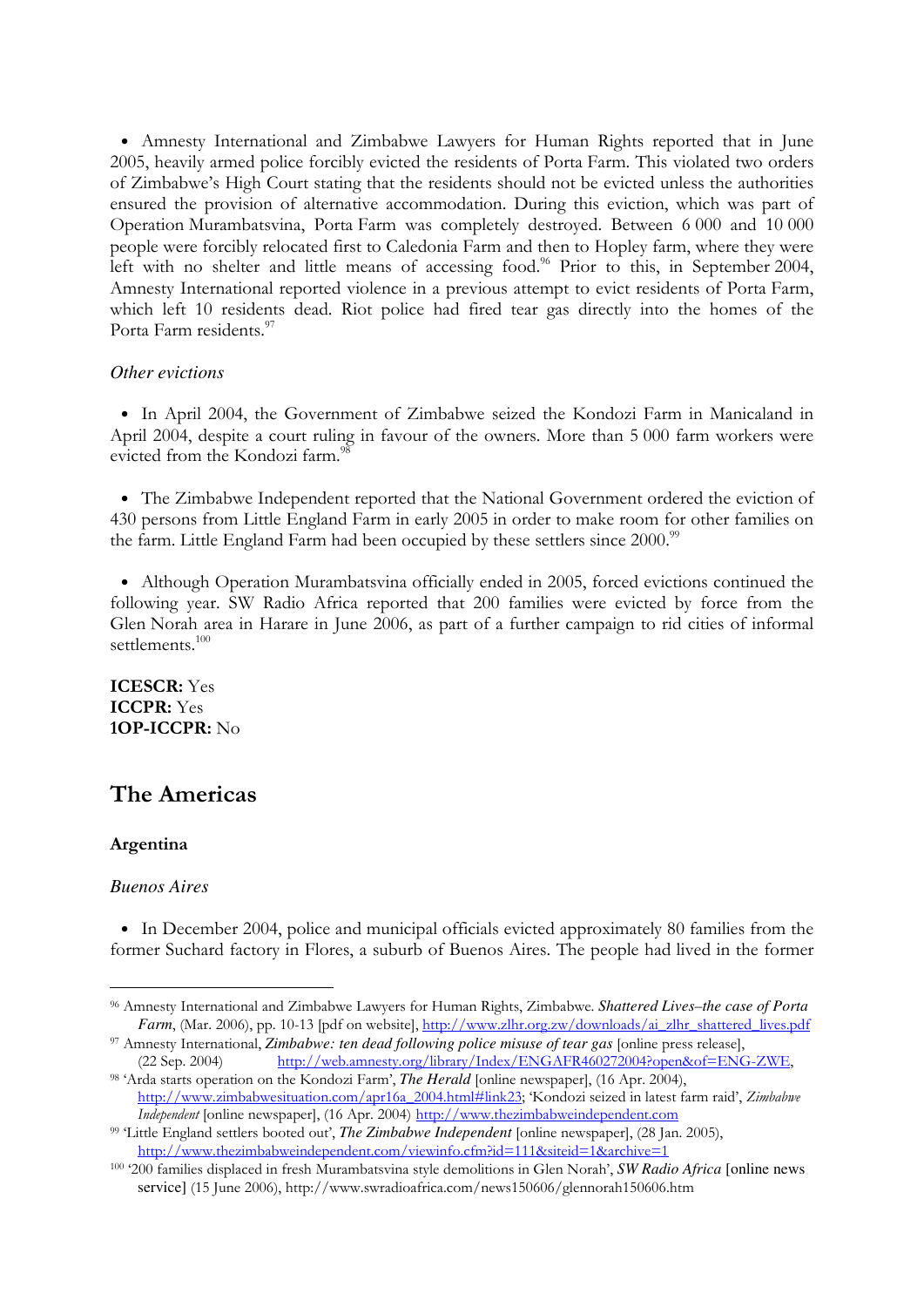- Amnesty International and Zimbabwe Lawyers for Human Rights reported that in June 2005, heavily armed police forcibly evicted the residents of Porta Farm. This violated two orders of Zimbabwe's High Court stating that the residents should not be evicted unless the authorities ensured the provision of alternative accommodation. During this eviction, which was part of Operation Murambatsvina, Porta Farm was completely destroyed. Between 6 000 and 10 000 people were forcibly relocated first to Caledonia Farm and then to Hopley farm, where they were left with no shelter and little means of accessing food.[96] Prior to this, in September 2004, Amnesty International reported violence in a previous attempt to evict residents of Porta Farm, which left 10 residents dead. Riot police had fired tear gas directly into the homes of the Porta Farm residents.[97]

*Other evictions*

- In April 2004, the Government of Zimbabwe seized the Kondozi Farm in Manicaland in April 2004, despite a court ruling in favour of the owners. More than 5 000 farm workers were evicted from the Kondozi farm.[98]

- The Zimbabwe Independent reported that the National Government ordered the eviction of 430 persons from Little England Farm in early 2005 in order to make room for other families on the farm. Little England Farm had been occupied by these settlers since 2000.[99]

- Although Operation Murambatsvina officially ended in 2005, forced evictions continued the following year. SW Radio Africa reported that 200 families were evicted by force from the Glen Norah area in Harare in June 2006, as part of a further campaign to rid cities of informal settlements.[100]

**ICESCR:** Yes
**ICCPR:** Yes
**1OP-ICCPR:** No

## The Americas

### Argentina

*Buenos Aires*

- In December 2004, police and municipal officials evicted approximately 80 families from the former Suchard factory in Flores, a suburb of Buenos Aires. The people had lived in the former

---

[96] Amnesty International and Zimbabwe Lawyers for Human Rights, Zimbabwe. ***Shattered Lives–the case of Porta Farm***, (Mar. 2006), pp. 10-13 [pdf on website], http://www.zlhr.org.zw/downloads/ai_zlhr_shattered_lives.pdf

[97] Amnesty International, ***Zimbabwe: ten dead following police misuse of tear gas*** [online press release], (22 Sep. 2004) http://web.amnesty.org/library/Index/ENGAFR460272004?open&of=ENG-ZWE,

[98] 'Arda starts operation on the Kondozi Farm', ***The Herald*** [online newspaper], (16 Apr. 2004), http://www.zimbabwesituation.com/apr16a_2004.html#link23; 'Kondozi seized in latest farm raid', *Zimbabwe Independent* [online newspaper], (16 Apr. 2004) http://www.thezimbabweindependent.com

[99] 'Little England settlers booted out', ***The Zimbabwe Independent*** [online newspaper], (28 Jan. 2005), http://www.thezimbabweindependent.com/viewinfo.cfm?id=111&siteid=1&archive=1

[100] '200 families displaced in fresh Murambatsvina style demolitions in Glen Norah', ***SW Radio Africa*** [online news service] (15 June 2006), http://www.swradioafrica.com/news150606/glennorah150606.htm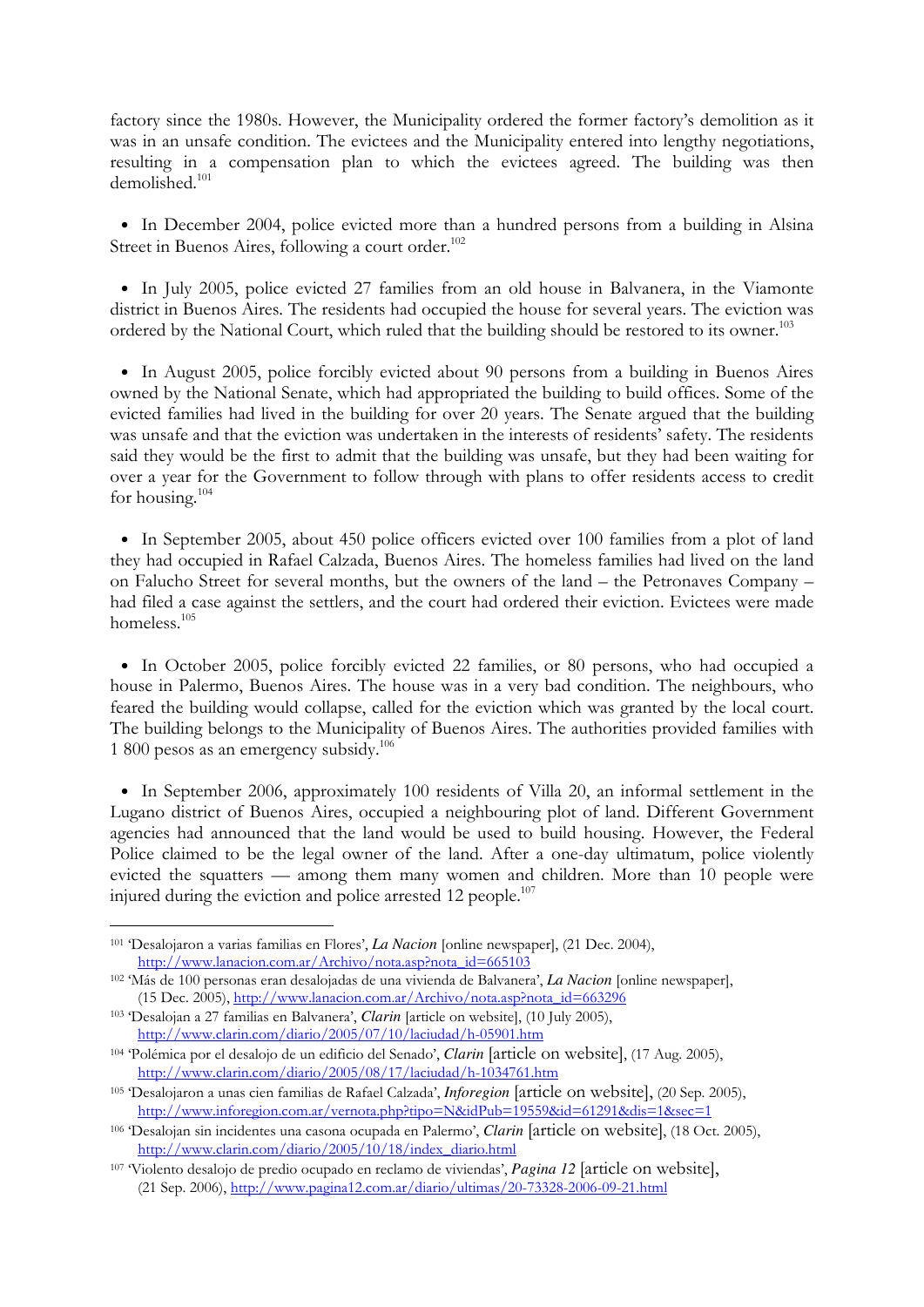factory since the 1980s. However, the Municipality ordered the former factory's demolition as it was in an unsafe condition. The evictees and the Municipality entered into lengthy negotiations, resulting in a compensation plan to which the evictees agreed. The building was then demolished.[101]

- In December 2004, police evicted more than a hundred persons from a building in Alsina Street in Buenos Aires, following a court order.[102]

- In July 2005, police evicted 27 families from an old house in Balvanera, in the Viamonte district in Buenos Aires. The residents had occupied the house for several years. The eviction was ordered by the National Court, which ruled that the building should be restored to its owner.[103]

- In August 2005, police forcibly evicted about 90 persons from a building in Buenos Aires owned by the National Senate, which had appropriated the building to build offices. Some of the evicted families had lived in the building for over 20 years. The Senate argued that the building was unsafe and that the eviction was undertaken in the interests of residents' safety. The residents said they would be the first to admit that the building was unsafe, but they had been waiting for over a year for the Government to follow through with plans to offer residents access to credit for housing.[104]

- In September 2005, about 450 police officers evicted over 100 families from a plot of land they had occupied in Rafael Calzada, Buenos Aires. The homeless families had lived on the land on Falucho Street for several months, but the owners of the land – the Petronaves Company – had filed a case against the settlers, and the court had ordered their eviction. Evictees were made homeless.[105]

- In October 2005, police forcibly evicted 22 families, or 80 persons, who had occupied a house in Palermo, Buenos Aires. The house was in a very bad condition. The neighbours, who feared the building would collapse, called for the eviction which was granted by the local court. The building belongs to the Municipality of Buenos Aires. The authorities provided families with 1 800 pesos as an emergency subsidy.[106]

- In September 2006, approximately 100 residents of Villa 20, an informal settlement in the Lugano district of Buenos Aires, occupied a neighbouring plot of land. Different Government agencies had announced that the land would be used to build housing. However, the Federal Police claimed to be the legal owner of the land. After a one-day ultimatum, police violently evicted the squatters — among them many women and children. More than 10 people were injured during the eviction and police arrested 12 people.[107]

---

[101] 'Desalojaron a varias familias en Flores', *La Nacion* [online newspaper], (21 Dec. 2004), http://www.lanacion.com.ar/Archivo/nota.asp?nota_id=665103

[102] 'Más de 100 personas eran desalojadas de una vivienda de Balvanera', *La Nacion* [online newspaper], (15 Dec. 2005), http://www.lanacion.com.ar/Archivo/nota.asp?nota_id=663296

[103] 'Desalojan a 27 familias en Balvanera', *Clarin* [article on website], (10 July 2005), http://www.clarin.com/diario/2005/07/10/laciudad/h-05901.htm

[104] 'Polémica por el desalojo de un edificio del Senado', *Clarin* [article on website], (17 Aug. 2005), http://www.clarin.com/diario/2005/08/17/laciudad/h-1034761.htm

[105] 'Desalojaron a unas cien familias de Rafael Calzada', *Inforegion* [article on website], (20 Sep. 2005), http://www.inforegion.com.ar/vernota.php?tipo=N&idPub=19559&id=61291&dis=1&sec=1

[106] 'Desalojan sin incidentes una casona ocupada en Palermo', *Clarin* [article on website], (18 Oct. 2005), http://www.clarin.com/diario/2005/10/18/index_diario.html

[107] 'Violento desalojo de predio ocupado en reclamo de viviendas', *Pagina 12* [article on website], (21 Sep. 2006), http://www.pagina12.com.ar/diario/ultimas/20-73328-2006-09-21.html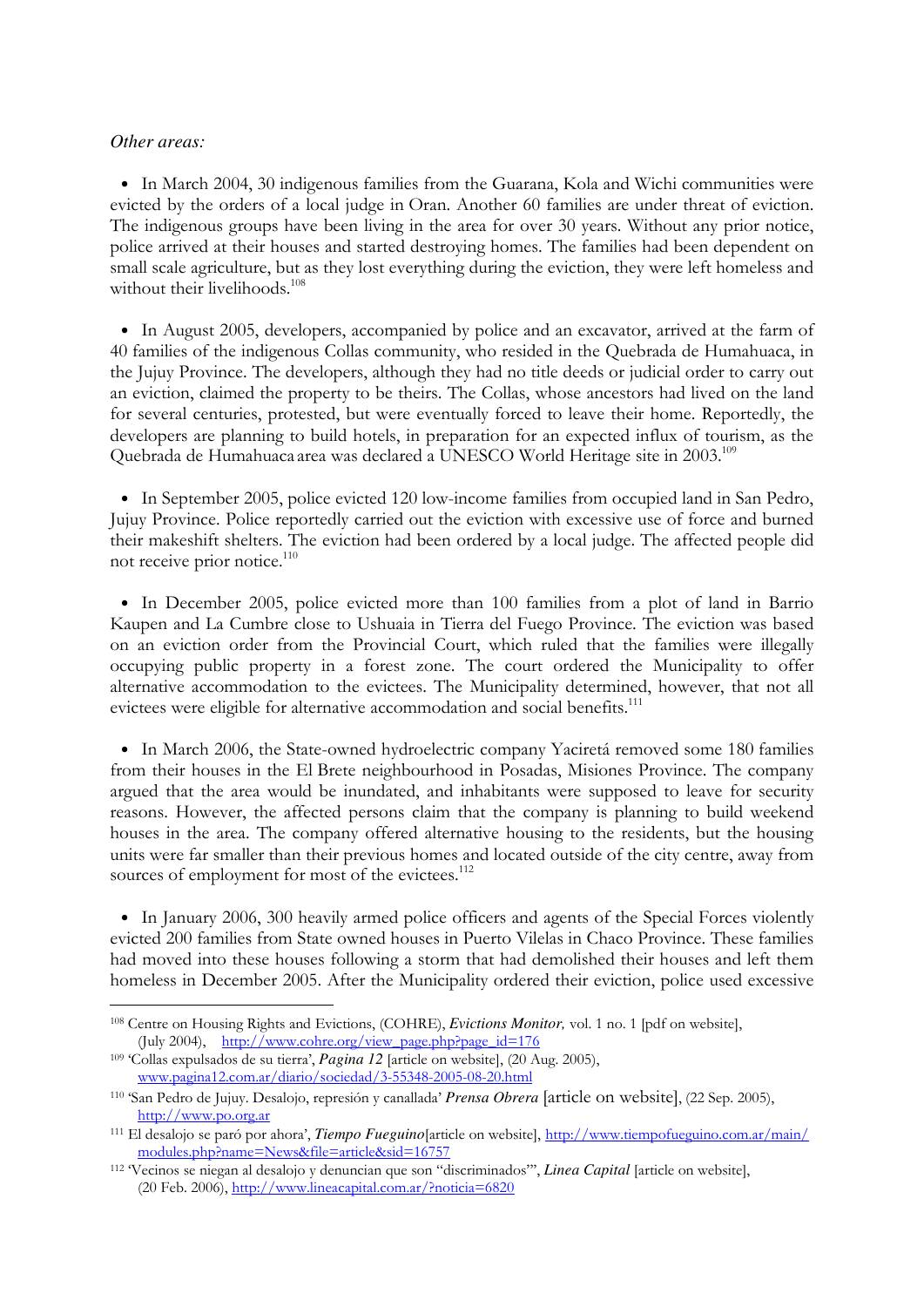*Other areas:*

- In March 2004, 30 indigenous families from the Guarana, Kola and Wichi communities were evicted by the orders of a local judge in Oran. Another 60 families are under threat of eviction. The indigenous groups have been living in the area for over 30 years. Without any prior notice, police arrived at their houses and started destroying homes. The families had been dependent on small scale agriculture, but as they lost everything during the eviction, they were left homeless and without their livelihoods.[108]

- In August 2005, developers, accompanied by police and an excavator, arrived at the farm of 40 families of the indigenous Collas community, who resided in the Quebrada de Humahuaca, in the Jujuy Province. The developers, although they had no title deeds or judicial order to carry out an eviction, claimed the property to be theirs. The Collas, whose ancestors had lived on the land for several centuries, protested, but were eventually forced to leave their home. Reportedly, the developers are planning to build hotels, in preparation for an expected influx of tourism, as the Quebrada de Humahuaca area was declared a UNESCO World Heritage site in 2003.[109]

- In September 2005, police evicted 120 low-income families from occupied land in San Pedro, Jujuy Province. Police reportedly carried out the eviction with excessive use of force and burned their makeshift shelters. The eviction had been ordered by a local judge. The affected people did not receive prior notice.[110]

- In December 2005, police evicted more than 100 families from a plot of land in Barrio Kaupen and La Cumbre close to Ushuaia in Tierra del Fuego Province. The eviction was based on an eviction order from the Provincial Court, which ruled that the families were illegally occupying public property in a forest zone. The court ordered the Municipality to offer alternative accommodation to the evictees. The Municipality determined, however, that not all evictees were eligible for alternative accommodation and social benefits.[111]

- In March 2006, the State-owned hydroelectric company Yaciretá removed some 180 families from their houses in the El Brete neighbourhood in Posadas, Misiones Province. The company argued that the area would be inundated, and inhabitants were supposed to leave for security reasons. However, the affected persons claim that the company is planning to build weekend houses in the area. The company offered alternative housing to the residents, but the housing units were far smaller than their previous homes and located outside of the city centre, away from sources of employment for most of the evictees.[112]

- In January 2006, 300 heavily armed police officers and agents of the Special Forces violently evicted 200 families from State owned houses in Puerto Vilelas in Chaco Province. These families had moved into these houses following a storm that had demolished their houses and left them homeless in December 2005. After the Municipality ordered their eviction, police used excessive

---

[108] Centre on Housing Rights and Evictions, (COHRE), *Evictions Monitor,* vol. 1 no. 1 [pdf on website], (July 2004), http://www.cohre.org/view_page.php?page_id=176

[109] 'Collas expulsados de su tierra', *Pagina 12* [article on website], (20 Aug. 2005), www.pagina12.com.ar/diario/sociedad/3-55348-2005-08-20.html

[110] 'San Pedro de Jujuy. Desalojo, represión y canallada' *Prensa Obrera* [article on website], (22 Sep. 2005), http://www.po.org.ar

[111] El desalojo se paró por ahora', *Tiempo Fueguino*[article on website], http://www.tiempofueguino.com.ar/main/modules.php?name=News&file=article&sid=16757

[112] 'Vecinos se niegan al desalojo y denuncian que son "discriminados"', *Linea Capital* [article on website], (20 Feb. 2006), http://www.lineacapital.com.ar/?noticia=6820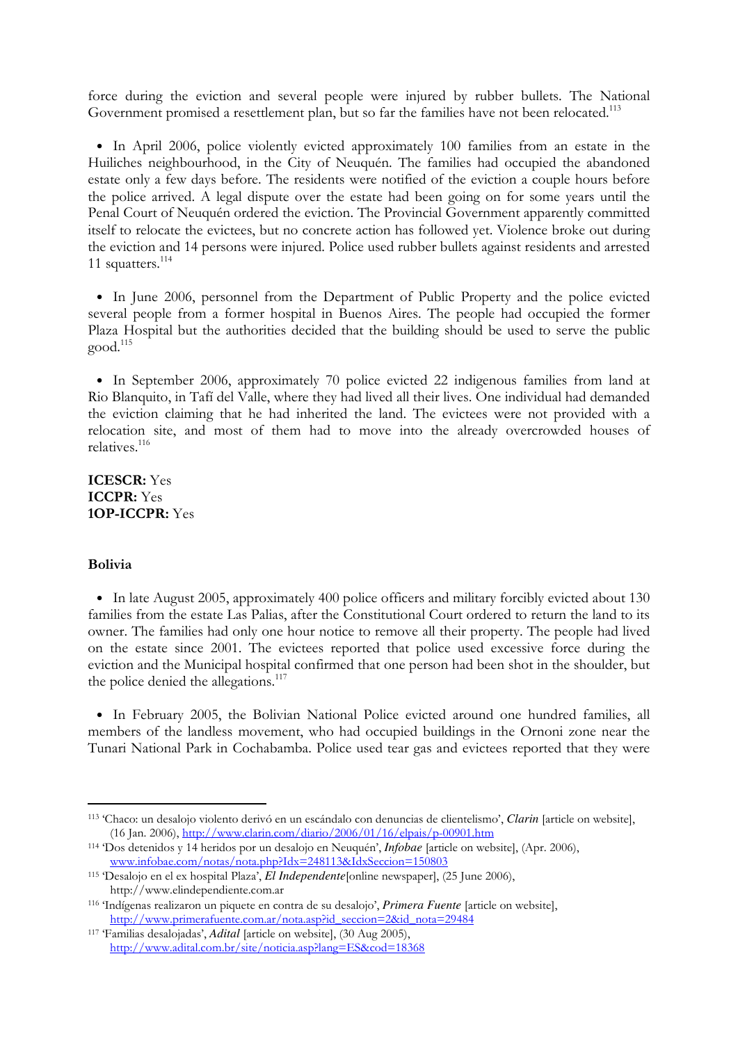force during the eviction and several people were injured by rubber bullets. The National Government promised a resettlement plan, but so far the families have not been relocated.[113]

- In April 2006, police violently evicted approximately 100 families from an estate in the Huiliches neighbourhood, in the City of Neuquén. The families had occupied the abandoned estate only a few days before. The residents were notified of the eviction a couple hours before the police arrived. A legal dispute over the estate had been going on for some years until the Penal Court of Neuquén ordered the eviction. The Provincial Government apparently committed itself to relocate the evictees, but no concrete action has followed yet. Violence broke out during the eviction and 14 persons were injured. Police used rubber bullets against residents and arrested 11 squatters.[114]

- In June 2006, personnel from the Department of Public Property and the police evicted several people from a former hospital in Buenos Aires. The people had occupied the former Plaza Hospital but the authorities decided that the building should be used to serve the public good.[115]

- In September 2006, approximately 70 police evicted 22 indigenous families from land at Rio Blanquito, in Tafí del Valle, where they had lived all their lives. One individual had demanded the eviction claiming that he had inherited the land. The evictees were not provided with a relocation site, and most of them had to move into the already overcrowded houses of relatives.[116]

**ICESCR:** Yes
**ICCPR:** Yes
**1OP-ICCPR:** Yes

**Bolivia**

- In late August 2005, approximately 400 police officers and military forcibly evicted about 130 families from the estate Las Palias, after the Constitutional Court ordered to return the land to its owner. The families had only one hour notice to remove all their property. The people had lived on the estate since 2001. The evictees reported that police used excessive force during the eviction and the Municipal hospital confirmed that one person had been shot in the shoulder, but the police denied the allegations.[117]

- In February 2005, the Bolivian National Police evicted around one hundred families, all members of the landless movement, who had occupied buildings in the Ornoni zone near the Tunari National Park in Cochabamba. Police used tear gas and evictees reported that they were

---

[113] 'Chaco: un desalojo violento derivó en un escándalo con denuncias de clientelismo', *Clarin* [article on website], (16 Jan. 2006), http://www.clarin.com/diario/2006/01/16/elpais/p-00901.htm

[114] 'Dos detenidos y 14 heridos por un desalojo en Neuquén', *Infobae* [article on website], (Apr. 2006), www.infobae.com/notas/nota.php?Idx=248113&IdxSeccion=150803

[115] 'Desalojo en el ex hospital Plaza', *El Independente*[online newspaper], (25 June 2006), http://www.elindependiente.com.ar

[116] 'Indígenas realizaron un piquete en contra de su desalojo', *Primera Fuente* [article on website], http://www.primerafuente.com.ar/nota.asp?id_seccion=2&id_nota=29484

[117] 'Familias desalojadas', *Adital* [article on website], (30 Aug 2005), http://www.adital.com.br/site/noticia.asp?lang=ES&cod=18368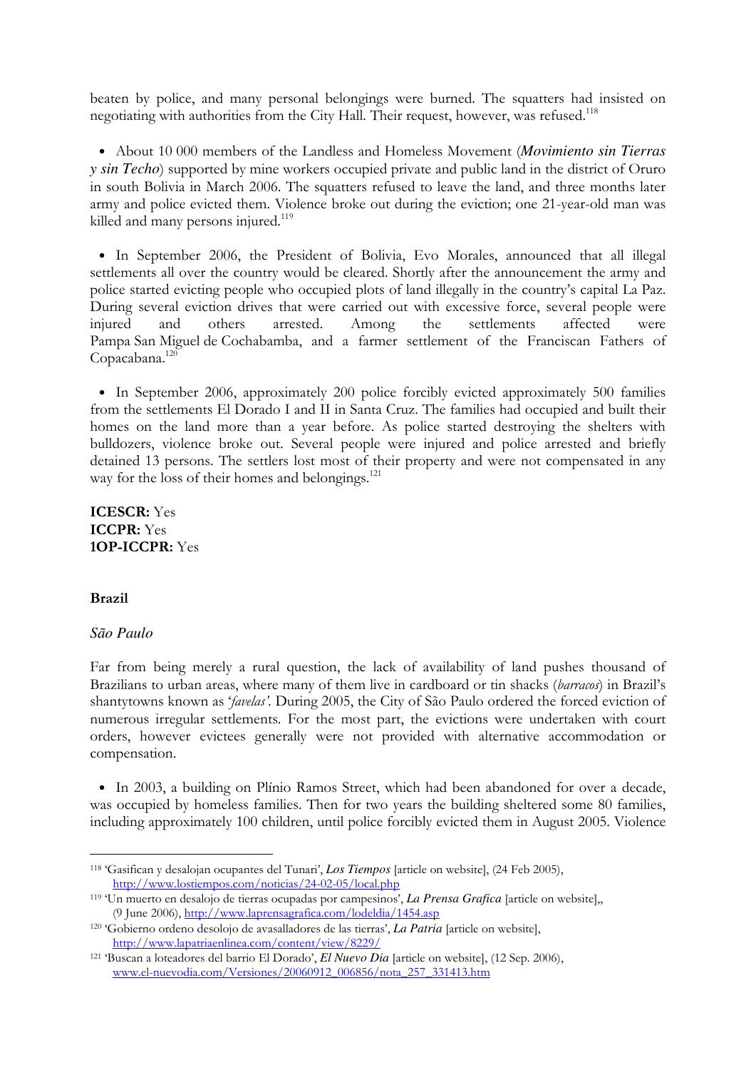beaten by police, and many personal belongings were burned. The squatters had insisted on negotiating with authorities from the City Hall. Their request, however, was refused.[118]

- About 10 000 members of the Landless and Homeless Movement (***Movimiento sin Tierras y sin Techo***) supported by mine workers occupied private and public land in the district of Oruro in south Bolivia in March 2006. The squatters refused to leave the land, and three months later army and police evicted them. Violence broke out during the eviction; one 21-year-old man was killed and many persons injured.[119]

- In September 2006, the President of Bolivia, Evo Morales, announced that all illegal settlements all over the country would be cleared. Shortly after the announcement the army and police started evicting people who occupied plots of land illegally in the country's capital La Paz. During several eviction drives that were carried out with excessive force, several people were injured and others arrested. Among the settlements affected were Pampa San Miguel de Cochabamba, and a farmer settlement of the Franciscan Fathers of Copacabana.[120]

- In September 2006, approximately 200 police forcibly evicted approximately 500 families from the settlements El Dorado I and II in Santa Cruz. The families had occupied and built their homes on the land more than a year before. As police started destroying the shelters with bulldozers, violence broke out. Several people were injured and police arrested and briefly detained 13 persons. The settlers lost most of their property and were not compensated in any way for the loss of their homes and belongings.[121]

**ICESCR:** Yes
**ICCPR:** Yes
**1OP-ICCPR:** Yes

**Brazil**

*São Paulo*

Far from being merely a rural question, the lack of availability of land pushes thousand of Brazilians to urban areas, where many of them live in cardboard or tin shacks (*barracos*) in Brazil's shantytowns known as '*favelas'*. During 2005, the City of São Paulo ordered the forced eviction of numerous irregular settlements. For the most part, the evictions were undertaken with court orders, however evictees generally were not provided with alternative accommodation or compensation.

- In 2003, a building on Plínio Ramos Street, which had been abandoned for over a decade, was occupied by homeless families. Then for two years the building sheltered some 80 families, including approximately 100 children, until police forcibly evicted them in August 2005. Violence

---

[118] 'Gasifican y desalojan ocupantes del Tunari', *Los Tiempos* [article on website], (24 Feb 2005), http://www.lostiempos.com/noticias/24-02-05/local.php

[119] 'Un muerto en desalojo de tierras ocupadas por campesinos', *La Prensa Grafica* [article on website],, (9 June 2006), http://www.laprensagrafica.com/lodeldia/1454.asp

[120] 'Gobierno ordeno desolojo de avasalladores de las tierras', *La Patria* [article on website], http://www.lapatriaenlinea.com/content/view/8229/

[121] 'Buscan a loteadores del barrio El Dorado', *El Nuevo Dia* [article on website], (12 Sep. 2006), www.el-nuevodia.com/Versiones/20060912_006856/nota_257_331413.htm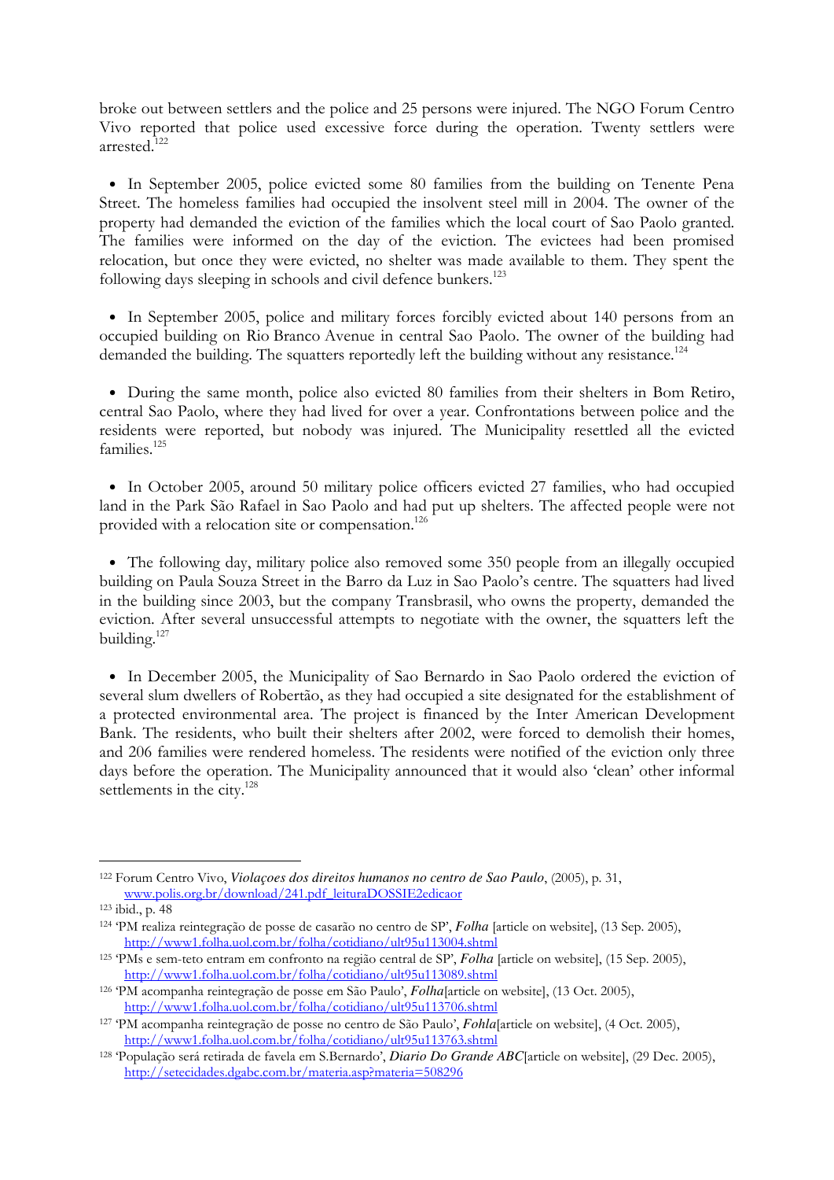broke out between settlers and the police and 25 persons were injured. The NGO Forum Centro Vivo reported that police used excessive force during the operation. Twenty settlers were arrested.[122]

- In September 2005, police evicted some 80 families from the building on Tenente Pena Street. The homeless families had occupied the insolvent steel mill in 2004. The owner of the property had demanded the eviction of the families which the local court of Sao Paolo granted. The families were informed on the day of the eviction. The evictees had been promised relocation, but once they were evicted, no shelter was made available to them. They spent the following days sleeping in schools and civil defence bunkers.[123]

- In September 2005, police and military forces forcibly evicted about 140 persons from an occupied building on Rio Branco Avenue in central Sao Paolo. The owner of the building had demanded the building. The squatters reportedly left the building without any resistance.[124]

- During the same month, police also evicted 80 families from their shelters in Bom Retiro, central Sao Paolo, where they had lived for over a year. Confrontations between police and the residents were reported, but nobody was injured. The Municipality resettled all the evicted families.[125]

- In October 2005, around 50 military police officers evicted 27 families, who had occupied land in the Park São Rafael in Sao Paolo and had put up shelters. The affected people were not provided with a relocation site or compensation.[126]

- The following day, military police also removed some 350 people from an illegally occupied building on Paula Souza Street in the Barro da Luz in Sao Paolo's centre. The squatters had lived in the building since 2003, but the company Transbrasil, who owns the property, demanded the eviction. After several unsuccessful attempts to negotiate with the owner, the squatters left the building.[127]

- In December 2005, the Municipality of Sao Bernardo in Sao Paolo ordered the eviction of several slum dwellers of Robertão, as they had occupied a site designated for the establishment of a protected environmental area. The project is financed by the Inter American Development Bank. The residents, who built their shelters after 2002, were forced to demolish their homes, and 206 families were rendered homeless. The residents were notified of the eviction only three days before the operation. The Municipality announced that it would also 'clean' other informal settlements in the city.[128]

---

[122] Forum Centro Vivo, *Violaçoes dos direitos humanos no centro de Sao Paulo*, (2005), p. 31, www.polis.org.br/download/241.pdf_leituraDOSSIE2edicaor

[123] ibid., p. 48

[124] 'PM realiza reintegração de posse de casarão no centro de SP', *Folha* [article on website], (13 Sep. 2005), http://www1.folha.uol.com.br/folha/cotidiano/ult95u113004.shtml

[125] 'PMs e sem-teto entram em confronto na região central de SP', *Folha* [article on website], (15 Sep. 2005), http://www1.folha.uol.com.br/folha/cotidiano/ult95u113089.shtml

[126] 'PM acompanha reintegração de posse em São Paulo', *Folha*[article on website], (13 Oct. 2005), http://www1.folha.uol.com.br/folha/cotidiano/ult95u113706.shtml

[127] 'PM acompanha reintegração de posse no centro de São Paulo', *Fohla*[article on website], (4 Oct. 2005), http://www1.folha.uol.com.br/folha/cotidiano/ult95u113763.shtml

[128] 'População será retirada de favela em S.Bernardo', *Diario Do Grande ABC*[article on website], (29 Dec. 2005), http://setecidades.dgabc.com.br/materia.asp?materia=508296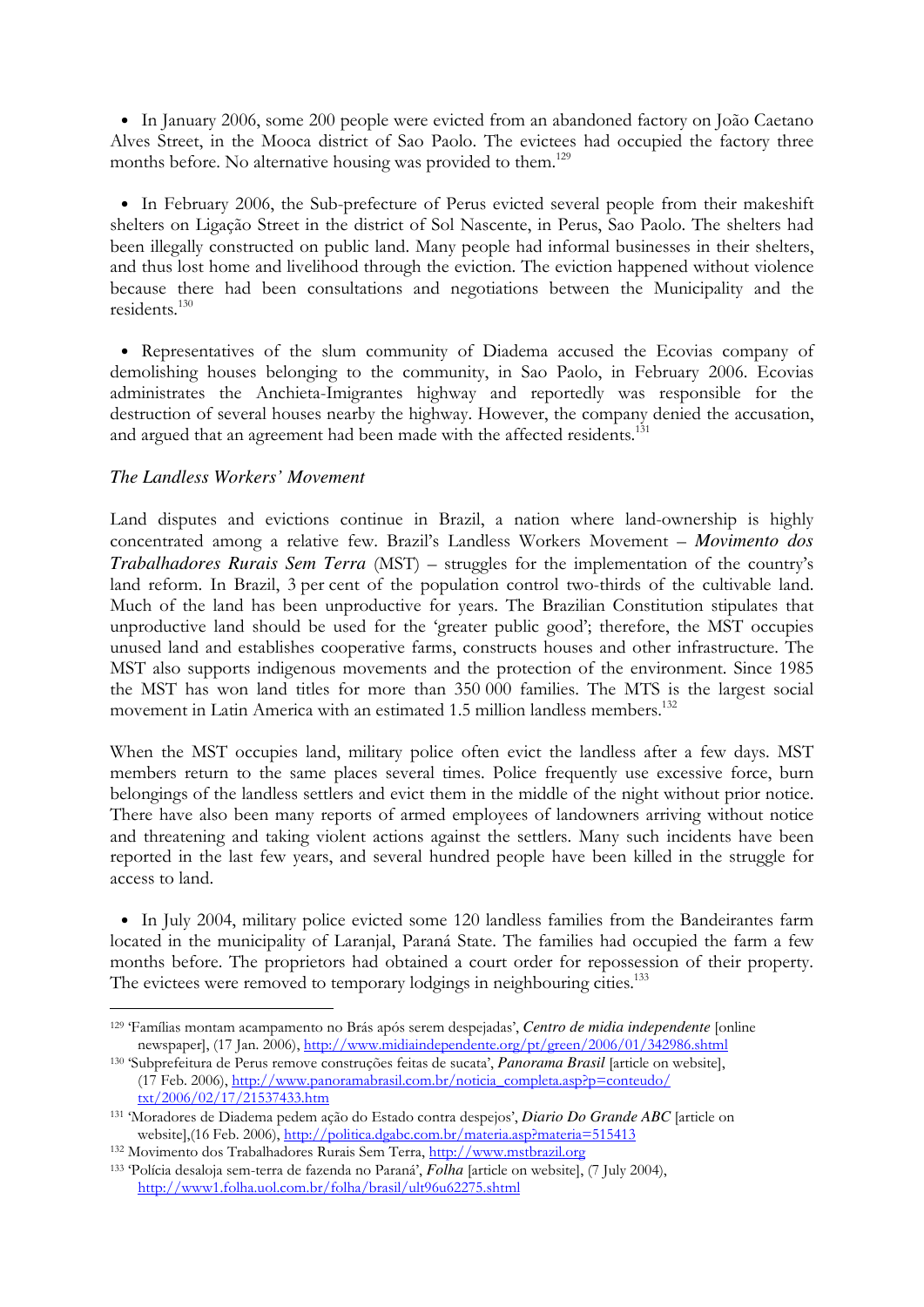- In January 2006, some 200 people were evicted from an abandoned factory on João Caetano Alves Street, in the Mooca district of Sao Paolo. The evictees had occupied the factory three months before. No alternative housing was provided to them.[129]

- In February 2006, the Sub-prefecture of Perus evicted several people from their makeshift shelters on Ligação Street in the district of Sol Nascente, in Perus, Sao Paolo. The shelters had been illegally constructed on public land. Many people had informal businesses in their shelters, and thus lost home and livelihood through the eviction. The eviction happened without violence because there had been consultations and negotiations between the Municipality and the residents.[130]

- Representatives of the slum community of Diadema accused the Ecovias company of demolishing houses belonging to the community, in Sao Paolo, in February 2006. Ecovias administrates the Anchieta-Imigrantes highway and reportedly was responsible for the destruction of several houses nearby the highway. However, the company denied the accusation, and argued that an agreement had been made with the affected residents.[131]

### *The Landless Workers' Movement*

Land disputes and evictions continue in Brazil, a nation where land-ownership is highly concentrated among a relative few. Brazil's Landless Workers Movement – ***Movimento dos Trabalhadores Rurais Sem Terra*** (MST) – struggles for the implementation of the country's land reform. In Brazil, 3 per cent of the population control two-thirds of the cultivable land. Much of the land has been unproductive for years. The Brazilian Constitution stipulates that unproductive land should be used for the 'greater public good'; therefore, the MST occupies unused land and establishes cooperative farms, constructs houses and other infrastructure. The MST also supports indigenous movements and the protection of the environment. Since 1985 the MST has won land titles for more than 350 000 families. The MTS is the largest social movement in Latin America with an estimated 1.5 million landless members.[132]

When the MST occupies land, military police often evict the landless after a few days. MST members return to the same places several times. Police frequently use excessive force, burn belongings of the landless settlers and evict them in the middle of the night without prior notice. There have also been many reports of armed employees of landowners arriving without notice and threatening and taking violent actions against the settlers. Many such incidents have been reported in the last few years, and several hundred people have been killed in the struggle for access to land.

- In July 2004, military police evicted some 120 landless families from the Bandeirantes farm located in the municipality of Laranjal, Paraná State. The families had occupied the farm a few months before. The proprietors had obtained a court order for repossession of their property. The evictees were removed to temporary lodgings in neighbouring cities.[133]

---

[129] 'Famílias montam acampamento no Brás após serem despejadas', *Centro de midia independente* [online newspaper], (17 Jan. 2006), http://www.midiaindependente.org/pt/green/2006/01/342986.shtml

[130] 'Subprefeitura de Perus remove construções feitas de sucata', *Panorama Brasil* [article on website], (17 Feb. 2006), http://www.panoramabrasil.com.br/noticia_completa.asp?p=conteudo/txt/2006/02/17/21537433.htm

[131] 'Moradores de Diadema pedem ação do Estado contra despejos', *Diario Do Grande ABC* [article on website],(16 Feb. 2006), http://politica.dgabc.com.br/materia.asp?materia=515413

[132] Movimento dos Trabalhadores Rurais Sem Terra, http://www.mstbrazil.org

[133] 'Polícia desaloja sem-terra de fazenda no Paraná', *Folha* [article on website], (7 July 2004), http://www1.folha.uol.com.br/folha/brasil/ult96u62275.shtml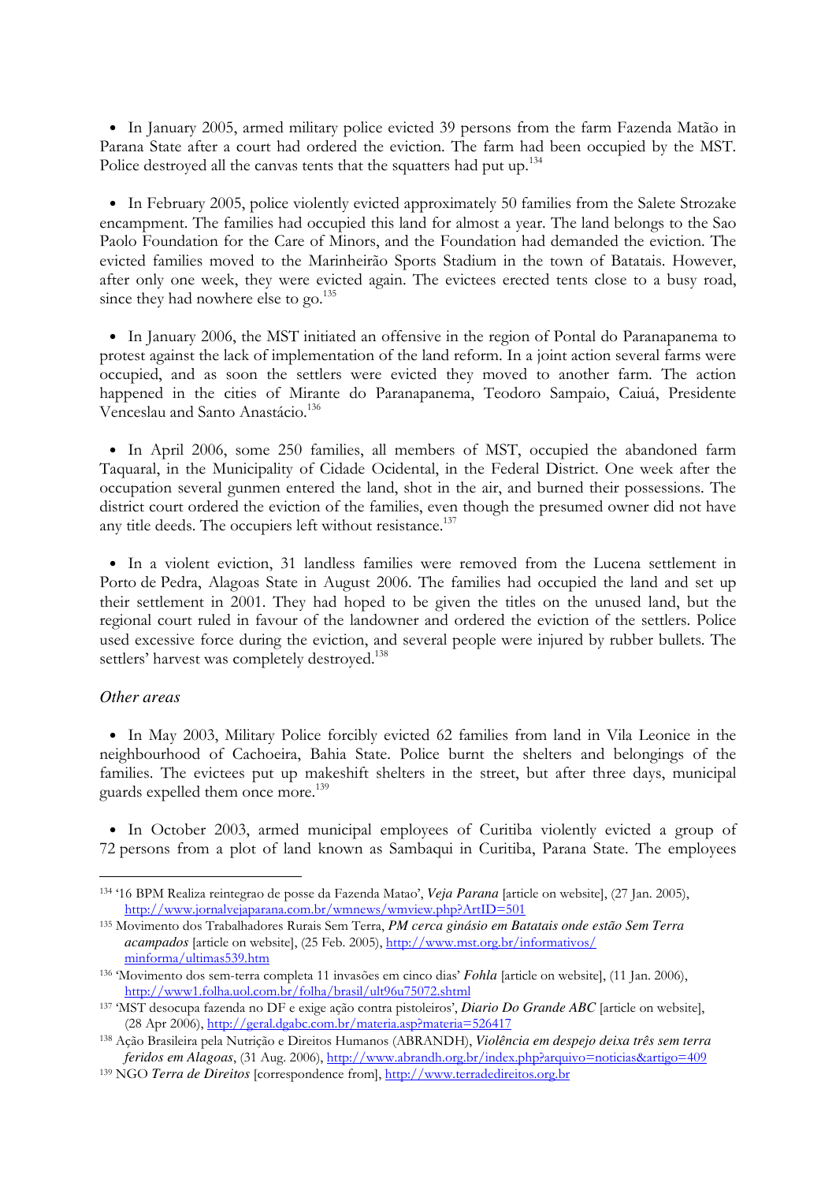- In January 2005, armed military police evicted 39 persons from the farm Fazenda Matão in Parana State after a court had ordered the eviction. The farm had been occupied by the MST. Police destroyed all the canvas tents that the squatters had put up.[134]

- In February 2005, police violently evicted approximately 50 families from the Salete Strozake encampment. The families had occupied this land for almost a year. The land belongs to the Sao Paolo Foundation for the Care of Minors, and the Foundation had demanded the eviction. The evicted families moved to the Marinheirão Sports Stadium in the town of Batatais. However, after only one week, they were evicted again. The evictees erected tents close to a busy road, since they had nowhere else to go.[135]

- In January 2006, the MST initiated an offensive in the region of Pontal do Paranapanema to protest against the lack of implementation of the land reform. In a joint action several farms were occupied, and as soon the settlers were evicted they moved to another farm. The action happened in the cities of Mirante do Paranapanema, Teodoro Sampaio, Caiuá, Presidente Venceslau and Santo Anastácio.[136]

- In April 2006, some 250 families, all members of MST, occupied the abandoned farm Taquaral, in the Municipality of Cidade Ocidental, in the Federal District. One week after the occupation several gunmen entered the land, shot in the air, and burned their possessions. The district court ordered the eviction of the families, even though the presumed owner did not have any title deeds. The occupiers left without resistance.[137]

- In a violent eviction, 31 landless families were removed from the Lucena settlement in Porto de Pedra, Alagoas State in August 2006. The families had occupied the land and set up their settlement in 2001. They had hoped to be given the titles on the unused land, but the regional court ruled in favour of the landowner and ordered the eviction of the settlers. Police used excessive force during the eviction, and several people were injured by rubber bullets. The settlers' harvest was completely destroyed.[138]

*Other areas*

- In May 2003, Military Police forcibly evicted 62 families from land in Vila Leonice in the neighbourhood of Cachoeira, Bahia State. Police burnt the shelters and belongings of the families. The evictees put up makeshift shelters in the street, but after three days, municipal guards expelled them once more.[139]

- In October 2003, armed municipal employees of Curitiba violently evicted a group of 72 persons from a plot of land known as Sambaqui in Curitiba, Parana State. The employees

---

[134] '16 BPM Realiza reintegrao de posse da Fazenda Matao', *Veja Parana* [article on website], (27 Jan. 2005), http://www.jornalvejaparana.com.br/wmnews/wmview.php?ArtID=501

[135] Movimento dos Trabalhadores Rurais Sem Terra, *PM cerca ginásio em Batatais onde estão Sem Terra acampados* [article on website], (25 Feb. 2005), http://www.mst.org.br/informativos/minforma/ultimas539.htm

[136] 'Movimento dos sem-terra completa 11 invasões em cinco dias' *Fohla* [article on website], (11 Jan. 2006), http://www1.folha.uol.com.br/folha/brasil/ult96u75072.shtml

[137] 'MST desocupa fazenda no DF e exige ação contra pistoleiros', *Diario Do Grande ABC* [article on website], (28 Apr 2006), http://geral.dgabc.com.br/materia.asp?materia=526417

[138] Ação Brasileira pela Nutrição e Direitos Humanos (ABRANDH), *Violência em despejo deixa três sem terra feridos em Alagoas*, (31 Aug. 2006), http://www.abrandh.org.br/index.php?arquivo=noticias&artigo=409

[139] NGO *Terra de Direitos* [correspondence from], http://www.terradedireitos.org.br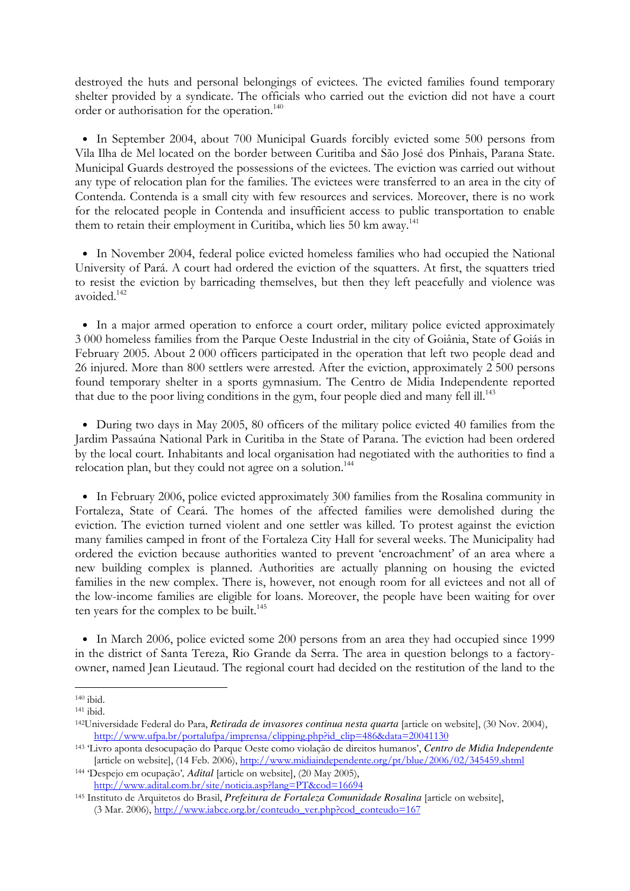destroyed the huts and personal belongings of evictees. The evicted families found temporary shelter provided by a syndicate. The officials who carried out the eviction did not have a court order or authorisation for the operation.[140]

- In September 2004, about 700 Municipal Guards forcibly evicted some 500 persons from Vila Ilha de Mel located on the border between Curitiba and São José dos Pinhais, Parana State. Municipal Guards destroyed the possessions of the evictees. The eviction was carried out without any type of relocation plan for the families. The evictees were transferred to an area in the city of Contenda. Contenda is a small city with few resources and services. Moreover, there is no work for the relocated people in Contenda and insufficient access to public transportation to enable them to retain their employment in Curitiba, which lies 50 km away.[141]

- In November 2004, federal police evicted homeless families who had occupied the National University of Pará. A court had ordered the eviction of the squatters. At first, the squatters tried to resist the eviction by barricading themselves, but then they left peacefully and violence was avoided.[142]

- In a major armed operation to enforce a court order, military police evicted approximately 3 000 homeless families from the Parque Oeste Industrial in the city of Goiânia, State of Goiás in February 2005. About 2 000 officers participated in the operation that left two people dead and 26 injured. More than 800 settlers were arrested. After the eviction, approximately 2 500 persons found temporary shelter in a sports gymnasium. The Centro de Midia Independente reported that due to the poor living conditions in the gym, four people died and many fell ill.[143]

- During two days in May 2005, 80 officers of the military police evicted 40 families from the Jardim Passaúna National Park in Curitiba in the State of Parana. The eviction had been ordered by the local court. Inhabitants and local organisation had negotiated with the authorities to find a relocation plan, but they could not agree on a solution.[144]

- In February 2006, police evicted approximately 300 families from the Rosalina community in Fortaleza, State of Ceará. The homes of the affected families were demolished during the eviction. The eviction turned violent and one settler was killed. To protest against the eviction many families camped in front of the Fortaleza City Hall for several weeks. The Municipality had ordered the eviction because authorities wanted to prevent 'encroachment' of an area where a new building complex is planned. Authorities are actually planning on housing the evicted families in the new complex. There is, however, not enough room for all evictees and not all of the low-income families are eligible for loans. Moreover, the people have been waiting for over ten years for the complex to be built.[145]

- In March 2006, police evicted some 200 persons from an area they had occupied since 1999 in the district of Santa Tereza, Rio Grande da Serra. The area in question belongs to a factory-owner, named Jean Lieutaud. The regional court had decided on the restitution of the land to the

---

[140] ibid.

[141] ibid.

[142] Universidade Federal do Para, *Retirada de invasores continua nesta quarta* [article on website], (30 Nov. 2004), http://www.ufpa.br/portalufpa/imprensa/clipping.php?id_clip=486&data=20041130

[143] 'Livro aponta desocupação do Parque Oeste como violação de direitos humanos', *Centro de Midia Independente* [article on website], (14 Feb. 2006), http://www.midiaindependente.org/pt/blue/2006/02/345459.shtml

[144] 'Despejo em ocupação', *Adital* [article on website], (20 May 2005), http://www.adital.com.br/site/noticia.asp?lang=PT&cod=16694

[145] Instituto de Arquitetos do Brasil, *Prefeitura de Fortaleza Comunidade Rosalina* [article on website], (3 Mar. 2006), http://www.iabce.org.br/conteudo_ver.php?cod_conteudo=167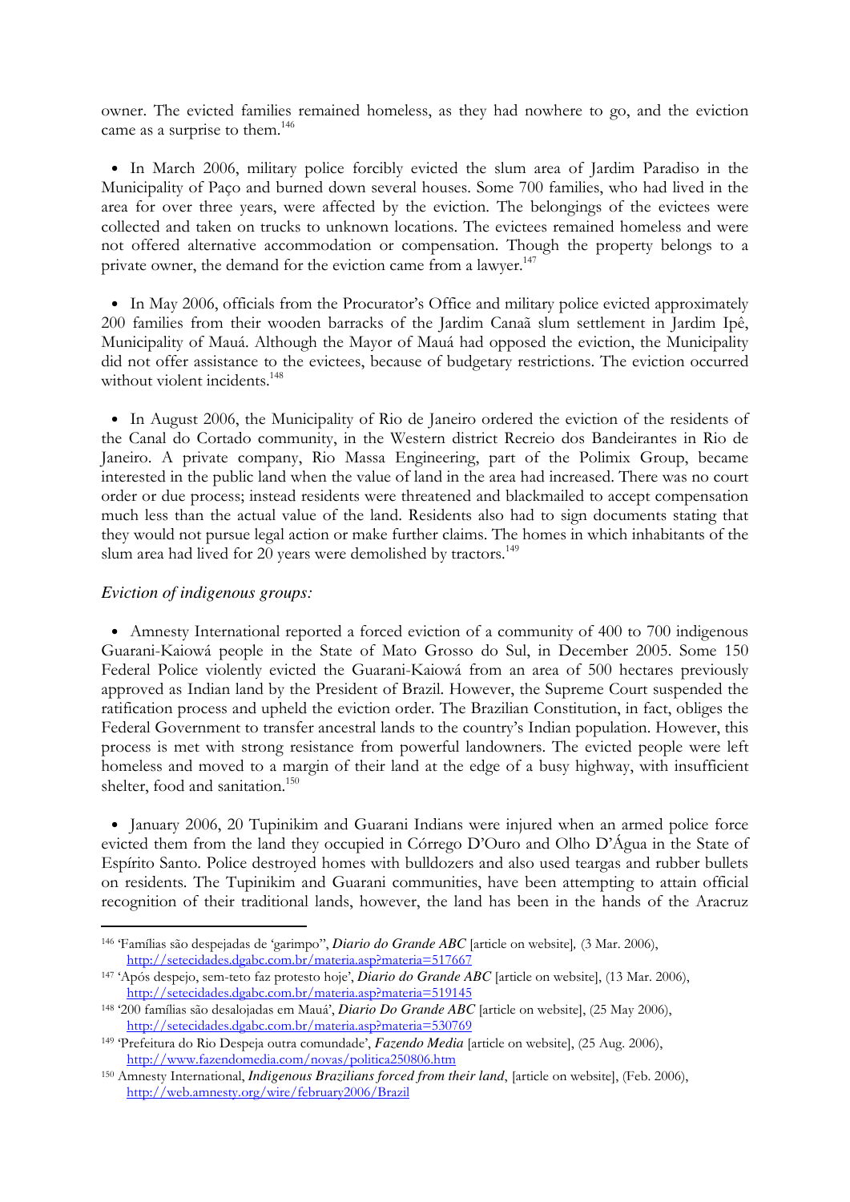owner. The evicted families remained homeless, as they had nowhere to go, and the eviction came as a surprise to them.[146]

- In March 2006, military police forcibly evicted the slum area of Jardim Paradiso in the Municipality of Paço and burned down several houses. Some 700 families, who had lived in the area for over three years, were affected by the eviction. The belongings of the evictees were collected and taken on trucks to unknown locations. The evictees remained homeless and were not offered alternative accommodation or compensation. Though the property belongs to a private owner, the demand for the eviction came from a lawyer.[147]

- In May 2006, officials from the Procurator's Office and military police evicted approximately 200 families from their wooden barracks of the Jardim Canaã slum settlement in Jardim Ipê, Municipality of Mauá. Although the Mayor of Mauá had opposed the eviction, the Municipality did not offer assistance to the evictees, because of budgetary restrictions. The eviction occurred without violent incidents.[148]

- In August 2006, the Municipality of Rio de Janeiro ordered the eviction of the residents of the Canal do Cortado community, in the Western district Recreio dos Bandeirantes in Rio de Janeiro. A private company, Rio Massa Engineering, part of the Polimix Group, became interested in the public land when the value of land in the area had increased. There was no court order or due process; instead residents were threatened and blackmailed to accept compensation much less than the actual value of the land. Residents also had to sign documents stating that they would not pursue legal action or make further claims. The homes in which inhabitants of the slum area had lived for 20 years were demolished by tractors.[149]

*Eviction of indigenous groups:*

- Amnesty International reported a forced eviction of a community of 400 to 700 indigenous Guarani-Kaiowá people in the State of Mato Grosso do Sul, in December 2005. Some 150 Federal Police violently evicted the Guarani-Kaiowá from an area of 500 hectares previously approved as Indian land by the President of Brazil. However, the Supreme Court suspended the ratification process and upheld the eviction order. The Brazilian Constitution, in fact, obliges the Federal Government to transfer ancestral lands to the country's Indian population. However, this process is met with strong resistance from powerful landowners. The evicted people were left homeless and moved to a margin of their land at the edge of a busy highway, with insufficient shelter, food and sanitation.[150]

- January 2006, 20 Tupinikim and Guarani Indians were injured when an armed police force evicted them from the land they occupied in Córrego D'Ouro and Olho D'Água in the State of Espírito Santo. Police destroyed homes with bulldozers and also used teargas and rubber bullets on residents. The Tupinikim and Guarani communities, have been attempting to attain official recognition of their traditional lands, however, the land has been in the hands of the Aracruz

---

[146] 'Famílias são despejadas de 'garimpo'', *Diario do Grande ABC* [article on website], (3 Mar. 2006), http://setecidades.dgabc.com.br/materia.asp?materia=517667

[147] 'Após despejo, sem-teto faz protesto hoje', *Diario do Grande ABC* [article on website], (13 Mar. 2006), http://setecidades.dgabc.com.br/materia.asp?materia=519145

[148] '200 famílias são desalojadas em Mauá', *Diario Do Grande ABC* [article on website], (25 May 2006), http://setecidades.dgabc.com.br/materia.asp?materia=530769

[149] 'Prefeitura do Rio Despeja outra comundade', *Fazendo Media* [article on website], (25 Aug. 2006), http://www.fazendomedia.com/novas/politica250806.htm

[150] Amnesty International, *Indigenous Brazilians forced from their land*, [article on website], (Feb. 2006), http://web.amnesty.org/wire/february2006/Brazil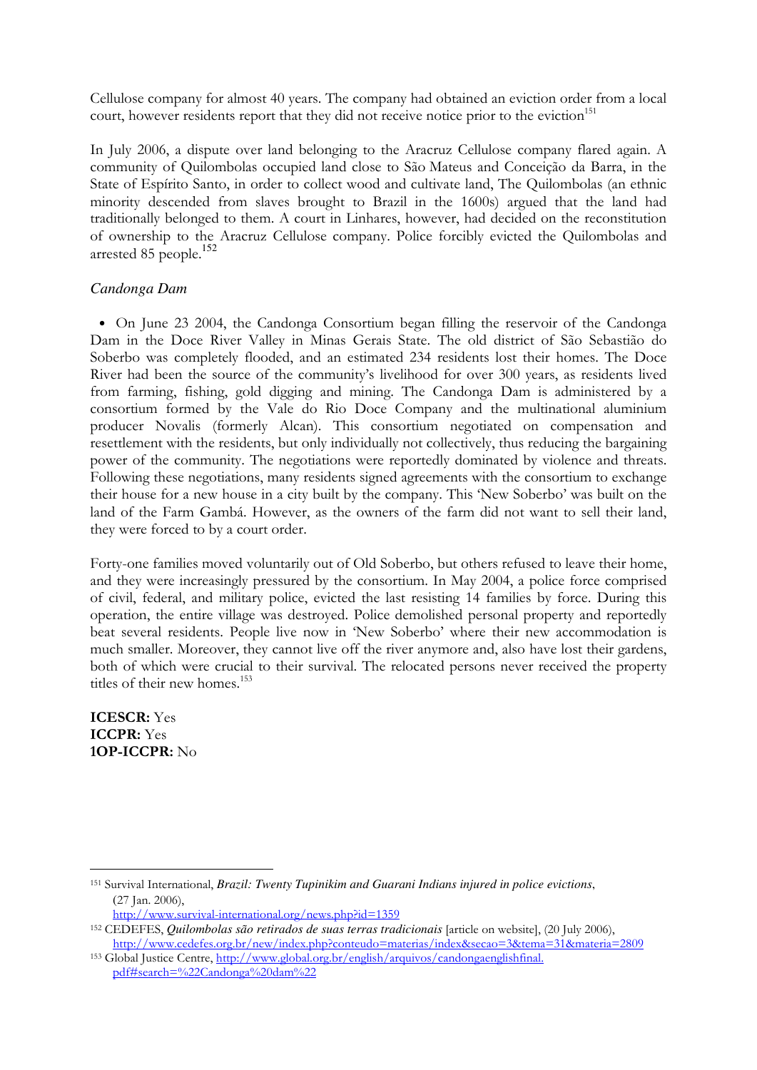Cellulose company for almost 40 years. The company had obtained an eviction order from a local court, however residents report that they did not receive notice prior to the eviction[151]

In July 2006, a dispute over land belonging to the Aracruz Cellulose company flared again. A community of Quilombolas occupied land close to São Mateus and Conceição da Barra, in the State of Espírito Santo, in order to collect wood and cultivate land, The Quilombolas (an ethnic minority descended from slaves brought to Brazil in the 1600s) argued that the land had traditionally belonged to them. A court in Linhares, however, had decided on the reconstitution of ownership to the Aracruz Cellulose company. Police forcibly evicted the Quilombolas and arrested 85 people.[152]

*Candonga Dam*

- On June 23 2004, the Candonga Consortium began filling the reservoir of the Candonga Dam in the Doce River Valley in Minas Gerais State. The old district of São Sebastião do Soberbo was completely flooded, and an estimated 234 residents lost their homes. The Doce River had been the source of the community's livelihood for over 300 years, as residents lived from farming, fishing, gold digging and mining. The Candonga Dam is administered by a consortium formed by the Vale do Rio Doce Company and the multinational aluminium producer Novalis (formerly Alcan). This consortium negotiated on compensation and resettlement with the residents, but only individually not collectively, thus reducing the bargaining power of the community. The negotiations were reportedly dominated by violence and threats. Following these negotiations, many residents signed agreements with the consortium to exchange their house for a new house in a city built by the company. This 'New Soberbo' was built on the land of the Farm Gambá. However, as the owners of the farm did not want to sell their land, they were forced to by a court order.

Forty-one families moved voluntarily out of Old Soberbo, but others refused to leave their home, and they were increasingly pressured by the consortium. In May 2004, a police force comprised of civil, federal, and military police, evicted the last resisting 14 families by force. During this operation, the entire village was destroyed. Police demolished personal property and reportedly beat several residents. People live now in 'New Soberbo' where their new accommodation is much smaller. Moreover, they cannot live off the river anymore and, also have lost their gardens, both of which were crucial to their survival. The relocated persons never received the property titles of their new homes.[153]

**ICESCR:** Yes
**ICCPR:** Yes
**1OP-ICCPR:** No

---

[151] Survival International, ***Brazil: Twenty Tupinikim and Guarani Indians injured in police evictions***, (27 Jan. 2006), http://www.survival-international.org/news.php?id=1359

[152] CEDEFES, ***Quilombolas são retirados de suas terras tradicionais*** [article on website], (20 July 2006), http://www.cedefes.org.br/new/index.php?conteudo=materias/index&secao=3&tema=31&materia=2809

[153] Global Justice Centre, http://www.global.org.br/english/arquivos/candongaenglishfinal.pdf#search=%22Candonga%20dam%22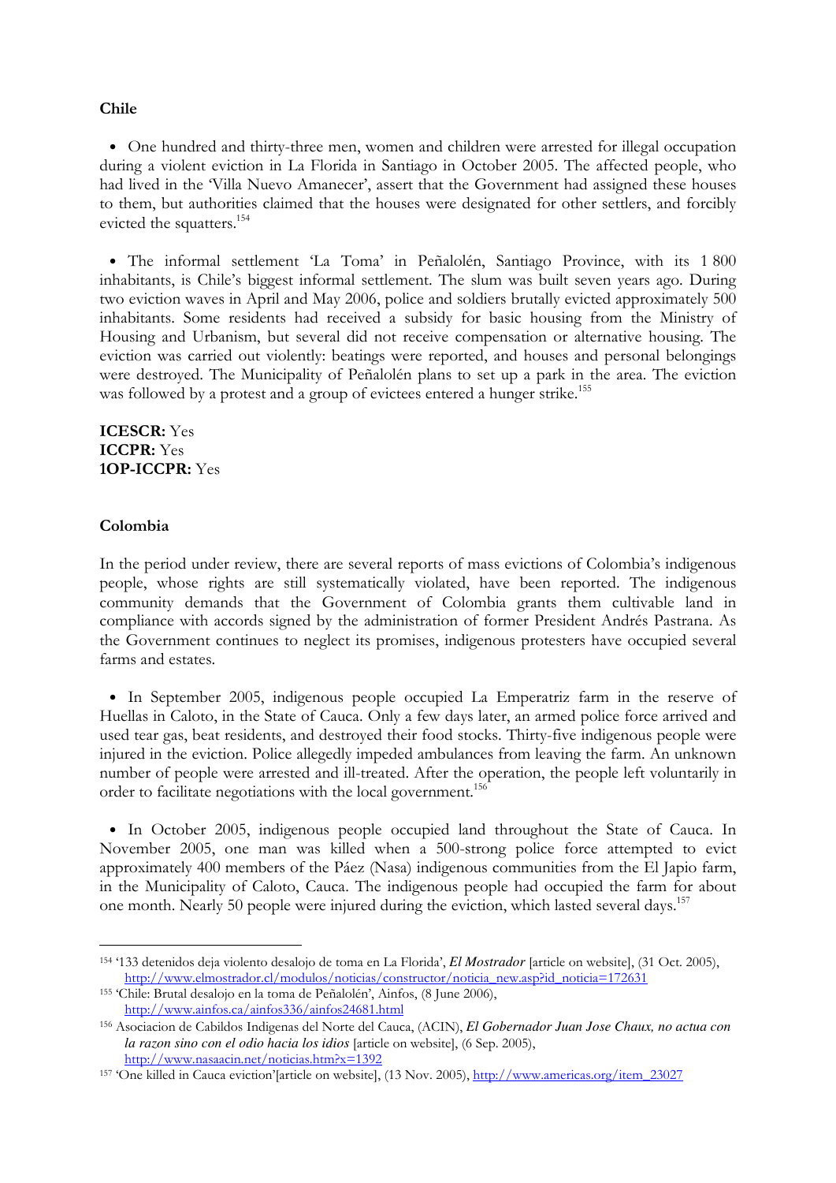### Chile

- One hundred and thirty-three men, women and children were arrested for illegal occupation during a violent eviction in La Florida in Santiago in October 2005. The affected people, who had lived in the 'Villa Nuevo Amanecer', assert that the Government had assigned these houses to them, but authorities claimed that the houses were designated for other settlers, and forcibly evicted the squatters.[154]

- The informal settlement 'La Toma' in Peñalolén, Santiago Province, with its 1 800 inhabitants, is Chile's biggest informal settlement. The slum was built seven years ago. During two eviction waves in April and May 2006, police and soldiers brutally evicted approximately 500 inhabitants. Some residents had received a subsidy for basic housing from the Ministry of Housing and Urbanism, but several did not receive compensation or alternative housing. The eviction was carried out violently: beatings were reported, and houses and personal belongings were destroyed. The Municipality of Peñalolén plans to set up a park in the area. The eviction was followed by a protest and a group of evictees entered a hunger strike.[155]

**ICESCR:** Yes
**ICCPR:** Yes
**1OP-ICCPR:** Yes

### Colombia

In the period under review, there are several reports of mass evictions of Colombia's indigenous people, whose rights are still systematically violated, have been reported. The indigenous community demands that the Government of Colombia grants them cultivable land in compliance with accords signed by the administration of former President Andrés Pastrana. As the Government continues to neglect its promises, indigenous protesters have occupied several farms and estates.

- In September 2005, indigenous people occupied La Emperatriz farm in the reserve of Huellas in Caloto, in the State of Cauca. Only a few days later, an armed police force arrived and used tear gas, beat residents, and destroyed their food stocks. Thirty-five indigenous people were injured in the eviction. Police allegedly impeded ambulances from leaving the farm. An unknown number of people were arrested and ill-treated. After the operation, the people left voluntarily in order to facilitate negotiations with the local government.[156]

- In October 2005, indigenous people occupied land throughout the State of Cauca. In November 2005, one man was killed when a 500-strong police force attempted to evict approximately 400 members of the Páez (Nasa) indigenous communities from the El Japio farm, in the Municipality of Caloto, Cauca. The indigenous people had occupied the farm for about one month. Nearly 50 people were injured during the eviction, which lasted several days.[157]

---

[154] '133 detenidos deja violento desalojo de toma en La Florida', *El Mostrador* [article on website], (31 Oct. 2005), http://www.elmostrador.cl/modulos/noticias/constructor/noticia_new.asp?id_noticia=172631

[155] 'Chile: Brutal desalojo en la toma de Peñalolén', Ainfos, (8 June 2006), http://www.ainfos.ca/ainfos336/ainfos24681.html

[156] Asociacion de Cabildos Indigenas del Norte del Cauca, (ACIN), *El Gobernador Juan Jose Chaux, no actua con la razon sino con el odio hacia los idios* [article on website], (6 Sep. 2005), http://www.nasaacin.net/noticias.htm?x=1392

[157] 'One killed in Cauca eviction'[article on website], (13 Nov. 2005), http://www.americas.org/item_23027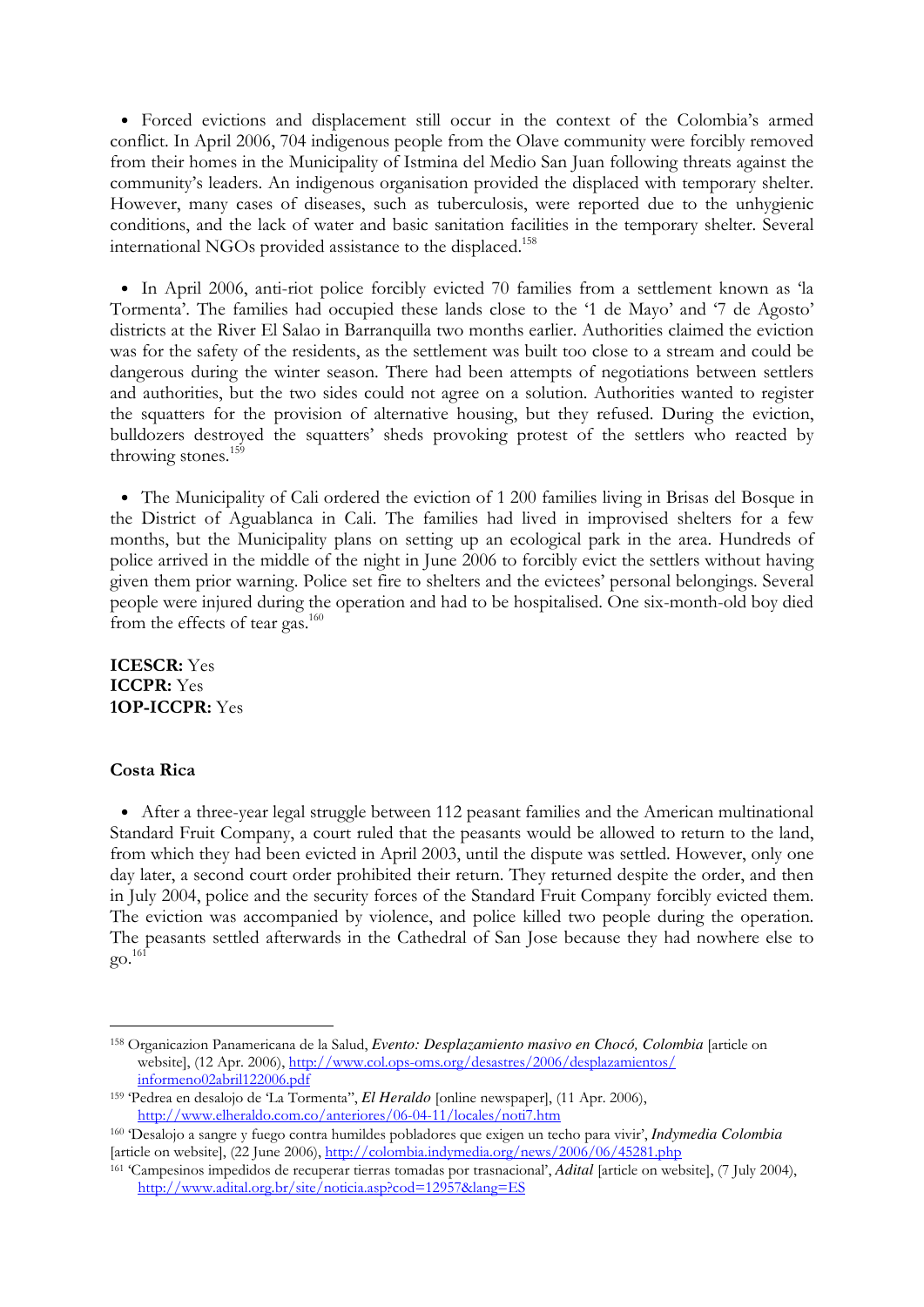- Forced evictions and displacement still occur in the context of the Colombia's armed conflict. In April 2006, 704 indigenous people from the Olave community were forcibly removed from their homes in the Municipality of Istmina del Medio San Juan following threats against the community's leaders. An indigenous organisation provided the displaced with temporary shelter. However, many cases of diseases, such as tuberculosis, were reported due to the unhygienic conditions, and the lack of water and basic sanitation facilities in the temporary shelter. Several international NGOs provided assistance to the displaced.[158]

- In April 2006, anti-riot police forcibly evicted 70 families from a settlement known as 'la Tormenta'. The families had occupied these lands close to the '1 de Mayo' and '7 de Agosto' districts at the River El Salao in Barranquilla two months earlier. Authorities claimed the eviction was for the safety of the residents, as the settlement was built too close to a stream and could be dangerous during the winter season. There had been attempts of negotiations between settlers and authorities, but the two sides could not agree on a solution. Authorities wanted to register the squatters for the provision of alternative housing, but they refused. During the eviction, bulldozers destroyed the squatters' sheds provoking protest of the settlers who reacted by throwing stones.[159]

- The Municipality of Cali ordered the eviction of 1 200 families living in Brisas del Bosque in the District of Aguablanca in Cali. The families had lived in improvised shelters for a few months, but the Municipality plans on setting up an ecological park in the area. Hundreds of police arrived in the middle of the night in June 2006 to forcibly evict the settlers without having given them prior warning. Police set fire to shelters and the evictees' personal belongings. Several people were injured during the operation and had to be hospitalised. One six-month-old boy died from the effects of tear gas.[160]

**ICESCR:** Yes
**ICCPR:** Yes
**1OP-ICCPR:** Yes

### Costa Rica

- After a three-year legal struggle between 112 peasant families and the American multinational Standard Fruit Company, a court ruled that the peasants would be allowed to return to the land, from which they had been evicted in April 2003, until the dispute was settled. However, only one day later, a second court order prohibited their return. They returned despite the order, and then in July 2004, police and the security forces of the Standard Fruit Company forcibly evicted them. The eviction was accompanied by violence, and police killed two people during the operation. The peasants settled afterwards in the Cathedral of San Jose because they had nowhere else to go.[161]

---

[158] Organicazion Panamericana de la Salud, ***Evento: Desplazamiento masivo en Chocó, Colombia*** [article on website], (12 Apr. 2006), http://www.col.ops-oms.org/desastres/2006/desplazamientos/informeno02abril122006.pdf

[159] 'Pedrea en desalojo de 'La Tormenta'', ***El Heraldo*** [online newspaper], (11 Apr. 2006), http://www.elheraldo.com.co/anteriores/06-04-11/locales/noti7.htm

[160] 'Desalojo a sangre y fuego contra humildes pobladores que exigen un techo para vivir', ***Indymedia Colombia*** [article on website], (22 June 2006), http://colombia.indymedia.org/news/2006/06/45281.php

[161] 'Campesinos impedidos de recuperar tierras tomadas por trasnacional', ***Adital*** [article on website], (7 July 2004), http://www.adital.org.br/site/noticia.asp?cod=12957&lang=ES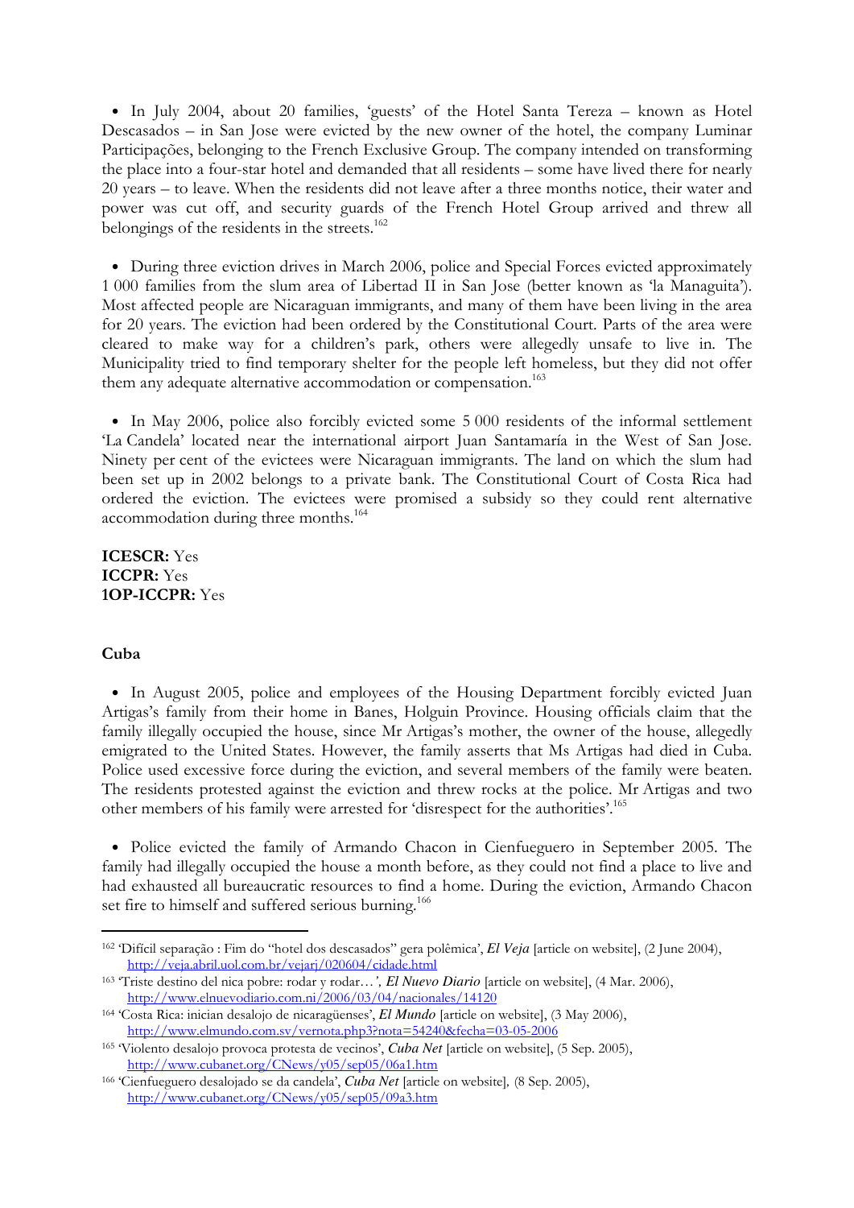- In July 2004, about 20 families, 'guests' of the Hotel Santa Tereza – known as Hotel Descasados – in San Jose were evicted by the new owner of the hotel, the company Luminar Participações, belonging to the French Exclusive Group. The company intended on transforming the place into a four-star hotel and demanded that all residents – some have lived there for nearly 20 years – to leave. When the residents did not leave after a three months notice, their water and power was cut off, and security guards of the French Hotel Group arrived and threw all belongings of the residents in the streets.[162]

- During three eviction drives in March 2006, police and Special Forces evicted approximately 1 000 families from the slum area of Libertad II in San Jose (better known as 'la Managuita'). Most affected people are Nicaraguan immigrants, and many of them have been living in the area for 20 years. The eviction had been ordered by the Constitutional Court. Parts of the area were cleared to make way for a children's park, others were allegedly unsafe to live in. The Municipality tried to find temporary shelter for the people left homeless, but they did not offer them any adequate alternative accommodation or compensation.[163]

- In May 2006, police also forcibly evicted some 5 000 residents of the informal settlement 'La Candela' located near the international airport Juan Santamaría in the West of San Jose. Ninety per cent of the evictees were Nicaraguan immigrants. The land on which the slum had been set up in 2002 belongs to a private bank. The Constitutional Court of Costa Rica had ordered the eviction. The evictees were promised a subsidy so they could rent alternative accommodation during three months.[164]

**ICESCR:** Yes
**ICCPR:** Yes
**1OP-ICCPR:** Yes

### Cuba

- In August 2005, police and employees of the Housing Department forcibly evicted Juan Artigas's family from their home in Banes, Holguin Province. Housing officials claim that the family illegally occupied the house, since Mr Artigas's mother, the owner of the house, allegedly emigrated to the United States. However, the family asserts that Ms Artigas had died in Cuba. Police used excessive force during the eviction, and several members of the family were beaten. The residents protested against the eviction and threw rocks at the police. Mr Artigas and two other members of his family were arrested for 'disrespect for the authorities'.[165]

- Police evicted the family of Armando Chacon in Cienfueguero in September 2005. The family had illegally occupied the house a month before, as they could not find a place to live and had exhausted all bureaucratic resources to find a home. During the eviction, Armando Chacon set fire to himself and suffered serious burning.[166]

---

[162] 'Difícil separação : Fim do "hotel dos descasados" gera polêmica', *El Veja* [article on website], (2 June 2004), http://veja.abril.uol.com.br/vejarj/020604/cidade.html

[163] 'Triste destino del nica pobre: rodar y rodar…', *El Nuevo Diario* [article on website], (4 Mar. 2006), http://www.elnuevodiario.com.ni/2006/03/04/nacionales/14120

[164] 'Costa Rica: inician desalojo de nicaragüenses', *El Mundo* [article on website], (3 May 2006), http://www.elmundo.com.sv/vernota.php3?nota=54240&fecha=03-05-2006

[165] 'Violento desalojo provoca protesta de vecinos', *Cuba Net* [article on website], (5 Sep. 2005), http://www.cubanet.org/CNews/y05/sep05/06a1.htm

[166] 'Cienfueguero desalojado se da candela', *Cuba Net* [article on website], (8 Sep. 2005), http://www.cubanet.org/CNews/y05/sep05/09a3.htm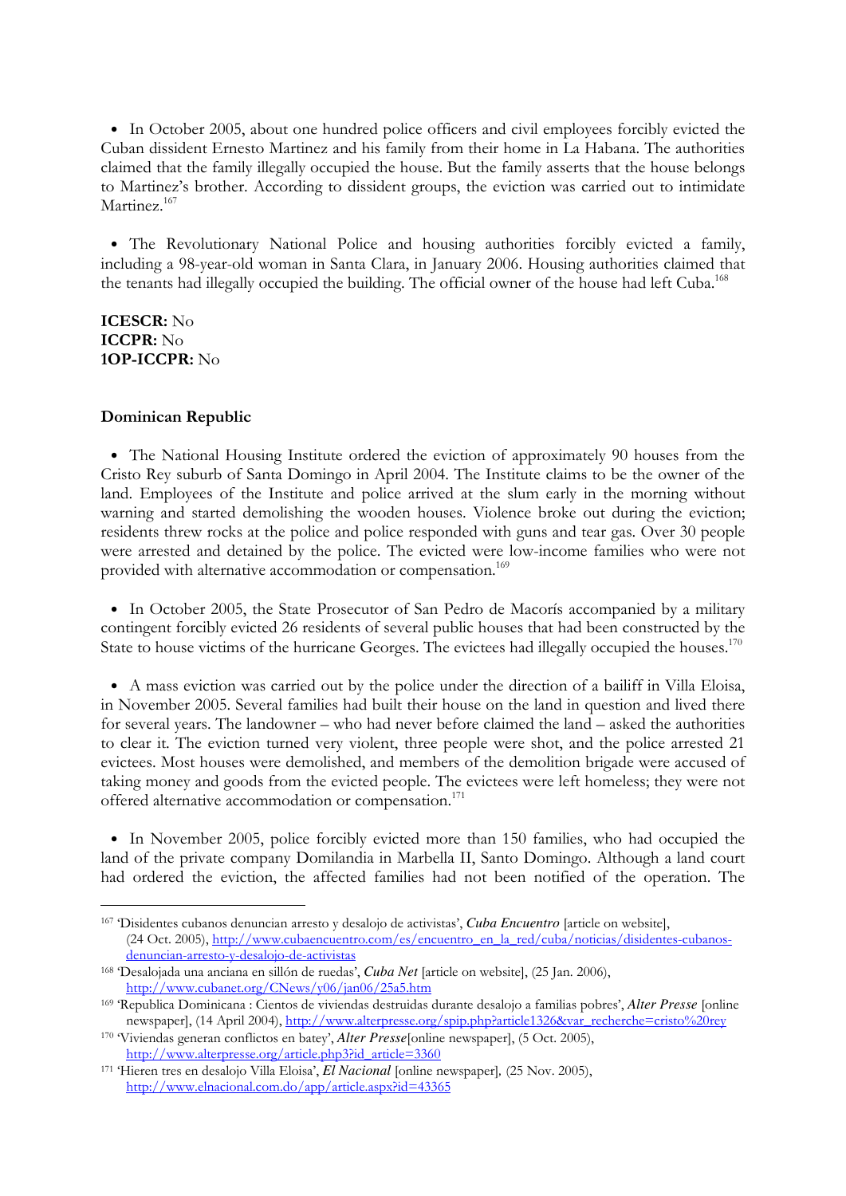- In October 2005, about one hundred police officers and civil employees forcibly evicted the Cuban dissident Ernesto Martinez and his family from their home in La Habana. The authorities claimed that the family illegally occupied the house. But the family asserts that the house belongs to Martinez's brother. According to dissident groups, the eviction was carried out to intimidate Martinez.[167]

- The Revolutionary National Police and housing authorities forcibly evicted a family, including a 98-year-old woman in Santa Clara, in January 2006. Housing authorities claimed that the tenants had illegally occupied the building. The official owner of the house had left Cuba.[168]

**ICESCR:** No
**ICCPR:** No
**1OP-ICCPR:** No

### Dominican Republic

- The National Housing Institute ordered the eviction of approximately 90 houses from the Cristo Rey suburb of Santa Domingo in April 2004. The Institute claims to be the owner of the land. Employees of the Institute and police arrived at the slum early in the morning without warning and started demolishing the wooden houses. Violence broke out during the eviction; residents threw rocks at the police and police responded with guns and tear gas. Over 30 people were arrested and detained by the police. The evicted were low-income families who were not provided with alternative accommodation or compensation.[169]

- In October 2005, the State Prosecutor of San Pedro de Macorís accompanied by a military contingent forcibly evicted 26 residents of several public houses that had been constructed by the State to house victims of the hurricane Georges. The evictees had illegally occupied the houses.[170]

- A mass eviction was carried out by the police under the direction of a bailiff in Villa Eloisa, in November 2005. Several families had built their house on the land in question and lived there for several years. The landowner – who had never before claimed the land – asked the authorities to clear it. The eviction turned very violent, three people were shot, and the police arrested 21 evictees. Most houses were demolished, and members of the demolition brigade were accused of taking money and goods from the evicted people. The evictees were left homeless; they were not offered alternative accommodation or compensation.[171]

- In November 2005, police forcibly evicted more than 150 families, who had occupied the land of the private company Domilandia in Marbella II, Santo Domingo. Although a land court had ordered the eviction, the affected families had not been notified of the operation. The

---

[167] 'Disidentes cubanos denuncian arresto y desalojo de activistas', ***Cuba Encuentro*** [article on website], (24 Oct. 2005), http://www.cubaencuentro.com/es/encuentro_en_la_red/cuba/noticias/disidentes-cubanos-denuncian-arresto-y-desalojo-de-activistas

[168] 'Desalojada una anciana en sillón de ruedas', ***Cuba Net*** [article on website], (25 Jan. 2006), http://www.cubanet.org/CNews/y06/jan06/25a5.htm

[169] 'Republica Dominicana : Cientos de viviendas destruidas durante desalojo a familias pobres', ***Alter Presse*** [online newspaper], (14 April 2004), http://www.alterpresse.org/spip.php?article1326&var_recherche=cristo%20rey

[170] 'Viviendas generan conflictos en batey', ***Alter Presse***[online newspaper], (5 Oct. 2005), http://www.alterpresse.org/article.php3?id_article=3360

[171] 'Hieren tres en desalojo Villa Eloisa', ***El Nacional*** [online newspaper], (25 Nov. 2005), http://www.elnacional.com.do/app/article.aspx?id=43365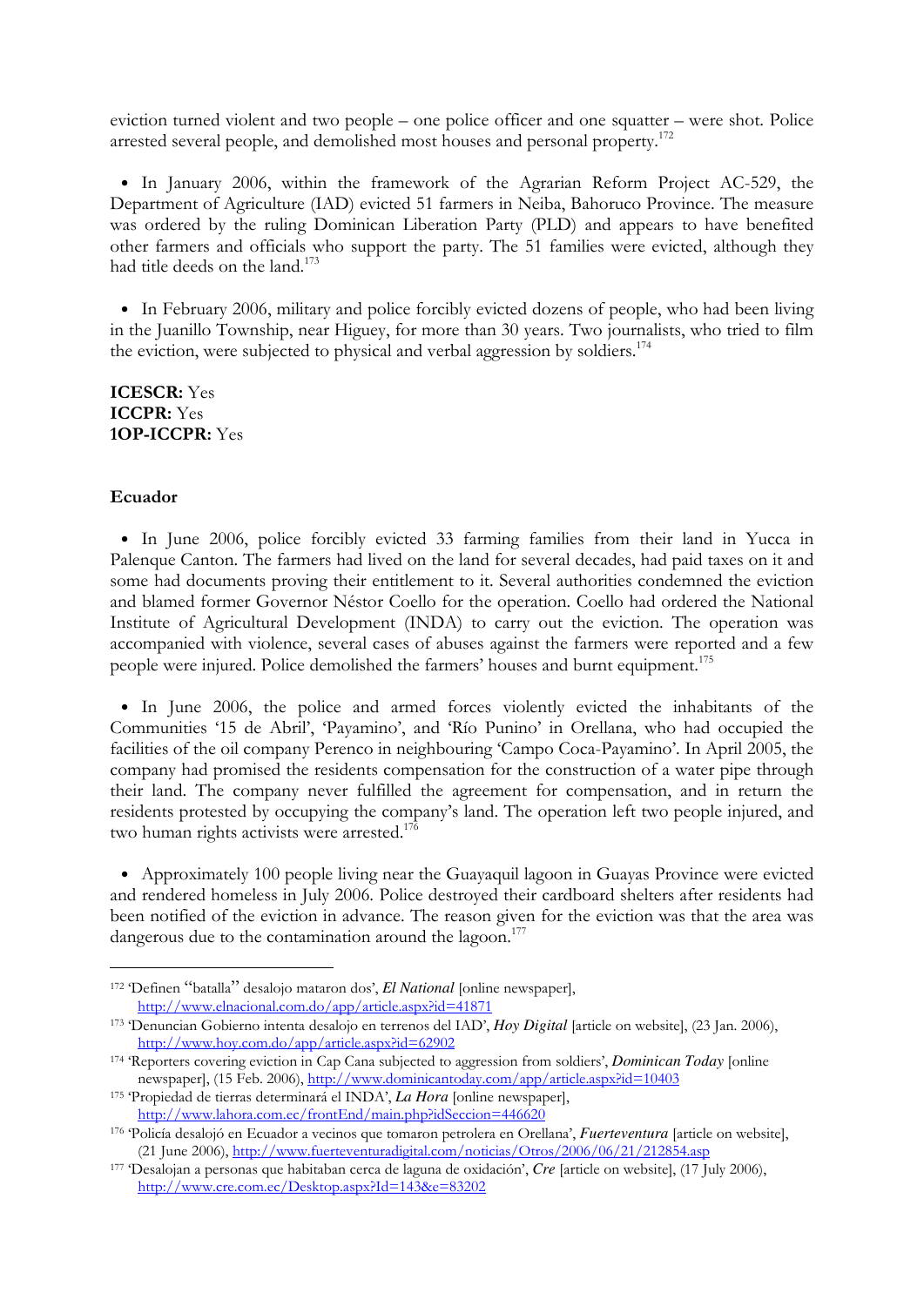eviction turned violent and two people – one police officer and one squatter – were shot. Police arrested several people, and demolished most houses and personal property.[172]

- In January 2006, within the framework of the Agrarian Reform Project AC-529, the Department of Agriculture (IAD) evicted 51 farmers in Neiba, Bahoruco Province. The measure was ordered by the ruling Dominican Liberation Party (PLD) and appears to have benefited other farmers and officials who support the party. The 51 families were evicted, although they had title deeds on the land.[173]

- In February 2006, military and police forcibly evicted dozens of people, who had been living in the Juanillo Township, near Higuey, for more than 30 years. Two journalists, who tried to film the eviction, were subjected to physical and verbal aggression by soldiers.[174]

**ICESCR:** Yes
**ICCPR:** Yes
**1OP-ICCPR:** Yes

### Ecuador

- In June 2006, police forcibly evicted 33 farming families from their land in Yucca in Palenque Canton. The farmers had lived on the land for several decades, had paid taxes on it and some had documents proving their entitlement to it. Several authorities condemned the eviction and blamed former Governor Néstor Coello for the operation. Coello had ordered the National Institute of Agricultural Development (INDA) to carry out the eviction. The operation was accompanied with violence, several cases of abuses against the farmers were reported and a few people were injured. Police demolished the farmers' houses and burnt equipment.[175]

- In June 2006, the police and armed forces violently evicted the inhabitants of the Communities '15 de Abril', 'Payamino', and 'Río Punino' in Orellana, who had occupied the facilities of the oil company Perenco in neighbouring 'Campo Coca-Payamino'. In April 2005, the company had promised the residents compensation for the construction of a water pipe through their land. The company never fulfilled the agreement for compensation, and in return the residents protested by occupying the company's land. The operation left two people injured, and two human rights activists were arrested.[176]

- Approximately 100 people living near the Guayaquil lagoon in Guayas Province were evicted and rendered homeless in July 2006. Police destroyed their cardboard shelters after residents had been notified of the eviction in advance. The reason given for the eviction was that the area was dangerous due to the contamination around the lagoon.[177]

---

[172] 'Definen "batalla" desalojo mataron dos', *El National* [online newspaper], http://www.elnacional.com.do/app/article.aspx?id=41871

[173] 'Denuncian Gobierno intenta desalojo en terrenos del IAD', *Hoy Digital* [article on website], (23 Jan. 2006), http://www.hoy.com.do/app/article.aspx?id=62902

[174] 'Reporters covering eviction in Cap Cana subjected to aggression from soldiers', *Dominican Today* [online newspaper], (15 Feb. 2006), http://www.dominicantoday.com/app/article.aspx?id=10403

[175] 'Propiedad de tierras determinará el INDA', *La Hora* [online newspaper], http://www.lahora.com.ec/frontEnd/main.php?idSeccion=446620

[176] 'Policía desalojó en Ecuador a vecinos que tomaron petrolera en Orellana', *Fuerteventura* [article on website], (21 June 2006), http://www.fuerteventuradigital.com/noticias/Otros/2006/06/21/212854.asp

[177] 'Desalojan a personas que habitaban cerca de laguna de oxidación', *Cre* [article on website], (17 July 2006), http://www.cre.com.ec/Desktop.aspx?Id=143&e=83202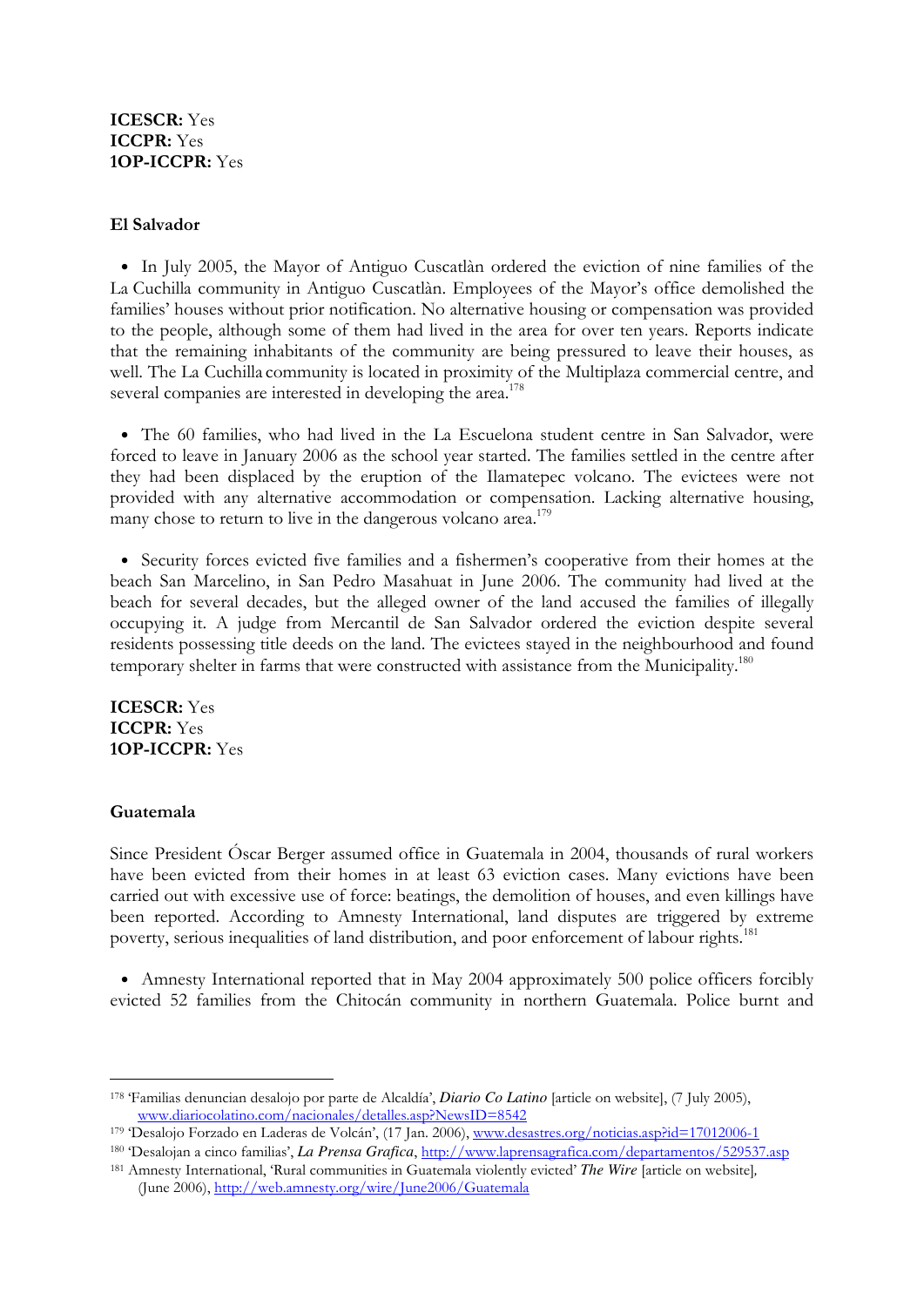**ICESCR:** Yes
**ICCPR:** Yes
**1OP-ICCPR:** Yes

### El Salvador

- In July 2005, the Mayor of Antiguo Cuscatlàn ordered the eviction of nine families of the La Cuchilla community in Antiguo Cuscatlàn. Employees of the Mayor's office demolished the families' houses without prior notification. No alternative housing or compensation was provided to the people, although some of them had lived in the area for over ten years. Reports indicate that the remaining inhabitants of the community are being pressured to leave their houses, as well. The La Cuchilla community is located in proximity of the Multiplaza commercial centre, and several companies are interested in developing the area.[178]

- The 60 families, who had lived in the La Escuelona student centre in San Salvador, were forced to leave in January 2006 as the school year started. The families settled in the centre after they had been displaced by the eruption of the Ilamatepec volcano. The evictees were not provided with any alternative accommodation or compensation. Lacking alternative housing, many chose to return to live in the dangerous volcano area.[179]

- Security forces evicted five families and a fishermen's cooperative from their homes at the beach San Marcelino, in San Pedro Masahuat in June 2006. The community had lived at the beach for several decades, but the alleged owner of the land accused the families of illegally occupying it. A judge from Mercantil de San Salvador ordered the eviction despite several residents possessing title deeds on the land. The evictees stayed in the neighbourhood and found temporary shelter in farms that were constructed with assistance from the Municipality.[180]

**ICESCR:** Yes
**ICCPR:** Yes
**1OP-ICCPR:** Yes

### Guatemala

Since President Óscar Berger assumed office in Guatemala in 2004, thousands of rural workers have been evicted from their homes in at least 63 eviction cases. Many evictions have been carried out with excessive use of force: beatings, the demolition of houses, and even killings have been reported. According to Amnesty International, land disputes are triggered by extreme poverty, serious inequalities of land distribution, and poor enforcement of labour rights.[181]

- Amnesty International reported that in May 2004 approximately 500 police officers forcibly evicted 52 families from the Chitocán community in northern Guatemala. Police burnt and

---

[178] 'Familias denuncian desalojo por parte de Alcaldía', *Diario Co Latino* [article on website], (7 July 2005), www.diariocolatino.com/nacionales/detalles.asp?NewsID=8542

[179] 'Desalojo Forzado en Laderas de Volcán', (17 Jan. 2006), www.desastres.org/noticias.asp?id=17012006-1

[180] 'Desalojan a cinco familias', *La Prensa Grafica*, http://www.laprensagrafica.com/departamentos/529537.asp

[181] Amnesty International, 'Rural communities in Guatemala violently evicted' *The Wire* [article on website], (June 2006), http://web.amnesty.org/wire/June2006/Guatemala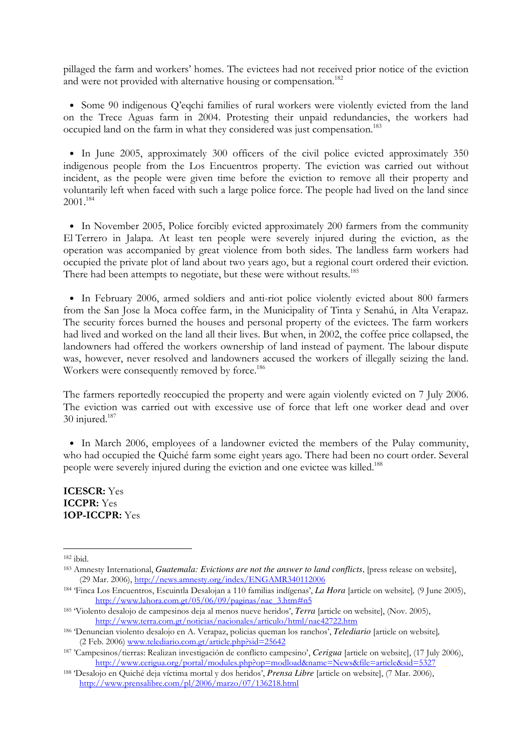pillaged the farm and workers' homes. The evictees had not received prior notice of the eviction and were not provided with alternative housing or compensation.[182]

- Some 90 indigenous Q'eqchi families of rural workers were violently evicted from the land on the Trece Aguas farm in 2004. Protesting their unpaid redundancies, the workers had occupied land on the farm in what they considered was just compensation.[183]

- In June 2005, approximately 300 officers of the civil police evicted approximately 350 indigenous people from the Los Encuentros property. The eviction was carried out without incident, as the people were given time before the eviction to remove all their property and voluntarily left when faced with such a large police force. The people had lived on the land since 2001.[184]

- In November 2005, Police forcibly evicted approximately 200 farmers from the community El Terrero in Jalapa. At least ten people were severely injured during the eviction, as the operation was accompanied by great violence from both sides. The landless farm workers had occupied the private plot of land about two years ago, but a regional court ordered their eviction. There had been attempts to negotiate, but these were without results.[185]

- In February 2006, armed soldiers and anti-riot police violently evicted about 800 farmers from the San Jose la Moca coffee farm, in the Municipality of Tinta y Senahú, in Alta Verapaz. The security forces burned the houses and personal property of the evictees. The farm workers had lived and worked on the land all their lives. But when, in 2002, the coffee price collapsed, the landowners had offered the workers ownership of land instead of payment. The labour dispute was, however, never resolved and landowners accused the workers of illegally seizing the land. Workers were consequently removed by force.[186]

The farmers reportedly reoccupied the property and were again violently evicted on 7 July 2006. The eviction was carried out with excessive use of force that left one worker dead and over 30 injured.[187]

- In March 2006, employees of a landowner evicted the members of the Pulay community, who had occupied the Quiché farm some eight years ago. There had been no court order. Several people were severely injured during the eviction and one evictee was killed.[188]

**ICESCR:** Yes
**ICCPR:** Yes
**1OP-ICCPR:** Yes

---

[182] ibid.

[183] Amnesty International, *Guatemala: Evictions are not the answer to land conflicts*, [press release on website], (29 Mar. 2006), http://news.amnesty.org/index/ENGAMR340112006

[184] 'Finca Los Encuentros, Escuintla Desalojan a 110 familias indígenas', *La Hora* [article on website], (9 June 2005), http://www.lahora.com.gt/05/06/09/paginas/nac_3.htm#n5

[185] 'Violento desalojo de campesinos deja al menos nueve heridos', *Terra* [article on website], (Nov. 2005), http://www.terra.com.gt/noticias/nacionales/articulo/html/nac42722.htm

[186] 'Denuncian violento desalojo en A. Verapaz, policias queman los ranchos', *Telediario* [article on website], (2 Feb. 2006) www.telediario.com.gt/article.php?sid=25642

[187] 'Campesinos/tierras: Realizan investigación de conflicto campesino', *Cerigua* [article on website], (17 July 2006), http://www.cerigua.org/portal/modules.php?op=modload&name=News&file=article&sid=5327

[188] 'Desalojo en Quiché deja víctima mortal y dos heridos', *Prensa Libre* [article on website], (7 Mar. 2006), http://www.prensalibre.com/pl/2006/marzo/07/136218.html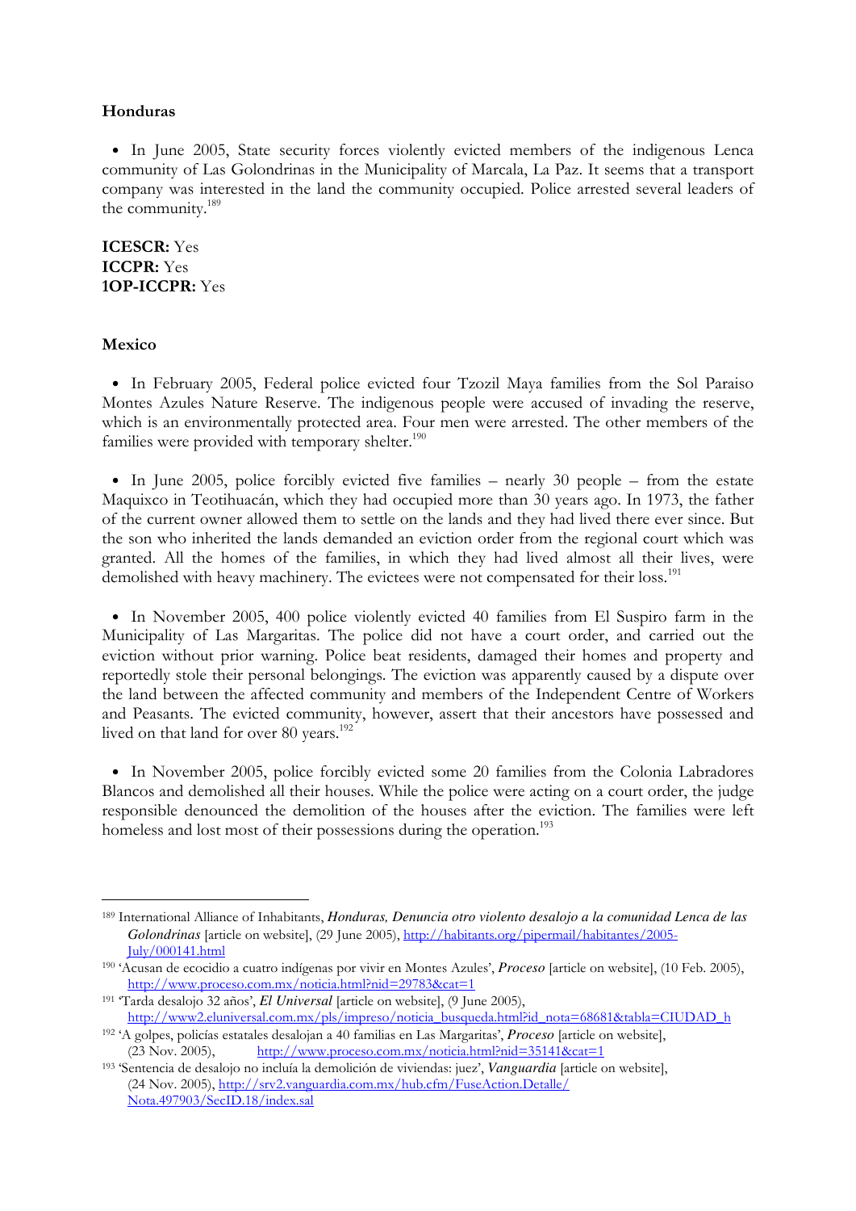### Honduras

- In June 2005, State security forces violently evicted members of the indigenous Lenca community of Las Golondrinas in the Municipality of Marcala, La Paz. It seems that a transport company was interested in the land the community occupied. Police arrested several leaders of the community.[189]

**ICESCR:** Yes
**ICCPR:** Yes
**1OP-ICCPR:** Yes

### Mexico

- In February 2005, Federal police evicted four Tzozil Maya families from the Sol Paraiso Montes Azules Nature Reserve. The indigenous people were accused of invading the reserve, which is an environmentally protected area. Four men were arrested. The other members of the families were provided with temporary shelter.[190]

- In June 2005, police forcibly evicted five families – nearly 30 people – from the estate Maquixco in Teotihuacán, which they had occupied more than 30 years ago. In 1973, the father of the current owner allowed them to settle on the lands and they had lived there ever since. But the son who inherited the lands demanded an eviction order from the regional court which was granted. All the homes of the families, in which they had lived almost all their lives, were demolished with heavy machinery. The evictees were not compensated for their loss.[191]

- In November 2005, 400 police violently evicted 40 families from El Suspiro farm in the Municipality of Las Margaritas. The police did not have a court order, and carried out the eviction without prior warning. Police beat residents, damaged their homes and property and reportedly stole their personal belongings. The eviction was apparently caused by a dispute over the land between the affected community and members of the Independent Centre of Workers and Peasants. The evicted community, however, assert that their ancestors have possessed and lived on that land for over 80 years.[192]

- In November 2005, police forcibly evicted some 20 families from the Colonia Labradores Blancos and demolished all their houses. While the police were acting on a court order, the judge responsible denounced the demolition of the houses after the eviction. The families were left homeless and lost most of their possessions during the operation.[193]

---

[189] International Alliance of Inhabitants, ***Honduras, Denuncia otro violento desalojo a la comunidad Lenca de las Golondrinas*** [article on website], (29 June 2005), http://habitants.org/pipermail/habitantes/2005-July/000141.html

[190] 'Acusan de ecocidio a cuatro indígenas por vivir en Montes Azules', ***Proceso*** [article on website], (10 Feb. 2005), http://www.proceso.com.mx/noticia.html?nid=29783&cat=1

[191] 'Tarda desalojo 32 años', ***El Universal*** [article on website], (9 June 2005), http://www2.eluniversal.com.mx/pls/impreso/noticia_busqueda.html?id_nota=68681&tabla=CIUDAD_h

[192] 'A golpes, policías estatales desalojan a 40 familias en Las Margaritas', ***Proceso*** [article on website], (23 Nov. 2005), http://www.proceso.com.mx/noticia.html?nid=35141&cat=1

[193] 'Sentencia de desalojo no incluía la demolición de viviendas: juez', ***Vanguardia*** [article on website], (24 Nov. 2005), http://srv2.vanguardia.com.mx/hub.cfm/FuseAction.Detalle/Nota.497903/SecID.18/index.sal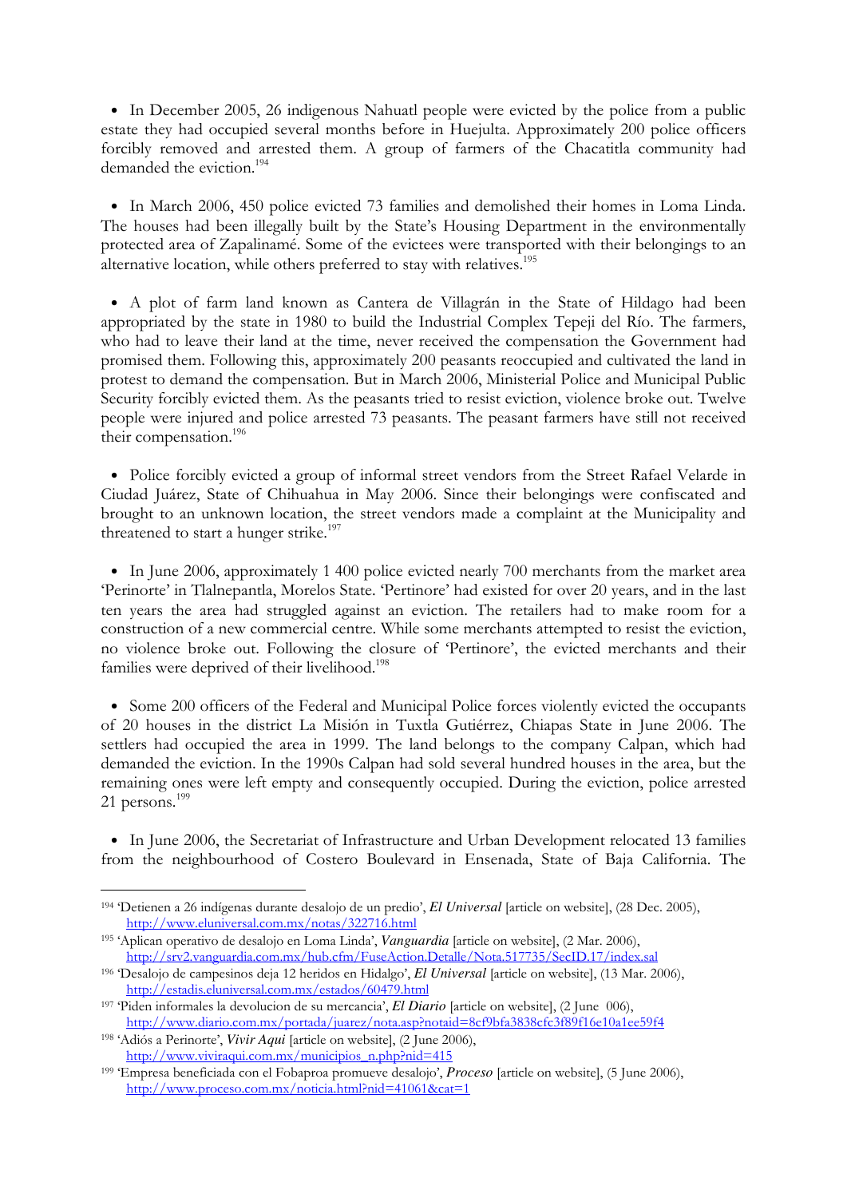- In December 2005, 26 indigenous Nahuatl people were evicted by the police from a public estate they had occupied several months before in Huejulta. Approximately 200 police officers forcibly removed and arrested them. A group of farmers of the Chacatitla community had demanded the eviction.[194]

- In March 2006, 450 police evicted 73 families and demolished their homes in Loma Linda. The houses had been illegally built by the State's Housing Department in the environmentally protected area of Zapalinamé. Some of the evictees were transported with their belongings to an alternative location, while others preferred to stay with relatives.[195]

- A plot of farm land known as Cantera de Villagrán in the State of Hildago had been appropriated by the state in 1980 to build the Industrial Complex Tepeji del Río. The farmers, who had to leave their land at the time, never received the compensation the Government had promised them. Following this, approximately 200 peasants reoccupied and cultivated the land in protest to demand the compensation. But in March 2006, Ministerial Police and Municipal Public Security forcibly evicted them. As the peasants tried to resist eviction, violence broke out. Twelve people were injured and police arrested 73 peasants. The peasant farmers have still not received their compensation.[196]

- Police forcibly evicted a group of informal street vendors from the Street Rafael Velarde in Ciudad Juárez, State of Chihuahua in May 2006. Since their belongings were confiscated and brought to an unknown location, the street vendors made a complaint at the Municipality and threatened to start a hunger strike.[197]

- In June 2006, approximately 1 400 police evicted nearly 700 merchants from the market area 'Perinorte' in Tlalnepantla, Morelos State. 'Pertinore' had existed for over 20 years, and in the last ten years the area had struggled against an eviction. The retailers had to make room for a construction of a new commercial centre. While some merchants attempted to resist the eviction, no violence broke out. Following the closure of 'Pertinore', the evicted merchants and their families were deprived of their livelihood.[198]

- Some 200 officers of the Federal and Municipal Police forces violently evicted the occupants of 20 houses in the district La Misión in Tuxtla Gutiérrez, Chiapas State in June 2006. The settlers had occupied the area in 1999. The land belongs to the company Calpan, which had demanded the eviction. In the 1990s Calpan had sold several hundred houses in the area, but the remaining ones were left empty and consequently occupied. During the eviction, police arrested 21 persons.[199]

- In June 2006, the Secretariat of Infrastructure and Urban Development relocated 13 families from the neighbourhood of Costero Boulevard in Ensenada, State of Baja California. The

---

[194] 'Detienen a 26 indígenas durante desalojo de un predio', *El Universal* [article on website], (28 Dec. 2005), http://www.eluniversal.com.mx/notas/322716.html

[195] 'Aplican operativo de desalojo en Loma Linda', *Vanguardia* [article on website], (2 Mar. 2006), http://srv2.vanguardia.com.mx/hub.cfm/FuseAction.Detalle/Nota.517735/SecID.17/index.sal

[196] 'Desalojo de campesinos deja 12 heridos en Hidalgo', *El Universal* [article on website], (13 Mar. 2006), http://estadis.eluniversal.com.mx/estados/60479.html

[197] 'Piden informales la devolucion de su mercancia', *El Diario* [article on website], (2 June 006), http://www.diario.com.mx/portada/juarez/nota.asp?notaid=8cf9bfa3838cfc3f89f16e10a1ee59f4

[198] 'Adiós a Perinorte', *Vivir Aqui* [article on website], (2 June 2006), http://www.viviraqui.com.mx/municipios_n.php?nid=415

[199] 'Empresa beneficiada con el Fobaproa promueve desalojo', *Proceso* [article on website], (5 June 2006), http://www.proceso.com.mx/noticia.html?nid=41061&cat=1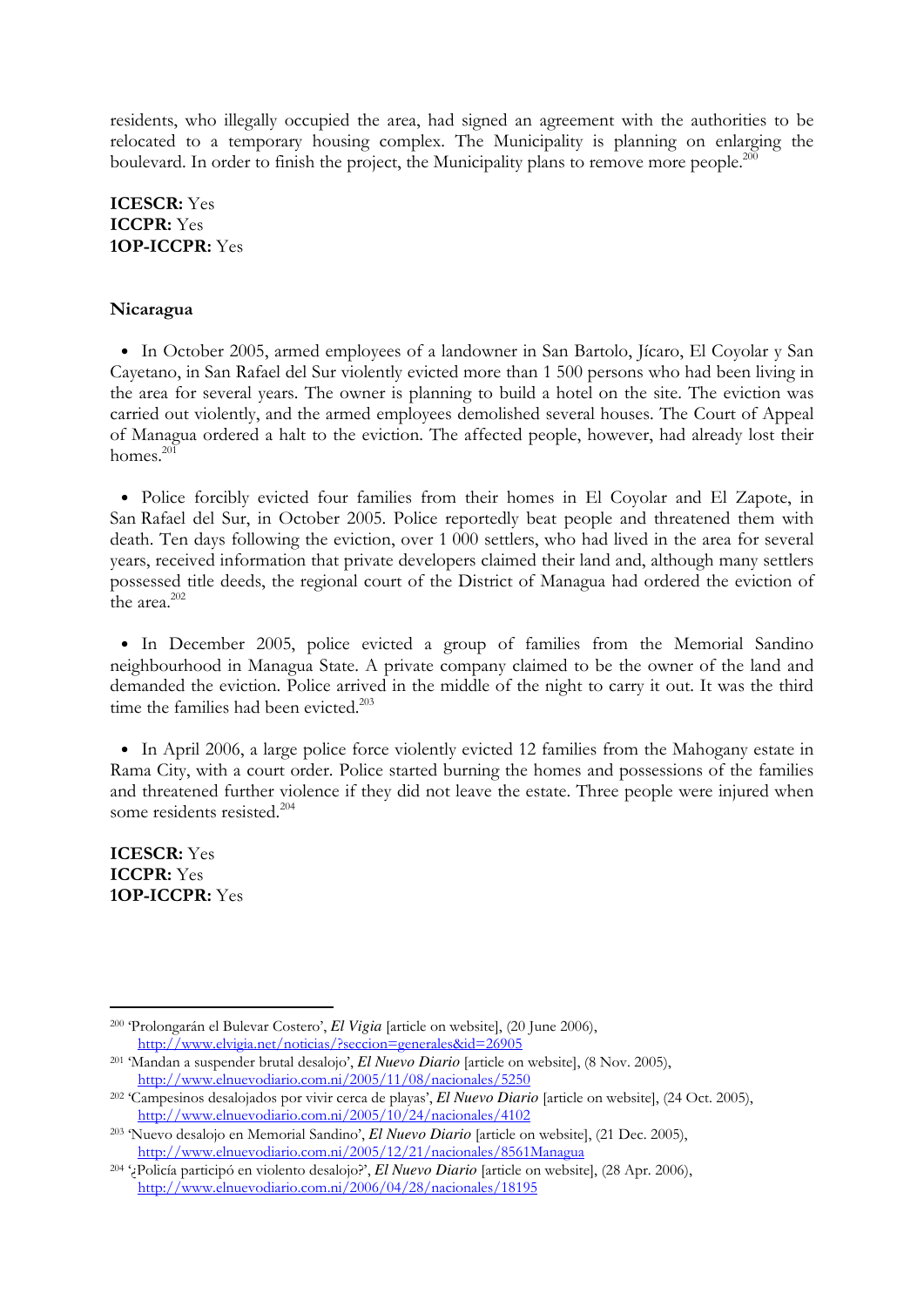residents, who illegally occupied the area, had signed an agreement with the authorities to be relocated to a temporary housing complex. The Municipality is planning on enlarging the boulevard. In order to finish the project, the Municipality plans to remove more people.[200]

**ICESCR:** Yes
**ICCPR:** Yes
**1OP-ICCPR:** Yes

**Nicaragua**

- In October 2005, armed employees of a landowner in San Bartolo, Jícaro, El Coyolar y San Cayetano, in San Rafael del Sur violently evicted more than 1 500 persons who had been living in the area for several years. The owner is planning to build a hotel on the site. The eviction was carried out violently, and the armed employees demolished several houses. The Court of Appeal of Managua ordered a halt to the eviction. The affected people, however, had already lost their homes.[201]

- Police forcibly evicted four families from their homes in El Coyolar and El Zapote, in San Rafael del Sur, in October 2005. Police reportedly beat people and threatened them with death. Ten days following the eviction, over 1 000 settlers, who had lived in the area for several years, received information that private developers claimed their land and, although many settlers possessed title deeds, the regional court of the District of Managua had ordered the eviction of the area.[202]

- In December 2005, police evicted a group of families from the Memorial Sandino neighbourhood in Managua State. A private company claimed to be the owner of the land and demanded the eviction. Police arrived in the middle of the night to carry it out. It was the third time the families had been evicted.[203]

- In April 2006, a large police force violently evicted 12 families from the Mahogany estate in Rama City, with a court order. Police started burning the homes and possessions of the families and threatened further violence if they did not leave the estate. Three people were injured when some residents resisted.[204]

**ICESCR:** Yes
**ICCPR:** Yes
**1OP-ICCPR:** Yes

---

[200] 'Prolongarán el Bulevar Costero', *El Vigia* [article on website], (20 June 2006), http://www.elvigia.net/noticias/?seccion=generales&id=26905

[201] 'Mandan a suspender brutal desalojo', *El Nuevo Diario* [article on website], (8 Nov. 2005), http://www.elnuevodiario.com.ni/2005/11/08/nacionales/5250

[202] 'Campesinos desalojados por vivir cerca de playas', *El Nuevo Diario* [article on website], (24 Oct. 2005), http://www.elnuevodiario.com.ni/2005/10/24/nacionales/4102

[203] 'Nuevo desalojo en Memorial Sandino', *El Nuevo Diario* [article on website], (21 Dec. 2005), http://www.elnuevodiario.com.ni/2005/12/21/nacionales/8561Managua

[204] '¿Policía participó en violento desalojo?', *El Nuevo Diario* [article on website], (28 Apr. 2006), http://www.elnuevodiario.com.ni/2006/04/28/nacionales/18195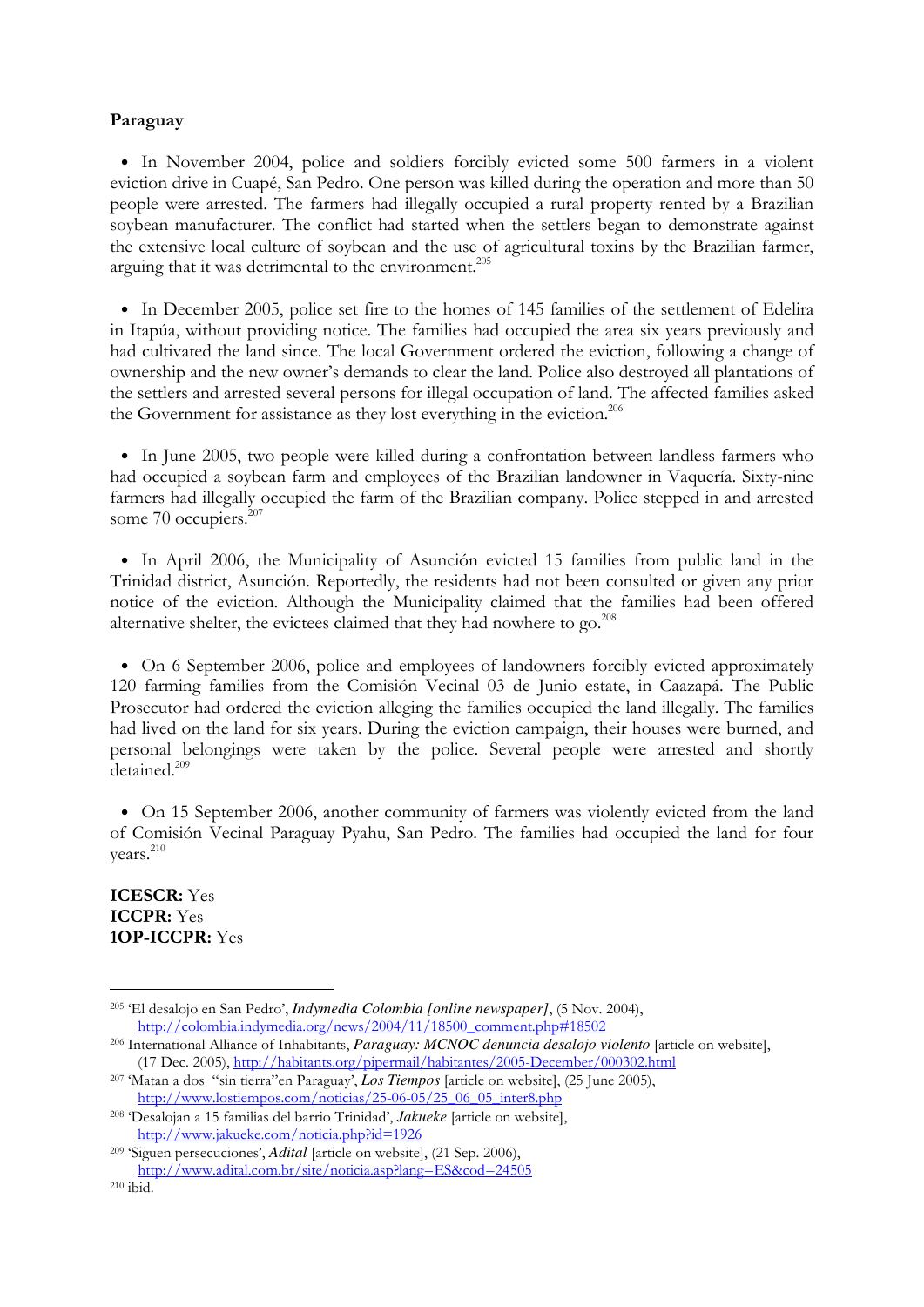**Paraguay**

- In November 2004, police and soldiers forcibly evicted some 500 farmers in a violent eviction drive in Cuapé, San Pedro. One person was killed during the operation and more than 50 people were arrested. The farmers had illegally occupied a rural property rented by a Brazilian soybean manufacturer. The conflict had started when the settlers began to demonstrate against the extensive local culture of soybean and the use of agricultural toxins by the Brazilian farmer, arguing that it was detrimental to the environment.[205]

- In December 2005, police set fire to the homes of 145 families of the settlement of Edelira in Itapúa, without providing notice. The families had occupied the area six years previously and had cultivated the land since. The local Government ordered the eviction, following a change of ownership and the new owner's demands to clear the land. Police also destroyed all plantations of the settlers and arrested several persons for illegal occupation of land. The affected families asked the Government for assistance as they lost everything in the eviction.[206]

- In June 2005, two people were killed during a confrontation between landless farmers who had occupied a soybean farm and employees of the Brazilian landowner in Vaquería. Sixty-nine farmers had illegally occupied the farm of the Brazilian company. Police stepped in and arrested some 70 occupiers.[207]

- In April 2006, the Municipality of Asunción evicted 15 families from public land in the Trinidad district, Asunción. Reportedly, the residents had not been consulted or given any prior notice of the eviction. Although the Municipality claimed that the families had been offered alternative shelter, the evictees claimed that they had nowhere to go.[208]

- On 6 September 2006, police and employees of landowners forcibly evicted approximately 120 farming families from the Comisión Vecinal 03 de Junio estate, in Caazapá. The Public Prosecutor had ordered the eviction alleging the families occupied the land illegally. The families had lived on the land for six years. During the eviction campaign, their houses were burned, and personal belongings were taken by the police. Several people were arrested and shortly detained.[209]

- On 15 September 2006, another community of farmers was violently evicted from the land of Comisión Vecinal Paraguay Pyahu, San Pedro. The families had occupied the land for four years.[210]

**ICESCR:** Yes
**ICCPR:** Yes
**1OP-ICCPR:** Yes

---

[205] 'El desalojo en San Pedro', *Indymedia Colombia [online newspaper]*, (5 Nov. 2004), http://colombia.indymedia.org/news/2004/11/18500_comment.php#18502

[206] International Alliance of Inhabitants, *Paraguay: MCNOC denuncia desalojo violento* [article on website], (17 Dec. 2005), http://habitants.org/pipermail/habitantes/2005-December/000302.html

[207] 'Matan a dos "sin tierra"en Paraguay', *Los Tiempos* [article on website], (25 June 2005), http://www.lostiempos.com/noticias/25-06-05/25_06_05_inter8.php

[208] 'Desalojan a 15 familias del barrio Trinidad', *Jakueke* [article on website], http://www.jakueke.com/noticia.php?id=1926

[209] 'Siguen persecuciones', *Adital* [article on website], (21 Sep. 2006), http://www.adital.com.br/site/noticia.asp?lang=ES&cod=24505

[210] ibid.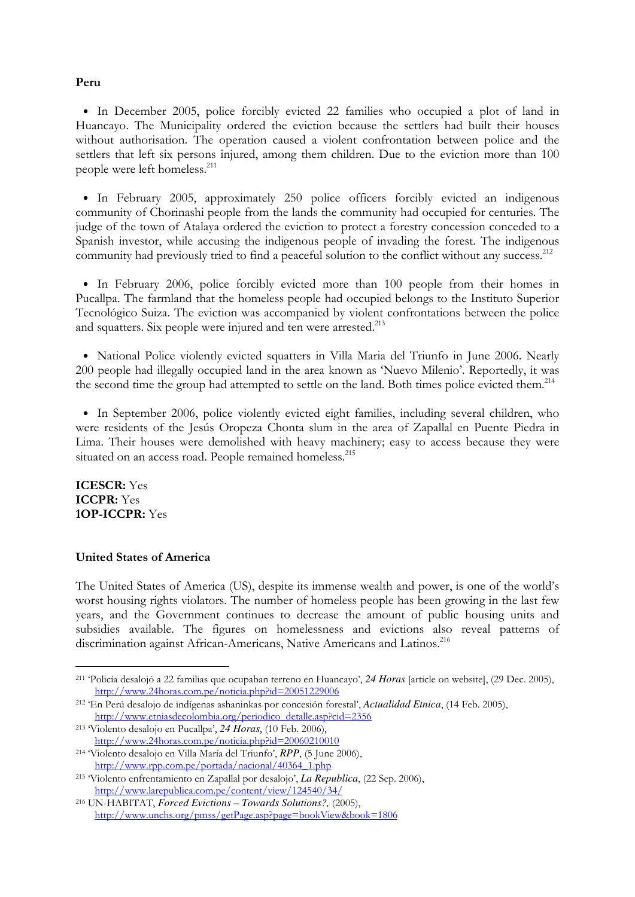**Peru**

- In December 2005, police forcibly evicted 22 families who occupied a plot of land in Huancayo. The Municipality ordered the eviction because the settlers had built their houses without authorisation. The operation caused a violent confrontation between police and the settlers that left six persons injured, among them children. Due to the eviction more than 100 people were left homeless.[211]

- In February 2005, approximately 250 police officers forcibly evicted an indigenous community of Chorinashi people from the lands the community had occupied for centuries. The judge of the town of Atalaya ordered the eviction to protect a forestry concession conceded to a Spanish investor, while accusing the indigenous people of invading the forest. The indigenous community had previously tried to find a peaceful solution to the conflict without any success.[212]

- In February 2006, police forcibly evicted more than 100 people from their homes in Pucallpa. The farmland that the homeless people had occupied belongs to the Instituto Superior Tecnológico Suiza. The eviction was accompanied by violent confrontations between the police and squatters. Six people were injured and ten were arrested.[213]

- National Police violently evicted squatters in Villa Maria del Triunfo in June 2006. Nearly 200 people had illegally occupied land in the area known as 'Nuevo Milenio'. Reportedly, it was the second time the group had attempted to settle on the land. Both times police evicted them.[214]

- In September 2006, police violently evicted eight families, including several children, who were residents of the Jesús Oropeza Chonta slum in the area of Zapallal en Puente Piedra in Lima. Their houses were demolished with heavy machinery; easy to access because they were situated on an access road. People remained homeless.[215]

**ICESCR:** Yes
**ICCPR:** Yes
**1OP-ICCPR:** Yes

**United States of America**

The United States of America (US), despite its immense wealth and power, is one of the world's worst housing rights violators. The number of homeless people has been growing in the last few years, and the Government continues to decrease the amount of public housing units and subsidies available. The figures on homelessness and evictions also reveal patterns of discrimination against African-Americans, Native Americans and Latinos.[216]

---

[211] 'Policía desalojó a 22 familias que ocupaban terreno en Huancayo', *24 Horas* [article on website], (29 Dec. 2005), http://www.24horas.com.pe/noticia.php?id=20051229006

[212] 'En Perú desalojo de indígenas ashaninkas por concesión forestal', *Actualidad Etnica*, (14 Feb. 2005), http://www.etniasdecolombia.org/periodico_detalle.asp?cid=2356

[213] 'Violento desalojo en Pucallpa', *24 Horas*, (10 Feb. 2006), http://www.24horas.com.pe/noticia.php?id=20060210010

[214] 'Violento desalojo en Villa María del Triunfo', *RPP*, (5 June 2006), http://www.rpp.com.pe/portada/nacional/40364_1.php

[215] 'Violento enfrentamiento en Zapallal por desalojo', *La Republica*, (22 Sep. 2006), http://www.larepublica.com.pe/content/view/124540/34/

[216] UN-HABITAT, *Forced Evictions – Towards Solutions?*, (2005), http://www.unchs.org/pmss/getPage.asp?page=bookView&book=1806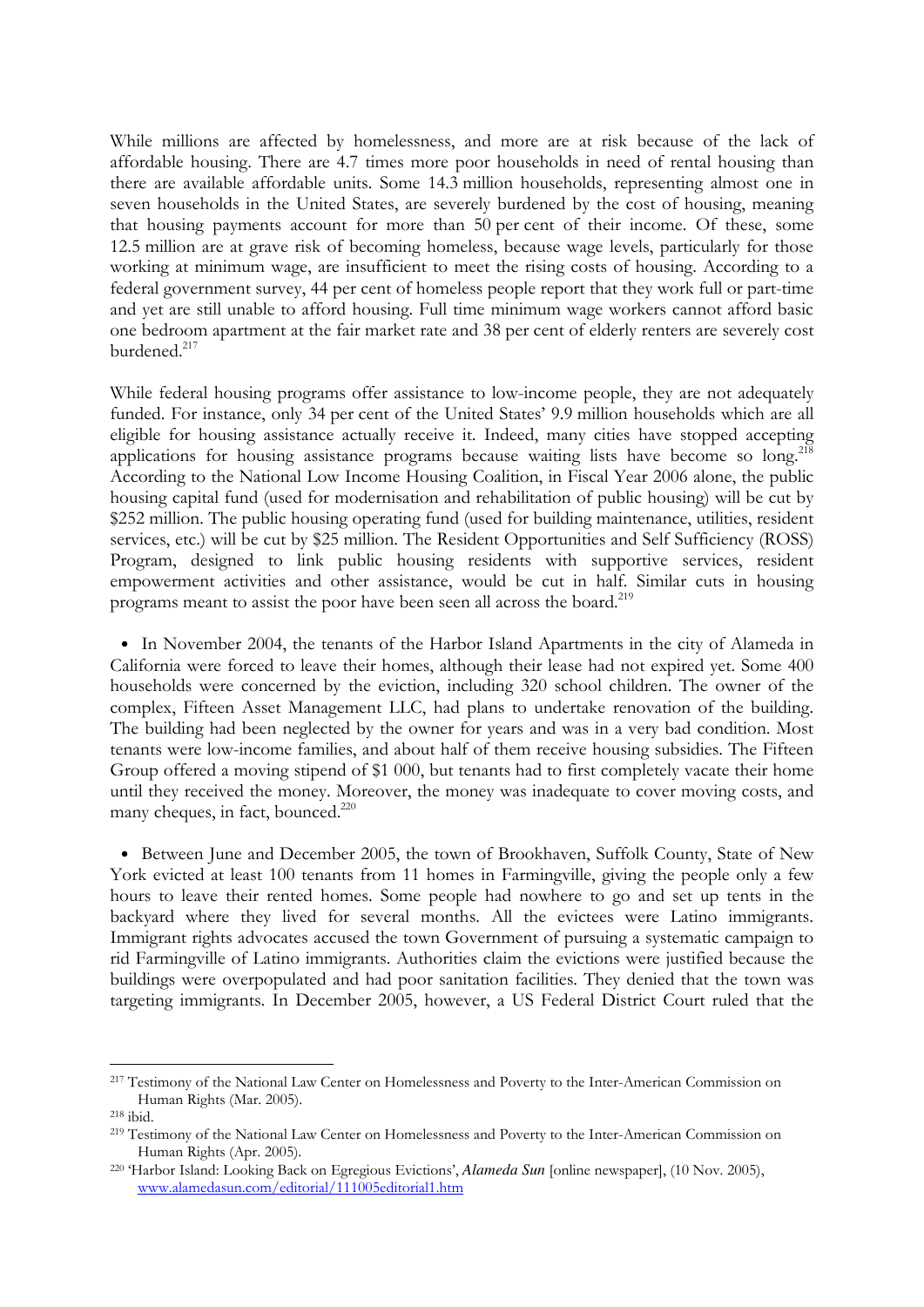While millions are affected by homelessness, and more are at risk because of the lack of affordable housing. There are 4.7 times more poor households in need of rental housing than there are available affordable units. Some 14.3 million households, representing almost one in seven households in the United States, are severely burdened by the cost of housing, meaning that housing payments account for more than 50 per cent of their income. Of these, some 12.5 million are at grave risk of becoming homeless, because wage levels, particularly for those working at minimum wage, are insufficient to meet the rising costs of housing. According to a federal government survey, 44 per cent of homeless people report that they work full or part-time and yet are still unable to afford housing. Full time minimum wage workers cannot afford basic one bedroom apartment at the fair market rate and 38 per cent of elderly renters are severely cost burdened.[217]

While federal housing programs offer assistance to low-income people, they are not adequately funded. For instance, only 34 per cent of the United States' 9.9 million households which are all eligible for housing assistance actually receive it. Indeed, many cities have stopped accepting applications for housing assistance programs because waiting lists have become so long.[218] According to the National Low Income Housing Coalition, in Fiscal Year 2006 alone, the public housing capital fund (used for modernisation and rehabilitation of public housing) will be cut by $252 million. The public housing operating fund (used for building maintenance, utilities, resident services, etc.) will be cut by $25 million. The Resident Opportunities and Self Sufficiency (ROSS) Program, designed to link public housing residents with supportive services, resident empowerment activities and other assistance, would be cut in half. Similar cuts in housing programs meant to assist the poor have been seen all across the board.[219]

- In November 2004, the tenants of the Harbor Island Apartments in the city of Alameda in California were forced to leave their homes, although their lease had not expired yet. Some 400 households were concerned by the eviction, including 320 school children. The owner of the complex, Fifteen Asset Management LLC, had plans to undertake renovation of the building. The building had been neglected by the owner for years and was in a very bad condition. Most tenants were low-income families, and about half of them receive housing subsidies. The Fifteen Group offered a moving stipend of $1 000, but tenants had to first completely vacate their home until they received the money. Moreover, the money was inadequate to cover moving costs, and many cheques, in fact, bounced.[220]

- Between June and December 2005, the town of Brookhaven, Suffolk County, State of New York evicted at least 100 tenants from 11 homes in Farmingville, giving the people only a few hours to leave their rented homes. Some people had nowhere to go and set up tents in the backyard where they lived for several months. All the evictees were Latino immigrants. Immigrant rights advocates accused the town Government of pursuing a systematic campaign to rid Farmingville of Latino immigrants. Authorities claim the evictions were justified because the buildings were overpopulated and had poor sanitation facilities. They denied that the town was targeting immigrants. In December 2005, however, a US Federal District Court ruled that the

---

[217] Testimony of the National Law Center on Homelessness and Poverty to the Inter-American Commission on Human Rights (Mar. 2005).

[218] ibid.

[219] Testimony of the National Law Center on Homelessness and Poverty to the Inter-American Commission on Human Rights (Apr. 2005).

[220] 'Harbor Island: Looking Back on Egregious Evictions', *Alameda Sun* [online newspaper], (10 Nov. 2005), www.alamedasun.com/editorial/111005editorial1.htm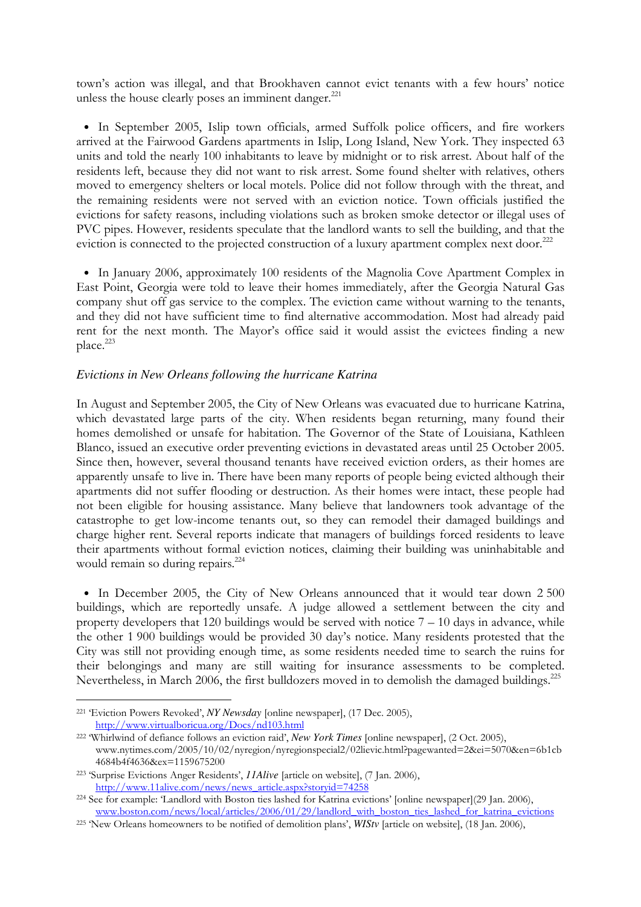town's action was illegal, and that Brookhaven cannot evict tenants with a few hours' notice unless the house clearly poses an imminent danger.[221]

- In September 2005, Islip town officials, armed Suffolk police officers, and fire workers arrived at the Fairwood Gardens apartments in Islip, Long Island, New York. They inspected 63 units and told the nearly 100 inhabitants to leave by midnight or to risk arrest. About half of the residents left, because they did not want to risk arrest. Some found shelter with relatives, others moved to emergency shelters or local motels. Police did not follow through with the threat, and the remaining residents were not served with an eviction notice. Town officials justified the evictions for safety reasons, including violations such as broken smoke detector or illegal uses of PVC pipes. However, residents speculate that the landlord wants to sell the building, and that the eviction is connected to the projected construction of a luxury apartment complex next door.[222]

- In January 2006, approximately 100 residents of the Magnolia Cove Apartment Complex in East Point, Georgia were told to leave their homes immediately, after the Georgia Natural Gas company shut off gas service to the complex. The eviction came without warning to the tenants, and they did not have sufficient time to find alternative accommodation. Most had already paid rent for the next month. The Mayor's office said it would assist the evictees finding a new place.[223]

*Evictions in New Orleans following the hurricane Katrina*

In August and September 2005, the City of New Orleans was evacuated due to hurricane Katrina, which devastated large parts of the city. When residents began returning, many found their homes demolished or unsafe for habitation. The Governor of the State of Louisiana, Kathleen Blanco, issued an executive order preventing evictions in devastated areas until 25 October 2005. Since then, however, several thousand tenants have received eviction orders, as their homes are apparently unsafe to live in. There have been many reports of people being evicted although their apartments did not suffer flooding or destruction. As their homes were intact, these people had not been eligible for housing assistance. Many believe that landowners took advantage of the catastrophe to get low-income tenants out, so they can remodel their damaged buildings and charge higher rent. Several reports indicate that managers of buildings forced residents to leave their apartments without formal eviction notices, claiming their building was uninhabitable and would remain so during repairs.[224]

- In December 2005, the City of New Orleans announced that it would tear down 2 500 buildings, which are reportedly unsafe. A judge allowed a settlement between the city and property developers that 120 buildings would be served with notice 7 – 10 days in advance, while the other 1 900 buildings would be provided 30 day's notice. Many residents protested that the City was still not providing enough time, as some residents needed time to search the ruins for their belongings and many are still waiting for insurance assessments to be completed. Nevertheless, in March 2006, the first bulldozers moved in to demolish the damaged buildings.[225]

---

[221] 'Eviction Powers Revoked', *NY Newsday* [online newspaper], (17 Dec. 2005), http://www.virtualboricua.org/Docs/nd103.html

[222] 'Whirlwind of defiance follows an eviction raid', *New York Times* [online newspaper], (2 Oct. 2005), www.nytimes.com/2005/10/02/nyregion/nyregionspecial2/02lievic.html?pagewanted=2&ei=5070&en=6b1cb4684b4f4636&ex=1159675200

[223] 'Surprise Evictions Anger Residents', *11Alive* [article on website], (7 Jan. 2006), http://www.11alive.com/news/news_article.aspx?storyid=74258

[224] See for example: 'Landlord with Boston ties lashed for Katrina evictions' [online newspaper](29 Jan. 2006), www.boston.com/news/local/articles/2006/01/29/landlord_with_boston_ties_lashed_for_katrina_evictions

[225] 'New Orleans homeowners to be notified of demolition plans', *WIStv* [article on website], (18 Jan. 2006),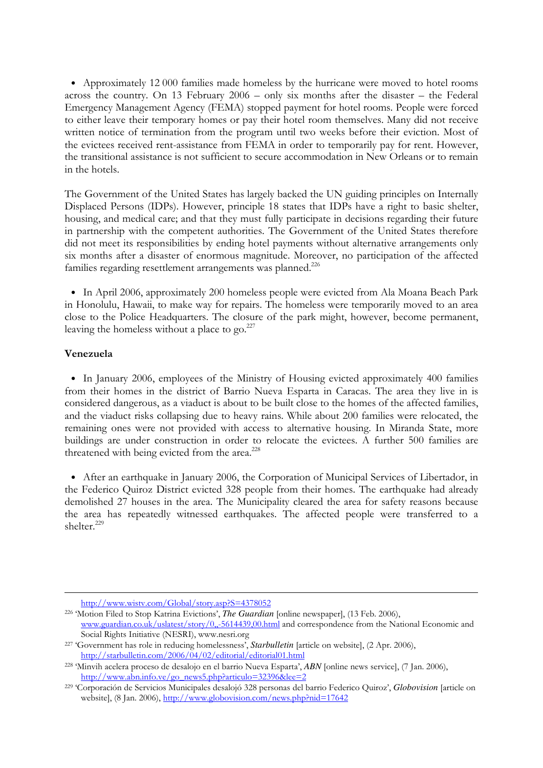- Approximately 12 000 families made homeless by the hurricane were moved to hotel rooms across the country. On 13 February 2006 – only six months after the disaster – the Federal Emergency Management Agency (FEMA) stopped payment for hotel rooms. People were forced to either leave their temporary homes or pay their hotel room themselves. Many did not receive written notice of termination from the program until two weeks before their eviction. Most of the evictees received rent-assistance from FEMA in order to temporarily pay for rent. However, the transitional assistance is not sufficient to secure accommodation in New Orleans or to remain in the hotels.

The Government of the United States has largely backed the UN guiding principles on Internally Displaced Persons (IDPs). However, principle 18 states that IDPs have a right to basic shelter, housing, and medical care; and that they must fully participate in decisions regarding their future in partnership with the competent authorities. The Government of the United States therefore did not meet its responsibilities by ending hotel payments without alternative arrangements only six months after a disaster of enormous magnitude. Moreover, no participation of the affected families regarding resettlement arrangements was planned.[226]

- In April 2006, approximately 200 homeless people were evicted from Ala Moana Beach Park in Honolulu, Hawaii, to make way for repairs. The homeless were temporarily moved to an area close to the Police Headquarters. The closure of the park might, however, become permanent, leaving the homeless without a place to go.[227]

**Venezuela**

- In January 2006, employees of the Ministry of Housing evicted approximately 400 families from their homes in the district of Barrio Nueva Esparta in Caracas. The area they live in is considered dangerous, as a viaduct is about to be built close to the homes of the affected families, and the viaduct risks collapsing due to heavy rains. While about 200 families were relocated, the remaining ones were not provided with access to alternative housing. In Miranda State, more buildings are under construction in order to relocate the evictees. A further 500 families are threatened with being evicted from the area.[228]

- After an earthquake in January 2006, the Corporation of Municipal Services of Libertador, in the Federico Quiroz District evicted 328 people from their homes. The earthquake had already demolished 27 houses in the area. The Municipality cleared the area for safety reasons because the area has repeatedly witnessed earthquakes. The affected people were transferred to a shelter.[229]

---

http://www.wistv.com/Global/story.asp?S=4378052

[226] 'Motion Filed to Stop Katrina Evictions', ***The Guardian*** [online newspaper], (13 Feb. 2006), www.guardian.co.uk/uslatest/story/0,,-5614439,00.html and correspondence from the National Economic and Social Rights Initiative (NESRI), www.nesri.org

[227] 'Government has role in reducing homelessness', ***Starbulletin*** [article on website], (2 Apr. 2006), http://starbulletin.com/2006/04/02/editorial/editorial01.html

[228] 'Minvih acelera proceso de desalojo en el barrio Nueva Esparta', ***ABN*** [online news service], (7 Jan. 2006), http://www.abn.info.ve/go_news5.php?articulo=32396&lee=2

[229] 'Corporación de Servicios Municipales desalojó 328 personas del barrio Federico Quiroz', ***Globovision*** [article on website], (8 Jan. 2006), http://www.globovision.com/news.php?nid=17642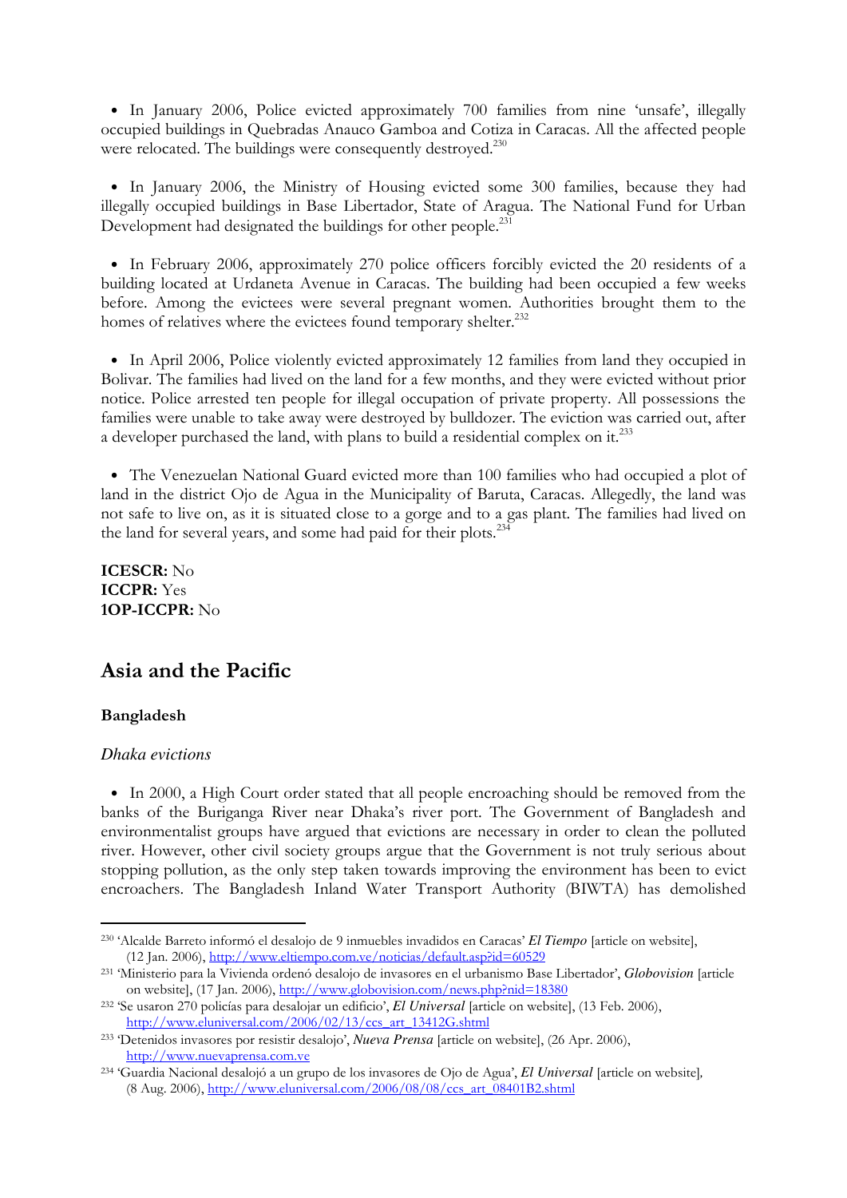- In January 2006, Police evicted approximately 700 families from nine 'unsafe', illegally occupied buildings in Quebradas Anauco Gamboa and Cotiza in Caracas. All the affected people were relocated. The buildings were consequently destroyed.[230]

- In January 2006, the Ministry of Housing evicted some 300 families, because they had illegally occupied buildings in Base Libertador, State of Aragua. The National Fund for Urban Development had designated the buildings for other people.[231]

- In February 2006, approximately 270 police officers forcibly evicted the 20 residents of a building located at Urdaneta Avenue in Caracas. The building had been occupied a few weeks before. Among the evictees were several pregnant women. Authorities brought them to the homes of relatives where the evictees found temporary shelter.[232]

- In April 2006, Police violently evicted approximately 12 families from land they occupied in Bolivar. The families had lived on the land for a few months, and they were evicted without prior notice. Police arrested ten people for illegal occupation of private property. All possessions the families were unable to take away were destroyed by bulldozer. The eviction was carried out, after a developer purchased the land, with plans to build a residential complex on it.[233]

- The Venezuelan National Guard evicted more than 100 families who had occupied a plot of land in the district Ojo de Agua in the Municipality of Baruta, Caracas. Allegedly, the land was not safe to live on, as it is situated close to a gorge and to a gas plant. The families had lived on the land for several years, and some had paid for their plots.[234]

**ICESCR:** No
**ICCPR:** Yes
**1OP-ICCPR:** No

## Asia and the Pacific

### Bangladesh

*Dhaka evictions*

- In 2000, a High Court order stated that all people encroaching should be removed from the banks of the Buriganga River near Dhaka's river port. The Government of Bangladesh and environmentalist groups have argued that evictions are necessary in order to clean the polluted river. However, other civil society groups argue that the Government is not truly serious about stopping pollution, as the only step taken towards improving the environment has been to evict encroachers. The Bangladesh Inland Water Transport Authority (BIWTA) has demolished

---

[230] 'Alcalde Barreto informó el desalojo de 9 inmuebles invadidos en Caracas' *El Tiempo* [article on website], (12 Jan. 2006), http://www.eltiempo.com.ve/noticias/default.asp?id=60529

[231] 'Ministerio para la Vivienda ordenó desalojo de invasores en el urbanismo Base Libertador', *Globovision* [article on website], (17 Jan. 2006), http://www.globovision.com/news.php?nid=18380

[232] 'Se usaron 270 policías para desalojar un edificio', *El Universal* [article on website], (13 Feb. 2006), http://www.eluniversal.com/2006/02/13/ccs_art_13412G.shtml

[233] 'Detenidos invasores por resistir desalojo', *Nueva Prensa* [article on website], (26 Apr. 2006), http://www.nuevaprensa.com.ve

[234] 'Guardia Nacional desalojó a un grupo de los invasores de Ojo de Agua', *El Universal* [article on website], (8 Aug. 2006), http://www.eluniversal.com/2006/08/08/ccs_art_08401B2.shtml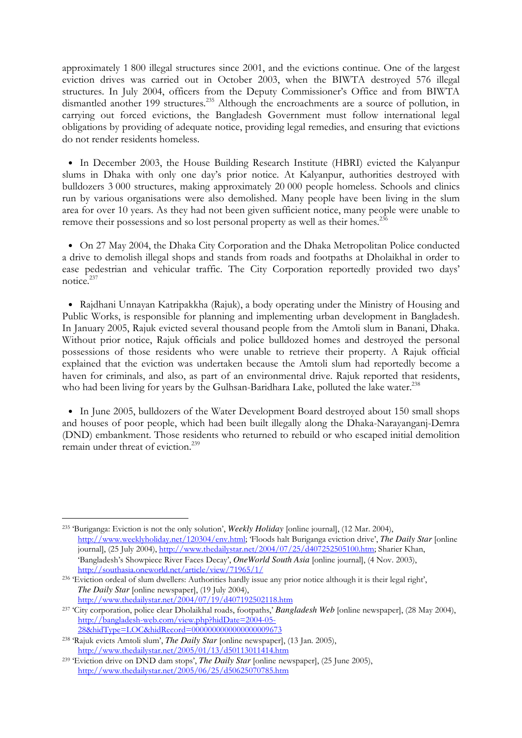approximately 1 800 illegal structures since 2001, and the evictions continue. One of the largest eviction drives was carried out in October 2003, when the BIWTA destroyed 576 illegal structures. In July 2004, officers from the Deputy Commissioner's Office and from BIWTA dismantled another 199 structures.[235] Although the encroachments are a source of pollution, in carrying out forced evictions, the Bangladesh Government must follow international legal obligations by providing of adequate notice, providing legal remedies, and ensuring that evictions do not render residents homeless.

- In December 2003, the House Building Research Institute (HBRI) evicted the Kalyanpur slums in Dhaka with only one day's prior notice. At Kalyanpur, authorities destroyed with bulldozers 3 000 structures, making approximately 20 000 people homeless. Schools and clinics run by various organisations were also demolished. Many people have been living in the slum area for over 10 years. As they had not been given sufficient notice, many people were unable to remove their possessions and so lost personal property as well as their homes.[236]

- On 27 May 2004, the Dhaka City Corporation and the Dhaka Metropolitan Police conducted a drive to demolish illegal shops and stands from roads and footpaths at Dholaikhal in order to ease pedestrian and vehicular traffic. The City Corporation reportedly provided two days' notice.[237]

- Rajdhani Unnayan Katripakkha (Rajuk), a body operating under the Ministry of Housing and Public Works, is responsible for planning and implementing urban development in Bangladesh. In January 2005, Rajuk evicted several thousand people from the Amtoli slum in Banani, Dhaka. Without prior notice, Rajuk officials and police bulldozed homes and destroyed the personal possessions of those residents who were unable to retrieve their property. A Rajuk official explained that the eviction was undertaken because the Amtoli slum had reportedly become a haven for criminals, and also, as part of an environmental drive. Rajuk reported that residents, who had been living for years by the Gulhsan-Baridhara Lake, polluted the lake water.[238]

- In June 2005, bulldozers of the Water Development Board destroyed about 150 small shops and houses of poor people, which had been built illegally along the Dhaka-Narayanganj-Demra (DND) embankment. Those residents who returned to rebuild or who escaped initial demolition remain under threat of eviction.[239]

---

[235] 'Buriganga: Eviction is not the only solution', ***Weekly Holiday*** [online journal], (12 Mar. 2004), http://www.weeklyholiday.net/120304/env.html; 'Floods halt Buriganga eviction drive', ***The Daily Star*** [online journal], (25 July 2004), http://www.thedailystar.net/2004/07/25/d407252505100.htm; Sharier Khan, 'Bangladesh's Showpiece River Faces Decay', ***OneWorld South Asia*** [online journal], (4 Nov. 2003), http://southasia.oneworld.net/article/view/71965/1/

[236] 'Eviction ordeal of slum dwellers: Authorities hardly issue any prior notice although it is their legal right', ***The Daily Star*** [online newspaper], (19 July 2004), http://www.thedailystar.net/2004/07/19/d407192502118.htm

[237] 'City corporation, police clear Dholaikhal roads, footpaths,' ***Bangladesh Web*** [online newspaper], (28 May 2004), http://bangladesh-web.com/view.php?hidDate=2004-05-28&hidType=LOC&hidRecord=0000000000000000009673

[238] 'Rajuk evicts Amtoli slum', ***The Daily Star*** [online newspaper], (13 Jan. 2005), http://www.thedailystar.net/2005/01/13/d50113011414.htm

[239] 'Eviction drive on DND dam stops', ***The Daily Star*** [online newspaper], (25 June 2005), http://www.thedailystar.net/2005/06/25/d50625070785.htm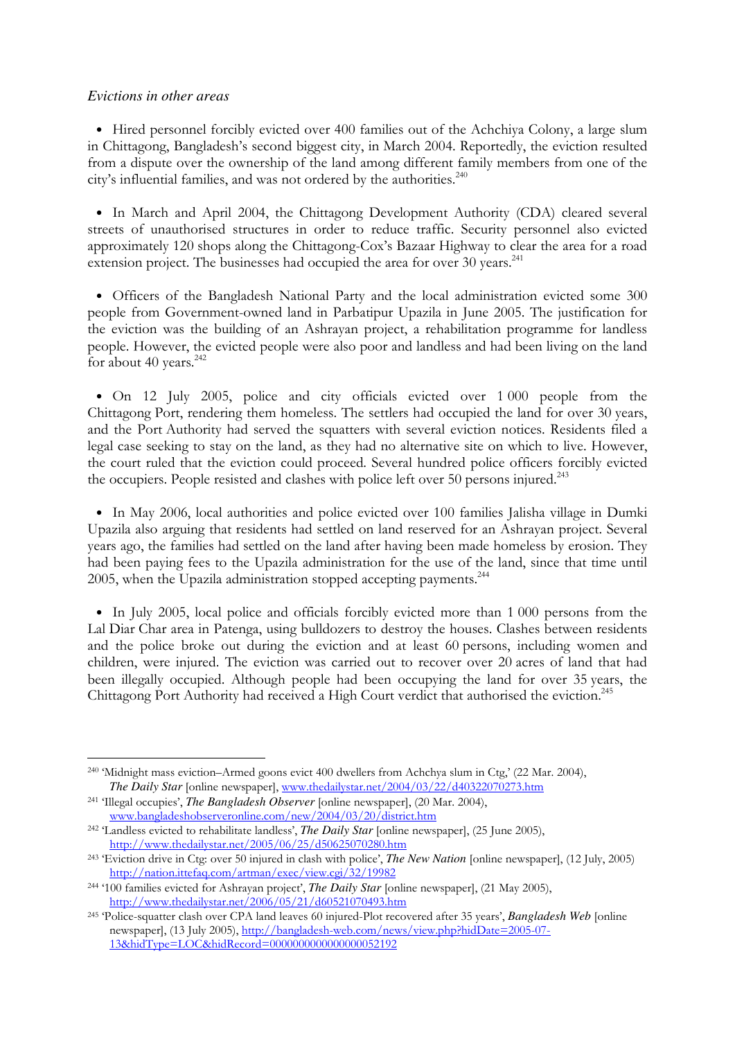*Evictions in other areas*

- Hired personnel forcibly evicted over 400 families out of the Achchiya Colony, a large slum in Chittagong, Bangladesh's second biggest city, in March 2004. Reportedly, the eviction resulted from a dispute over the ownership of the land among different family members from one of the city's influential families, and was not ordered by the authorities.[240]

- In March and April 2004, the Chittagong Development Authority (CDA) cleared several streets of unauthorised structures in order to reduce traffic. Security personnel also evicted approximately 120 shops along the Chittagong-Cox's Bazaar Highway to clear the area for a road extension project. The businesses had occupied the area for over 30 years.[241]

- Officers of the Bangladesh National Party and the local administration evicted some 300 people from Government-owned land in Parbatipur Upazila in June 2005. The justification for the eviction was the building of an Ashrayan project, a rehabilitation programme for landless people. However, the evicted people were also poor and landless and had been living on the land for about 40 years.[242]

- On 12 July 2005, police and city officials evicted over 1 000 people from the Chittagong Port, rendering them homeless. The settlers had occupied the land for over 30 years, and the Port Authority had served the squatters with several eviction notices. Residents filed a legal case seeking to stay on the land, as they had no alternative site on which to live. However, the court ruled that the eviction could proceed. Several hundred police officers forcibly evicted the occupiers. People resisted and clashes with police left over 50 persons injured.[243]

- In May 2006, local authorities and police evicted over 100 families Jalisha village in Dumki Upazila also arguing that residents had settled on land reserved for an Ashrayan project. Several years ago, the families had settled on the land after having been made homeless by erosion. They had been paying fees to the Upazila administration for the use of the land, since that time until 2005, when the Upazila administration stopped accepting payments.[244]

- In July 2005, local police and officials forcibly evicted more than 1 000 persons from the Lal Diar Char area in Patenga, using bulldozers to destroy the houses. Clashes between residents and the police broke out during the eviction and at least 60 persons, including women and children, were injured. The eviction was carried out to recover over 20 acres of land that had been illegally occupied. Although people had been occupying the land for over 35 years, the Chittagong Port Authority had received a High Court verdict that authorised the eviction.[245]

---

[240] 'Midnight mass eviction–Armed goons evict 400 dwellers from Achchya slum in Ctg,' (22 Mar. 2004), ***The Daily Star*** [online newspaper], www.thedailystar.net/2004/03/22/d40322070273.htm

[241] 'Illegal occupies', ***The Bangladesh Observer*** [online newspaper], (20 Mar. 2004), www.bangladeshobserveronline.com/new/2004/03/20/district.htm

[242] 'Landless evicted to rehabilitate landless', ***The Daily Star*** [online newspaper], (25 June 2005), http://www.thedailystar.net/2005/06/25/d50625070280.htm

[243] 'Eviction drive in Ctg: over 50 injured in clash with police', ***The New Nation*** [online newspaper], (12 July, 2005) http://nation.ittefaq.com/artman/exec/view.cgi/32/19982

[244] '100 families evicted for Ashrayan project', ***The Daily Star*** [online newspaper], (21 May 2005), http://www.thedailystar.net/2006/05/21/d60521070493.htm

[245] 'Police-squatter clash over CPA land leaves 60 injured-Plot recovered after 35 years', ***Bangladesh Web*** [online newspaper], (13 July 2005), http://bangladesh-web.com/news/view.php?hidDate=2005-07-13&hidType=LOC&hidRecord=0000000000000000052192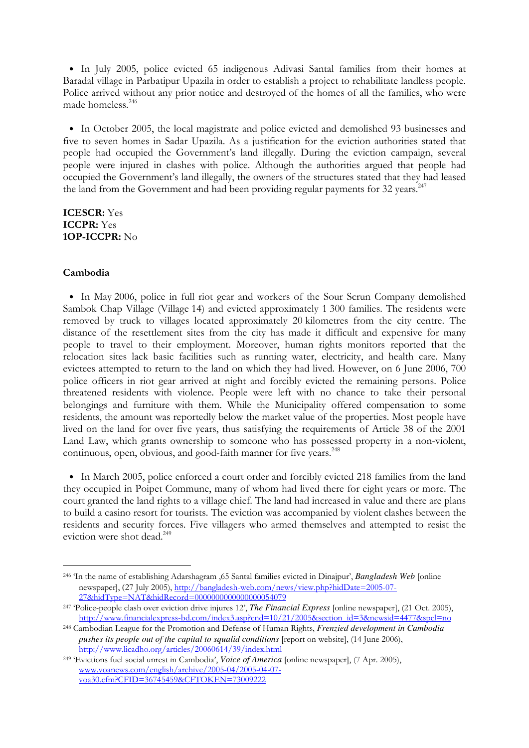- In July 2005, police evicted 65 indigenous Adivasi Santal families from their homes at Baradal village in Parbatipur Upazila in order to establish a project to rehabilitate landless people. Police arrived without any prior notice and destroyed of the homes of all the families, who were made homeless.[246]

- In October 2005, the local magistrate and police evicted and demolished 93 businesses and five to seven homes in Sadar Upazila. As a justification for the eviction authorities stated that people had occupied the Government's land illegally. During the eviction campaign, several people were injured in clashes with police. Although the authorities argued that people had occupied the Government's land illegally, the owners of the structures stated that they had leased the land from the Government and had been providing regular payments for 32 years.[247]

**ICESCR:** Yes
**ICCPR:** Yes
**1OP-ICCPR:** No

### Cambodia

- In May 2006, police in full riot gear and workers of the Sour Scrun Company demolished Sambok Chap Village (Village 14) and evicted approximately 1 300 families. The residents were removed by truck to villages located approximately 20 kilometres from the city centre. The distance of the resettlement sites from the city has made it difficult and expensive for many people to travel to their employment. Moreover, human rights monitors reported that the relocation sites lack basic facilities such as running water, electricity, and health care. Many evictees attempted to return to the land on which they had lived. However, on 6 June 2006, 700 police officers in riot gear arrived at night and forcibly evicted the remaining persons. Police threatened residents with violence. People were left with no chance to take their personal belongings and furniture with them. While the Municipality offered compensation to some residents, the amount was reportedly below the market value of the properties. Most people have lived on the land for over five years, thus satisfying the requirements of Article 38 of the 2001 Land Law, which grants ownership to someone who has possessed property in a non-violent, continuous, open, obvious, and good-faith manner for five years.[248]

- In March 2005, police enforced a court order and forcibly evicted 218 families from the land they occupied in Poipet Commune, many of whom had lived there for eight years or more. The court granted the land rights to a village chief. The land had increased in value and there are plans to build a casino resort for tourists. The eviction was accompanied by violent clashes between the residents and security forces. Five villagers who armed themselves and attempted to resist the eviction were shot dead.[249]

---

[246] 'In the name of establishing Adarshagram ,65 Santal families evicted in Dinajpur', ***Bangladesh Web*** [online newspaper], (27 July 2005), http://bangladesh-web.com/news/view.php?hidDate=2005-07-27&hidType=NAT&hidRecord=0000000000000000054079

[247] 'Police-people clash over eviction drive injures 12', ***The Financial Express*** [online newspaper], (21 Oct. 2005), http://www.financialexpress-bd.com/index3.asp?cnd=10/21/2005&section_id=3&newsid=4477&spcl=no

[248] Cambodian League for the Promotion and Defense of Human Rights, ***Frenzied development in Cambodia pushes its people out of the capital to squalid conditions*** [report on website], (14 June 2006), http://www.licadho.org/articles/20060614/39/index.html

[249] 'Evictions fuel social unrest in Cambodia', ***Voice of America*** [online newspaper], (7 Apr. 2005), www.voanews.com/english/archive/2005-04/2005-04-07-voa30.cfm?CFID=36745459&CFTOKEN=73009222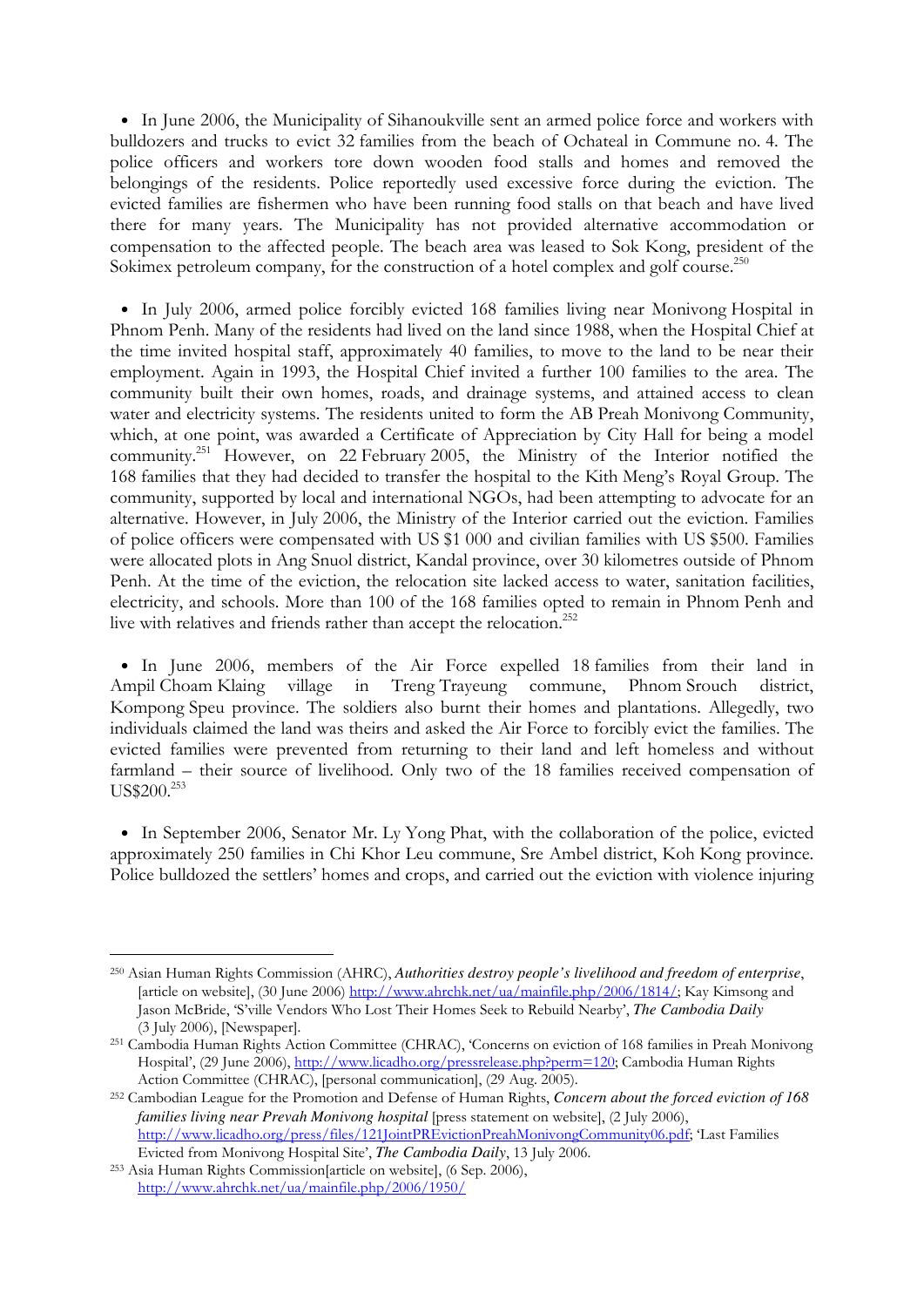- In June 2006, the Municipality of Sihanoukville sent an armed police force and workers with bulldozers and trucks to evict 32 families from the beach of Ochateal in Commune no. 4. The police officers and workers tore down wooden food stalls and homes and removed the belongings of the residents. Police reportedly used excessive force during the eviction. The evicted families are fishermen who have been running food stalls on that beach and have lived there for many years. The Municipality has not provided alternative accommodation or compensation to the affected people. The beach area was leased to Sok Kong, president of the Sokimex petroleum company, for the construction of a hotel complex and golf course.[250]

- In July 2006, armed police forcibly evicted 168 families living near Monivong Hospital in Phnom Penh. Many of the residents had lived on the land since 1988, when the Hospital Chief at the time invited hospital staff, approximately 40 families, to move to the land to be near their employment. Again in 1993, the Hospital Chief invited a further 100 families to the area. The community built their own homes, roads, and drainage systems, and attained access to clean water and electricity systems. The residents united to form the AB Preah Monivong Community, which, at one point, was awarded a Certificate of Appreciation by City Hall for being a model community.[251] However, on 22 February 2005, the Ministry of the Interior notified the 168 families that they had decided to transfer the hospital to the Kith Meng's Royal Group. The community, supported by local and international NGOs, had been attempting to advocate for an alternative. However, in July 2006, the Ministry of the Interior carried out the eviction. Families of police officers were compensated with US $1 000 and civilian families with US $500. Families were allocated plots in Ang Snuol district, Kandal province, over 30 kilometres outside of Phnom Penh. At the time of the eviction, the relocation site lacked access to water, sanitation facilities, electricity, and schools. More than 100 of the 168 families opted to remain in Phnom Penh and live with relatives and friends rather than accept the relocation.[252]

- In June 2006, members of the Air Force expelled 18 families from their land in Ampil Choam Klaing village in Treng Trayeung commune, Phnom Srouch district, Kompong Speu province. The soldiers also burnt their homes and plantations. Allegedly, two individuals claimed the land was theirs and asked the Air Force to forcibly evict the families. The evicted families were prevented from returning to their land and left homeless and without farmland – their source of livelihood. Only two of the 18 families received compensation of US$200.[253]

- In September 2006, Senator Mr. Ly Yong Phat, with the collaboration of the police, evicted approximately 250 families in Chi Khor Leu commune, Sre Ambel district, Koh Kong province. Police bulldozed the settlers' homes and crops, and carried out the eviction with violence injuring

---

[250] Asian Human Rights Commission (AHRC), *Authorities destroy people's livelihood and freedom of enterprise*, [article on website], (30 June 2006) http://www.ahrchk.net/ua/mainfile.php/2006/1814/; Kay Kimsong and Jason McBride, 'S'ville Vendors Who Lost Their Homes Seek to Rebuild Nearby', *The Cambodia Daily* (3 July 2006), [Newspaper].

[251] Cambodia Human Rights Action Committee (CHRAC), 'Concerns on eviction of 168 families in Preah Monivong Hospital', (29 June 2006), http://www.licadho.org/pressrelease.php?perm=120; Cambodia Human Rights Action Committee (CHRAC), [personal communication], (29 Aug. 2005).

[252] Cambodian League for the Promotion and Defense of Human Rights, *Concern about the forced eviction of 168 families living near Prevah Monivong hospital* [press statement on website], (2 July 2006), http://www.licadho.org/press/files/121JointPREvictionPreahMonivongCommunity06.pdf; 'Last Families Evicted from Monivong Hospital Site', *The Cambodia Daily*, 13 July 2006.

[253] Asia Human Rights Commission[article on website], (6 Sep. 2006), http://www.ahrchk.net/ua/mainfile.php/2006/1950/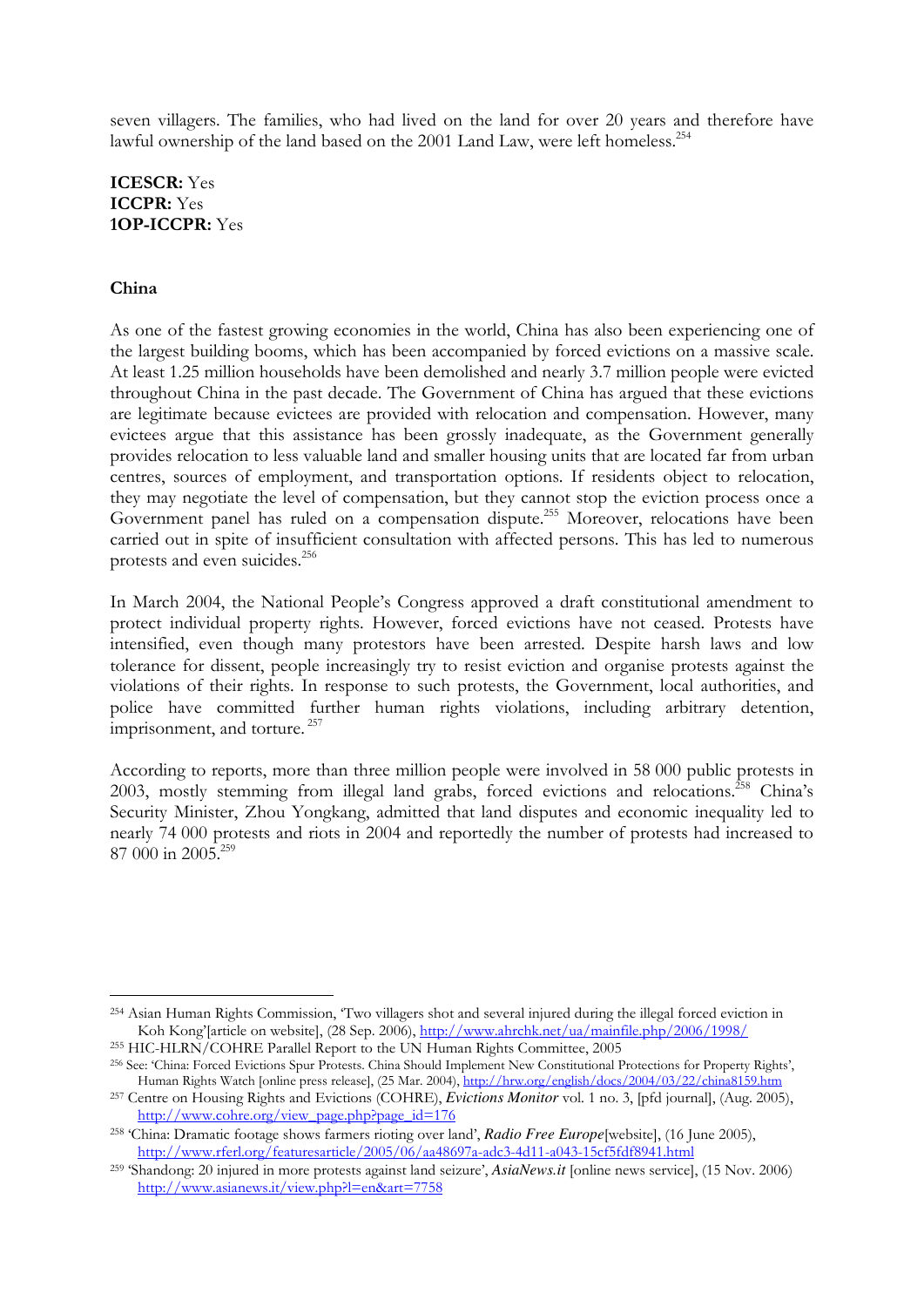seven villagers. The families, who had lived on the land for over 20 years and therefore have lawful ownership of the land based on the 2001 Land Law, were left homeless.[254]

**ICESCR:** Yes
**ICCPR:** Yes
**1OP-ICCPR:** Yes

**China**

As one of the fastest growing economies in the world, China has also been experiencing one of the largest building booms, which has been accompanied by forced evictions on a massive scale. At least 1.25 million households have been demolished and nearly 3.7 million people were evicted throughout China in the past decade. The Government of China has argued that these evictions are legitimate because evictees are provided with relocation and compensation. However, many evictees argue that this assistance has been grossly inadequate, as the Government generally provides relocation to less valuable land and smaller housing units that are located far from urban centres, sources of employment, and transportation options. If residents object to relocation, they may negotiate the level of compensation, but they cannot stop the eviction process once a Government panel has ruled on a compensation dispute.[255] Moreover, relocations have been carried out in spite of insufficient consultation with affected persons. This has led to numerous protests and even suicides.[256]

In March 2004, the National People's Congress approved a draft constitutional amendment to protect individual property rights. However, forced evictions have not ceased. Protests have intensified, even though many protestors have been arrested. Despite harsh laws and low tolerance for dissent, people increasingly try to resist eviction and organise protests against the violations of their rights. In response to such protests, the Government, local authorities, and police have committed further human rights violations, including arbitrary detention, imprisonment, and torture.[257]

According to reports, more than three million people were involved in 58 000 public protests in 2003, mostly stemming from illegal land grabs, forced evictions and relocations.[258] China's Security Minister, Zhou Yongkang, admitted that land disputes and economic inequality led to nearly 74 000 protests and riots in 2004 and reportedly the number of protests had increased to 87 000 in 2005.[259]

---

[254] Asian Human Rights Commission, 'Two villagers shot and several injured during the illegal forced eviction in Koh Kong'[article on website], (28 Sep. 2006), http://www.ahrchk.net/ua/mainfile.php/2006/1998/

[255] HIC-HLRN/COHRE Parallel Report to the UN Human Rights Committee, 2005

[256] See: 'China: Forced Evictions Spur Protests. China Should Implement New Constitutional Protections for Property Rights', Human Rights Watch [online press release], (25 Mar. 2004), http://hrw.org/english/docs/2004/03/22/china8159.htm

[257] Centre on Housing Rights and Evictions (COHRE), *Evictions Monitor* vol. 1 no. 3, [pfd journal], (Aug. 2005), http://www.cohre.org/view_page.php?page_id=176

[258] 'China: Dramatic footage shows farmers rioting over land', *Radio Free Europe*[website], (16 June 2005), http://www.rferl.org/featuresarticle/2005/06/aa48697a-adc3-4d11-a043-15cf5fdf8941.html

[259] 'Shandong: 20 injured in more protests against land seizure', *AsiaNews.it* [online news service], (15 Nov. 2006) http://www.asianews.it/view.php?l=en&art=7758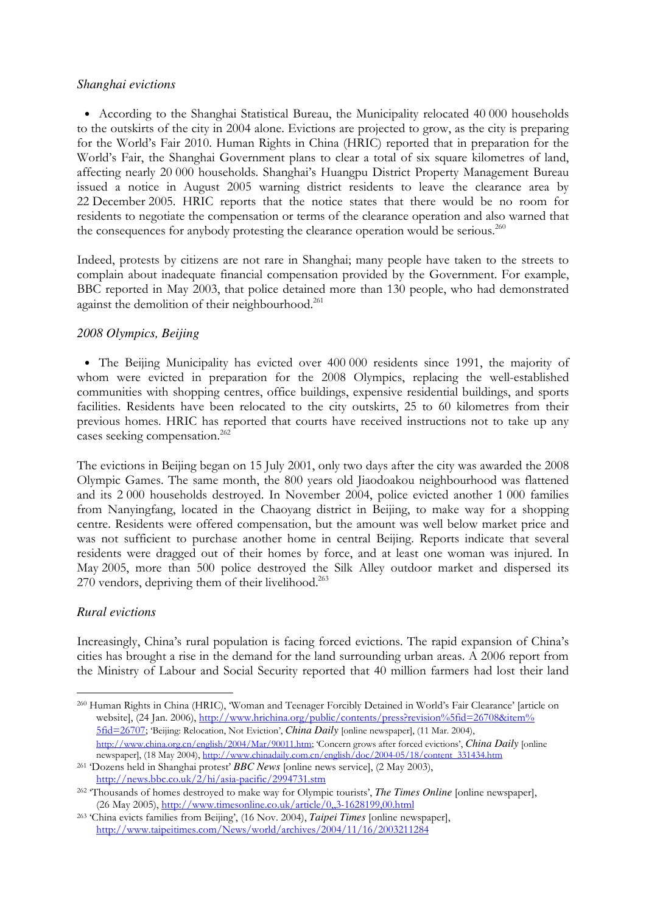*Shanghai evictions*

- According to the Shanghai Statistical Bureau, the Municipality relocated 40 000 households to the outskirts of the city in 2004 alone. Evictions are projected to grow, as the city is preparing for the World's Fair 2010. Human Rights in China (HRIC) reported that in preparation for the World's Fair, the Shanghai Government plans to clear a total of six square kilometres of land, affecting nearly 20 000 households. Shanghai's Huangpu District Property Management Bureau issued a notice in August 2005 warning district residents to leave the clearance area by 22 December 2005. HRIC reports that the notice states that there would be no room for residents to negotiate the compensation or terms of the clearance operation and also warned that the consequences for anybody protesting the clearance operation would be serious.[260]

Indeed, protests by citizens are not rare in Shanghai; many people have taken to the streets to complain about inadequate financial compensation provided by the Government. For example, BBC reported in May 2003, that police detained more than 130 people, who had demonstrated against the demolition of their neighbourhood.[261]

*2008 Olympics, Beijing*

- The Beijing Municipality has evicted over 400 000 residents since 1991, the majority of whom were evicted in preparation for the 2008 Olympics, replacing the well-established communities with shopping centres, office buildings, expensive residential buildings, and sports facilities. Residents have been relocated to the city outskirts, 25 to 60 kilometres from their previous homes. HRIC has reported that courts have received instructions not to take up any cases seeking compensation.[262]

The evictions in Beijing began on 15 July 2001, only two days after the city was awarded the 2008 Olympic Games. The same month, the 800 years old Jiaodoakou neighbourhood was flattened and its 2 000 households destroyed. In November 2004, police evicted another 1 000 families from Nanyingfang, located in the Chaoyang district in Beijing, to make way for a shopping centre. Residents were offered compensation, but the amount was well below market price and was not sufficient to purchase another home in central Beijing. Reports indicate that several residents were dragged out of their homes by force, and at least one woman was injured. In May 2005, more than 500 police destroyed the Silk Alley outdoor market and dispersed its 270 vendors, depriving them of their livelihood.[263]

*Rural evictions*

Increasingly, China's rural population is facing forced evictions. The rapid expansion of China's cities has brought a rise in the demand for the land surrounding urban areas. A 2006 report from the Ministry of Labour and Social Security reported that 40 million farmers had lost their land

---

[260] Human Rights in China (HRIC), 'Woman and Teenager Forcibly Detained in World's Fair Clearance' [article on website], (24 Jan. 2006), http://www.hrichina.org/public/contents/press?revision%5fid=26708&item%5fid=26707; 'Beijing: Relocation, Not Eviction', *China Daily* [online newspaper], (11 Mar. 2004), http://www.china.org.cn/english/2004/Mar/90011.htm; 'Concern grows after forced evictions', *China Daily* [online newspaper], (18 May 2004), http://www.chinadaily.com.cn/english/doc/2004-05/18/content_331434.htm

[261] 'Dozens held in Shanghai protest' *BBC News* [online news service], (2 May 2003), http://news.bbc.co.uk/2/hi/asia-pacific/2994731.stm

[262] 'Thousands of homes destroyed to make way for Olympic tourists', *The Times Online* [online newspaper], (26 May 2005), http://www.timesonline.co.uk/article/0,,3-1628199,00.html

[263] 'China evicts families from Beijing', (16 Nov. 2004), *Taipei Times* [online newspaper], http://www.taipeitimes.com/News/world/archives/2004/11/16/2003211284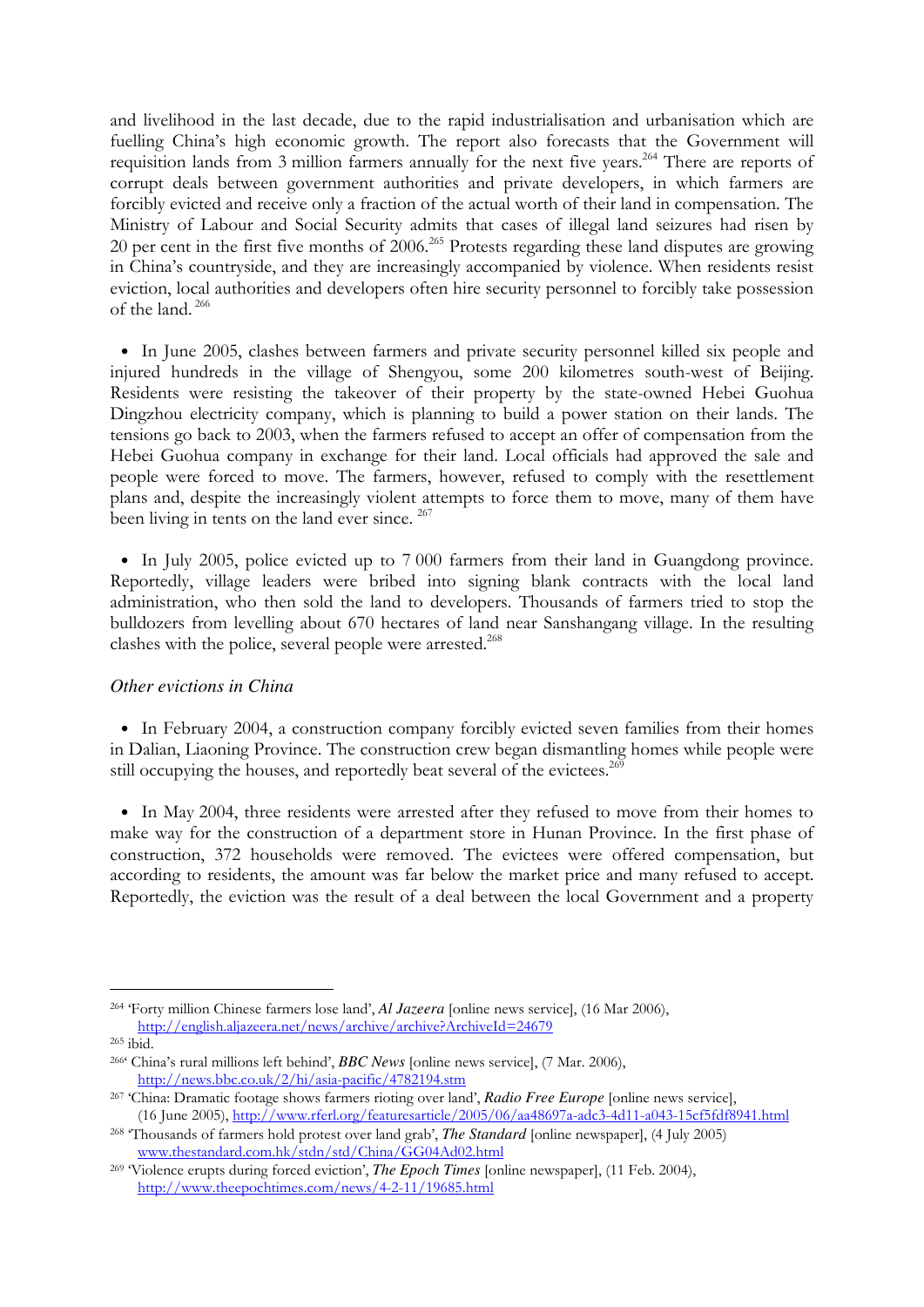and livelihood in the last decade, due to the rapid industrialisation and urbanisation which are fuelling China's high economic growth. The report also forecasts that the Government will requisition lands from 3 million farmers annually for the next five years.[264] There are reports of corrupt deals between government authorities and private developers, in which farmers are forcibly evicted and receive only a fraction of the actual worth of their land in compensation. The Ministry of Labour and Social Security admits that cases of illegal land seizures had risen by 20 per cent in the first five months of 2006.[265] Protests regarding these land disputes are growing in China's countryside, and they are increasingly accompanied by violence. When residents resist eviction, local authorities and developers often hire security personnel to forcibly take possession of the land.[266]

- In June 2005, clashes between farmers and private security personnel killed six people and injured hundreds in the village of Shengyou, some 200 kilometres south-west of Beijing. Residents were resisting the takeover of their property by the state-owned Hebei Guohua Dingzhou electricity company, which is planning to build a power station on their lands. The tensions go back to 2003, when the farmers refused to accept an offer of compensation from the Hebei Guohua company in exchange for their land. Local officials had approved the sale and people were forced to move. The farmers, however, refused to comply with the resettlement plans and, despite the increasingly violent attempts to force them to move, many of them have been living in tents on the land ever since.[267]

- In July 2005, police evicted up to 7 000 farmers from their land in Guangdong province. Reportedly, village leaders were bribed into signing blank contracts with the local land administration, who then sold the land to developers. Thousands of farmers tried to stop the bulldozers from levelling about 670 hectares of land near Sanshangang village. In the resulting clashes with the police, several people were arrested.[268]

*Other evictions in China*

- In February 2004, a construction company forcibly evicted seven families from their homes in Dalian, Liaoning Province. The construction crew began dismantling homes while people were still occupying the houses, and reportedly beat several of the evictees.[269]

- In May 2004, three residents were arrested after they refused to move from their homes to make way for the construction of a department store in Hunan Province. In the first phase of construction, 372 households were removed. The evictees were offered compensation, but according to residents, the amount was far below the market price and many refused to accept. Reportedly, the eviction was the result of a deal between the local Government and a property

---

[264] 'Forty million Chinese farmers lose land', *Al Jazeera* [online news service], (16 Mar 2006), http://english.aljazeera.net/news/archive/archive?ArchiveId=24679

[265] ibid.

[266] 'China's rural millions left behind', *BBC News* [online news service], (7 Mar. 2006), http://news.bbc.co.uk/2/hi/asia-pacific/4782194.stm

[267] 'China: Dramatic footage shows farmers rioting over land', *Radio Free Europe* [online news service], (16 June 2005), http://www.rferl.org/featuresarticle/2005/06/aa48697a-adc3-4d11-a043-15cf5fdf8941.html

[268] 'Thousands of farmers hold protest over land grab', *The Standard* [online newspaper], (4 July 2005) www.thestandard.com.hk/stdn/std/China/GG04Ad02.html

[269] 'Violence erupts during forced eviction', *The Epoch Times* [online newspaper], (11 Feb. 2004), http://www.theepochtimes.com/news/4-2-11/19685.html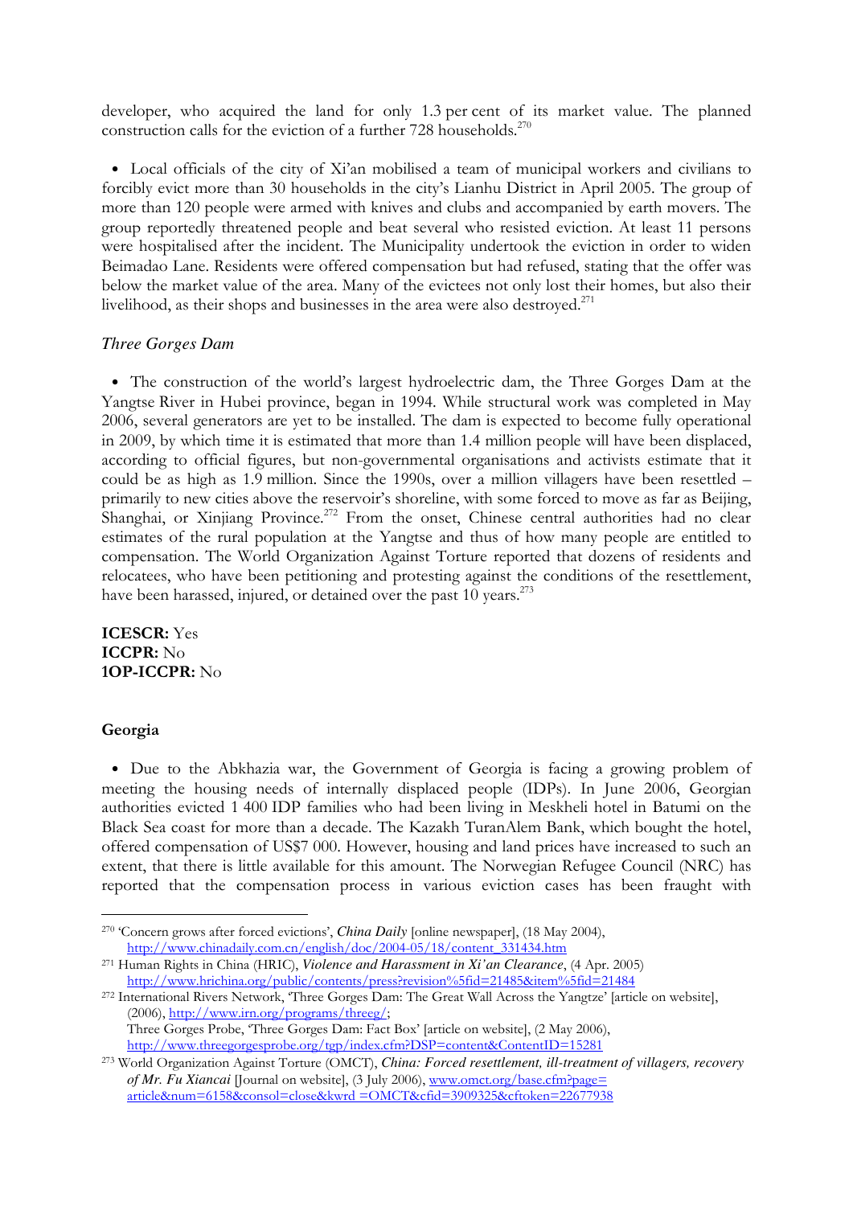developer, who acquired the land for only 1.3 per cent of its market value. The planned construction calls for the eviction of a further 728 households.[270]

- Local officials of the city of Xi'an mobilised a team of municipal workers and civilians to forcibly evict more than 30 households in the city's Lianhu District in April 2005. The group of more than 120 people were armed with knives and clubs and accompanied by earth movers. The group reportedly threatened people and beat several who resisted eviction. At least 11 persons were hospitalised after the incident. The Municipality undertook the eviction in order to widen Beimadao Lane. Residents were offered compensation but had refused, stating that the offer was below the market value of the area. Many of the evictees not only lost their homes, but also their livelihood, as their shops and businesses in the area were also destroyed.[271]

*Three Gorges Dam*

- The construction of the world's largest hydroelectric dam, the Three Gorges Dam at the Yangtse River in Hubei province, began in 1994. While structural work was completed in May 2006, several generators are yet to be installed. The dam is expected to become fully operational in 2009, by which time it is estimated that more than 1.4 million people will have been displaced, according to official figures, but non-governmental organisations and activists estimate that it could be as high as 1.9 million. Since the 1990s, over a million villagers have been resettled – primarily to new cities above the reservoir's shoreline, with some forced to move as far as Beijing, Shanghai, or Xinjiang Province.[272] From the onset, Chinese central authorities had no clear estimates of the rural population at the Yangtse and thus of how many people are entitled to compensation. The World Organization Against Torture reported that dozens of residents and relocatees, who have been petitioning and protesting against the conditions of the resettlement, have been harassed, injured, or detained over the past 10 years.[273]

**ICESCR:** Yes
**ICCPR:** No
**1OP-ICCPR:** No

### Georgia

- Due to the Abkhazia war, the Government of Georgia is facing a growing problem of meeting the housing needs of internally displaced people (IDPs). In June 2006, Georgian authorities evicted 1 400 IDP families who had been living in Meskheli hotel in Batumi on the Black Sea coast for more than a decade. The Kazakh TuranAlem Bank, which bought the hotel, offered compensation of US$7 000. However, housing and land prices have increased to such an extent, that there is little available for this amount. The Norwegian Refugee Council (NRC) has reported that the compensation process in various eviction cases has been fraught with

---

[270] 'Concern grows after forced evictions', *China Daily* [online newspaper], (18 May 2004), http://www.chinadaily.com.cn/english/doc/2004-05/18/content_331434.htm

[271] Human Rights in China (HRIC), *Violence and Harassment in Xi'an Clearance*, (4 Apr. 2005) http://www.hrichina.org/public/contents/press?revision%5fid=21485&item%5fid=21484

[272] International Rivers Network, 'Three Gorges Dam: The Great Wall Across the Yangtze' [article on website], (2006), http://www.irn.org/programs/threeg/;
Three Gorges Probe, 'Three Gorges Dam: Fact Box' [article on website], (2 May 2006), http://www.threegorgesprobe.org/tgp/index.cfm?DSP=content&ContentID=15281

[273] World Organization Against Torture (OMCT), *China: Forced resettlement, ill-treatment of villagers, recovery of Mr. Fu Xiancai* [Journal on website], (3 July 2006), www.omct.org/base.cfm?page=article&num=6158&consol=close&kwrd =OMCT&cfid=3909325&cftoken=22677938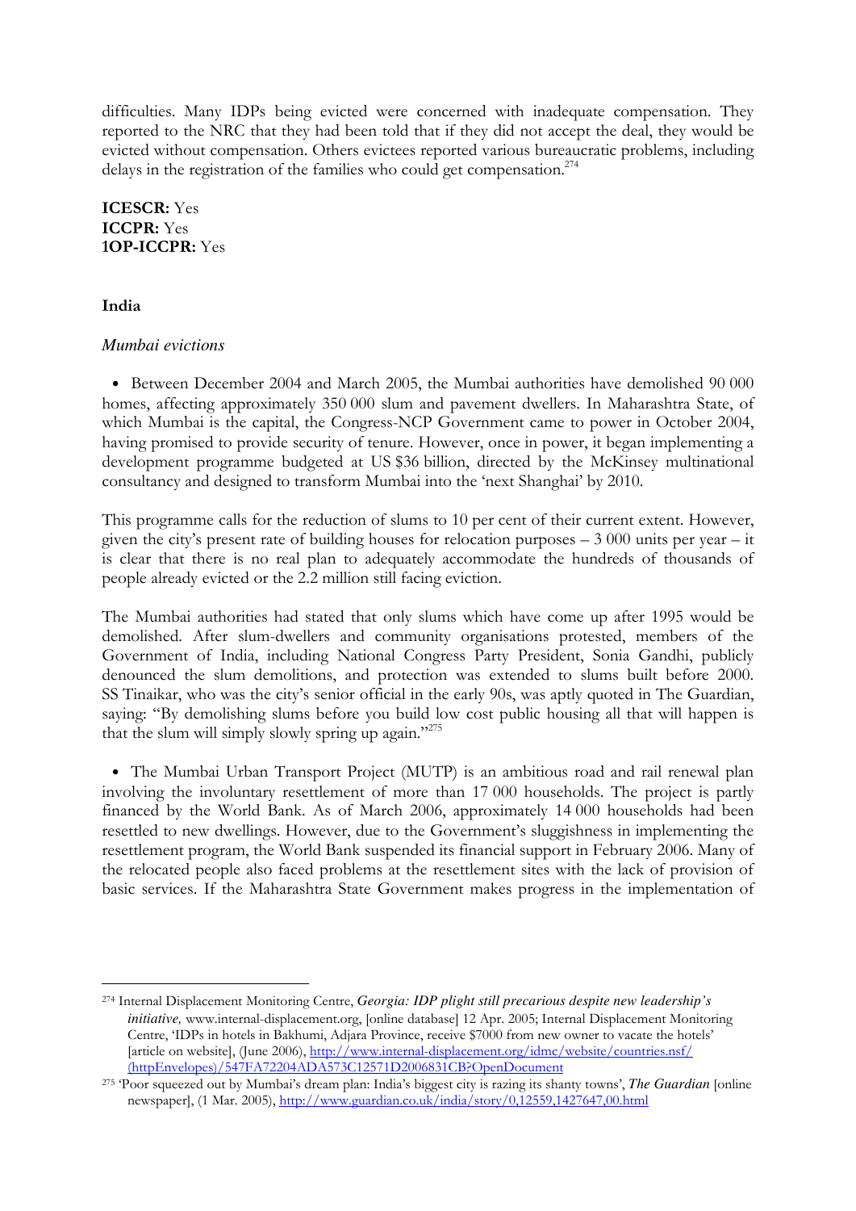difficulties. Many IDPs being evicted were concerned with inadequate compensation. They reported to the NRC that they had been told that if they did not accept the deal, they would be evicted without compensation. Others evictees reported various bureaucratic problems, including delays in the registration of the families who could get compensation.[274]

**ICESCR:** Yes
**ICCPR:** Yes
**1OP-ICCPR:** Yes

**India**

*Mumbai evictions*

- Between December 2004 and March 2005, the Mumbai authorities have demolished 90 000 homes, affecting approximately 350 000 slum and pavement dwellers. In Maharashtra State, of which Mumbai is the capital, the Congress-NCP Government came to power in October 2004, having promised to provide security of tenure. However, once in power, it began implementing a development programme budgeted at US $36 billion, directed by the McKinsey multinational consultancy and designed to transform Mumbai into the 'next Shanghai' by 2010.

This programme calls for the reduction of slums to 10 per cent of their current extent. However, given the city's present rate of building houses for relocation purposes – 3 000 units per year – it is clear that there is no real plan to adequately accommodate the hundreds of thousands of people already evicted or the 2.2 million still facing eviction.

The Mumbai authorities had stated that only slums which have come up after 1995 would be demolished. After slum-dwellers and community organisations protested, members of the Government of India, including National Congress Party President, Sonia Gandhi, publicly denounced the slum demolitions, and protection was extended to slums built before 2000. SS Tinaikar, who was the city's senior official in the early 90s, was aptly quoted in The Guardian, saying: "By demolishing slums before you build low cost public housing all that will happen is that the slum will simply slowly spring up again."[275]

- The Mumbai Urban Transport Project (MUTP) is an ambitious road and rail renewal plan involving the involuntary resettlement of more than 17 000 households. The project is partly financed by the World Bank. As of March 2006, approximately 14 000 households had been resettled to new dwellings. However, due to the Government's sluggishness in implementing the resettlement program, the World Bank suspended its financial support in February 2006. Many of the relocated people also faced problems at the resettlement sites with the lack of provision of basic services. If the Maharashtra State Government makes progress in the implementation of

---

[274] Internal Displacement Monitoring Centre, *Georgia: IDP plight still precarious despite new leadership's initiative,* www.internal-displacement.org, [online database] 12 Apr. 2005; Internal Displacement Monitoring Centre, 'IDPs in hotels in Bakhumi, Adjara Province, receive $7000 from new owner to vacate the hotels' [article on website], (June 2006), http://www.internal-displacement.org/idmc/website/countries.nsf/(httpEnvelopes)/547FA72204ADA573C12571D2006831CB?OpenDocument

[275] 'Poor squeezed out by Mumbai's dream plan: India's biggest city is razing its shanty towns', *The Guardian* [online newspaper], (1 Mar. 2005), http://www.guardian.co.uk/india/story/0,12559,1427647,00.html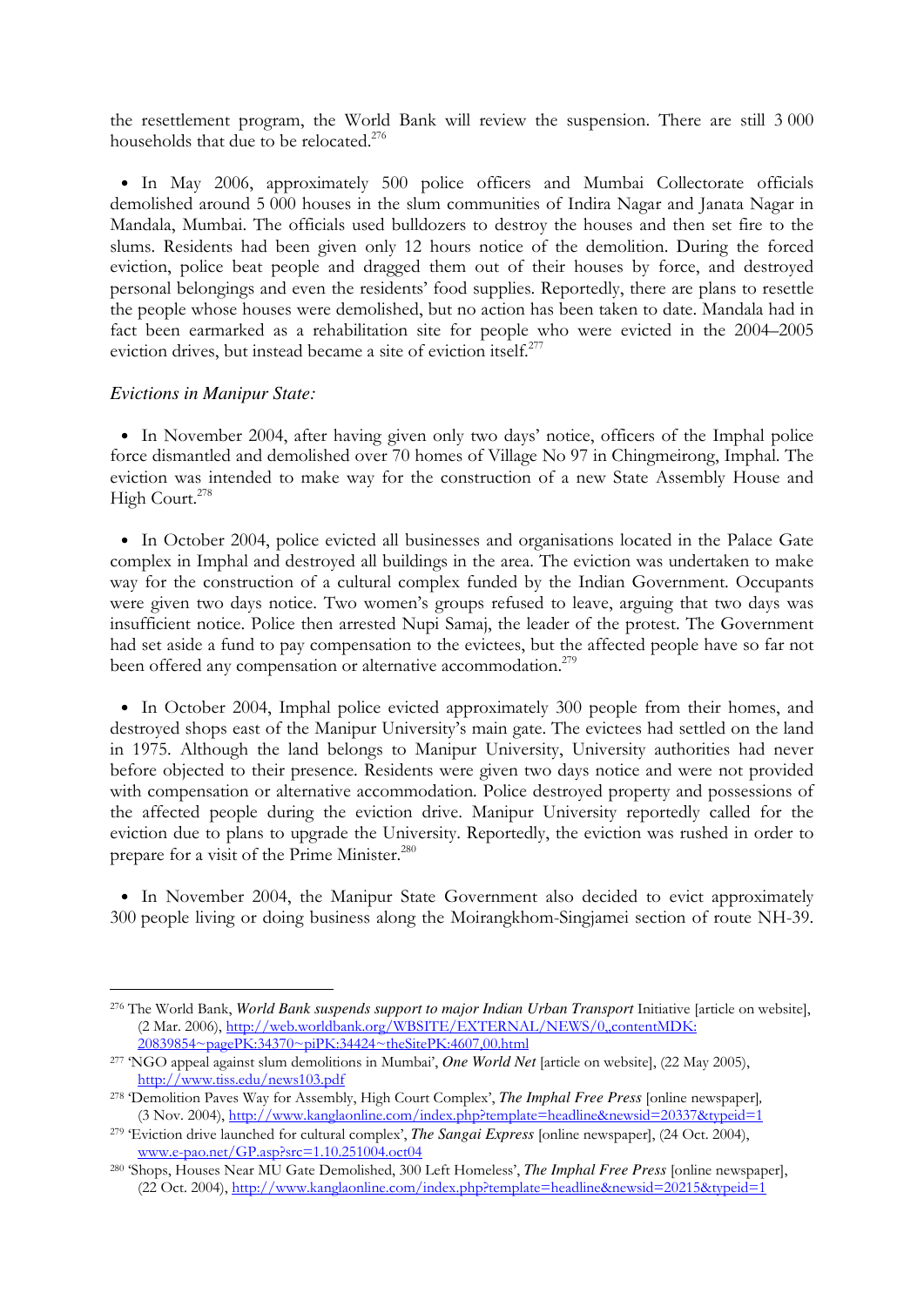the resettlement program, the World Bank will review the suspension. There are still 3 000 households that due to be relocated.[276]

- In May 2006, approximately 500 police officers and Mumbai Collectorate officials demolished around 5 000 houses in the slum communities of Indira Nagar and Janata Nagar in Mandala, Mumbai. The officials used bulldozers to destroy the houses and then set fire to the slums. Residents had been given only 12 hours notice of the demolition. During the forced eviction, police beat people and dragged them out of their houses by force, and destroyed personal belongings and even the residents' food supplies. Reportedly, there are plans to resettle the people whose houses were demolished, but no action has been taken to date. Mandala had in fact been earmarked as a rehabilitation site for people who were evicted in the 2004–2005 eviction drives, but instead became a site of eviction itself.[277]

*Evictions in Manipur State:*

- In November 2004, after having given only two days' notice, officers of the Imphal police force dismantled and demolished over 70 homes of Village No 97 in Chingmeirong, Imphal. The eviction was intended to make way for the construction of a new State Assembly House and High Court.[278]

- In October 2004, police evicted all businesses and organisations located in the Palace Gate complex in Imphal and destroyed all buildings in the area. The eviction was undertaken to make way for the construction of a cultural complex funded by the Indian Government. Occupants were given two days notice. Two women's groups refused to leave, arguing that two days was insufficient notice. Police then arrested Nupi Samaj, the leader of the protest. The Government had set aside a fund to pay compensation to the evictees, but the affected people have so far not been offered any compensation or alternative accommodation.[279]

- In October 2004, Imphal police evicted approximately 300 people from their homes, and destroyed shops east of the Manipur University's main gate. The evictees had settled on the land in 1975. Although the land belongs to Manipur University, University authorities had never before objected to their presence. Residents were given two days notice and were not provided with compensation or alternative accommodation. Police destroyed property and possessions of the affected people during the eviction drive. Manipur University reportedly called for the eviction due to plans to upgrade the University. Reportedly, the eviction was rushed in order to prepare for a visit of the Prime Minister.[280]

- In November 2004, the Manipur State Government also decided to evict approximately 300 people living or doing business along the Moirangkhom-Singjamei section of route NH-39.

---

[276] The World Bank, *World Bank suspends support to major Indian Urban Transport* Initiative [article on website], (2 Mar. 2006), http://web.worldbank.org/WBSITE/EXTERNAL/NEWS/0,,contentMDK:20839854~pagePK:34370~piPK:34424~theSitePK:4607,00.html

[277] 'NGO appeal against slum demolitions in Mumbai', *One World Net* [article on website], (22 May 2005), http://www.tiss.edu/news103.pdf

[278] 'Demolition Paves Way for Assembly, High Court Complex', *The Imphal Free Press* [online newspaper], (3 Nov. 2004), http://www.kanglaonline.com/index.php?template=headline&newsid=20337&typeid=1

[279] 'Eviction drive launched for cultural complex', *The Sangai Express* [online newspaper], (24 Oct. 2004), www.e-pao.net/GP.asp?src=1.10.251004.oct04

[280] 'Shops, Houses Near MU Gate Demolished, 300 Left Homeless', *The Imphal Free Press* [online newspaper], (22 Oct. 2004), http://www.kanglaonline.com/index.php?template=headline&newsid=20215&typeid=1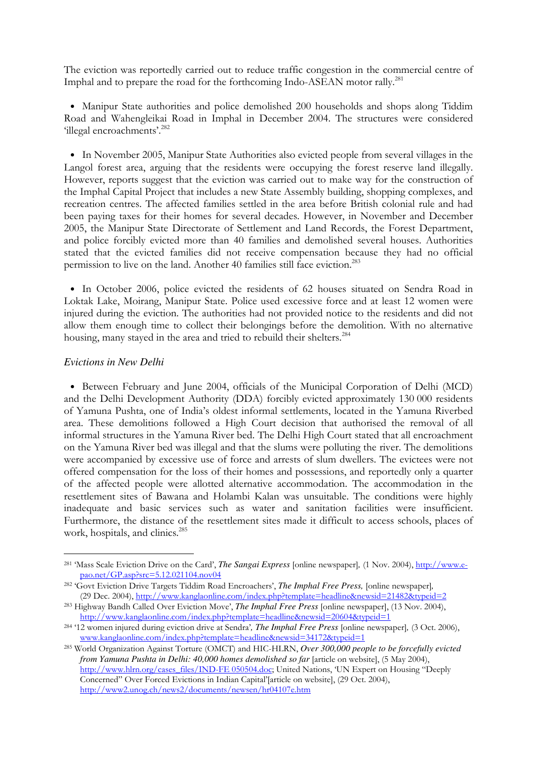The eviction was reportedly carried out to reduce traffic congestion in the commercial centre of Imphal and to prepare the road for the forthcoming Indo-ASEAN motor rally.[281]

- Manipur State authorities and police demolished 200 households and shops along Tiddim Road and Wahengleikai Road in Imphal in December 2004. The structures were considered 'illegal encroachments'.[282]

- In November 2005, Manipur State Authorities also evicted people from several villages in the Langol forest area, arguing that the residents were occupying the forest reserve land illegally. However, reports suggest that the eviction was carried out to make way for the construction of the Imphal Capital Project that includes a new State Assembly building, shopping complexes, and recreation centres. The affected families settled in the area before British colonial rule and had been paying taxes for their homes for several decades. However, in November and December 2005, the Manipur State Directorate of Settlement and Land Records, the Forest Department, and police forcibly evicted more than 40 families and demolished several houses. Authorities stated that the evicted families did not receive compensation because they had no official permission to live on the land. Another 40 families still face eviction.[283]

- In October 2006, police evicted the residents of 62 houses situated on Sendra Road in Loktak Lake, Moirang, Manipur State. Police used excessive force and at least 12 women were injured during the eviction. The authorities had not provided notice to the residents and did not allow them enough time to collect their belongings before the demolition. With no alternative housing, many stayed in the area and tried to rebuild their shelters.[284]

### *Evictions in New Delhi*

- Between February and June 2004, officials of the Municipal Corporation of Delhi (MCD) and the Delhi Development Authority (DDA) forcibly evicted approximately 130 000 residents of Yamuna Pushta, one of India's oldest informal settlements, located in the Yamuna Riverbed area. These demolitions followed a High Court decision that authorised the removal of all informal structures in the Yamuna River bed. The Delhi High Court stated that all encroachment on the Yamuna River bed was illegal and that the slums were polluting the river. The demolitions were accompanied by excessive use of force and arrests of slum dwellers. The evictees were not offered compensation for the loss of their homes and possessions, and reportedly only a quarter of the affected people were allotted alternative accommodation. The accommodation in the resettlement sites of Bawana and Holambi Kalan was unsuitable. The conditions were highly inadequate and basic services such as water and sanitation facilities were insufficient. Furthermore, the distance of the resettlement sites made it difficult to access schools, places of work, hospitals, and clinics.[285]

---

[281] 'Mass Scale Eviction Drive on the Card', ***The Sangai Express*** [online newspaper], (1 Nov. 2004), http://www.e-pao.net/GP.asp?src=5.12.021104.nov04

[282] 'Govt Eviction Drive Targets Tiddim Road Encroachers', ***The Imphal Free Press,*** [online newspaper], (29 Dec. 2004), http://www.kanglaonline.com/index.php?template=headline&newsid=21482&typeid=2

[283] Highway Bandh Called Over Eviction Move', ***The Imphal Free Press*** [online newspaper], (13 Nov. 2004), http://www.kanglaonline.com/index.php?template=headline&newsid=20604&typeid=1

[284] '12 women injured during eviction drive at Sendra', ***The Imphal Free Press*** [online newspaper], (3 Oct. 2006), www.kanglaonline.com/index.php?template=headline&newsid=34172&typeid=1

[285] World Organization Against Torture (OMCT) and HIC-HLRN, ***Over 300,000 people to be forcefully evicted from Yamuna Pushta in Delhi: 40,000 homes demolished so far*** [article on website], (5 May 2004), http://www.hlrn.org/cases_files/IND-FE 050504.doc; United Nations, 'UN Expert on Housing "Deeply Concerned" Over Forced Evictions in Indian Capital'[article on website], (29 Oct. 2004), http://www2.unog.ch/news2/documents/newsen/hr04107e.htm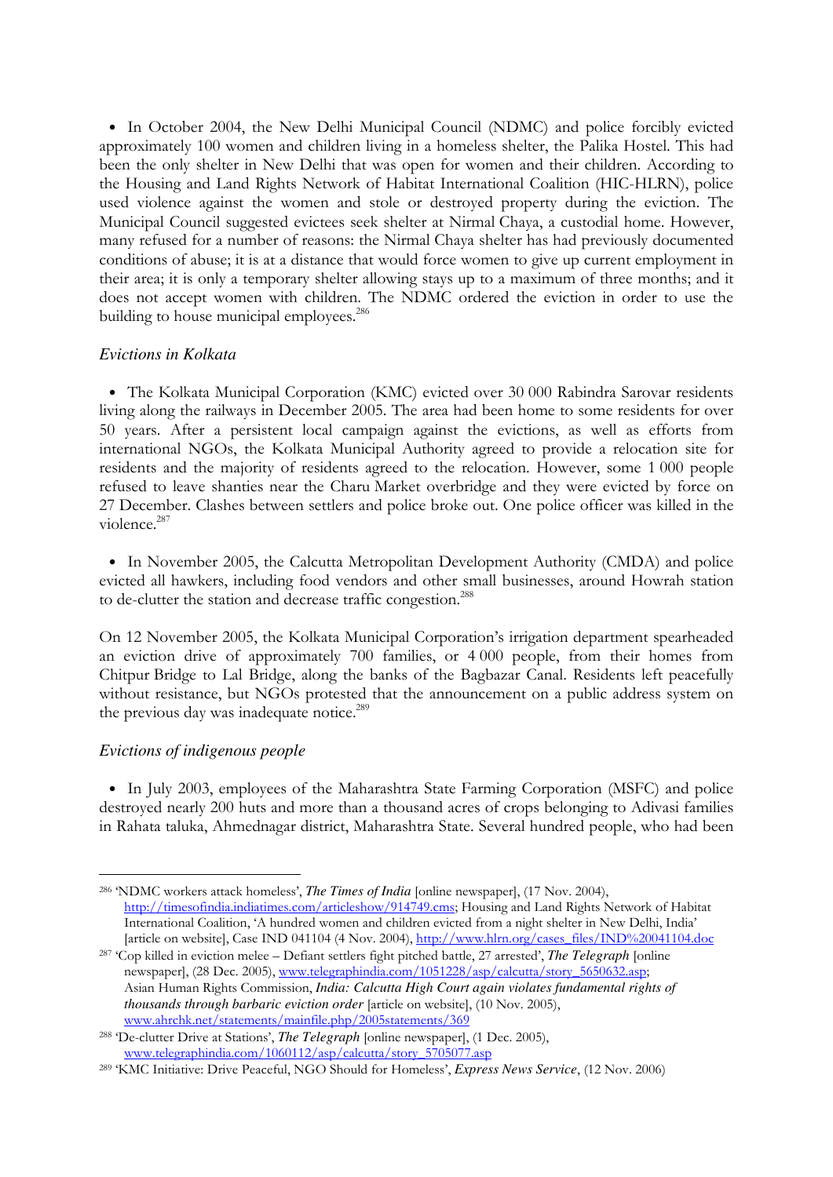- In October 2004, the New Delhi Municipal Council (NDMC) and police forcibly evicted approximately 100 women and children living in a homeless shelter, the Palika Hostel. This had been the only shelter in New Delhi that was open for women and their children. According to the Housing and Land Rights Network of Habitat International Coalition (HIC-HLRN), police used violence against the women and stole or destroyed property during the eviction. The Municipal Council suggested evictees seek shelter at Nirmal Chaya, a custodial home. However, many refused for a number of reasons: the Nirmal Chaya shelter has had previously documented conditions of abuse; it is at a distance that would force women to give up current employment in their area; it is only a temporary shelter allowing stays up to a maximum of three months; and it does not accept women with children. The NDMC ordered the eviction in order to use the building to house municipal employees.[286]

### *Evictions in Kolkata*

- The Kolkata Municipal Corporation (KMC) evicted over 30 000 Rabindra Sarovar residents living along the railways in December 2005. The area had been home to some residents for over 50 years. After a persistent local campaign against the evictions, as well as efforts from international NGOs, the Kolkata Municipal Authority agreed to provide a relocation site for residents and the majority of residents agreed to the relocation. However, some 1 000 people refused to leave shanties near the Charu Market overbridge and they were evicted by force on 27 December. Clashes between settlers and police broke out. One police officer was killed in the violence.[287]

- In November 2005, the Calcutta Metropolitan Development Authority (CMDA) and police evicted all hawkers, including food vendors and other small businesses, around Howrah station to de-clutter the station and decrease traffic congestion.[288]

On 12 November 2005, the Kolkata Municipal Corporation's irrigation department spearheaded an eviction drive of approximately 700 families, or 4 000 people, from their homes from Chitpur Bridge to Lal Bridge, along the banks of the Bagbazar Canal. Residents left peacefully without resistance, but NGOs protested that the announcement on a public address system on the previous day was inadequate notice.[289]

### *Evictions of indigenous people*

- In July 2003, employees of the Maharashtra State Farming Corporation (MSFC) and police destroyed nearly 200 huts and more than a thousand acres of crops belonging to Adivasi families in Rahata taluka, Ahmednagar district, Maharashtra State. Several hundred people, who had been

---

[286] 'NDMC workers attack homeless', ***The Times of India*** [online newspaper], (17 Nov. 2004), http://timesofindia.indiatimes.com/articleshow/914749.cms; Housing and Land Rights Network of Habitat International Coalition, 'A hundred women and children evicted from a night shelter in New Delhi, India' [article on website], Case IND 041104 (4 Nov. 2004), http://www.hlrn.org/cases_files/IND%20041104.doc

[287] 'Cop killed in eviction melee – Defiant settlers fight pitched battle, 27 arrested', ***The Telegraph*** [online newspaper], (28 Dec. 2005), www.telegraphindia.com/1051228/asp/calcutta/story_5650632.asp; Asian Human Rights Commission, ***India: Calcutta High Court again violates fundamental rights of thousands through barbaric eviction order*** [article on website], (10 Nov. 2005), www.ahrchk.net/statements/mainfile.php/2005statements/369

[288] 'De-clutter Drive at Stations', ***The Telegraph*** [online newspaper], (1 Dec. 2005), www.telegraphindia.com/1060112/asp/calcutta/story_5705077.asp

[289] 'KMC Initiative: Drive Peaceful, NGO Should for Homeless', *Express News Service*, (12 Nov. 2006)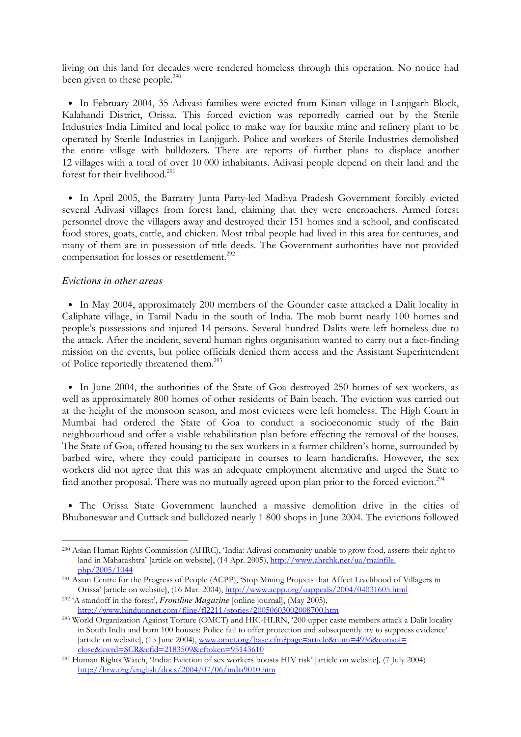living on this land for decades were rendered homeless through this operation. No notice had been given to these people.[290]

- In February 2004, 35 Adivasi families were evicted from Kinari village in Lanjigarh Block, Kalahandi District, Orissa. This forced eviction was reportedly carried out by the Sterile Industries India Limited and local police to make way for bauxite mine and refinery plant to be operated by Sterile Industries in Lanjigarh. Police and workers of Sterile Industries demolished the entire village with bulldozers. There are reports of further plans to displace another 12 villages with a total of over 10 000 inhabitants. Adivasi people depend on their land and the forest for their livelihood.[291]

- In April 2005, the Barratry Junta Party-led Madhya Pradesh Government forcibly evicted several Adivasi villages from forest land, claiming that they were encroachers. Armed forest personnel drove the villagers away and destroyed their 151 homes and a school, and confiscated food stores, goats, cattle, and chicken. Most tribal people had lived in this area for centuries, and many of them are in possession of title deeds. The Government authorities have not provided compensation for losses or resettlement.[292]

### *Evictions in other areas*

- In May 2004, approximately 200 members of the Gounder caste attacked a Dalit locality in Caliphate village, in Tamil Nadu in the south of India. The mob burnt nearly 100 homes and people's possessions and injured 14 persons. Several hundred Dalits were left homeless due to the attack. After the incident, several human rights organisation wanted to carry out a fact-finding mission on the events, but police officials denied them access and the Assistant Superintendent of Police reportedly threatened them.[293]

- In June 2004, the authorities of the State of Goa destroyed 250 homes of sex workers, as well as approximately 800 homes of other residents of Bain beach. The eviction was carried out at the height of the monsoon season, and most evictees were left homeless. The High Court in Mumbai had ordered the State of Goa to conduct a socioeconomic study of the Bain neighbourhood and offer a viable rehabilitation plan before effecting the removal of the houses. The State of Goa, offered housing to the sex workers in a former children's home, surrounded by barbed wire, where they could participate in courses to learn handicrafts. However, the sex workers did not agree that this was an adequate employment alternative and urged the State to find another proposal. There was no mutually agreed upon plan prior to the forced eviction.[294]

- The Orissa State Government launched a massive demolition drive in the cities of Bhubaneswar and Cuttack and bulldozed nearly 1 800 shops in June 2004. The evictions followed

---

[290] Asian Human Rights Commission (AHRC), 'India: Adivasi community unable to grow food, asserts their right to land in Maharashtra' [article on website], (14 Apr. 2005), http://www.ahrchk.net/ua/mainfile.php/2005/1044

[291] Asian Centre for the Progress of People (ACPP), 'Stop Mining Projects that Affect Livelihood of Villagers in Orissa' [article on website], (16 Mar. 2004), http://www.acpp.org/uappeals/2004/04031605.html

[292] 'A standoff in the forest', ***Frontline Magazine*** [online journal], (May 2005), http://www.hinduonnet.com/fline/fl2211/stories/20050603002008700.htm

[293] World Organization Against Torture (OMCT) and HIC-HLRN, '200 upper caste members attack a Dalit locality in South India and burn 100 houses: Police fail to offer protection and subsequently try to suppress evidence' [article on website], (15 June 2004), www.omct.org/base.cfm?page=article&num=4936&consol=close&kwrd=SCR&cfid=2183509&cftoken=95143610

[294] Human Rights Watch, 'India: Eviction of sex workers boosts HIV risk' [article on website], (7 July 2004) http://hrw.org/english/docs/2004/07/06/india9010.htm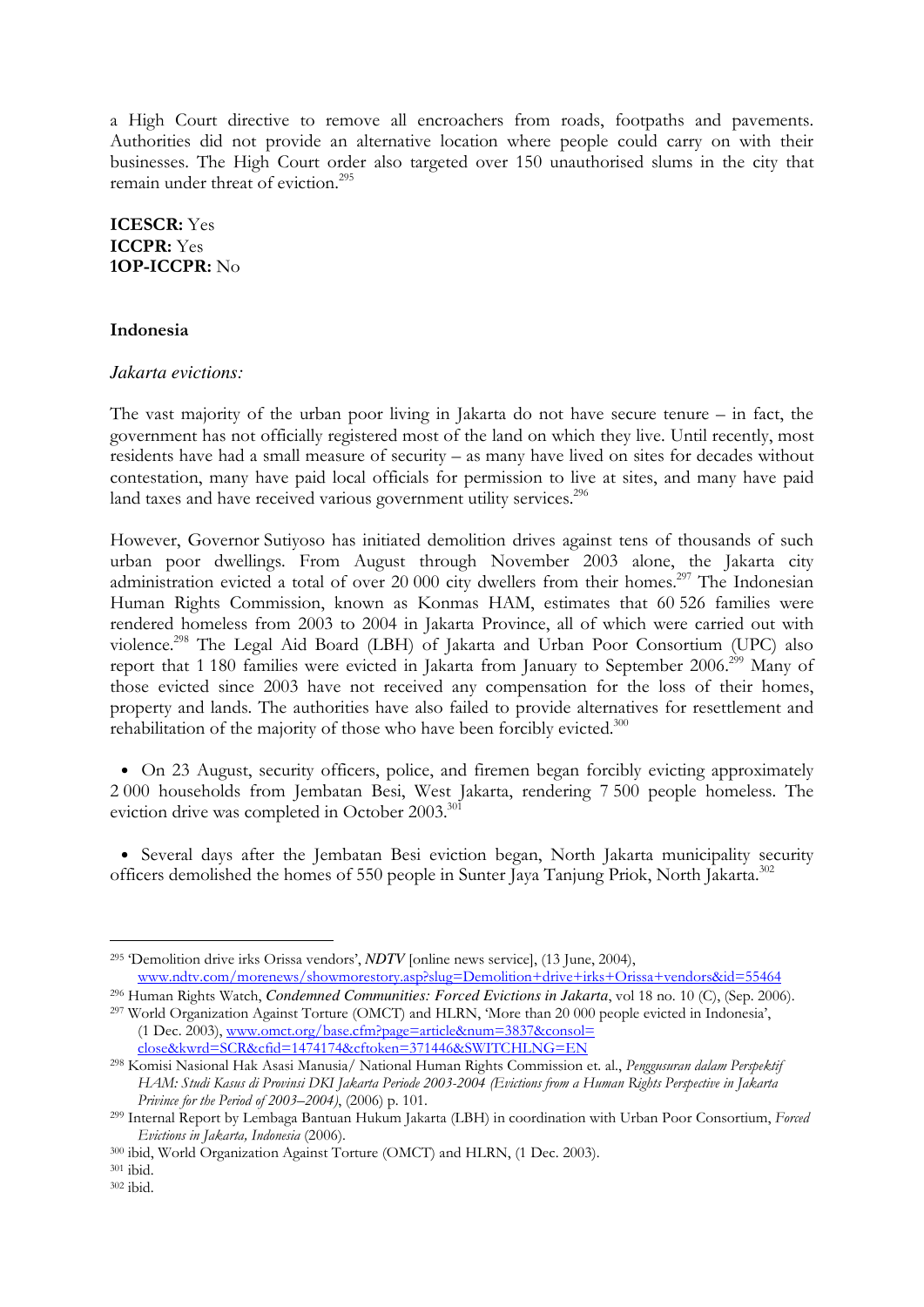a High Court directive to remove all encroachers from roads, footpaths and pavements. Authorities did not provide an alternative location where people could carry on with their businesses. The High Court order also targeted over 150 unauthorised slums in the city that remain under threat of eviction.[295]

**ICESCR:** Yes
**ICCPR:** Yes
**1OP-ICCPR:** No

**Indonesia**

*Jakarta evictions:*

The vast majority of the urban poor living in Jakarta do not have secure tenure – in fact, the government has not officially registered most of the land on which they live. Until recently, most residents have had a small measure of security – as many have lived on sites for decades without contestation, many have paid local officials for permission to live at sites, and many have paid land taxes and have received various government utility services.[296]

However, Governor Sutiyoso has initiated demolition drives against tens of thousands of such urban poor dwellings. From August through November 2003 alone, the Jakarta city administration evicted a total of over 20 000 city dwellers from their homes.[297] The Indonesian Human Rights Commission, known as Konmas HAM, estimates that 60 526 families were rendered homeless from 2003 to 2004 in Jakarta Province, all of which were carried out with violence.[298] The Legal Aid Board (LBH) of Jakarta and Urban Poor Consortium (UPC) also report that 1 180 families were evicted in Jakarta from January to September 2006.[299] Many of those evicted since 2003 have not received any compensation for the loss of their homes, property and lands. The authorities have also failed to provide alternatives for resettlement and rehabilitation of the majority of those who have been forcibly evicted.[300]

- On 23 August, security officers, police, and firemen began forcibly evicting approximately 2 000 households from Jembatan Besi, West Jakarta, rendering 7 500 people homeless. The eviction drive was completed in October 2003.[301]

- Several days after the Jembatan Besi eviction began, North Jakarta municipality security officers demolished the homes of 550 people in Sunter Jaya Tanjung Priok, North Jakarta.[302]

---

[295] 'Demolition drive irks Orissa vendors', *NDTV* [online news service], (13 June, 2004), www.ndtv.com/morenews/showmorestory.asp?slug=Demolition+drive+irks+Orissa+vendors&id=55464

[296] Human Rights Watch, *Condemned Communities: Forced Evictions in Jakarta*, vol 18 no. 10 (C), (Sep. 2006).

[297] World Organization Against Torture (OMCT) and HLRN, 'More than 20 000 people evicted in Indonesia', (1 Dec. 2003), www.omct.org/base.cfm?page=article&num=3837&consol=close&kwrd=SCR&cfid=1474174&cftoken=371446&SWITCHLNG=EN

[298] Komisi Nasional Hak Asasi Manusia/ National Human Rights Commission et. al., *Penggusuran dalam Perspektif HAM: Studi Kasus di Provinsi DKI Jakarta Periode 2003-2004 (Evictions from a Human Rights Perspective in Jakarta Privince for the Period of 2003–2004)*, (2006) p. 101.

[299] Internal Report by Lembaga Bantuan Hukum Jakarta (LBH) in coordination with Urban Poor Consortium, *Forced Evictions in Jakarta, Indonesia* (2006).

[300] ibid, World Organization Against Torture (OMCT) and HLRN, (1 Dec. 2003).

[301] ibid.

[302] ibid.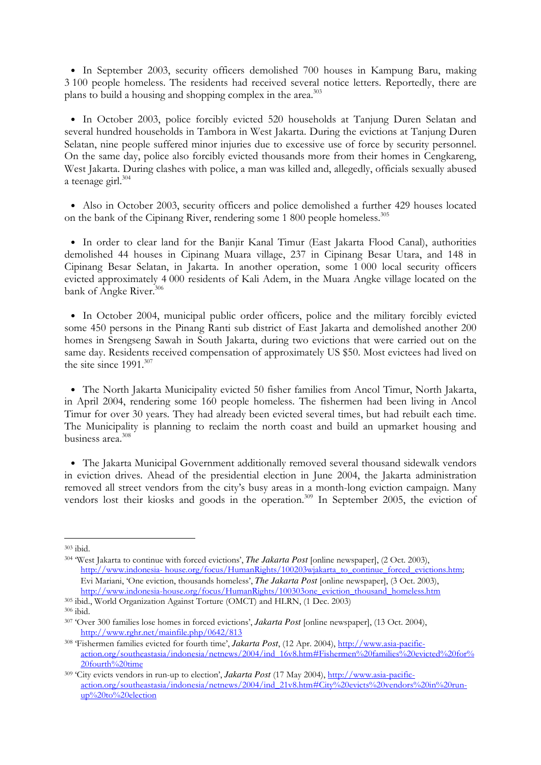- In September 2003, security officers demolished 700 houses in Kampung Baru, making 3 100 people homeless. The residents had received several notice letters. Reportedly, there are plans to build a housing and shopping complex in the area.[303]

- In October 2003, police forcibly evicted 520 households at Tanjung Duren Selatan and several hundred households in Tambora in West Jakarta. During the evictions at Tanjung Duren Selatan, nine people suffered minor injuries due to excessive use of force by security personnel. On the same day, police also forcibly evicted thousands more from their homes in Cengkareng, West Jakarta. During clashes with police, a man was killed and, allegedly, officials sexually abused a teenage girl.[304]

- Also in October 2003, security officers and police demolished a further 429 houses located on the bank of the Cipinang River, rendering some 1 800 people homeless.[305]

- In order to clear land for the Banjir Kanal Timur (East Jakarta Flood Canal), authorities demolished 44 houses in Cipinang Muara village, 237 in Cipinang Besar Utara, and 148 in Cipinang Besar Selatan, in Jakarta. In another operation, some 1 000 local security officers evicted approximately 4 000 residents of Kali Adem, in the Muara Angke village located on the bank of Angke River.[306]

- In October 2004, municipal public order officers, police and the military forcibly evicted some 450 persons in the Pinang Ranti sub district of East Jakarta and demolished another 200 homes in Srengseng Sawah in South Jakarta, during two evictions that were carried out on the same day. Residents received compensation of approximately US $50. Most evictees had lived on the site since 1991.[307]

- The North Jakarta Municipality evicted 50 fisher families from Ancol Timur, North Jakarta, in April 2004, rendering some 160 people homeless. The fishermen had been living in Ancol Timur for over 30 years. They had already been evicted several times, but had rebuilt each time. The Municipality is planning to reclaim the north coast and build an upmarket housing and business area.[308]

- The Jakarta Municipal Government additionally removed several thousand sidewalk vendors in eviction drives. Ahead of the presidential election in June 2004, the Jakarta administration removed all street vendors from the city's busy areas in a month-long eviction campaign. Many vendors lost their kiosks and goods in the operation.[309] In September 2005, the eviction of

---

[303] ibid.

[304] 'West Jakarta to continue with forced evictions', ***The Jakarta Post*** [online newspaper], (2 Oct. 2003), http://www.indonesia- house.org/focus/HumanRights/100203wjakarta_to_continue_forced_evictions.htm; Evi Mariani, 'One eviction, thousands homeless', ***The Jakarta Post*** [online newspaper], (3 Oct. 2003), http://www.indonesia-house.org/focus/HumanRights/100303one_eviction_thousand_homeless.htm

[305] ibid., World Organization Against Torture (OMCT) and HLRN, (1 Dec. 2003)

[306] ibid.

[307] 'Over 300 families lose homes in forced evictions', ***Jakarta Post*** [online newspaper], (13 Oct. 2004), http://www.rghr.net/mainfile.php/0642/813

[308] 'Fishermen families evicted for fourth time', ***Jakarta Post***, (12 Apr. 2004), http://www.asia-pacific-action.org/southeastasia/indonesia/netnews/2004/ind_16v8.htm#Fishermen%20families%20evicted%20for%20fourth%20time

[309] 'City evicts vendors in run-up to election', ***Jakarta Post*** (17 May 2004), http://www.asia-pacific-action.org/southeastasia/indonesia/netnews/2004/ind_21v8.htm#City%20evicts%20vendors%20in%20run-up%20to%20election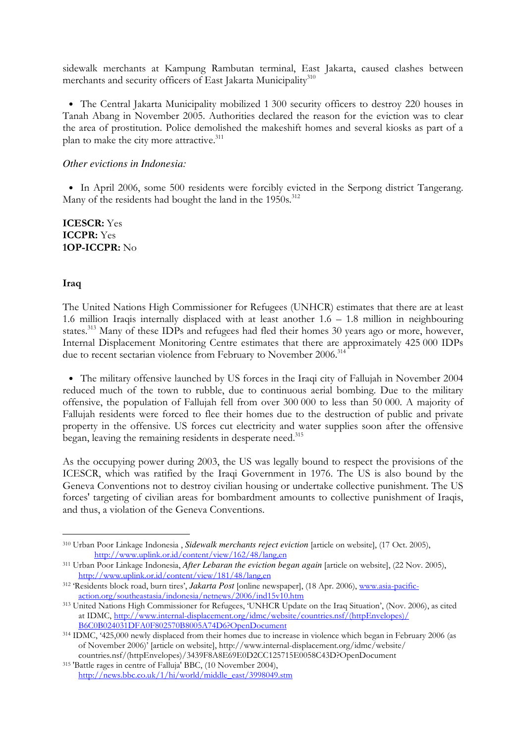sidewalk merchants at Kampung Rambutan terminal, East Jakarta, caused clashes between merchants and security officers of East Jakarta Municipality[310]

- The Central Jakarta Municipality mobilized 1 300 security officers to destroy 220 houses in Tanah Abang in November 2005. Authorities declared the reason for the eviction was to clear the area of prostitution. Police demolished the makeshift homes and several kiosks as part of a plan to make the city more attractive.[311]

*Other evictions in Indonesia:*

- In April 2006, some 500 residents were forcibly evicted in the Serpong district Tangerang. Many of the residents had bought the land in the 1950s.[312]

**ICESCR:** Yes
**ICCPR:** Yes
**1OP-ICCPR:** No

**Iraq**

The United Nations High Commissioner for Refugees (UNHCR) estimates that there are at least 1.6 million Iraqis internally displaced with at least another 1.6 – 1.8 million in neighbouring states.[313] Many of these IDPs and refugees had fled their homes 30 years ago or more, however, Internal Displacement Monitoring Centre estimates that there are approximately 425 000 IDPs due to recent sectarian violence from February to November 2006.[314]

- The military offensive launched by US forces in the Iraqi city of Fallujah in November 2004 reduced much of the town to rubble, due to continuous aerial bombing. Due to the military offensive, the population of Fallujah fell from over 300 000 to less than 50 000. A majority of Fallujah residents were forced to flee their homes due to the destruction of public and private property in the offensive. US forces cut electricity and water supplies soon after the offensive began, leaving the remaining residents in desperate need.[315]

As the occupying power during 2003, the US was legally bound to respect the provisions of the ICESCR, which was ratified by the Iraqi Government in 1976. The US is also bound by the Geneva Conventions not to destroy civilian housing or undertake collective punishment. The US forces' targeting of civilian areas for bombardment amounts to collective punishment of Iraqis, and thus, a violation of the Geneva Conventions.

---

[310] Urban Poor Linkage Indonesia , *Sidewalk merchants reject eviction* [article on website], (17 Oct. 2005), http://www.uplink.or.id/content/view/162/48/lang,en

[311] Urban Poor Linkage Indonesia, *After Lebaran the eviction began again* [article on website], (22 Nov. 2005), http://www.uplink.or.id/content/view/181/48/lang,en

[312] 'Residents block road, burn tires', *Jakarta Post* [online newspaper], (18 Apr. 2006), www.asia-pacific-action.org/southeastasia/indonesia/netnews/2006/ind15v10.htm

[313] United Nations High Commissioner for Refugees, 'UNHCR Update on the Iraq Situation', (Nov. 2006), as cited at IDMC, http://www.internal-displacement.org/idmc/website/countries.nsf/(httpEnvelopes)/B6C0B024031DFA0F802570B8005A74D6?OpenDocument

[314] IDMC, '425,000 newly displaced from their homes due to increase in violence which began in February 2006 (as of November 2006)' [article on website], http://www.internal-displacement.org/idmc/website/countries.nsf/(httpEnvelopes)/3439F8A8E69E0D2CC125715E0058C43D?OpenDocument

[315] 'Battle rages in centre of Falluja' BBC, (10 November 2004), http://news.bbc.co.uk/1/hi/world/middle_east/3998049.stm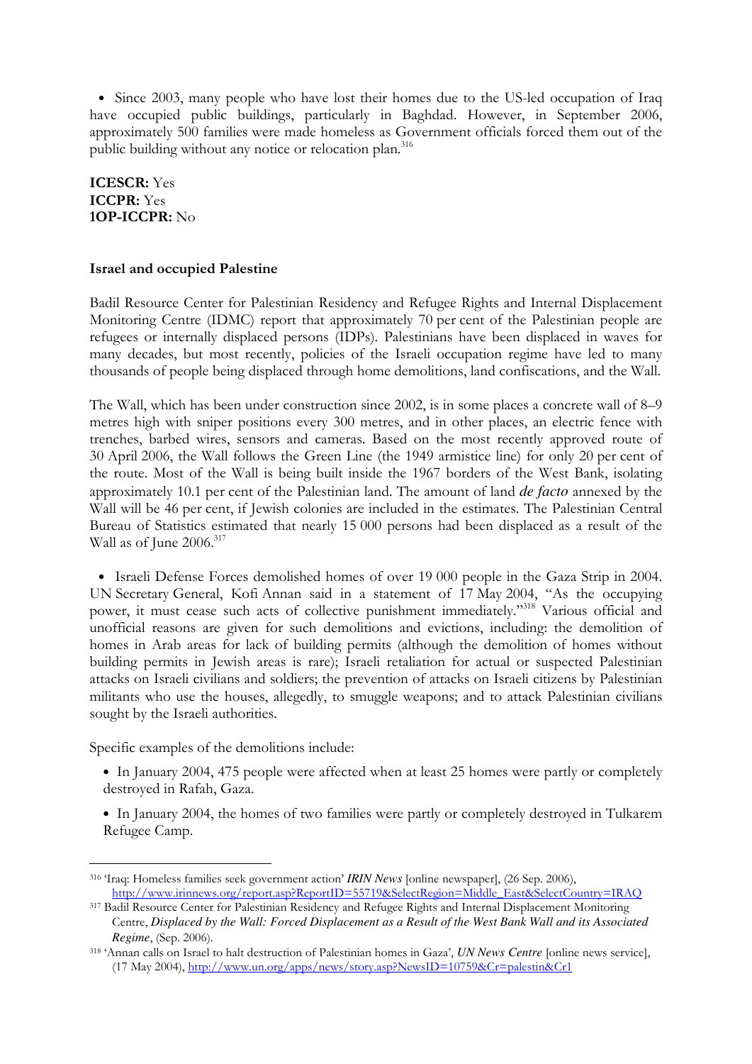- Since 2003, many people who have lost their homes due to the US-led occupation of Iraq have occupied public buildings, particularly in Baghdad. However, in September 2006, approximately 500 families were made homeless as Government officials forced them out of the public building without any notice or relocation plan.[316]

**ICESCR:** Yes
**ICCPR:** Yes
**1OP-ICCPR:** No

**Israel and occupied Palestine**

Badil Resource Center for Palestinian Residency and Refugee Rights and Internal Displacement Monitoring Centre (IDMC) report that approximately 70 per cent of the Palestinian people are refugees or internally displaced persons (IDPs). Palestinians have been displaced in waves for many decades, but most recently, policies of the Israeli occupation regime have led to many thousands of people being displaced through home demolitions, land confiscations, and the Wall.

The Wall, which has been under construction since 2002, is in some places a concrete wall of 8–9 metres high with sniper positions every 300 metres, and in other places, an electric fence with trenches, barbed wires, sensors and cameras. Based on the most recently approved route of 30 April 2006, the Wall follows the Green Line (the 1949 armistice line) for only 20 per cent of the route. Most of the Wall is being built inside the 1967 borders of the West Bank, isolating approximately 10.1 per cent of the Palestinian land. The amount of land *de facto* annexed by the Wall will be 46 per cent, if Jewish colonies are included in the estimates. The Palestinian Central Bureau of Statistics estimated that nearly 15 000 persons had been displaced as a result of the Wall as of June 2006.[317]

- Israeli Defense Forces demolished homes of over 19 000 people in the Gaza Strip in 2004. UN Secretary General, Kofi Annan said in a statement of 17 May 2004, "As the occupying power, it must cease such acts of collective punishment immediately."[318] Various official and unofficial reasons are given for such demolitions and evictions, including: the demolition of homes in Arab areas for lack of building permits (although the demolition of homes without building permits in Jewish areas is rare); Israeli retaliation for actual or suspected Palestinian attacks on Israeli civilians and soldiers; the prevention of attacks on Israeli citizens by Palestinian militants who use the houses, allegedly, to smuggle weapons; and to attack Palestinian civilians sought by the Israeli authorities.

Specific examples of the demolitions include:

- In January 2004, 475 people were affected when at least 25 homes were partly or completely destroyed in Rafah, Gaza.
- In January 2004, the homes of two families were partly or completely destroyed in Tulkarem Refugee Camp.

---

[316] 'Iraq: Homeless families seek government action' *IRIN News* [online newspaper], (26 Sep. 2006), http://www.irinnews.org/report.asp?ReportID=55719&SelectRegion=Middle_East&SelectCountry=IRAQ

[317] Badil Resource Center for Palestinian Residency and Refugee Rights and Internal Displacement Monitoring Centre, *Displaced by the Wall: Forced Displacement as a Result of the West Bank Wall and its Associated Regime*, (Sep. 2006).

[318] 'Annan calls on Israel to halt destruction of Palestinian homes in Gaza', *UN News Centre* [online news service], (17 May 2004), http://www.un.org/apps/news/story.asp?NewsID=10759&Cr=palestin&Cr1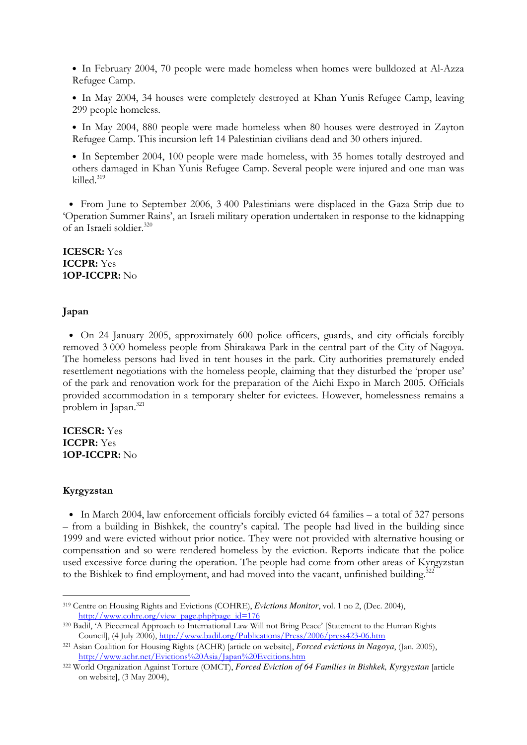- In February 2004, 70 people were made homeless when homes were bulldozed at Al-Azza Refugee Camp.
- In May 2004, 34 houses were completely destroyed at Khan Yunis Refugee Camp, leaving 299 people homeless.
- In May 2004, 880 people were made homeless when 80 houses were destroyed in Zayton Refugee Camp. This incursion left 14 Palestinian civilians dead and 30 others injured.
- In September 2004, 100 people were made homeless, with 35 homes totally destroyed and others damaged in Khan Yunis Refugee Camp. Several people were injured and one man was killed.[319]
- From June to September 2006, 3 400 Palestinians were displaced in the Gaza Strip due to 'Operation Summer Rains', an Israeli military operation undertaken in response to the kidnapping of an Israeli soldier.[320]

**ICESCR:** Yes
**ICCPR:** Yes
**1OP-ICCPR:** No

### Japan

- On 24 January 2005, approximately 600 police officers, guards, and city officials forcibly removed 3 000 homeless people from Shirakawa Park in the central part of the City of Nagoya. The homeless persons had lived in tent houses in the park. City authorities prematurely ended resettlement negotiations with the homeless people, claiming that they disturbed the 'proper use' of the park and renovation work for the preparation of the Aichi Expo in March 2005. Officials provided accommodation in a temporary shelter for evictees. However, homelessness remains a problem in Japan.[321]

**ICESCR:** Yes
**ICCPR:** Yes
**1OP-ICCPR:** No

### Kyrgyzstan

- In March 2004, law enforcement officials forcibly evicted 64 families – a total of 327 persons – from a building in Bishkek, the country's capital. The people had lived in the building since 1999 and were evicted without prior notice. They were not provided with alternative housing or compensation and so were rendered homeless by the eviction. Reports indicate that the police used excessive force during the operation. The people had come from other areas of Kyrgyzstan to the Bishkek to find employment, and had moved into the vacant, unfinished building.[322]

---

[319] Centre on Housing Rights and Evictions (COHRE), *Evictions Monitor*, vol. 1 no 2, (Dec. 2004), http://www.cohre.org/view_page.php?page_id=176

[320] Badil, 'A Piecemeal Approach to International Law Will not Bring Peace' [Statement to the Human Rights Council], (4 July 2006), http://www.badil.org/Publications/Press/2006/press423-06.htm

[321] Asian Coalition for Housing Rights (ACHR) [article on website], *Forced evictions in Nagoya*, (Jan. 2005), http://www.achr.net/Evictions%20Asia/Japan%20Evcitions.htm

[322] World Organization Against Torture (OMCT), *Forced Eviction of 64 Families in Bishkek, Kyrgyzstan* [article on website], (3 May 2004),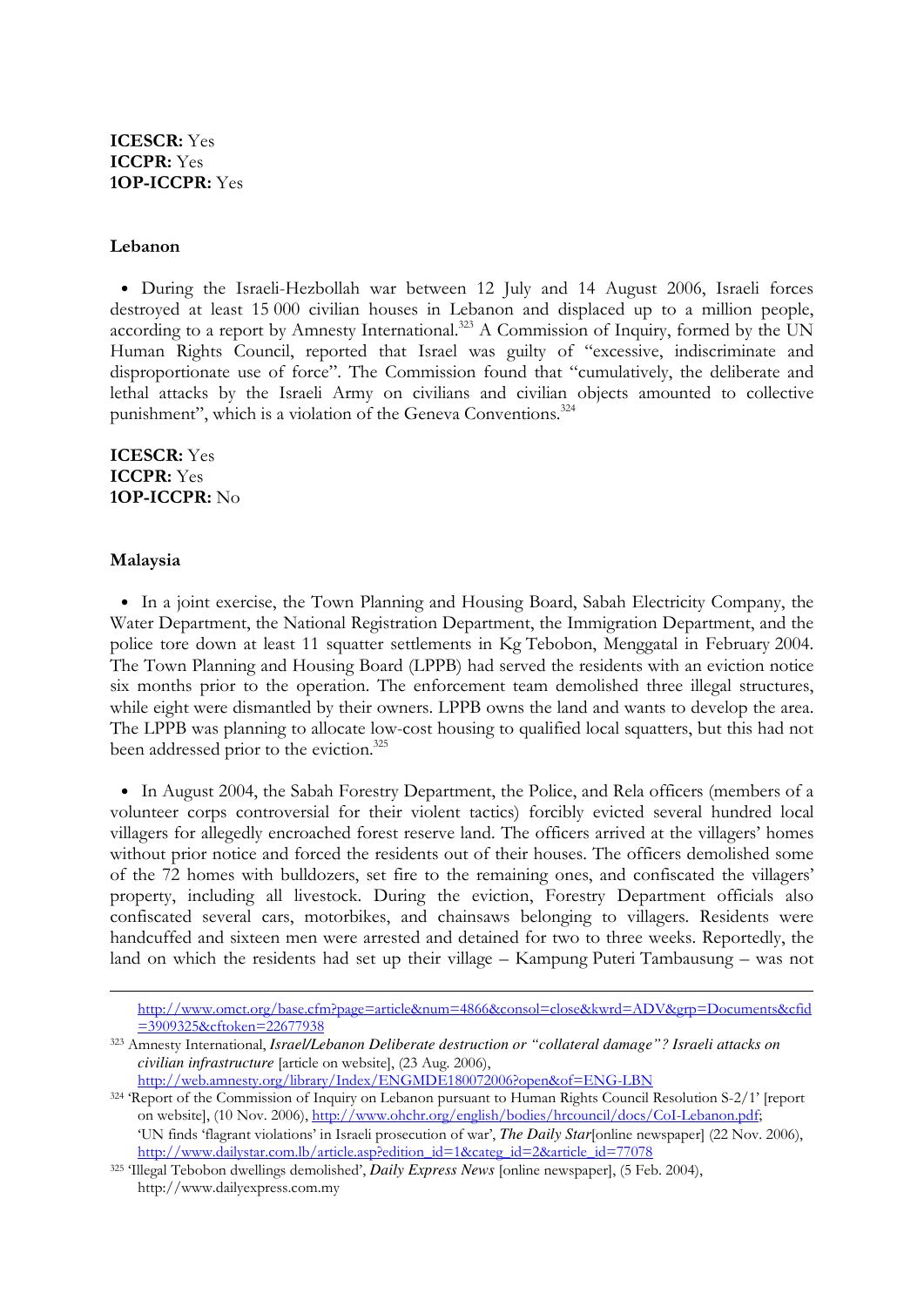**ICESCR:** Yes
**ICCPR:** Yes
**1OP-ICCPR:** Yes

**Lebanon**

- During the Israeli-Hezbollah war between 12 July and 14 August 2006, Israeli forces destroyed at least 15 000 civilian houses in Lebanon and displaced up to a million people, according to a report by Amnesty International.[323] A Commission of Inquiry, formed by the UN Human Rights Council, reported that Israel was guilty of "excessive, indiscriminate and disproportionate use of force". The Commission found that "cumulatively, the deliberate and lethal attacks by the Israeli Army on civilians and civilian objects amounted to collective punishment", which is a violation of the Geneva Conventions.[324]

**ICESCR:** Yes
**ICCPR:** Yes
**1OP-ICCPR:** No

**Malaysia**

- In a joint exercise, the Town Planning and Housing Board, Sabah Electricity Company, the Water Department, the National Registration Department, the Immigration Department, and the police tore down at least 11 squatter settlements in Kg Tebobon, Menggatal in February 2004. The Town Planning and Housing Board (LPPB) had served the residents with an eviction notice six months prior to the operation. The enforcement team demolished three illegal structures, while eight were dismantled by their owners. LPPB owns the land and wants to develop the area. The LPPB was planning to allocate low-cost housing to qualified local squatters, but this had not been addressed prior to the eviction.[325]

- In August 2004, the Sabah Forestry Department, the Police, and Rela officers (members of a volunteer corps controversial for their violent tactics) forcibly evicted several hundred local villagers for allegedly encroached forest reserve land. The officers arrived at the villagers' homes without prior notice and forced the residents out of their houses. The officers demolished some of the 72 homes with bulldozers, set fire to the remaining ones, and confiscated the villagers' property, including all livestock. During the eviction, Forestry Department officials also confiscated several cars, motorbikes, and chainsaws belonging to villagers. Residents were handcuffed and sixteen men were arrested and detained for two to three weeks. Reportedly, the land on which the residents had set up their village – Kampung Puteri Tambausung – was not

---

http://www.omct.org/base.cfm?page=article&num=4866&consol=close&kwrd=ADV&grp=Documents&cfid=3909325&cftoken=22677938

[323] Amnesty International, ***Israel/Lebanon Deliberate destruction or "collateral damage"? Israeli attacks on civilian infrastructure*** [article on website], (23 Aug. 2006), http://web.amnesty.org/library/Index/ENGMDE180072006?open&of=ENG-LBN

[324] 'Report of the Commission of Inquiry on Lebanon pursuant to Human Rights Council Resolution S-2/1' [report on website], (10 Nov. 2006), http://www.ohchr.org/english/bodies/hrcouncil/docs/CoI-Lebanon.pdf; 'UN finds 'flagrant violations' in Israeli prosecution of war', ***The Daily Star***[online newspaper] (22 Nov. 2006), http://www.dailystar.com.lb/article.asp?edition_id=1&categ_id=2&article_id=77078

[325] 'Illegal Tebobon dwellings demolished', ***Daily Express News*** [online newspaper], (5 Feb. 2004), http://www.dailyexpress.com.my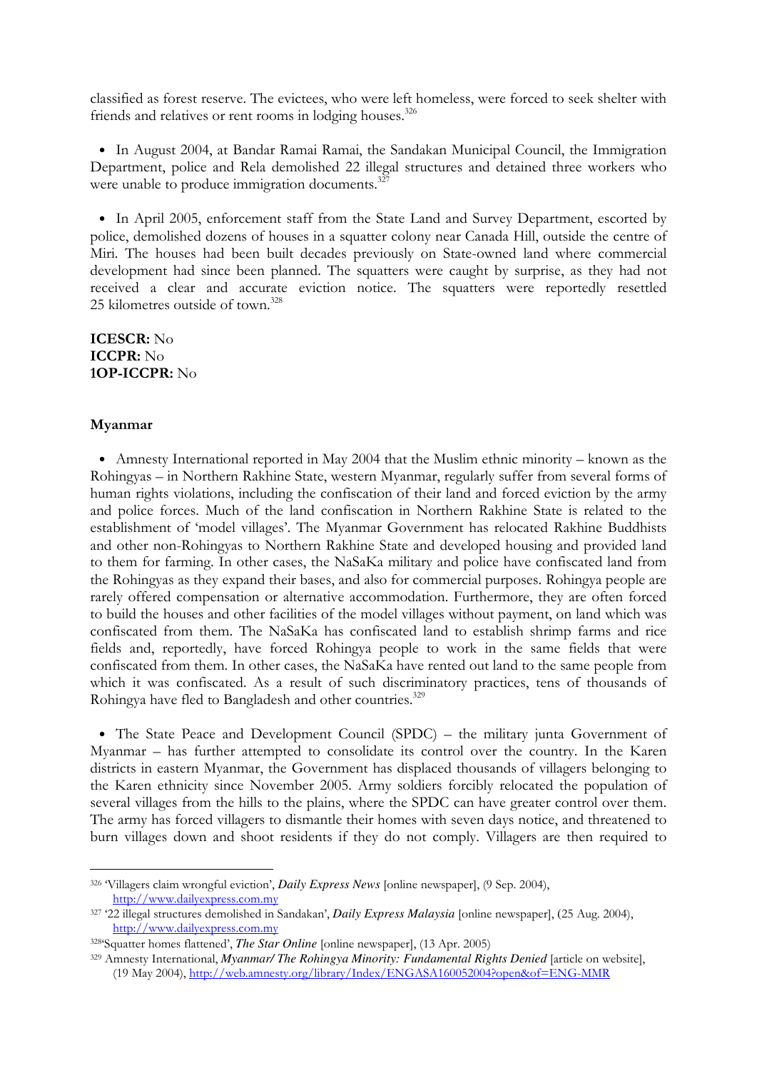classified as forest reserve. The evictees, who were left homeless, were forced to seek shelter with friends and relatives or rent rooms in lodging houses.[326]

- In August 2004, at Bandar Ramai Ramai, the Sandakan Municipal Council, the Immigration Department, police and Rela demolished 22 illegal structures and detained three workers who were unable to produce immigration documents.[327]

- In April 2005, enforcement staff from the State Land and Survey Department, escorted by police, demolished dozens of houses in a squatter colony near Canada Hill, outside the centre of Miri. The houses had been built decades previously on State-owned land where commercial development had since been planned. The squatters were caught by surprise, as they had not received a clear and accurate eviction notice. The squatters were reportedly resettled 25 kilometres outside of town.[328]

**ICESCR:** No
**ICCPR:** No
**1OP-ICCPR:** No

**Myanmar**

- Amnesty International reported in May 2004 that the Muslim ethnic minority – known as the Rohingyas – in Northern Rakhine State, western Myanmar, regularly suffer from several forms of human rights violations, including the confiscation of their land and forced eviction by the army and police forces. Much of the land confiscation in Northern Rakhine State is related to the establishment of 'model villages'. The Myanmar Government has relocated Rakhine Buddhists and other non-Rohingyas to Northern Rakhine State and developed housing and provided land to them for farming. In other cases, the NaSaKa military and police have confiscated land from the Rohingyas as they expand their bases, and also for commercial purposes. Rohingya people are rarely offered compensation or alternative accommodation. Furthermore, they are often forced to build the houses and other facilities of the model villages without payment, on land which was confiscated from them. The NaSaKa has confiscated land to establish shrimp farms and rice fields and, reportedly, have forced Rohingya people to work in the same fields that were confiscated from them. In other cases, the NaSaKa have rented out land to the same people from which it was confiscated. As a result of such discriminatory practices, tens of thousands of Rohingya have fled to Bangladesh and other countries.[329]

- The State Peace and Development Council (SPDC) – the military junta Government of Myanmar – has further attempted to consolidate its control over the country. In the Karen districts in eastern Myanmar, the Government has displaced thousands of villagers belonging to the Karen ethnicity since November 2005. Army soldiers forcibly relocated the population of several villages from the hills to the plains, where the SPDC can have greater control over them. The army has forced villagers to dismantle their homes with seven days notice, and threatened to burn villages down and shoot residents if they do not comply. Villagers are then required to

---

[326] 'Villagers claim wrongful eviction', *Daily Express News* [online newspaper], (9 Sep. 2004), http://www.dailyexpress.com.my

[327] '22 illegal structures demolished in Sandakan', *Daily Express Malaysia* [online newspaper], (25 Aug. 2004), http://www.dailyexpress.com.my

[328] 'Squatter homes flattened', *The Star Online* [online newspaper], (13 Apr. 2005)

[329] Amnesty International, *Myanmar/ The Rohingya Minority: Fundamental Rights Denied* [article on website], (19 May 2004), http://web.amnesty.org/library/Index/ENGASA160052004?open&of=ENG-MMR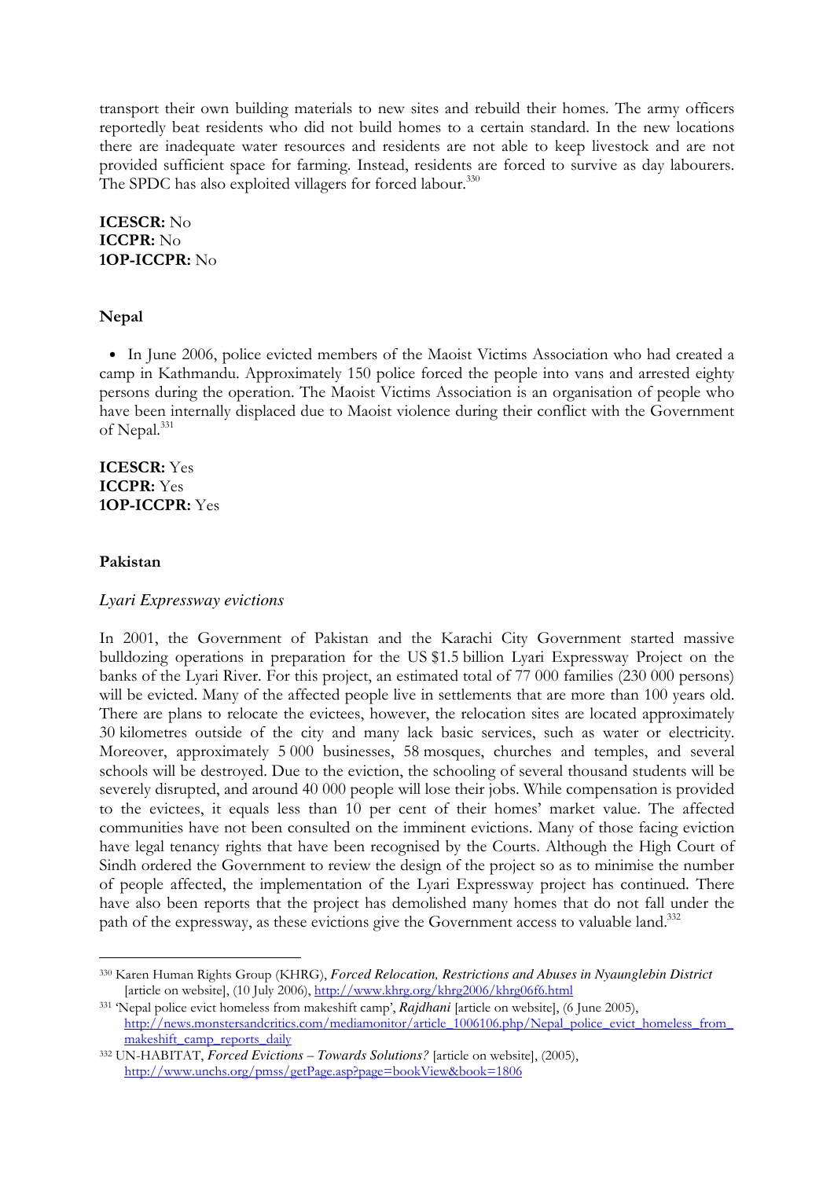transport their own building materials to new sites and rebuild their homes. The army officers reportedly beat residents who did not build homes to a certain standard. In the new locations there are inadequate water resources and residents are not able to keep livestock and are not provided sufficient space for farming. Instead, residents are forced to survive as day labourers. The SPDC has also exploited villagers for forced labour.[330]

**ICESCR:** No
**ICCPR:** No
**1OP-ICCPR:** No

### Nepal

- In June 2006, police evicted members of the Maoist Victims Association who had created a camp in Kathmandu. Approximately 150 police forced the people into vans and arrested eighty persons during the operation. The Maoist Victims Association is an organisation of people who have been internally displaced due to Maoist violence during their conflict with the Government of Nepal.[331]

**ICESCR:** Yes
**ICCPR:** Yes
**1OP-ICCPR:** Yes

### Pakistan

*Lyari Expressway evictions*

In 2001, the Government of Pakistan and the Karachi City Government started massive bulldozing operations in preparation for the US $1.5 billion Lyari Expressway Project on the banks of the Lyari River. For this project, an estimated total of 77 000 families (230 000 persons) will be evicted. Many of the affected people live in settlements that are more than 100 years old. There are plans to relocate the evictees, however, the relocation sites are located approximately 30 kilometres outside of the city and many lack basic services, such as water or electricity. Moreover, approximately 5 000 businesses, 58 mosques, churches and temples, and several schools will be destroyed. Due to the eviction, the schooling of several thousand students will be severely disrupted, and around 40 000 people will lose their jobs. While compensation is provided to the evictees, it equals less than 10 per cent of their homes' market value. The affected communities have not been consulted on the imminent evictions. Many of those facing eviction have legal tenancy rights that have been recognised by the Courts. Although the High Court of Sindh ordered the Government to review the design of the project so as to minimise the number of people affected, the implementation of the Lyari Expressway project has continued. There have also been reports that the project has demolished many homes that do not fall under the path of the expressway, as these evictions give the Government access to valuable land.[332]

---

[330] Karen Human Rights Group (KHRG), *Forced Relocation, Restrictions and Abuses in Nyaunglebin District* [article on website], (10 July 2006), http://www.khrg.org/khrg2006/khrg06f6.html

[331] 'Nepal police evict homeless from makeshift camp', *Rajdhani* [article on website], (6 June 2005), http://news.monstersandcritics.com/mediamonitor/article_1006106.php/Nepal_police_evict_homeless_from_makeshift_camp_reports_daily

[332] UN-HABITAT, *Forced Evictions – Towards Solutions?* [article on website], (2005), http://www.unchs.org/pmss/getPage.asp?page=bookView&book=1806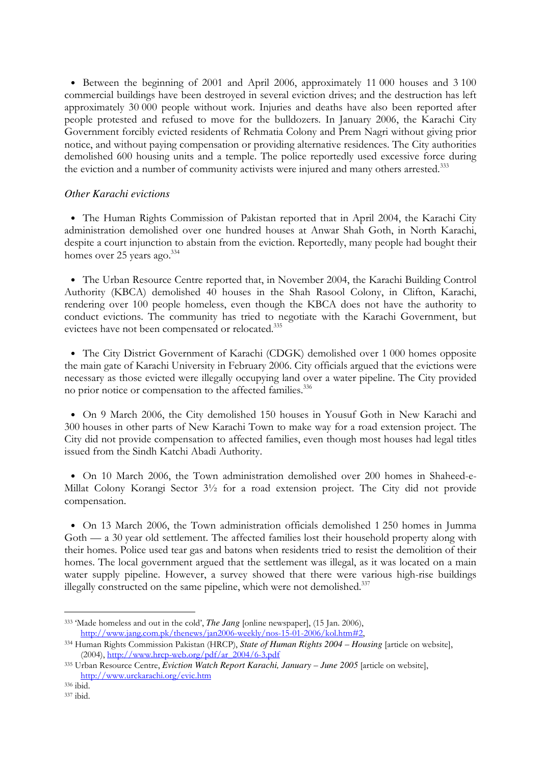- Between the beginning of 2001 and April 2006, approximately 11 000 houses and 3 100 commercial buildings have been destroyed in several eviction drives; and the destruction has left approximately 30 000 people without work. Injuries and deaths have also been reported after people protested and refused to move for the bulldozers. In January 2006, the Karachi City Government forcibly evicted residents of Rehmatia Colony and Prem Nagri without giving prior notice, and without paying compensation or providing alternative residences. The City authorities demolished 600 housing units and a temple. The police reportedly used excessive force during the eviction and a number of community activists were injured and many others arrested.[333]

*Other Karachi evictions*

- The Human Rights Commission of Pakistan reported that in April 2004, the Karachi City administration demolished over one hundred houses at Anwar Shah Goth, in North Karachi, despite a court injunction to abstain from the eviction. Reportedly, many people had bought their homes over 25 years ago.[334]

- The Urban Resource Centre reported that, in November 2004, the Karachi Building Control Authority (KBCA) demolished 40 houses in the Shah Rasool Colony, in Clifton, Karachi, rendering over 100 people homeless, even though the KBCA does not have the authority to conduct evictions. The community has tried to negotiate with the Karachi Government, but evictees have not been compensated or relocated.[335]

- The City District Government of Karachi (CDGK) demolished over 1 000 homes opposite the main gate of Karachi University in February 2006. City officials argued that the evictions were necessary as those evicted were illegally occupying land over a water pipeline. The City provided no prior notice or compensation to the affected families.[336]

- On 9 March 2006, the City demolished 150 houses in Yousuf Goth in New Karachi and 300 houses in other parts of New Karachi Town to make way for a road extension project. The City did not provide compensation to affected families, even though most houses had legal titles issued from the Sindh Katchi Abadi Authority.

- On 10 March 2006, the Town administration demolished over 200 homes in Shaheed-e-Millat Colony Korangi Sector 3½ for a road extension project. The City did not provide compensation.

- On 13 March 2006, the Town administration officials demolished 1 250 homes in Jumma Goth — a 30 year old settlement. The affected families lost their household property along with their homes. Police used tear gas and batons when residents tried to resist the demolition of their homes. The local government argued that the settlement was illegal, as it was located on a main water supply pipeline. However, a survey showed that there were various high-rise buildings illegally constructed on the same pipeline, which were not demolished.[337]

---

[333] 'Made homeless and out in the cold', ***The Jang*** [online newspaper], (15 Jan. 2006), http://www.jang.com.pk/thenews/jan2006-weekly/nos-15-01-2006/kol.htm#2,

[334] Human Rights Commission Pakistan (HRCP), ***State of Human Rights 2004 – Housing*** [article on website], (2004), http://www.hrcp-web.org/pdf/ar_2004/6-3.pdf

[335] Urban Resource Centre, ***Eviction Watch Report Karachi, January – June 2005*** [article on website], http://www.urckarachi.org/evic.htm

[336] ibid.

[337] ibid.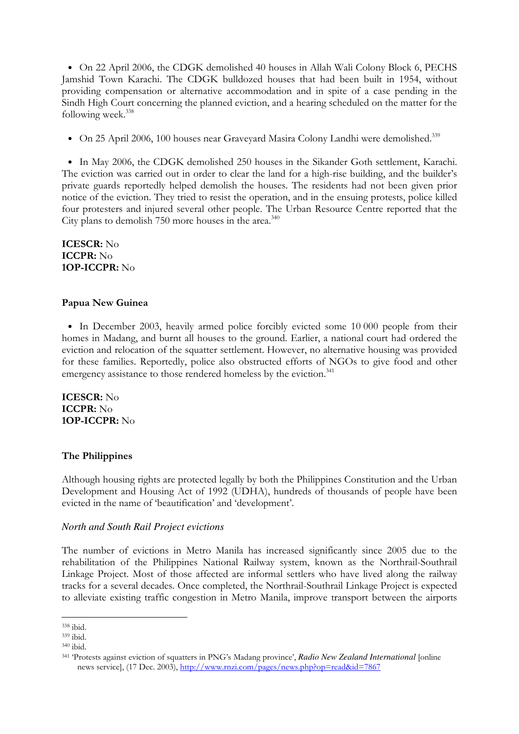- On 22 April 2006, the CDGK demolished 40 houses in Allah Wali Colony Block 6, PECHS Jamshid Town Karachi. The CDGK bulldozed houses that had been built in 1954, without providing compensation or alternative accommodation and in spite of a case pending in the Sindh High Court concerning the planned eviction, and a hearing scheduled on the matter for the following week.[338]

- On 25 April 2006, 100 houses near Graveyard Masira Colony Landhi were demolished.[339]

- In May 2006, the CDGK demolished 250 houses in the Sikander Goth settlement, Karachi. The eviction was carried out in order to clear the land for a high-rise building, and the builder's private guards reportedly helped demolish the houses. The residents had not been given prior notice of the eviction. They tried to resist the operation, and in the ensuing protests, police killed four protesters and injured several other people. The Urban Resource Centre reported that the City plans to demolish 750 more houses in the area.[340]

**ICESCR:** No
**ICCPR:** No
**1OP-ICCPR:** No

### Papua New Guinea

- In December 2003, heavily armed police forcibly evicted some 10 000 people from their homes in Madang, and burnt all houses to the ground. Earlier, a national court had ordered the eviction and relocation of the squatter settlement. However, no alternative housing was provided for these families. Reportedly, police also obstructed efforts of NGOs to give food and other emergency assistance to those rendered homeless by the eviction.[341]

**ICESCR:** No
**ICCPR:** No
**1OP-ICCPR:** No

### The Philippines

Although housing rights are protected legally by both the Philippines Constitution and the Urban Development and Housing Act of 1992 (UDHA), hundreds of thousands of people have been evicted in the name of 'beautification' and 'development'.

*North and South Rail Project evictions*

The number of evictions in Metro Manila has increased significantly since 2005 due to the rehabilitation of the Philippines National Railway system, known as the Northrail-Southrail Linkage Project. Most of those affected are informal settlers who have lived along the railway tracks for a several decades. Once completed, the Northrail-Southrail Linkage Project is expected to alleviate existing traffic congestion in Metro Manila, improve transport between the airports

---

[338] ibid.
[339] ibid.
[340] ibid.
[341] 'Protests against eviction of squatters in PNG's Madang province', *Radio New Zealand International* [online news service], (17 Dec. 2003), http://www.rnzi.com/pages/news.php?op=read&id=7867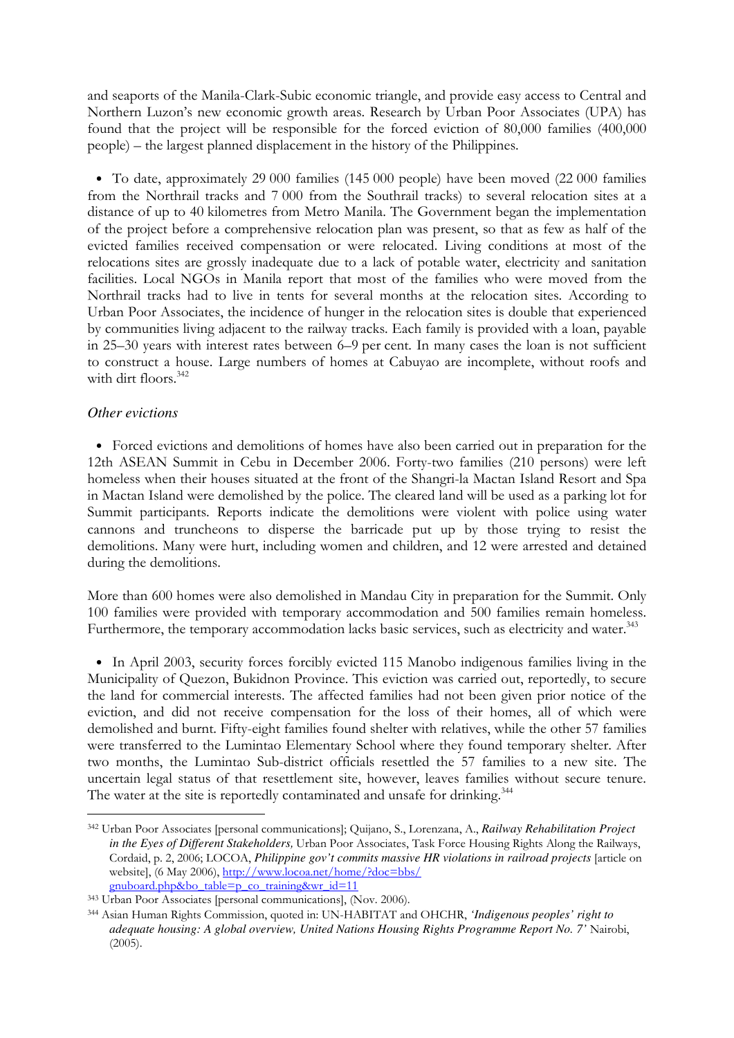and seaports of the Manila-Clark-Subic economic triangle, and provide easy access to Central and Northern Luzon's new economic growth areas. Research by Urban Poor Associates (UPA) has found that the project will be responsible for the forced eviction of 80,000 families (400,000 people) – the largest planned displacement in the history of the Philippines.

- To date, approximately 29 000 families (145 000 people) have been moved (22 000 families from the Northrail tracks and 7 000 from the Southrail tracks) to several relocation sites at a distance of up to 40 kilometres from Metro Manila. The Government began the implementation of the project before a comprehensive relocation plan was present, so that as few as half of the evicted families received compensation or were relocated. Living conditions at most of the relocations sites are grossly inadequate due to a lack of potable water, electricity and sanitation facilities. Local NGOs in Manila report that most of the families who were moved from the Northrail tracks had to live in tents for several months at the relocation sites. According to Urban Poor Associates, the incidence of hunger in the relocation sites is double that experienced by communities living adjacent to the railway tracks. Each family is provided with a loan, payable in 25–30 years with interest rates between 6–9 per cent. In many cases the loan is not sufficient to construct a house. Large numbers of homes at Cabuyao are incomplete, without roofs and with dirt floors.[342]

*Other evictions*

- Forced evictions and demolitions of homes have also been carried out in preparation for the 12th ASEAN Summit in Cebu in December 2006. Forty-two families (210 persons) were left homeless when their houses situated at the front of the Shangri-la Mactan Island Resort and Spa in Mactan Island were demolished by the police. The cleared land will be used as a parking lot for Summit participants. Reports indicate the demolitions were violent with police using water cannons and truncheons to disperse the barricade put up by those trying to resist the demolitions. Many were hurt, including women and children, and 12 were arrested and detained during the demolitions.

More than 600 homes were also demolished in Mandau City in preparation for the Summit. Only 100 families were provided with temporary accommodation and 500 families remain homeless. Furthermore, the temporary accommodation lacks basic services, such as electricity and water.[343]

- In April 2003, security forces forcibly evicted 115 Manobo indigenous families living in the Municipality of Quezon, Bukidnon Province. This eviction was carried out, reportedly, to secure the land for commercial interests. The affected families had not been given prior notice of the eviction, and did not receive compensation for the loss of their homes, all of which were demolished and burnt. Fifty-eight families found shelter with relatives, while the other 57 families were transferred to the Lumintao Elementary School where they found temporary shelter. After two months, the Lumintao Sub-district officials resettled the 57 families to a new site. The uncertain legal status of that resettlement site, however, leaves families without secure tenure. The water at the site is reportedly contaminated and unsafe for drinking.[344]

---

[342] Urban Poor Associates [personal communications]; Quijano, S., Lorenzana, A., ***Railway Rehabilitation Project in the Eyes of Different Stakeholders,*** Urban Poor Associates, Task Force Housing Rights Along the Railways, Cordaid, p. 2, 2006; LOCOA, ***Philippine gov't commits massive HR violations in railroad projects*** [article on website], (6 May 2006), http://www.locoa.net/home/?doc=bbs/gnuboard.php&bo_table=p_co_training&wr_id=11

[343] Urban Poor Associates [personal communications], (Nov. 2006).

[344] Asian Human Rights Commission, quoted in: UN-HABITAT and OHCHR, ***'Indigenous peoples' right to adequate housing: A global overview, United Nations Housing Rights Programme Report No. 7'*** Nairobi, (2005).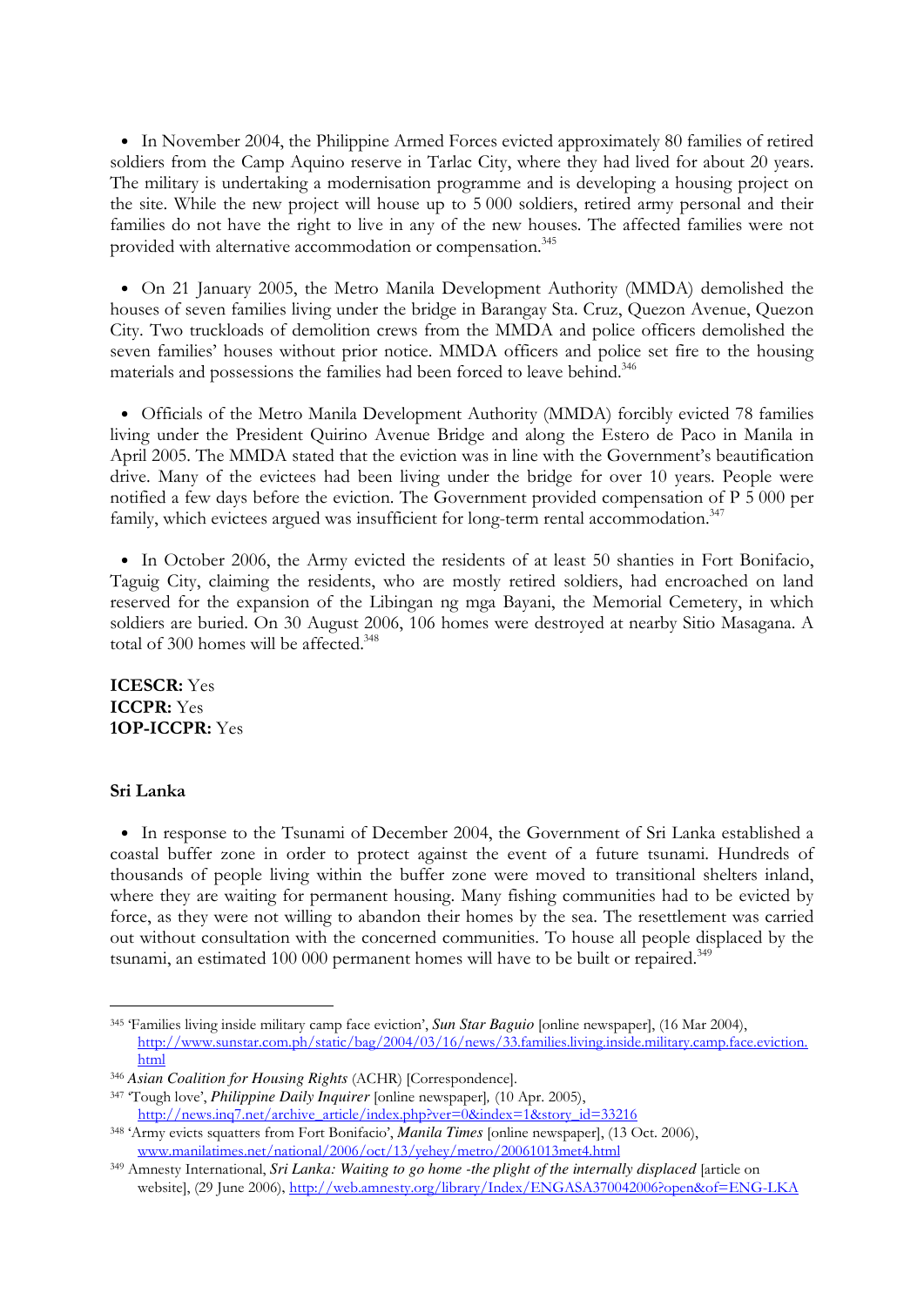- In November 2004, the Philippine Armed Forces evicted approximately 80 families of retired soldiers from the Camp Aquino reserve in Tarlac City, where they had lived for about 20 years. The military is undertaking a modernisation programme and is developing a housing project on the site. While the new project will house up to 5 000 soldiers, retired army personal and their families do not have the right to live in any of the new houses. The affected families were not provided with alternative accommodation or compensation.[345]

- On 21 January 2005, the Metro Manila Development Authority (MMDA) demolished the houses of seven families living under the bridge in Barangay Sta. Cruz, Quezon Avenue, Quezon City. Two truckloads of demolition crews from the MMDA and police officers demolished the seven families' houses without prior notice. MMDA officers and police set fire to the housing materials and possessions the families had been forced to leave behind.[346]

- Officials of the Metro Manila Development Authority (MMDA) forcibly evicted 78 families living under the President Quirino Avenue Bridge and along the Estero de Paco in Manila in April 2005. The MMDA stated that the eviction was in line with the Government's beautification drive. Many of the evictees had been living under the bridge for over 10 years. People were notified a few days before the eviction. The Government provided compensation of P 5 000 per family, which evictees argued was insufficient for long-term rental accommodation.[347]

- In October 2006, the Army evicted the residents of at least 50 shanties in Fort Bonifacio, Taguig City, claiming the residents, who are mostly retired soldiers, had encroached on land reserved for the expansion of the Libingan ng mga Bayani, the Memorial Cemetery, in which soldiers are buried. On 30 August 2006, 106 homes were destroyed at nearby Sitio Masagana. A total of 300 homes will be affected.[348]

**ICESCR:** Yes
**ICCPR:** Yes
**1OP-ICCPR:** Yes

### Sri Lanka

- In response to the Tsunami of December 2004, the Government of Sri Lanka established a coastal buffer zone in order to protect against the event of a future tsunami. Hundreds of thousands of people living within the buffer zone were moved to transitional shelters inland, where they are waiting for permanent housing. Many fishing communities had to be evicted by force, as they were not willing to abandon their homes by the sea. The resettlement was carried out without consultation with the concerned communities. To house all people displaced by the tsunami, an estimated 100 000 permanent homes will have to be built or repaired.[349]

---

[345] 'Families living inside military camp face eviction', ***Sun Star Baguio*** [online newspaper], (16 Mar 2004), http://www.sunstar.com.ph/static/bag/2004/03/16/news/33.families.living.inside.military.camp.face.eviction.html

[346] ***Asian Coalition for Housing Rights*** (ACHR) [Correspondence].

[347] 'Tough love', ***Philippine Daily Inquirer*** [online newspaper], (10 Apr. 2005), http://news.inq7.net/archive_article/index.php?ver=0&index=1&story_id=33216

[348] 'Army evicts squatters from Fort Bonifacio', ***Manila Times*** [online newspaper], (13 Oct. 2006), www.manilatimes.net/national/2006/oct/13/yehey/metro/20061013met4.html

[349] Amnesty International, ***Sri Lanka: Waiting to go home -the plight of the internally displaced*** [article on website], (29 June 2006), http://web.amnesty.org/library/Index/ENGASA370042006?open&of=ENG-LKA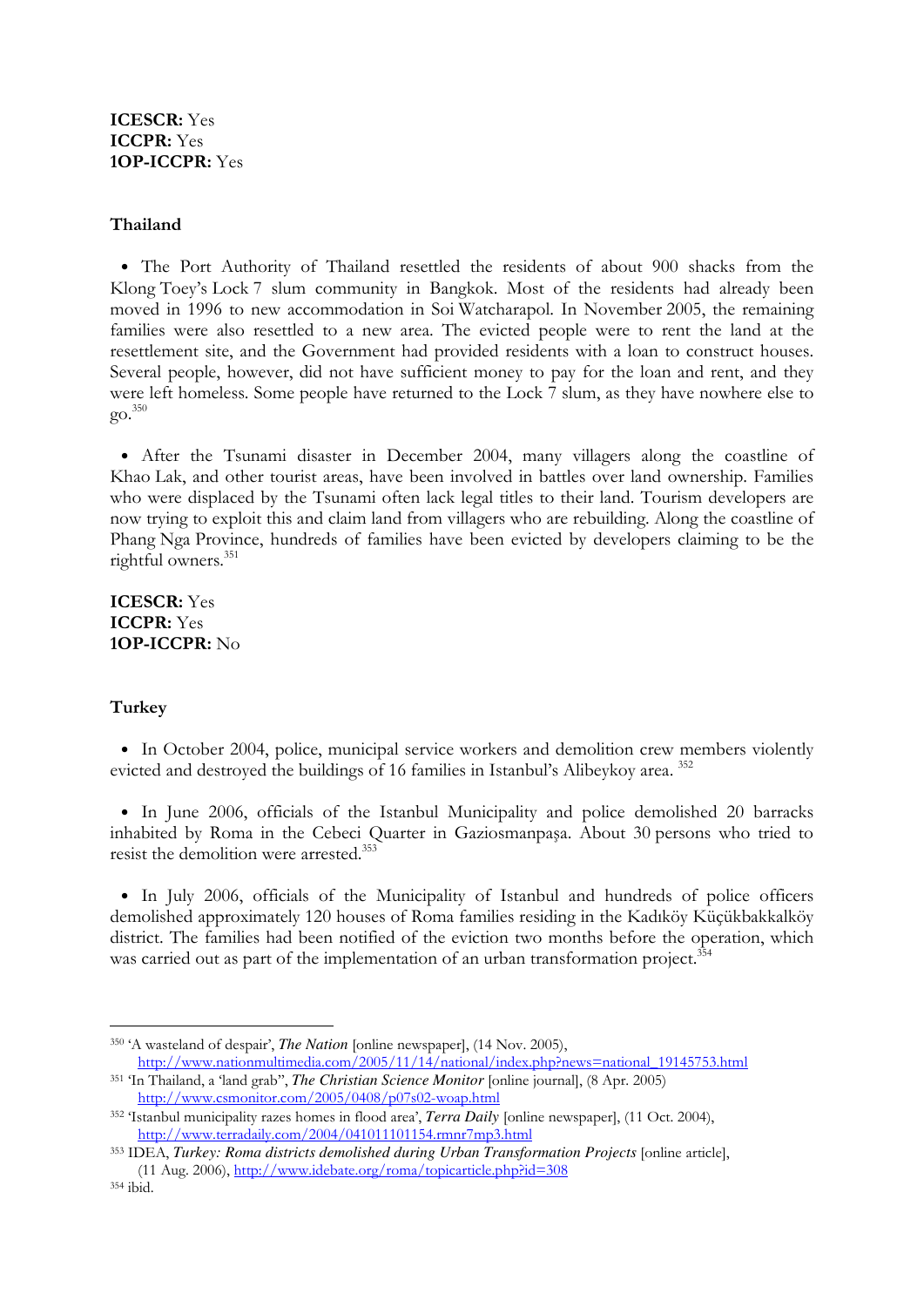**ICESCR:** Yes
**ICCPR:** Yes
**1OP-ICCPR:** Yes

**Thailand**

- The Port Authority of Thailand resettled the residents of about 900 shacks from the Klong Toey's Lock 7 slum community in Bangkok. Most of the residents had already been moved in 1996 to new accommodation in Soi Watcharapol. In November 2005, the remaining families were also resettled to a new area. The evicted people were to rent the land at the resettlement site, and the Government had provided residents with a loan to construct houses. Several people, however, did not have sufficient money to pay for the loan and rent, and they were left homeless. Some people have returned to the Lock 7 slum, as they have nowhere else to go.[350]

- After the Tsunami disaster in December 2004, many villagers along the coastline of Khao Lak, and other tourist areas, have been involved in battles over land ownership. Families who were displaced by the Tsunami often lack legal titles to their land. Tourism developers are now trying to exploit this and claim land from villagers who are rebuilding. Along the coastline of Phang Nga Province, hundreds of families have been evicted by developers claiming to be the rightful owners.[351]

**ICESCR:** Yes
**ICCPR:** Yes
**1OP-ICCPR:** No

**Turkey**

- In October 2004, police, municipal service workers and demolition crew members violently evicted and destroyed the buildings of 16 families in Istanbul's Alibeykoy area.[352]

- In June 2006, officials of the Istanbul Municipality and police demolished 20 barracks inhabited by Roma in the Cebeci Quarter in Gaziosmanpaşa. About 30 persons who tried to resist the demolition were arrested.[353]

- In July 2006, officials of the Municipality of Istanbul and hundreds of police officers demolished approximately 120 houses of Roma families residing in the Kadıköy Küçükbakkalköy district. The families had been notified of the eviction two months before the operation, which was carried out as part of the implementation of an urban transformation project.[354]

---

[350] 'A wasteland of despair', *The Nation* [online newspaper], (14 Nov. 2005), http://www.nationmultimedia.com/2005/11/14/national/index.php?news=national_19145753.html

[351] 'In Thailand, a 'land grab'', *The Christian Science Monitor* [online journal], (8 Apr. 2005) http://www.csmonitor.com/2005/0408/p07s02-woap.html

[352] 'Istanbul municipality razes homes in flood area', *Terra Daily* [online newspaper], (11 Oct. 2004), http://www.terradaily.com/2004/041011101154.rmnr7mp3.html

[353] IDEA, *Turkey: Roma districts demolished during Urban Transformation Projects* [online article], (11 Aug. 2006), http://www.idebate.org/roma/topicarticle.php?id=308

[354] ibid.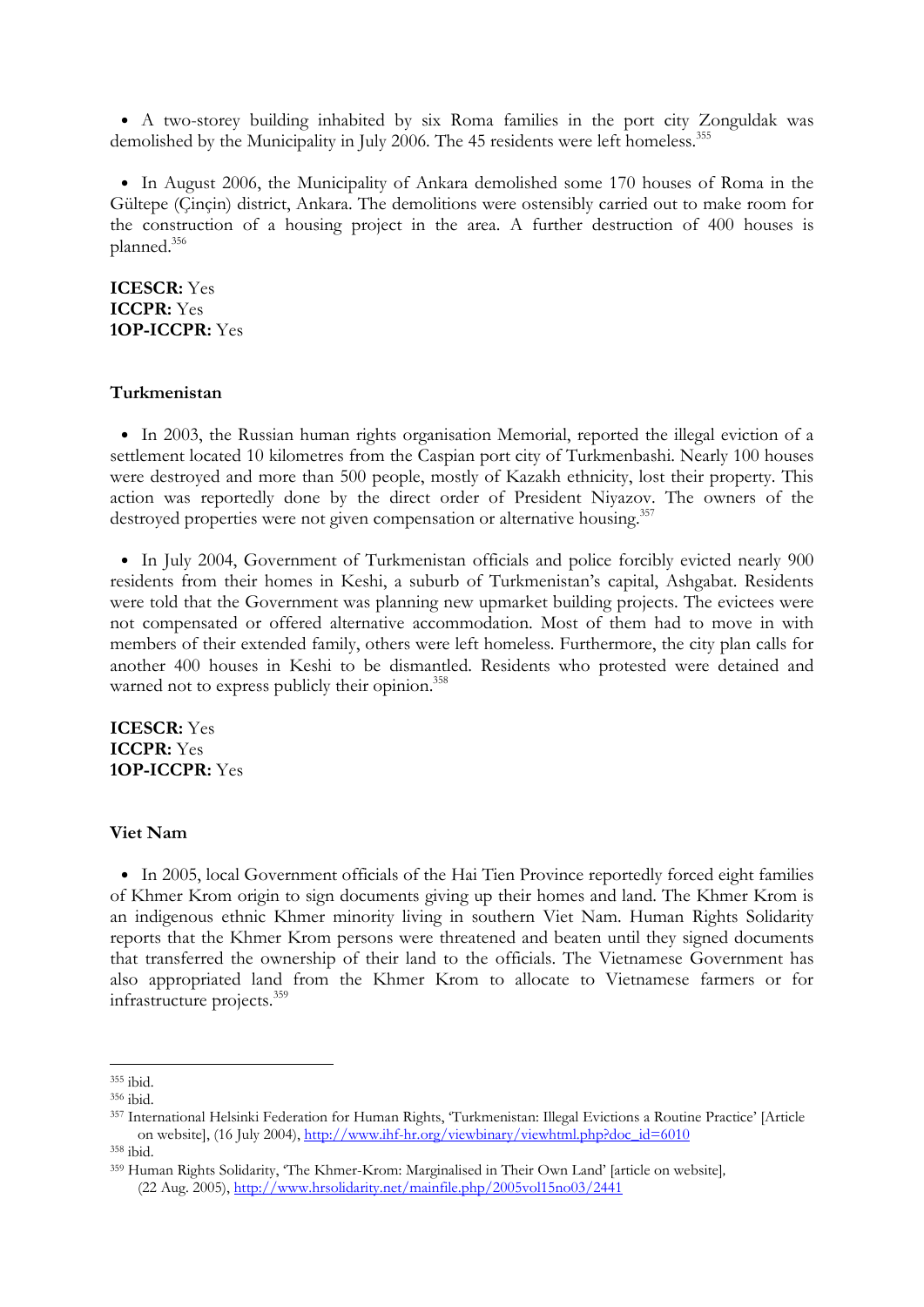- A two-storey building inhabited by six Roma families in the port city Zonguldak was demolished by the Municipality in July 2006. The 45 residents were left homeless.[355]

- In August 2006, the Municipality of Ankara demolished some 170 houses of Roma in the Gültepe (Çinçin) district, Ankara. The demolitions were ostensibly carried out to make room for the construction of a housing project in the area. A further destruction of 400 houses is planned.[356]

**ICESCR:** Yes
**ICCPR:** Yes
**1OP-ICCPR:** Yes

### Turkmenistan

- In 2003, the Russian human rights organisation Memorial, reported the illegal eviction of a settlement located 10 kilometres from the Caspian port city of Turkmenbashi. Nearly 100 houses were destroyed and more than 500 people, mostly of Kazakh ethnicity, lost their property. This action was reportedly done by the direct order of President Niyazov. The owners of the destroyed properties were not given compensation or alternative housing.[357]

- In July 2004, Government of Turkmenistan officials and police forcibly evicted nearly 900 residents from their homes in Keshi, a suburb of Turkmenistan's capital, Ashgabat. Residents were told that the Government was planning new upmarket building projects. The evictees were not compensated or offered alternative accommodation. Most of them had to move in with members of their extended family, others were left homeless. Furthermore, the city plan calls for another 400 houses in Keshi to be dismantled. Residents who protested were detained and warned not to express publicly their opinion.[358]

**ICESCR:** Yes
**ICCPR:** Yes
**1OP-ICCPR:** Yes

### Viet Nam

- In 2005, local Government officials of the Hai Tien Province reportedly forced eight families of Khmer Krom origin to sign documents giving up their homes and land. The Khmer Krom is an indigenous ethnic Khmer minority living in southern Viet Nam. Human Rights Solidarity reports that the Khmer Krom persons were threatened and beaten until they signed documents that transferred the ownership of their land to the officials. The Vietnamese Government has also appropriated land from the Khmer Krom to allocate to Vietnamese farmers or for infrastructure projects.[359]

---

[355] ibid.
[356] ibid.
[357] International Helsinki Federation for Human Rights, 'Turkmenistan: Illegal Evictions a Routine Practice' [Article on website], (16 July 2004), http://www.ihf-hr.org/viewbinary/viewhtml.php?doc_id=6010
[358] ibid.
[359] Human Rights Solidarity, 'The Khmer-Krom: Marginalised in Their Own Land' [article on website], (22 Aug. 2005), http://www.hrsolidarity.net/mainfile.php/2005vol15no03/2441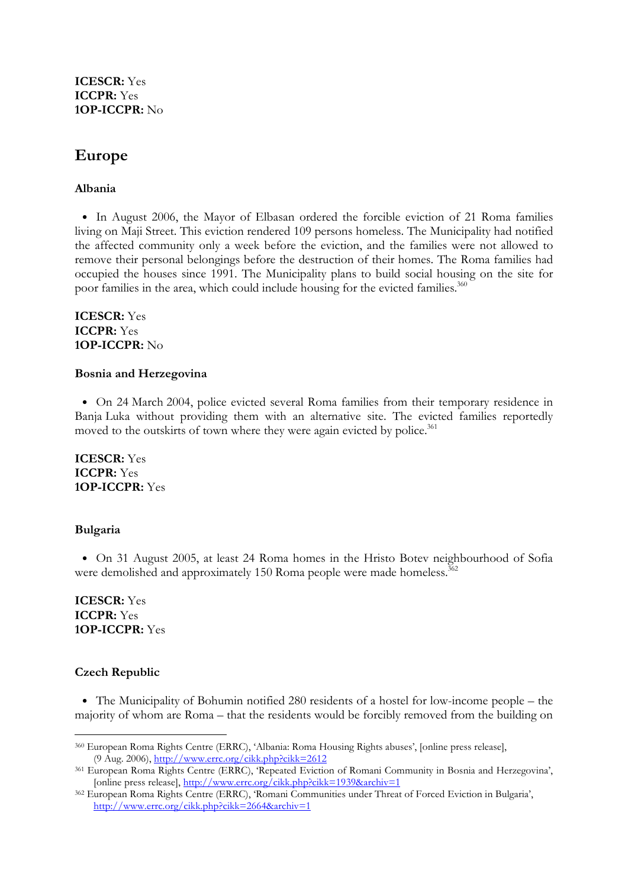**ICESCR:** Yes
**ICCPR:** Yes
**1OP-ICCPR:** No

## Europe

### Albania

- In August 2006, the Mayor of Elbasan ordered the forcible eviction of 21 Roma families living on Maji Street. This eviction rendered 109 persons homeless. The Municipality had notified the affected community only a week before the eviction, and the families were not allowed to remove their personal belongings before the destruction of their homes. The Roma families had occupied the houses since 1991. The Municipality plans to build social housing on the site for poor families in the area, which could include housing for the evicted families.[360]

**ICESCR:** Yes
**ICCPR:** Yes
**1OP-ICCPR:** No

### Bosnia and Herzegovina

- On 24 March 2004, police evicted several Roma families from their temporary residence in Banja Luka without providing them with an alternative site. The evicted families reportedly moved to the outskirts of town where they were again evicted by police.[361]

**ICESCR:** Yes
**ICCPR:** Yes
**1OP-ICCPR:** Yes

### Bulgaria

- On 31 August 2005, at least 24 Roma homes in the Hristo Botev neighbourhood of Sofia were demolished and approximately 150 Roma people were made homeless.[362]

**ICESCR:** Yes
**ICCPR:** Yes
**1OP-ICCPR:** Yes

### Czech Republic

- The Municipality of Bohumin notified 280 residents of a hostel for low-income people – the majority of whom are Roma – that the residents would be forcibly removed from the building on

---

[360] European Roma Rights Centre (ERRC), 'Albania: Roma Housing Rights abuses', [online press release], (9 Aug. 2006), http://www.errc.org/cikk.php?cikk=2612

[361] European Roma Rights Centre (ERRC), 'Repeated Eviction of Romani Community in Bosnia and Herzegovina', [online press release], http://www.errc.org/cikk.php?cikk=1939&archiv=1

[362] European Roma Rights Centre (ERRC), 'Romani Communities under Threat of Forced Eviction in Bulgaria', http://www.errc.org/cikk.php?cikk=2664&archiv=1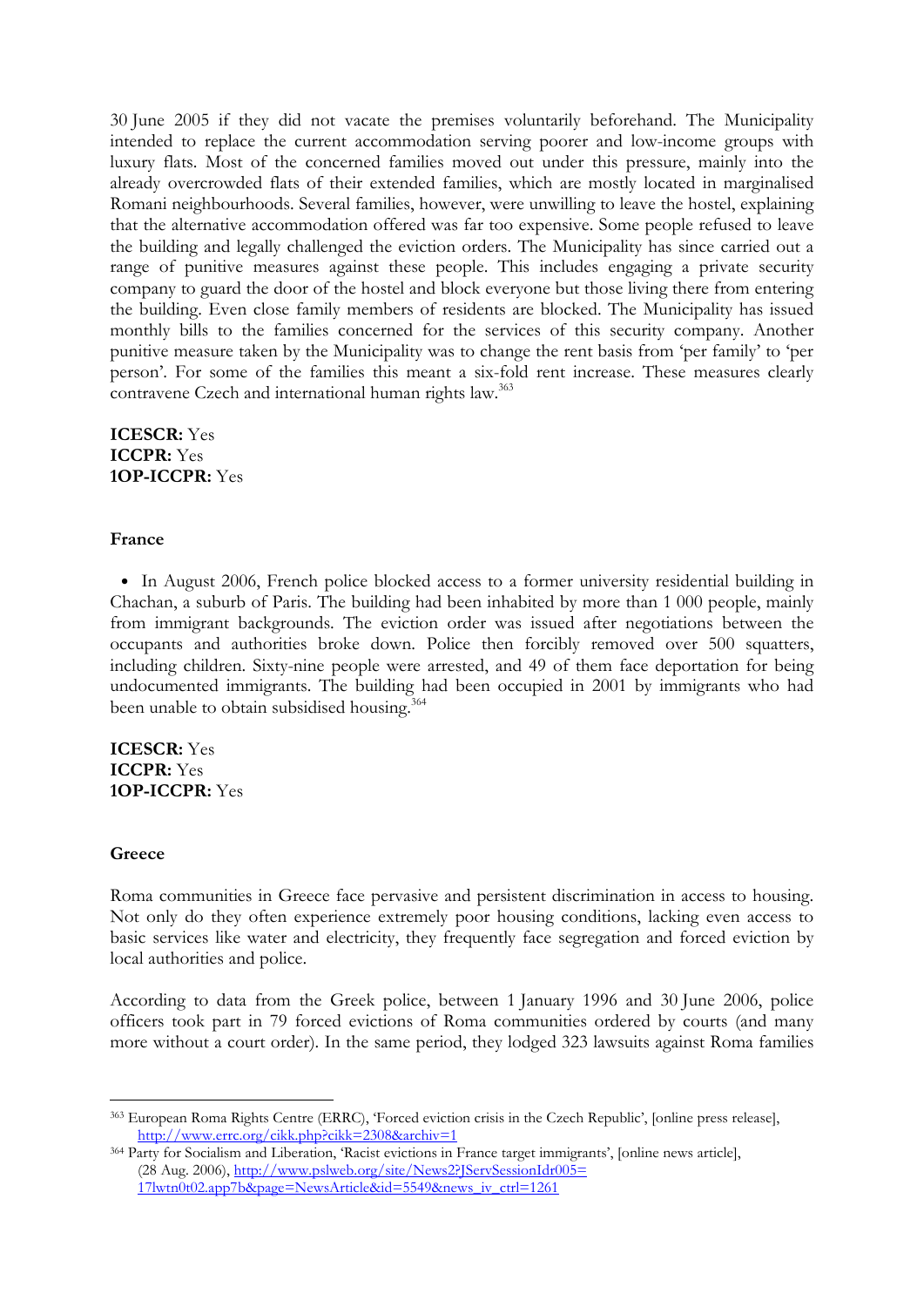30 June 2005 if they did not vacate the premises voluntarily beforehand. The Municipality intended to replace the current accommodation serving poorer and low-income groups with luxury flats. Most of the concerned families moved out under this pressure, mainly into the already overcrowded flats of their extended families, which are mostly located in marginalised Romani neighbourhoods. Several families, however, were unwilling to leave the hostel, explaining that the alternative accommodation offered was far too expensive. Some people refused to leave the building and legally challenged the eviction orders. The Municipality has since carried out a range of punitive measures against these people. This includes engaging a private security company to guard the door of the hostel and block everyone but those living there from entering the building. Even close family members of residents are blocked. The Municipality has issued monthly bills to the families concerned for the services of this security company. Another punitive measure taken by the Municipality was to change the rent basis from 'per family' to 'per person'. For some of the families this meant a six-fold rent increase. These measures clearly contravene Czech and international human rights law.[363]

**ICESCR:** Yes
**ICCPR:** Yes
**1OP-ICCPR:** Yes

**France**

- In August 2006, French police blocked access to a former university residential building in Chachan, a suburb of Paris. The building had been inhabited by more than 1 000 people, mainly from immigrant backgrounds. The eviction order was issued after negotiations between the occupants and authorities broke down. Police then forcibly removed over 500 squatters, including children. Sixty-nine people were arrested, and 49 of them face deportation for being undocumented immigrants. The building had been occupied in 2001 by immigrants who had been unable to obtain subsidised housing.[364]

**ICESCR:** Yes
**ICCPR:** Yes
**1OP-ICCPR:** Yes

**Greece**

Roma communities in Greece face pervasive and persistent discrimination in access to housing. Not only do they often experience extremely poor housing conditions, lacking even access to basic services like water and electricity, they frequently face segregation and forced eviction by local authorities and police.

According to data from the Greek police, between 1 January 1996 and 30 June 2006, police officers took part in 79 forced evictions of Roma communities ordered by courts (and many more without a court order). In the same period, they lodged 323 lawsuits against Roma families

---

[363] European Roma Rights Centre (ERRC), 'Forced eviction crisis in the Czech Republic', [online press release], http://www.errc.org/cikk.php?cikk=2308&archiv=1

[364] Party for Socialism and Liberation, 'Racist evictions in France target immigrants', [online news article], (28 Aug. 2006), http://www.pslweb.org/site/News2?JServSessionIdr005=17lwtn0t02.app7b&page=NewsArticle&id=5549&news_iv_ctrl=1261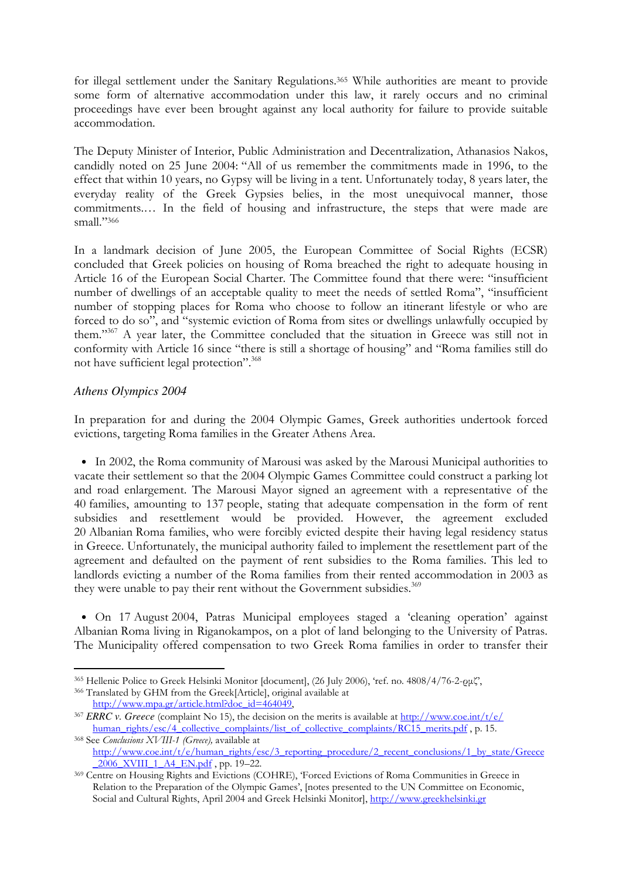for illegal settlement under the Sanitary Regulations.[365] While authorities are meant to provide some form of alternative accommodation under this law, it rarely occurs and no criminal proceedings have ever been brought against any local authority for failure to provide suitable accommodation.

The Deputy Minister of Interior, Public Administration and Decentralization, Athanasios Nakos, candidly noted on 25 June 2004: "All of us remember the commitments made in 1996, to the effect that within 10 years, no Gypsy will be living in a tent. Unfortunately today, 8 years later, the everyday reality of the Greek Gypsies belies, in the most unequivocal manner, those commitments.… In the field of housing and infrastructure, the steps that were made are small."[366]

In a landmark decision of June 2005, the European Committee of Social Rights (ECSR) concluded that Greek policies on housing of Roma breached the right to adequate housing in Article 16 of the European Social Charter. The Committee found that there were: "insufficient number of dwellings of an acceptable quality to meet the needs of settled Roma", "insufficient number of stopping places for Roma who choose to follow an itinerant lifestyle or who are forced to do so", and "systemic eviction of Roma from sites or dwellings unlawfully occupied by them."[367] A year later, the Committee concluded that the situation in Greece was still not in conformity with Article 16 since "there is still a shortage of housing" and "Roma families still do not have sufficient legal protection".[368]

*Athens Olympics 2004*

In preparation for and during the 2004 Olympic Games, Greek authorities undertook forced evictions, targeting Roma families in the Greater Athens Area.

- In 2002, the Roma community of Marousi was asked by the Marousi Municipal authorities to vacate their settlement so that the 2004 Olympic Games Committee could construct a parking lot and road enlargement. The Marousi Mayor signed an agreement with a representative of the 40 families, amounting to 137 people, stating that adequate compensation in the form of rent subsidies and resettlement would be provided. However, the agreement excluded 20 Albanian Roma families, who were forcibly evicted despite their having legal residency status in Greece. Unfortunately, the municipal authority failed to implement the resettlement part of the agreement and defaulted on the payment of rent subsidies to the Roma families. This led to landlords evicting a number of the Roma families from their rented accommodation in 2003 as they were unable to pay their rent without the Government subsidies.[369]

- On 17 August 2004, Patras Municipal employees staged a 'cleaning operation' against Albanian Roma living in Riganokampos, on a plot of land belonging to the University of Patras. The Municipality offered compensation to two Greek Roma families in order to transfer their

---

[365] Hellenic Police to Greek Helsinki Monitor [document], (26 July 2006), 'ref. no. 4808/4/76-2-ρμζ',

[366] Translated by GHM from the Greek[Article], original available at http://www.mpa.gr/article.html?doc_id=464049,

[367] *ERRC v. Greece* (complaint No 15), the decision on the merits is available at http://www.coe.int/t/e/human_rights/esc/4_collective_complaints/list_of_collective_complaints/RC15_merits.pdf , p. 15.

[368] See *Conclusions XVIII-1 (Greece),* available at http://www.coe.int/t/e/human_rights/esc/3_reporting_procedure/2_recent_conclusions/1_by_state/Greece_2006_XVIII_1_A4_EN.pdf , pp. 19–22.

[369] Centre on Housing Rights and Evictions (COHRE), 'Forced Evictions of Roma Communities in Greece in Relation to the Preparation of the Olympic Games', [notes presented to the UN Committee on Economic, Social and Cultural Rights, April 2004 and Greek Helsinki Monitor], http://www.greekhelsinki.gr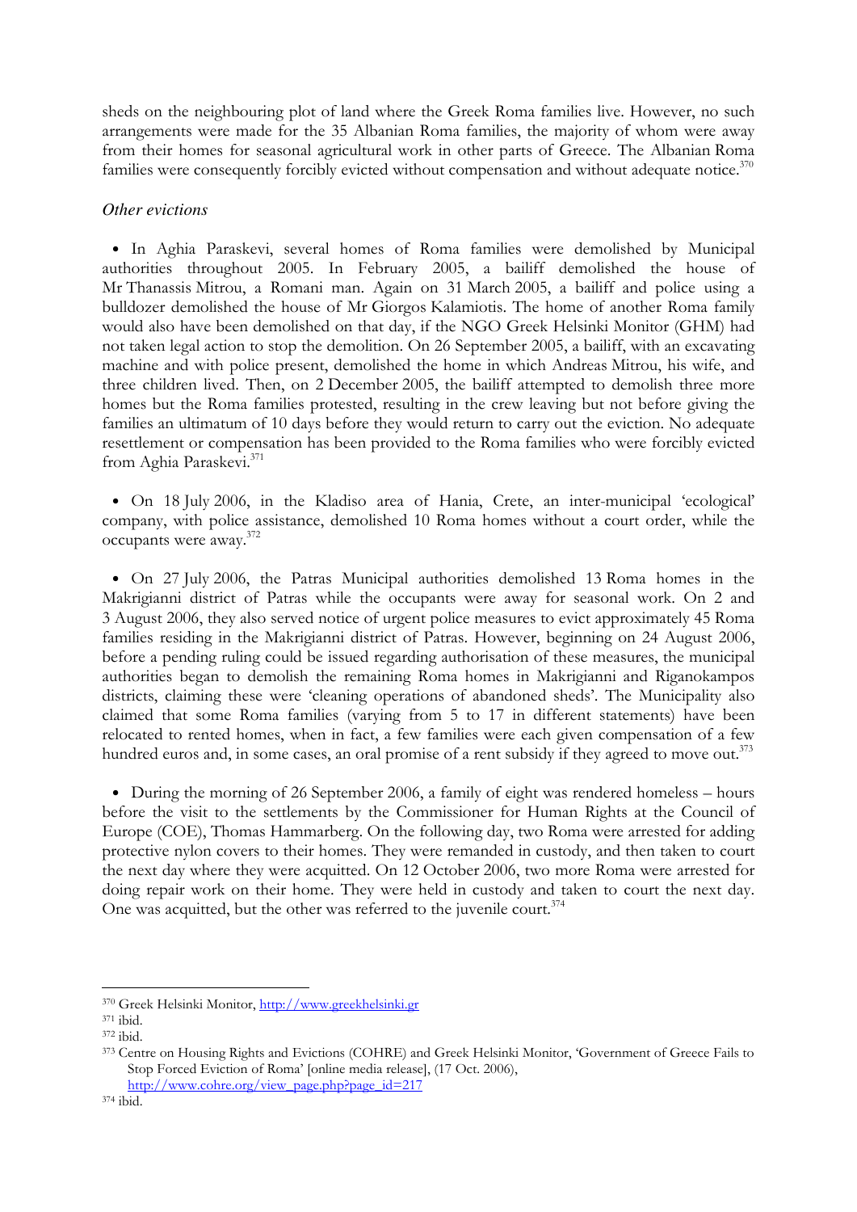sheds on the neighbouring plot of land where the Greek Roma families live. However, no such arrangements were made for the 35 Albanian Roma families, the majority of whom were away from their homes for seasonal agricultural work in other parts of Greece. The Albanian Roma families were consequently forcibly evicted without compensation and without adequate notice.[370]

*Other evictions*

- In Aghia Paraskevi, several homes of Roma families were demolished by Municipal authorities throughout 2005. In February 2005, a bailiff demolished the house of Mr Thanassis Mitrou, a Romani man. Again on 31 March 2005, a bailiff and police using a bulldozer demolished the house of Mr Giorgos Kalamiotis. The home of another Roma family would also have been demolished on that day, if the NGO Greek Helsinki Monitor (GHM) had not taken legal action to stop the demolition. On 26 September 2005, a bailiff, with an excavating machine and with police present, demolished the home in which Andreas Mitrou, his wife, and three children lived. Then, on 2 December 2005, the bailiff attempted to demolish three more homes but the Roma families protested, resulting in the crew leaving but not before giving the families an ultimatum of 10 days before they would return to carry out the eviction. No adequate resettlement or compensation has been provided to the Roma families who were forcibly evicted from Aghia Paraskevi.[371]

- On 18 July 2006, in the Kladiso area of Hania, Crete, an inter-municipal 'ecological' company, with police assistance, demolished 10 Roma homes without a court order, while the occupants were away.[372]

- On 27 July 2006, the Patras Municipal authorities demolished 13 Roma homes in the Makrigianni district of Patras while the occupants were away for seasonal work. On 2 and 3 August 2006, they also served notice of urgent police measures to evict approximately 45 Roma families residing in the Makrigianni district of Patras. However, beginning on 24 August 2006, before a pending ruling could be issued regarding authorisation of these measures, the municipal authorities began to demolish the remaining Roma homes in Makrigianni and Riganokampos districts, claiming these were 'cleaning operations of abandoned sheds'. The Municipality also claimed that some Roma families (varying from 5 to 17 in different statements) have been relocated to rented homes, when in fact, a few families were each given compensation of a few hundred euros and, in some cases, an oral promise of a rent subsidy if they agreed to move out.[373]

- During the morning of 26 September 2006, a family of eight was rendered homeless – hours before the visit to the settlements by the Commissioner for Human Rights at the Council of Europe (COE), Thomas Hammarberg. On the following day, two Roma were arrested for adding protective nylon covers to their homes. They were remanded in custody, and then taken to court the next day where they were acquitted. On 12 October 2006, two more Roma were arrested for doing repair work on their home. They were held in custody and taken to court the next day. One was acquitted, but the other was referred to the juvenile court.[374]

---

[370] Greek Helsinki Monitor, http://www.greekhelsinki.gr

[371] ibid.

[372] ibid.

[373] Centre on Housing Rights and Evictions (COHRE) and Greek Helsinki Monitor, 'Government of Greece Fails to Stop Forced Eviction of Roma' [online media release], (17 Oct. 2006), http://www.cohre.org/view_page.php?page_id=217

[374] ibid.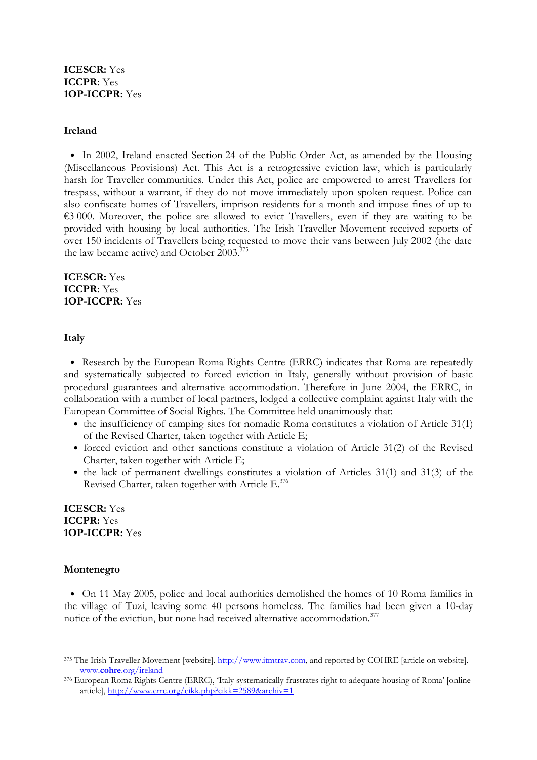**ICESCR:** Yes
**ICCPR:** Yes
**1OP-ICCPR:** Yes

**Ireland**

- In 2002, Ireland enacted Section 24 of the Public Order Act, as amended by the Housing (Miscellaneous Provisions) Act. This Act is a retrogressive eviction law, which is particularly harsh for Traveller communities. Under this Act, police are empowered to arrest Travellers for trespass, without a warrant, if they do not move immediately upon spoken request. Police can also confiscate homes of Travellers, imprison residents for a month and impose fines of up to €3 000. Moreover, the police are allowed to evict Travellers, even if they are waiting to be provided with housing by local authorities. The Irish Traveller Movement received reports of over 150 incidents of Travellers being requested to move their vans between July 2002 (the date the law became active) and October 2003.[375]

**ICESCR:** Yes
**ICCPR:** Yes
**1OP-ICCPR:** Yes

**Italy**

- Research by the European Roma Rights Centre (ERRC) indicates that Roma are repeatedly and systematically subjected to forced eviction in Italy, generally without provision of basic procedural guarantees and alternative accommodation. Therefore in June 2004, the ERRC, in collaboration with a number of local partners, lodged a collective complaint against Italy with the European Committee of Social Rights. The Committee held unanimously that:
  - the insufficiency of camping sites for nomadic Roma constitutes a violation of Article 31(1) of the Revised Charter, taken together with Article E;
  - forced eviction and other sanctions constitute a violation of Article 31(2) of the Revised Charter, taken together with Article E;
  - the lack of permanent dwellings constitutes a violation of Articles 31(1) and 31(3) of the Revised Charter, taken together with Article E.[376]

**ICESCR:** Yes
**ICCPR:** Yes
**1OP-ICCPR:** Yes

**Montenegro**

- On 11 May 2005, police and local authorities demolished the homes of 10 Roma families in the village of Tuzi, leaving some 40 persons homeless. The families had been given a 10-day notice of the eviction, but none had received alternative accommodation.[377]

---

[375] The Irish Traveller Movement [website], http://www.itmtrav.com, and reported by COHRE [article on website], www.**cohre**.org/ireland

[376] European Roma Rights Centre (ERRC), 'Italy systematically frustrates right to adequate housing of Roma' [online article], http://www.errc.org/cikk.php?cikk=2589&archiv=1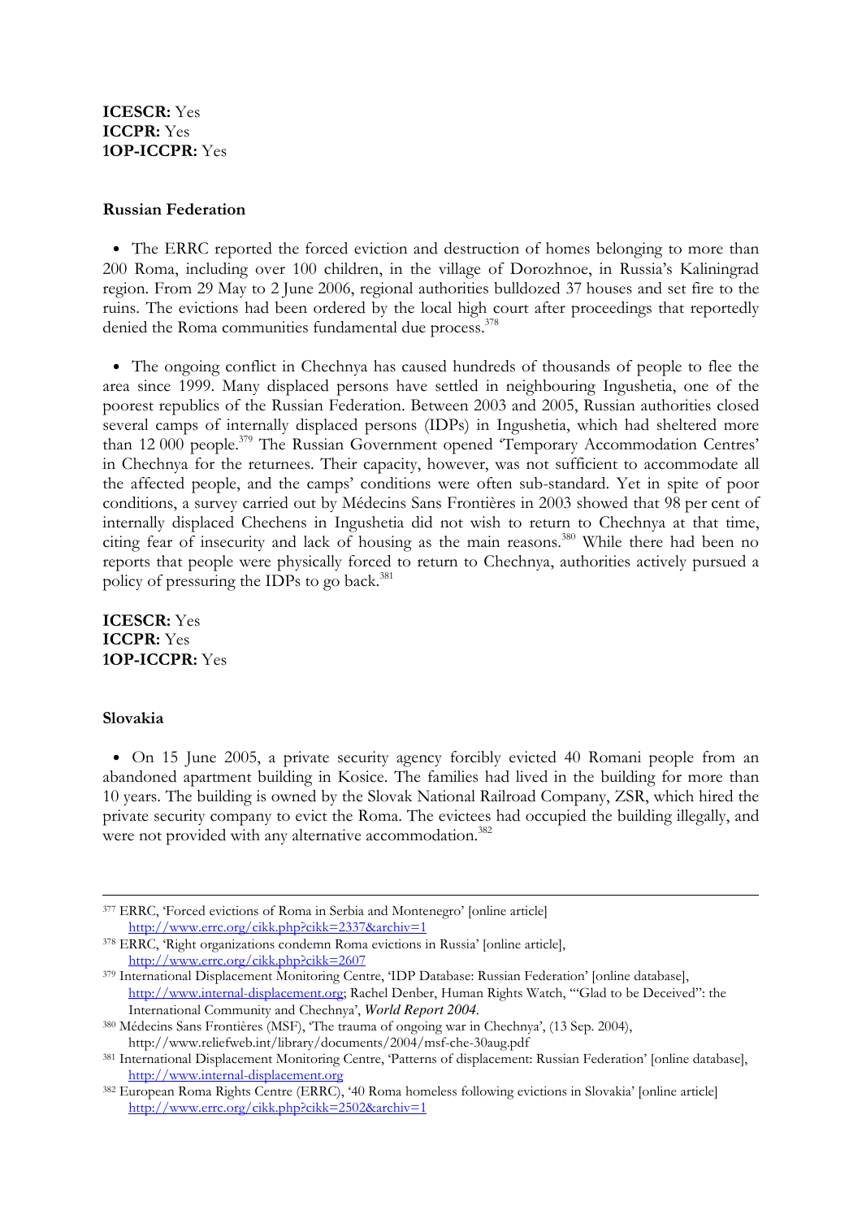**ICESCR:** Yes
**ICCPR:** Yes
**1OP-ICCPR:** Yes

**Russian Federation**

- The ERRC reported the forced eviction and destruction of homes belonging to more than 200 Roma, including over 100 children, in the village of Dorozhnoe, in Russia's Kaliningrad region. From 29 May to 2 June 2006, regional authorities bulldozed 37 houses and set fire to the ruins. The evictions had been ordered by the local high court after proceedings that reportedly denied the Roma communities fundamental due process.[378]

- The ongoing conflict in Chechnya has caused hundreds of thousands of people to flee the area since 1999. Many displaced persons have settled in neighbouring Ingushetia, one of the poorest republics of the Russian Federation. Between 2003 and 2005, Russian authorities closed several camps of internally displaced persons (IDPs) in Ingushetia, which had sheltered more than 12 000 people.[379] The Russian Government opened 'Temporary Accommodation Centres' in Chechnya for the returnees. Their capacity, however, was not sufficient to accommodate all the affected people, and the camps' conditions were often sub-standard. Yet in spite of poor conditions, a survey carried out by Médecins Sans Frontières in 2003 showed that 98 per cent of internally displaced Chechens in Ingushetia did not wish to return to Chechnya at that time, citing fear of insecurity and lack of housing as the main reasons.[380] While there had been no reports that people were physically forced to return to Chechnya, authorities actively pursued a policy of pressuring the IDPs to go back.[381]

**ICESCR:** Yes
**ICCPR:** Yes
**1OP-ICCPR:** Yes

**Slovakia**

- On 15 June 2005, a private security agency forcibly evicted 40 Romani people from an abandoned apartment building in Kosice. The families had lived in the building for more than 10 years. The building is owned by the Slovak National Railroad Company, ZSR, which hired the private security company to evict the Roma. The evictees had occupied the building illegally, and were not provided with any alternative accommodation.[382]

---

377 ERRC, 'Forced evictions of Roma in Serbia and Montenegro' [online article] http://www.errc.org/cikk.php?cikk=2337&archiv=1

378 ERRC, 'Right organizations condemn Roma evictions in Russia' [online article], http://www.errc.org/cikk.php?cikk=2607

379 International Displacement Monitoring Centre, 'IDP Database: Russian Federation' [online database], http://www.internal-displacement.org; Rachel Denber, Human Rights Watch, '"Glad to be Deceived": the International Community and Chechnya', *World Report 2004*.

380 Médecins Sans Frontières (MSF), 'The trauma of ongoing war in Chechnya', (13 Sep. 2004), http://www.reliefweb.int/library/documents/2004/msf-che-30aug.pdf

381 International Displacement Monitoring Centre, 'Patterns of displacement: Russian Federation' [online database], http://www.internal-displacement.org

382 European Roma Rights Centre (ERRC), '40 Roma homeless following evictions in Slovakia' [online article] http://www.errc.org/cikk.php?cikk=2502&archiv=1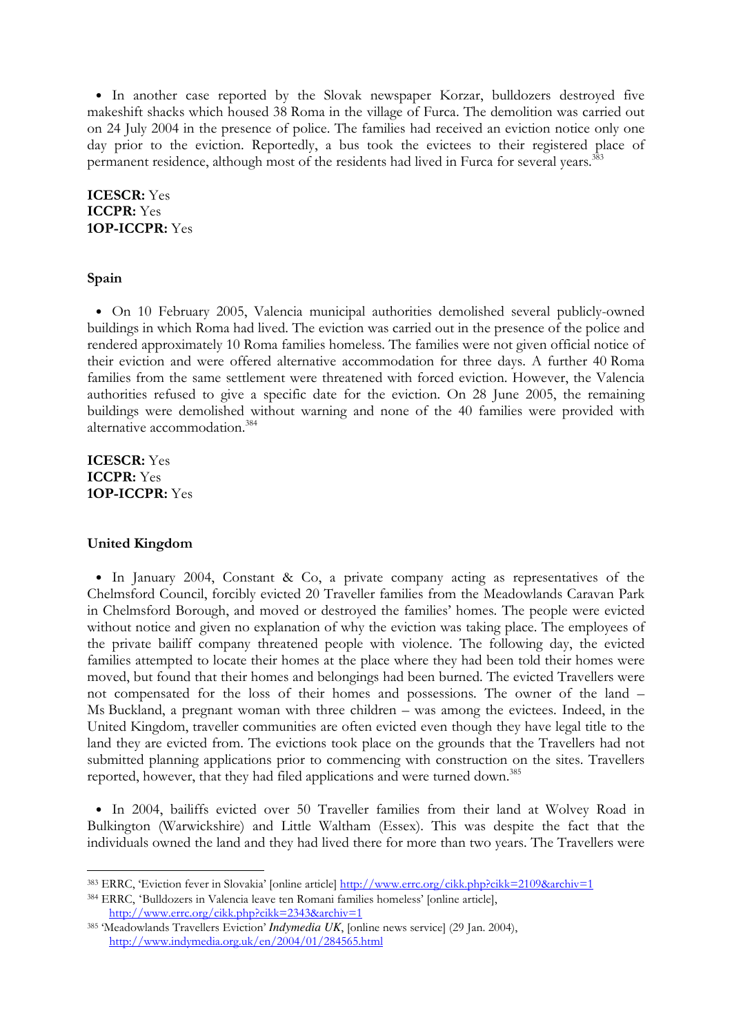- In another case reported by the Slovak newspaper Korzar, bulldozers destroyed five makeshift shacks which housed 38 Roma in the village of Furca. The demolition was carried out on 24 July 2004 in the presence of police. The families had received an eviction notice only one day prior to the eviction. Reportedly, a bus took the evictees to their registered place of permanent residence, although most of the residents had lived in Furca for several years.[383]

**ICESCR:** Yes
**ICCPR:** Yes
**1OP-ICCPR:** Yes

### Spain

- On 10 February 2005, Valencia municipal authorities demolished several publicly-owned buildings in which Roma had lived. The eviction was carried out in the presence of the police and rendered approximately 10 Roma families homeless. The families were not given official notice of their eviction and were offered alternative accommodation for three days. A further 40 Roma families from the same settlement were threatened with forced eviction. However, the Valencia authorities refused to give a specific date for the eviction. On 28 June 2005, the remaining buildings were demolished without warning and none of the 40 families were provided with alternative accommodation.[384]

**ICESCR:** Yes
**ICCPR:** Yes
**1OP-ICCPR:** Yes

### United Kingdom

- In January 2004, Constant & Co, a private company acting as representatives of the Chelmsford Council, forcibly evicted 20 Traveller families from the Meadowlands Caravan Park in Chelmsford Borough, and moved or destroyed the families' homes. The people were evicted without notice and given no explanation of why the eviction was taking place. The employees of the private bailiff company threatened people with violence. The following day, the evicted families attempted to locate their homes at the place where they had been told their homes were moved, but found that their homes and belongings had been burned. The evicted Travellers were not compensated for the loss of their homes and possessions. The owner of the land – Ms Buckland, a pregnant woman with three children – was among the evictees. Indeed, in the United Kingdom, traveller communities are often evicted even though they have legal title to the land they are evicted from. The evictions took place on the grounds that the Travellers had not submitted planning applications prior to commencing with construction on the sites. Travellers reported, however, that they had filed applications and were turned down.[385]

- In 2004, bailiffs evicted over 50 Traveller families from their land at Wolvey Road in Bulkington (Warwickshire) and Little Waltham (Essex). This was despite the fact that the individuals owned the land and they had lived there for more than two years. The Travellers were

---

[383] ERRC, 'Eviction fever in Slovakia' [online article] http://www.errc.org/cikk.php?cikk=2109&archiv=1

[384] ERRC, 'Bulldozers in Valencia leave ten Romani families homeless' [online article], http://www.errc.org/cikk.php?cikk=2343&archiv=1

[385] 'Meadowlands Travellers Eviction' *Indymedia UK*, [online news service] (29 Jan. 2004), http://www.indymedia.org.uk/en/2004/01/284565.html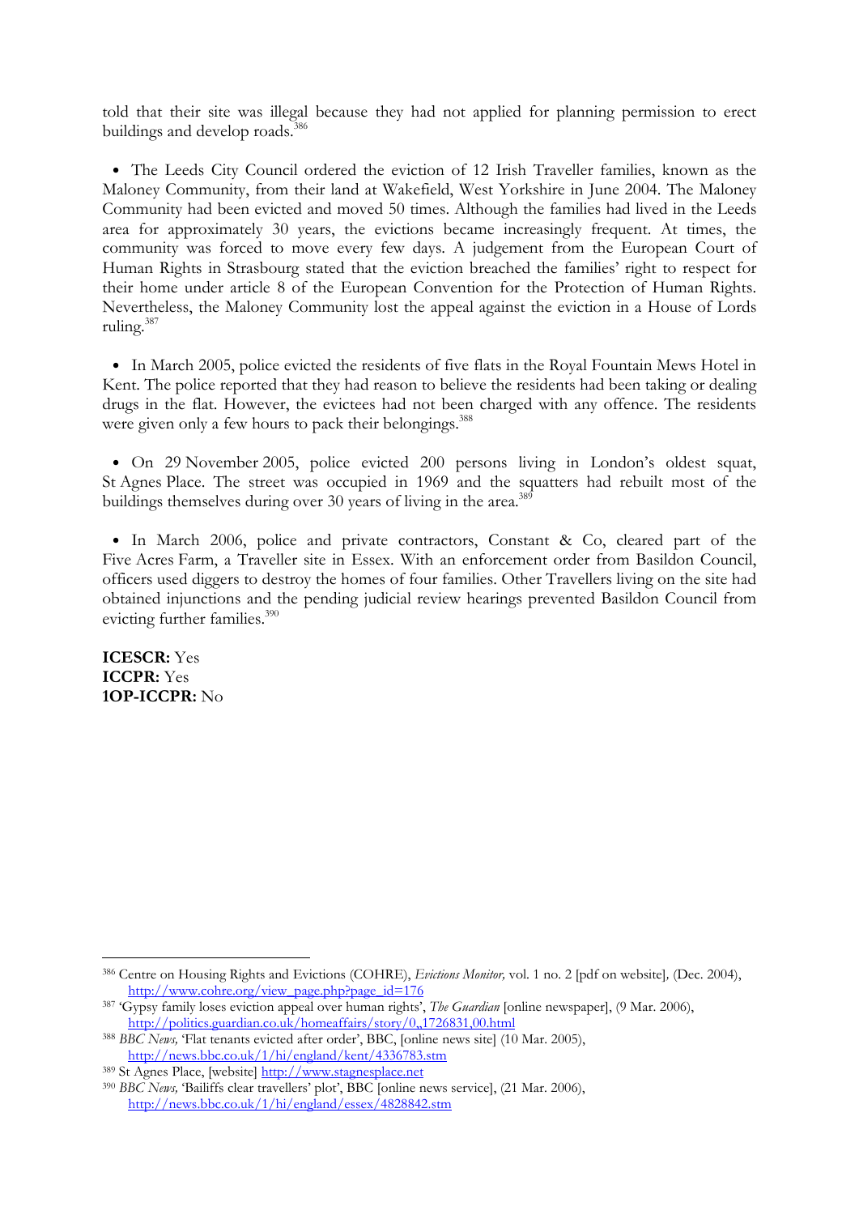told that their site was illegal because they had not applied for planning permission to erect buildings and develop roads.[386]

- The Leeds City Council ordered the eviction of 12 Irish Traveller families, known as the Maloney Community, from their land at Wakefield, West Yorkshire in June 2004. The Maloney Community had been evicted and moved 50 times. Although the families had lived in the Leeds area for approximately 30 years, the evictions became increasingly frequent. At times, the community was forced to move every few days. A judgement from the European Court of Human Rights in Strasbourg stated that the eviction breached the families' right to respect for their home under article 8 of the European Convention for the Protection of Human Rights. Nevertheless, the Maloney Community lost the appeal against the eviction in a House of Lords ruling.[387]

- In March 2005, police evicted the residents of five flats in the Royal Fountain Mews Hotel in Kent. The police reported that they had reason to believe the residents had been taking or dealing drugs in the flat. However, the evictees had not been charged with any offence. The residents were given only a few hours to pack their belongings.[388]

- On 29 November 2005, police evicted 200 persons living in London's oldest squat, St Agnes Place. The street was occupied in 1969 and the squatters had rebuilt most of the buildings themselves during over 30 years of living in the area.[389]

- In March 2006, police and private contractors, Constant & Co, cleared part of the Five Acres Farm, a Traveller site in Essex. With an enforcement order from Basildon Council, officers used diggers to destroy the homes of four families. Other Travellers living on the site had obtained injunctions and the pending judicial review hearings prevented Basildon Council from evicting further families.[390]

**ICESCR:** Yes
**ICCPR:** Yes
**1OP-ICCPR:** No

---

[386] Centre on Housing Rights and Evictions (COHRE), *Evictions Monitor,* vol. 1 no. 2 [pdf on website], (Dec. 2004), http://www.cohre.org/view_page.php?page_id=176

[387] 'Gypsy family loses eviction appeal over human rights', *The Guardian* [online newspaper], (9 Mar. 2006), http://politics.guardian.co.uk/homeaffairs/story/0,,1726831,00.html

[388] *BBC News,* 'Flat tenants evicted after order', BBC, [online news site] (10 Mar. 2005), http://news.bbc.co.uk/1/hi/england/kent/4336783.stm

[389] St Agnes Place, [website] http://www.stagnesplace.net

[390] *BBC News,* 'Bailiffs clear travellers' plot', BBC [online news service], (21 Mar. 2006), http://news.bbc.co.uk/1/hi/england/essex/4828842.stm